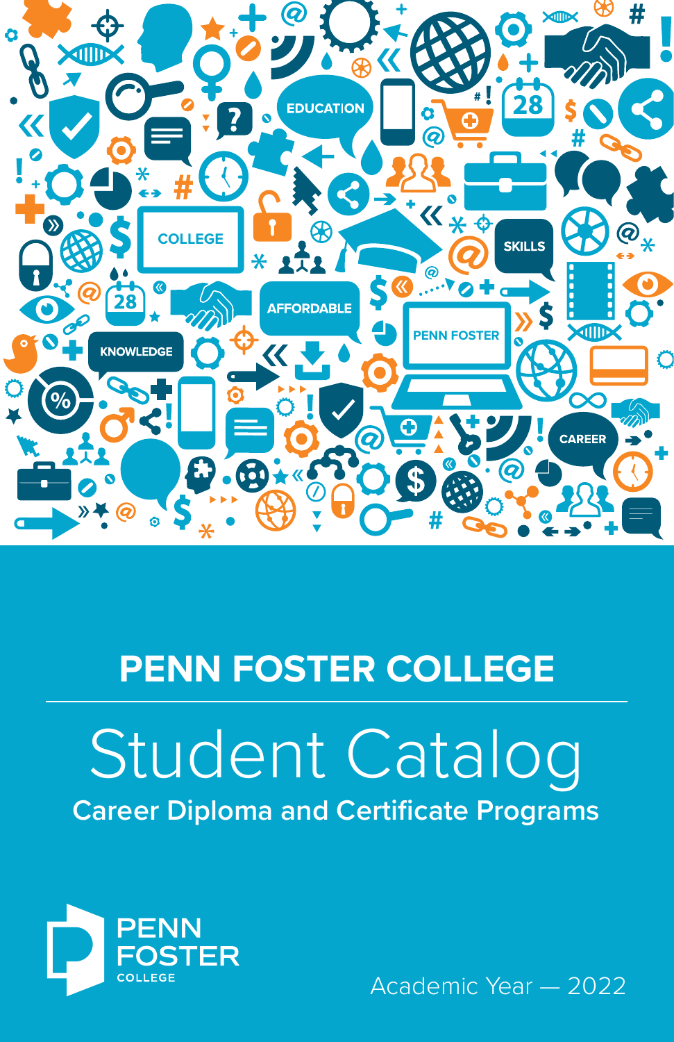# PENN FOSTER COLLEGE

# Student Catalog

## Career Diploma and Certificate Programs

PENN FOSTER COLLEGE

Academic Year — 2022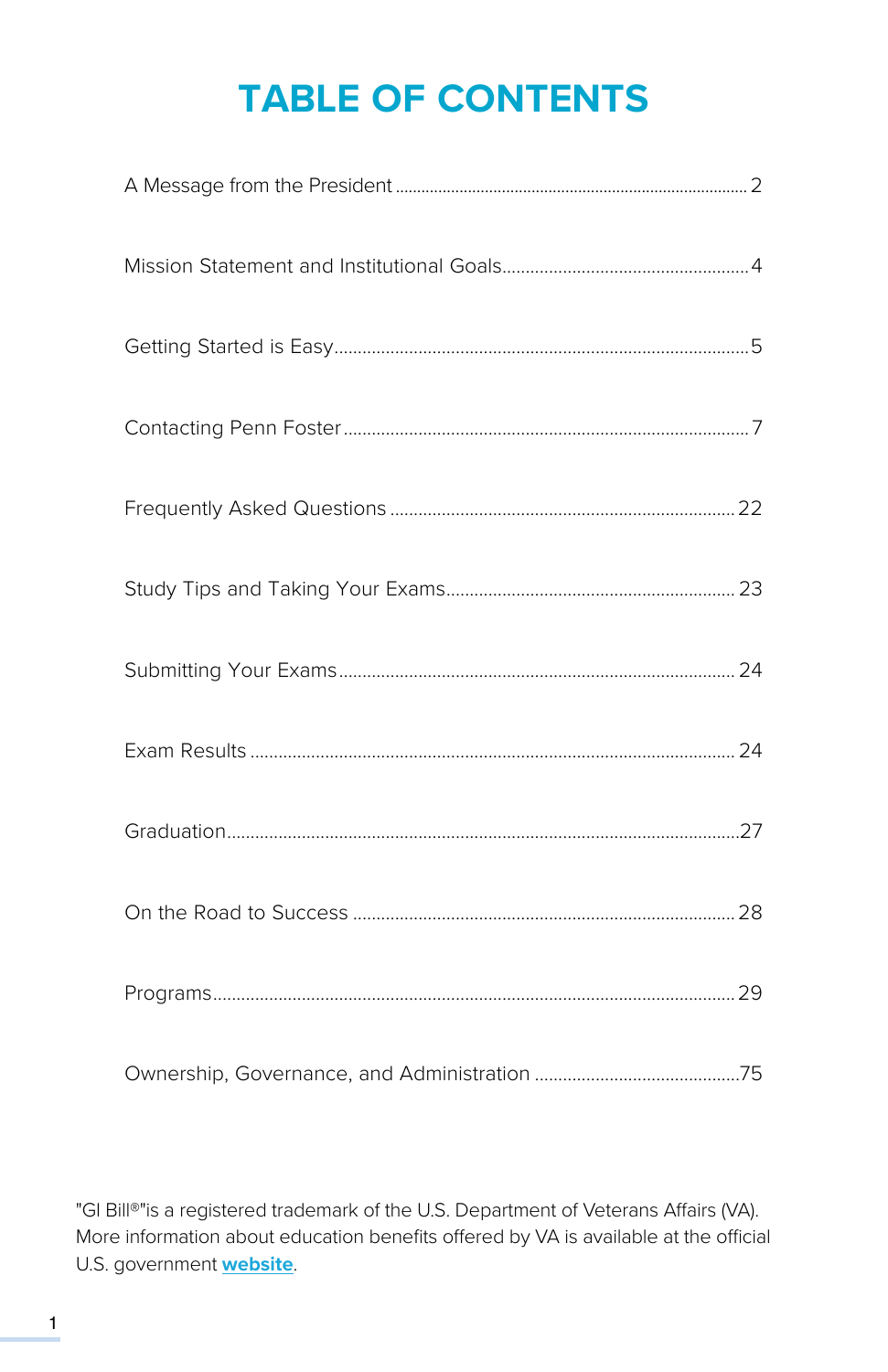# TABLE OF CONTENTS

| | |
|---|---|
| A Message from the President | 2 |
| Mission Statement and Institutional Goals | 4 |
| Getting Started is Easy | 5 |
| Contacting Penn Foster | 7 |
| Frequently Asked Questions | 22 |
| Study Tips and Taking Your Exams | 23 |
| Submitting Your Exams | 24 |
| Exam Results | 24 |
| Graduation | 27 |
| On the Road to Success | 28 |
| Programs | 29 |
| Ownership, Governance, and Administration | 75 |

"GI Bill®"is a registered trademark of the U.S. Department of Veterans Affairs (VA). More information about education benefits offered by VA is available at the official U.S. government **website**.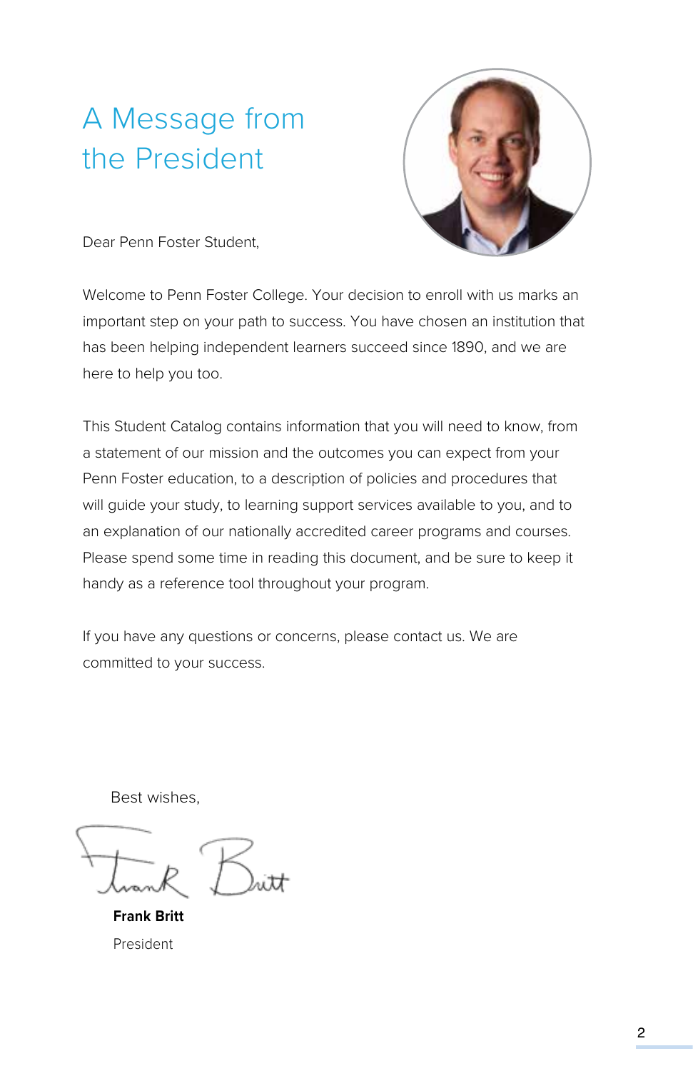# A Message from the President

Dear Penn Foster Student,

Welcome to Penn Foster College. Your decision to enroll with us marks an important step on your path to success. You have chosen an institution that has been helping independent learners succeed since 1890, and we are here to help you too.

This Student Catalog contains information that you will need to know, from a statement of our mission and the outcomes you can expect from your Penn Foster education, to a description of policies and procedures that will guide your study, to learning support services available to you, and to an explanation of our nationally accredited career programs and courses. Please spend some time in reading this document, and be sure to keep it handy as a reference tool throughout your program.

If you have any questions or concerns, please contact us. We are committed to your success.

Best wishes,

**Frank Britt**

President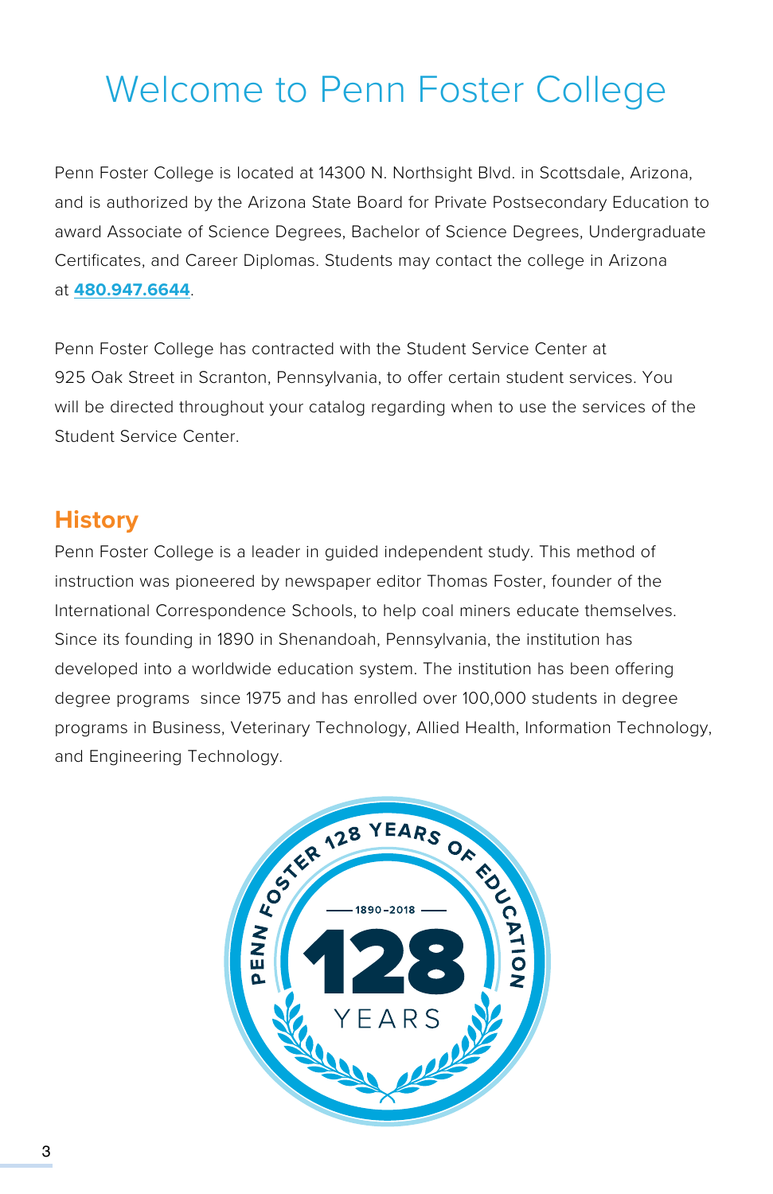# Welcome to Penn Foster College

Penn Foster College is located at 14300 N. Northsight Blvd. in Scottsdale, Arizona, and is authorized by the Arizona State Board for Private Postsecondary Education to award Associate of Science Degrees, Bachelor of Science Degrees, Undergraduate Certificates, and Career Diplomas. Students may contact the college in Arizona at **480.947.6644**.

Penn Foster College has contracted with the Student Service Center at 925 Oak Street in Scranton, Pennsylvania, to offer certain student services. You will be directed throughout your catalog regarding when to use the services of the Student Service Center.

## History

Penn Foster College is a leader in guided independent study. This method of instruction was pioneered by newspaper editor Thomas Foster, founder of the International Correspondence Schools, to help coal miners educate themselves. Since its founding in 1890 in Shenandoah, Pennsylvania, the institution has developed into a worldwide education system. The institution has been offering degree programs since 1975 and has enrolled over 100,000 students in degree programs in Business, Veterinary Technology, Allied Health, Information Technology, and Engineering Technology.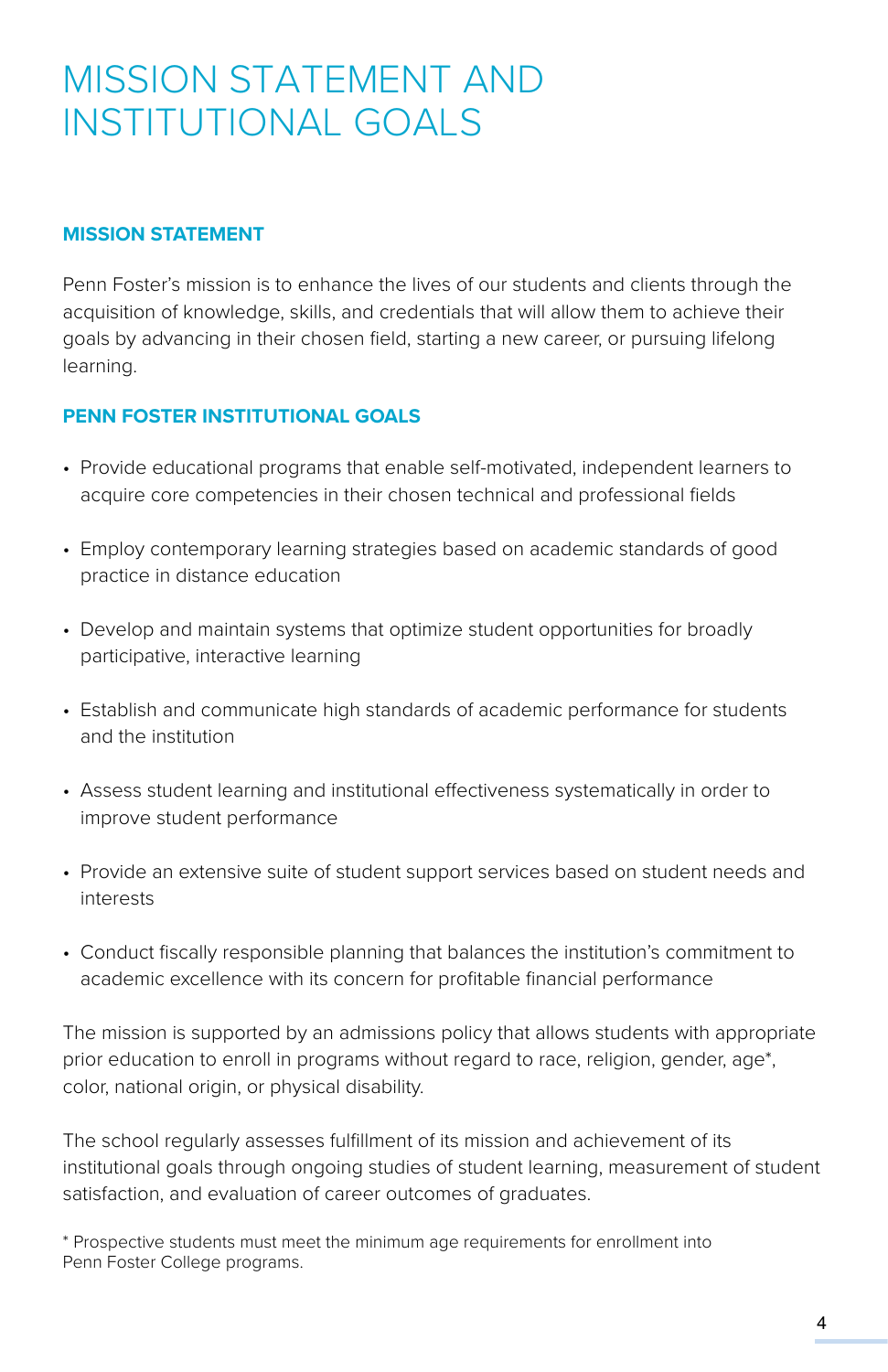# MISSION STATEMENT AND INSTITUTIONAL GOALS

## MISSION STATEMENT

Penn Foster's mission is to enhance the lives of our students and clients through the acquisition of knowledge, skills, and credentials that will allow them to achieve their goals by advancing in their chosen field, starting a new career, or pursuing lifelong learning.

## PENN FOSTER INSTITUTIONAL GOALS

- Provide educational programs that enable self-motivated, independent learners to acquire core competencies in their chosen technical and professional fields
- Employ contemporary learning strategies based on academic standards of good practice in distance education
- Develop and maintain systems that optimize student opportunities for broadly participative, interactive learning
- Establish and communicate high standards of academic performance for students and the institution
- Assess student learning and institutional effectiveness systematically in order to improve student performance
- Provide an extensive suite of student support services based on student needs and interests
- Conduct fiscally responsible planning that balances the institution's commitment to academic excellence with its concern for profitable financial performance

The mission is supported by an admissions policy that allows students with appropriate prior education to enroll in programs without regard to race, religion, gender, age*, color, national origin, or physical disability.

The school regularly assesses fulfillment of its mission and achievement of its institutional goals through ongoing studies of student learning, measurement of student satisfaction, and evaluation of career outcomes of graduates.

* Prospective students must meet the minimum age requirements for enrollment into Penn Foster College programs.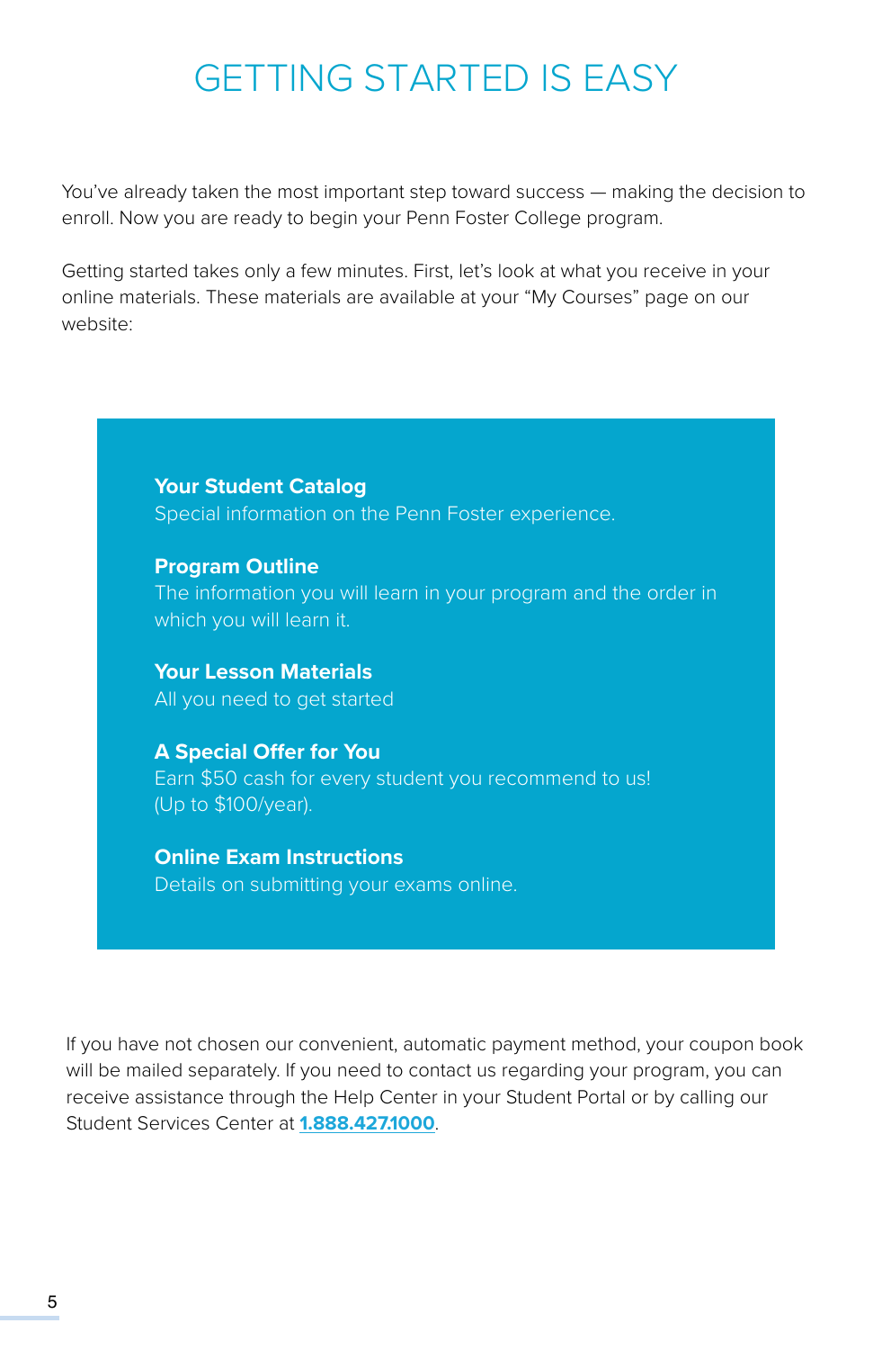# GETTING STARTED IS EASY

You've already taken the most important step toward success — making the decision to enroll. Now you are ready to begin your Penn Foster College program.

Getting started takes only a few minutes. First, let's look at what you receive in your online materials. These materials are available at your "My Courses" page on our website:

**Your Student Catalog**
Special information on the Penn Foster experience.

**Program Outline**
The information you will learn in your program and the order in which you will learn it.

**Your Lesson Materials**
All you need to get started

**A Special Offer for You**
Earn $50 cash for every student you recommend to us!
(Up to $100/year).

**Online Exam Instructions**
Details on submitting your exams online.

If you have not chosen our convenient, automatic payment method, your coupon book will be mailed separately. If you need to contact us regarding your program, you can receive assistance through the Help Center in your Student Portal or by calling our Student Services Center at **1.888.427.1000**.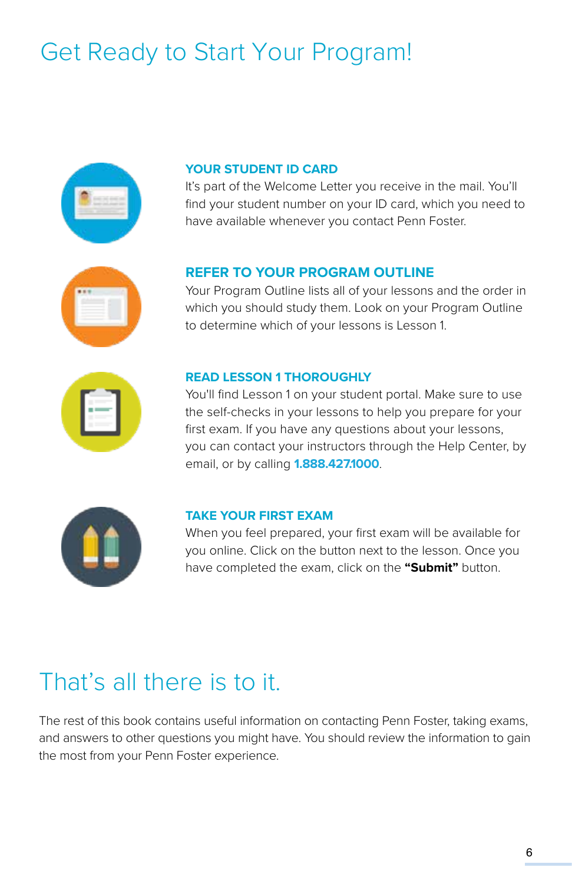# Get Ready to Start Your Program!

### YOUR STUDENT ID CARD

It's part of the Welcome Letter you receive in the mail. You'll find your student number on your ID card, which you need to have available whenever you contact Penn Foster.

### REFER TO YOUR PROGRAM OUTLINE

Your Program Outline lists all of your lessons and the order in which you should study them. Look on your Program Outline to determine which of your lessons is Lesson 1.

### READ LESSON 1 THOROUGHLY

You'll find Lesson 1 on your student portal. Make sure to use the self-checks in your lessons to help you prepare for your first exam. If you have any questions about your lessons, you can contact your instructors through the Help Center, by email, or by calling **1.888.427.1000**.

### TAKE YOUR FIRST EXAM

When you feel prepared, your first exam will be available for you online. Click on the button next to the lesson. Once you have completed the exam, click on the **"Submit"** button.

# That's all there is to it.

The rest of this book contains useful information on contacting Penn Foster, taking exams, and answers to other questions you might have. You should review the information to gain the most from your Penn Foster experience.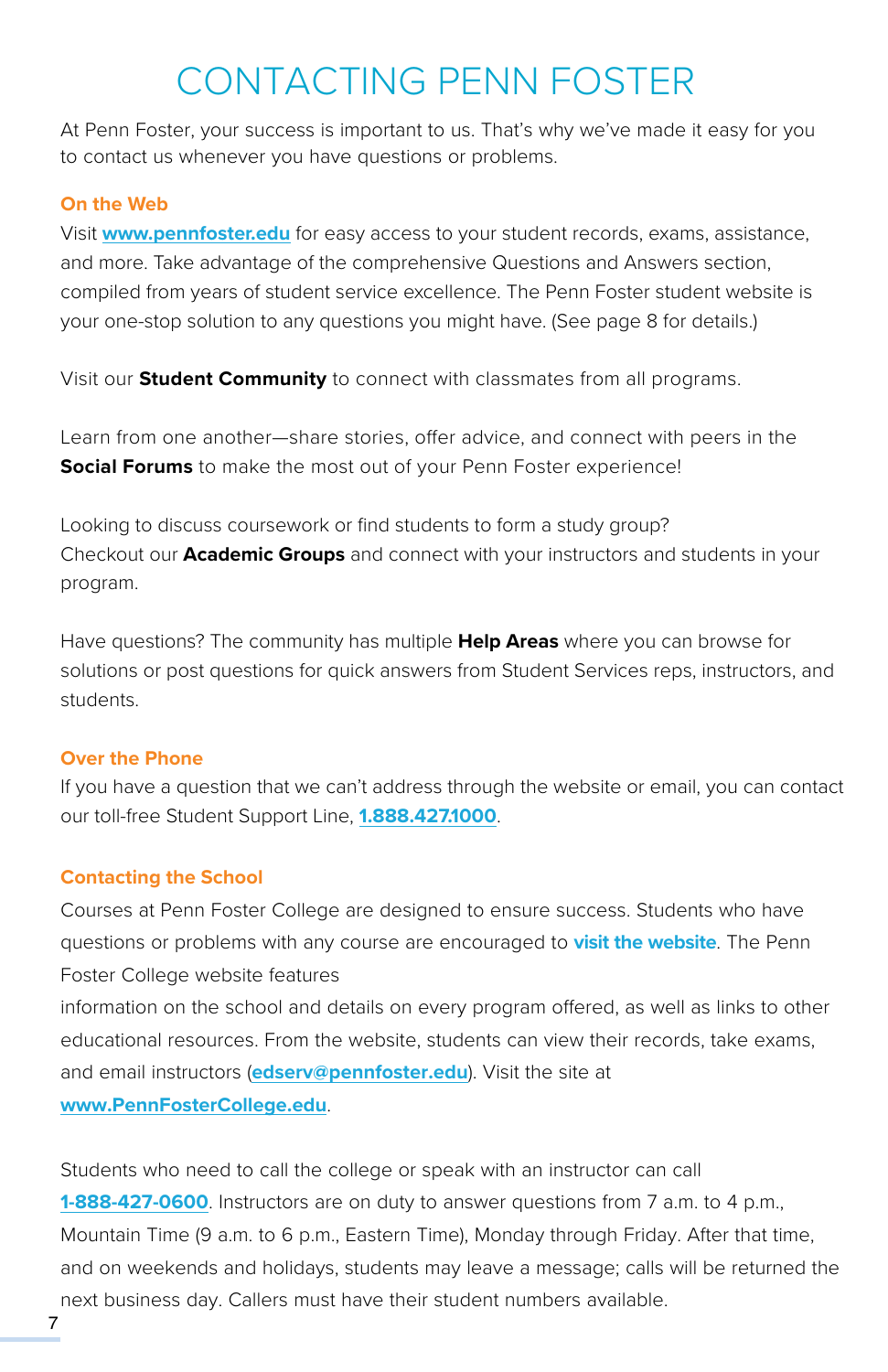# CONTACTING PENN FOSTER

At Penn Foster, your success is important to us. That's why we've made it easy for you to contact us whenever you have questions or problems.

### On the Web

Visit **www.pennfoster.edu** for easy access to your student records, exams, assistance, and more. Take advantage of the comprehensive Questions and Answers section, compiled from years of student service excellence. The Penn Foster student website is your one-stop solution to any questions you might have. (See page 8 for details.)

Visit our **Student Community** to connect with classmates from all programs.

Learn from one another—share stories, offer advice, and connect with peers in the **Social Forums** to make the most out of your Penn Foster experience!

Looking to discuss coursework or find students to form a study group?
Checkout our **Academic Groups** and connect with your instructors and students in your program.

Have questions? The community has multiple **Help Areas** where you can browse for solutions or post questions for quick answers from Student Services reps, instructors, and students.

### Over the Phone

If you have a question that we can't address through the website or email, you can contact our toll-free Student Support Line, **1.888.427.1000**.

### Contacting the School

Courses at Penn Foster College are designed to ensure success. Students who have questions or problems with any course are encouraged to **visit the website**. The Penn Foster College website features information on the school and details on every program offered, as well as links to other educational resources. From the website, students can view their records, take exams, and email instructors (**edserv@pennfoster.edu**). Visit the site at **www.PennFosterCollege.edu**.

Students who need to call the college or speak with an instructor can call **1-888-427-0600**. Instructors are on duty to answer questions from 7 a.m. to 4 p.m., Mountain Time (9 a.m. to 6 p.m., Eastern Time), Monday through Friday. After that time, and on weekends and holidays, students may leave a message; calls will be returned the next business day. Callers must have their student numbers available.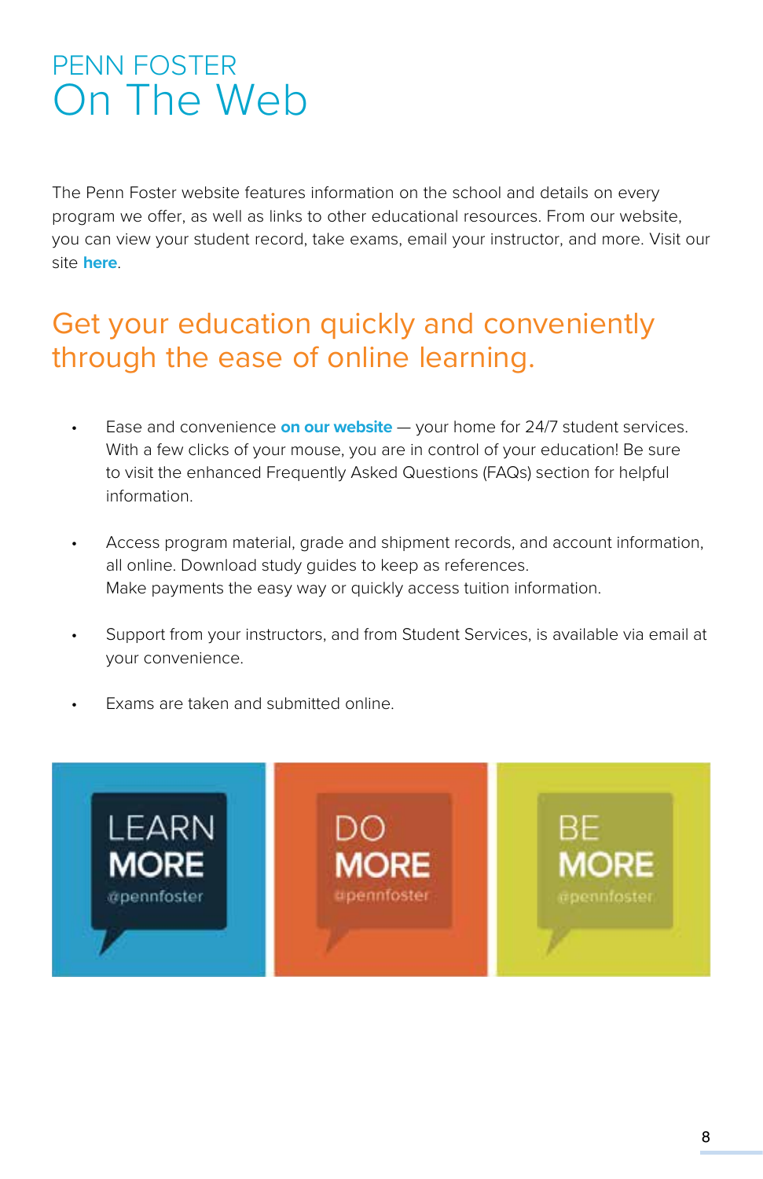# PENN FOSTER On The Web

The Penn Foster website features information on the school and details on every program we offer, as well as links to other educational resources. From our website, you can view your student record, take exams, email your instructor, and more. Visit our site **here**.

## Get your education quickly and conveniently through the ease of online learning.

- Ease and convenience **on our website** — your home for 24/7 student services. With a few clicks of your mouse, you are in control of your education! Be sure to visit the enhanced Frequently Asked Questions (FAQs) section for helpful information.
- Access program material, grade and shipment records, and account information, all online. Download study guides to keep as references. Make payments the easy way or quickly access tuition information.
- Support from your instructors, and from Student Services, is available via email at your convenience.
- Exams are taken and submitted online.

LEARN MORE @pennfoster

DO MORE @pennfoster

BE MORE @pennfoster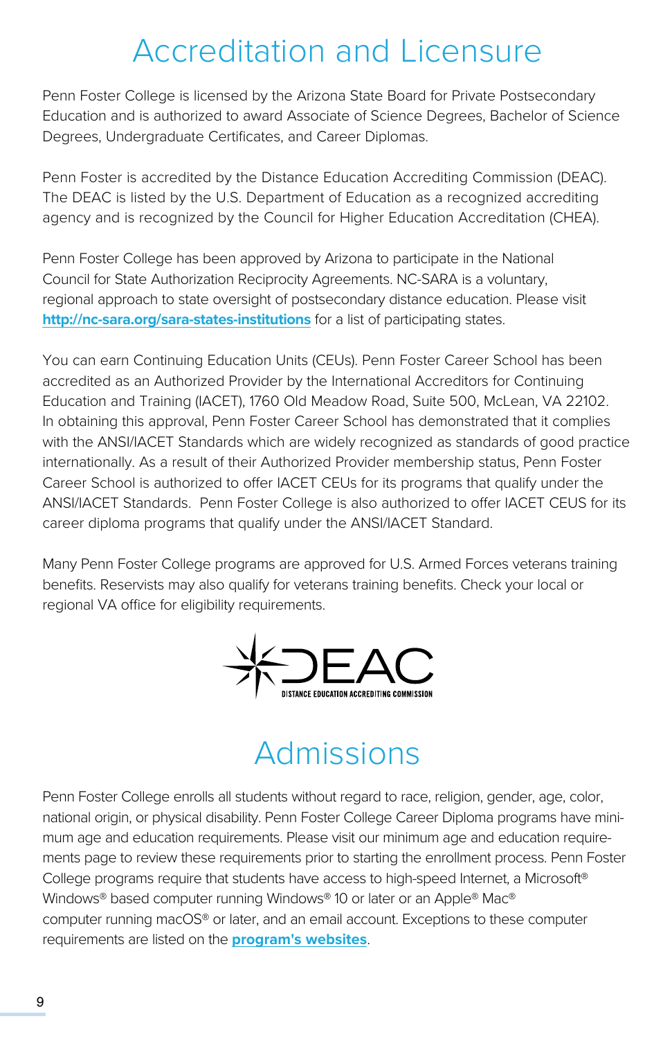# Accreditation and Licensure

Penn Foster College is licensed by the Arizona State Board for Private Postsecondary Education and is authorized to award Associate of Science Degrees, Bachelor of Science Degrees, Undergraduate Certificates, and Career Diplomas.

Penn Foster is accredited by the Distance Education Accrediting Commission (DEAC). The DEAC is listed by the U.S. Department of Education as a recognized accrediting agency and is recognized by the Council for Higher Education Accreditation (CHEA).

Penn Foster College has been approved by Arizona to participate in the National Council for State Authorization Reciprocity Agreements. NC-SARA is a voluntary, regional approach to state oversight of postsecondary distance education. Please visit **http://nc-sara.org/sara-states-institutions** for a list of participating states.

You can earn Continuing Education Units (CEUs). Penn Foster Career School has been accredited as an Authorized Provider by the International Accreditors for Continuing Education and Training (IACET), 1760 Old Meadow Road, Suite 500, McLean, VA 22102. In obtaining this approval, Penn Foster Career School has demonstrated that it complies with the ANSI/IACET Standards which are widely recognized as standards of good practice internationally. As a result of their Authorized Provider membership status, Penn Foster Career School is authorized to offer IACET CEUs for its programs that qualify under the ANSI/IACET Standards. Penn Foster College is also authorized to offer IACET CEUS for its career diploma programs that qualify under the ANSI/IACET Standard.

Many Penn Foster College programs are approved for U.S. Armed Forces veterans training benefits. Reservists may also qualify for veterans training benefits. Check your local or regional VA office for eligibility requirements.

DEAC
DISTANCE EDUCATION ACCREDITING COMMISSION

# Admissions

Penn Foster College enrolls all students without regard to race, religion, gender, age, color, national origin, or physical disability. Penn Foster College Career Diploma programs have minimum age and education requirements. Please visit our minimum age and education requirements page to review these requirements prior to starting the enrollment process. Penn Foster College programs require that students have access to high-speed Internet, a Microsoft® Windows® based computer running Windows® 10 or later or an Apple® Mac® computer running macOS® or later, and an email account. Exceptions to these computer requirements are listed on the **program's websites**.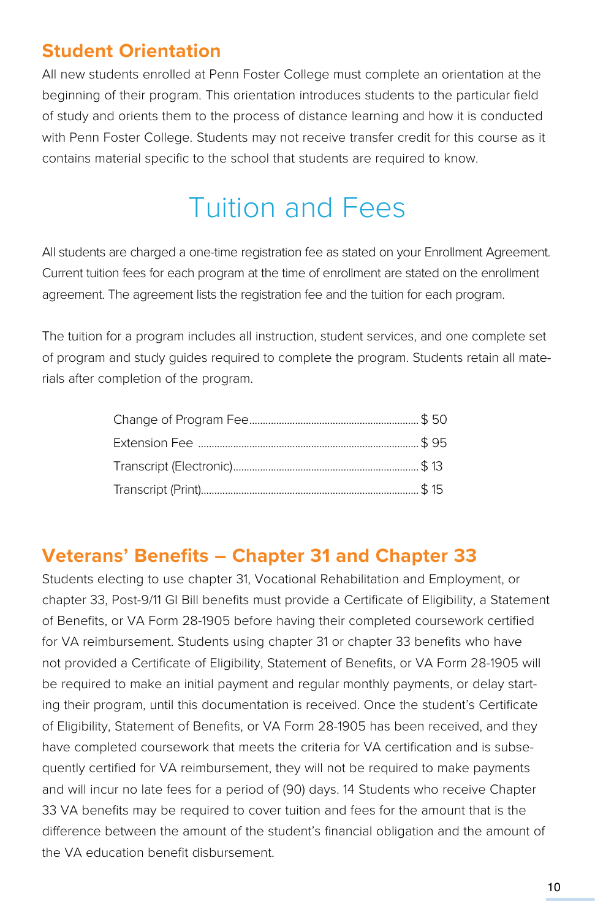## Student Orientation

All new students enrolled at Penn Foster College must complete an orientation at the beginning of their program. This orientation introduces students to the particular field of study and orients them to the process of distance learning and how it is conducted with Penn Foster College. Students may not receive transfer credit for this course as it contains material specific to the school that students are required to know.

# Tuition and Fees

All students are charged a one-time registration fee as stated on your Enrollment Agreement. Current tuition fees for each program at the time of enrollment are stated on the enrollment agreement. The agreement lists the registration fee and the tuition for each program.

The tuition for a program includes all instruction, student services, and one complete set of program and study guides required to complete the program. Students retain all materials after completion of the program.

| Fee | Amount |
|---|---|
| Change of Program Fee | $ 50 |
| Extension Fee | $ 95 |
| Transcript (Electronic) | $ 13 |
| Transcript (Print) | $ 15 |

## Veterans' Benefits – Chapter 31 and Chapter 33

Students electing to use chapter 31, Vocational Rehabilitation and Employment, or chapter 33, Post-9/11 GI Bill benefits must provide a Certificate of Eligibility, a Statement of Benefits, or VA Form 28-1905 before having their completed coursework certified for VA reimbursement. Students using chapter 31 or chapter 33 benefits who have not provided a Certificate of Eligibility, Statement of Benefits, or VA Form 28-1905 will be required to make an initial payment and regular monthly payments, or delay starting their program, until this documentation is received. Once the student's Certificate of Eligibility, Statement of Benefits, or VA Form 28-1905 has been received, and they have completed coursework that meets the criteria for VA certification and is subsequently certified for VA reimbursement, they will not be required to make payments and will incur no late fees for a period of (90) days. 14 Students who receive Chapter 33 VA benefits may be required to cover tuition and fees for the amount that is the difference between the amount of the student's financial obligation and the amount of the VA education benefit disbursement.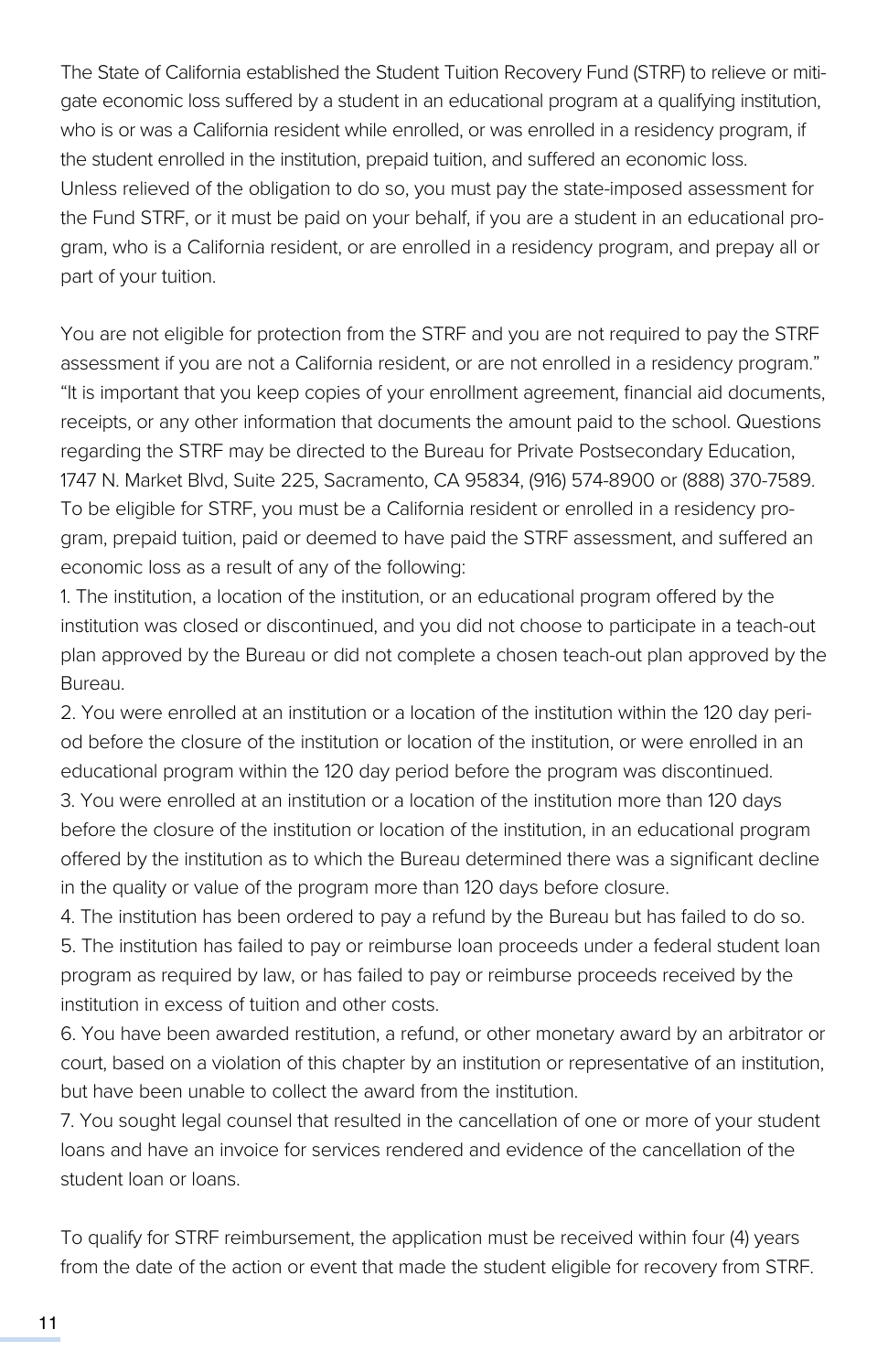The State of California established the Student Tuition Recovery Fund (STRF) to relieve or mitigate economic loss suffered by a student in an educational program at a qualifying institution, who is or was a California resident while enrolled, or was enrolled in a residency program, if the student enrolled in the institution, prepaid tuition, and suffered an economic loss. Unless relieved of the obligation to do so, you must pay the state-imposed assessment for the Fund STRF, or it must be paid on your behalf, if you are a student in an educational program, who is a California resident, or are enrolled in a residency program, and prepay all or part of your tuition.

You are not eligible for protection from the STRF and you are not required to pay the STRF assessment if you are not a California resident, or are not enrolled in a residency program." "It is important that you keep copies of your enrollment agreement, financial aid documents, receipts, or any other information that documents the amount paid to the school. Questions regarding the STRF may be directed to the Bureau for Private Postsecondary Education, 1747 N. Market Blvd, Suite 225, Sacramento, CA 95834, (916) 574-8900 or (888) 370-7589. To be eligible for STRF, you must be a California resident or enrolled in a residency program, prepaid tuition, paid or deemed to have paid the STRF assessment, and suffered an economic loss as a result of any of the following:

1. The institution, a location of the institution, or an educational program offered by the institution was closed or discontinued, and you did not choose to participate in a teach-out plan approved by the Bureau or did not complete a chosen teach-out plan approved by the Bureau.
2. You were enrolled at an institution or a location of the institution within the 120 day period before the closure of the institution or location of the institution, or were enrolled in an educational program within the 120 day period before the program was discontinued.
3. You were enrolled at an institution or a location of the institution more than 120 days before the closure of the institution or location of the institution, in an educational program offered by the institution as to which the Bureau determined there was a significant decline in the quality or value of the program more than 120 days before closure.
4. The institution has been ordered to pay a refund by the Bureau but has failed to do so.
5. The institution has failed to pay or reimburse loan proceeds under a federal student loan program as required by law, or has failed to pay or reimburse proceeds received by the institution in excess of tuition and other costs.
6. You have been awarded restitution, a refund, or other monetary award by an arbitrator or court, based on a violation of this chapter by an institution or representative of an institution, but have been unable to collect the award from the institution.
7. You sought legal counsel that resulted in the cancellation of one or more of your student loans and have an invoice for services rendered and evidence of the cancellation of the student loan or loans.

To qualify for STRF reimbursement, the application must be received within four (4) years from the date of the action or event that made the student eligible for recovery from STRF.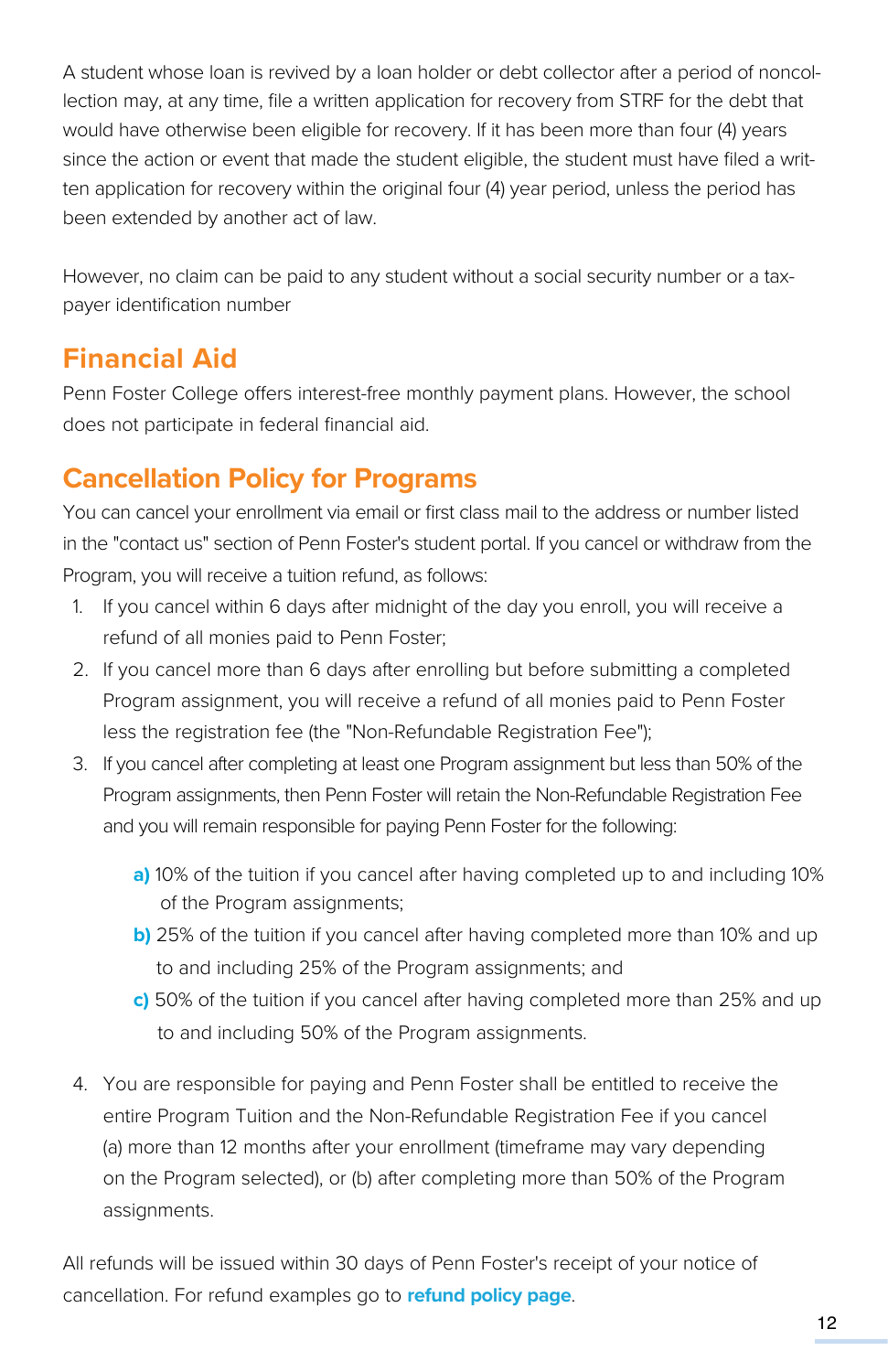A student whose loan is revived by a loan holder or debt collector after a period of noncollection may, at any time, file a written application for recovery from STRF for the debt that would have otherwise been eligible for recovery. If it has been more than four (4) years since the action or event that made the student eligible, the student must have filed a written application for recovery within the original four (4) year period, unless the period has been extended by another act of law.

However, no claim can be paid to any student without a social security number or a taxpayer identification number

## Financial Aid

Penn Foster College offers interest-free monthly payment plans. However, the school does not participate in federal financial aid.

## Cancellation Policy for Programs

You can cancel your enrollment via email or first class mail to the address or number listed in the "contact us" section of Penn Foster's student portal. If you cancel or withdraw from the Program, you will receive a tuition refund, as follows:

1. If you cancel within 6 days after midnight of the day you enroll, you will receive a refund of all monies paid to Penn Foster;
2. If you cancel more than 6 days after enrolling but before submitting a completed Program assignment, you will receive a refund of all monies paid to Penn Foster less the registration fee (the "Non-Refundable Registration Fee");
3. If you cancel after completing at least one Program assignment but less than 50% of the Program assignments, then Penn Foster will retain the Non-Refundable Registration Fee and you will remain responsible for paying Penn Foster for the following:

    **a)** 10% of the tuition if you cancel after having completed up to and including 10% of the Program assignments;

    **b)** 25% of the tuition if you cancel after having completed more than 10% and up to and including 25% of the Program assignments; and

    **c)** 50% of the tuition if you cancel after having completed more than 25% and up to and including 50% of the Program assignments.

4. You are responsible for paying and Penn Foster shall be entitled to receive the entire Program Tuition and the Non-Refundable Registration Fee if you cancel (a) more than 12 months after your enrollment (timeframe may vary depending on the Program selected), or (b) after completing more than 50% of the Program assignments.

All refunds will be issued within 30 days of Penn Foster's receipt of your notice of cancellation. For refund examples go to **refund policy page**.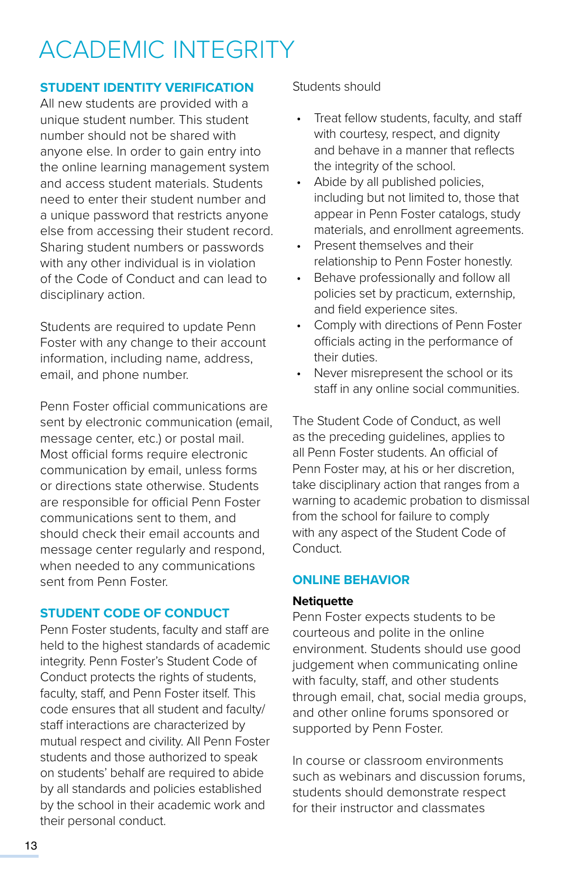# ACADEMIC INTEGRITY

## STUDENT IDENTITY VERIFICATION

All new students are provided with a unique student number. This student number should not be shared with anyone else. In order to gain entry into the online learning management system and access student materials. Students need to enter their student number and a unique password that restricts anyone else from accessing their student record. Sharing student numbers or passwords with any other individual is in violation of the Code of Conduct and can lead to disciplinary action.

Students are required to update Penn Foster with any change to their account information, including name, address, email, and phone number.

Penn Foster official communications are sent by electronic communication (email, message center, etc.) or postal mail. Most official forms require electronic communication by email, unless forms or directions state otherwise. Students are responsible for official Penn Foster communications sent to them, and should check their email accounts and message center regularly and respond, when needed to any communications sent from Penn Foster.

## STUDENT CODE OF CONDUCT

Penn Foster students, faculty and staff are held to the highest standards of academic integrity. Penn Foster's Student Code of Conduct protects the rights of students, faculty, staff, and Penn Foster itself. This code ensures that all student and faculty/staff interactions are characterized by mutual respect and civility. All Penn Foster students and those authorized to speak on students' behalf are required to abide by all standards and policies established by the school in their academic work and their personal conduct.

Students should

- Treat fellow students, faculty, and staff with courtesy, respect, and dignity and behave in a manner that reflects the integrity of the school.
- Abide by all published policies, including but not limited to, those that appear in Penn Foster catalogs, study materials, and enrollment agreements.
- Present themselves and their relationship to Penn Foster honestly.
- Behave professionally and follow all policies set by practicum, externship, and field experience sites.
- Comply with directions of Penn Foster officials acting in the performance of their duties.
- Never misrepresent the school or its staff in any online social communities.

The Student Code of Conduct, as well as the preceding guidelines, applies to all Penn Foster students. An official of Penn Foster may, at his or her discretion, take disciplinary action that ranges from a warning to academic probation to dismissal from the school for failure to comply with any aspect of the Student Code of Conduct.

## ONLINE BEHAVIOR

**Netiquette**

Penn Foster expects students to be courteous and polite in the online environment. Students should use good judgement when communicating online with faculty, staff, and other students through email, chat, social media groups, and other online forums sponsored or supported by Penn Foster.

In course or classroom environments such as webinars and discussion forums, students should demonstrate respect for their instructor and classmates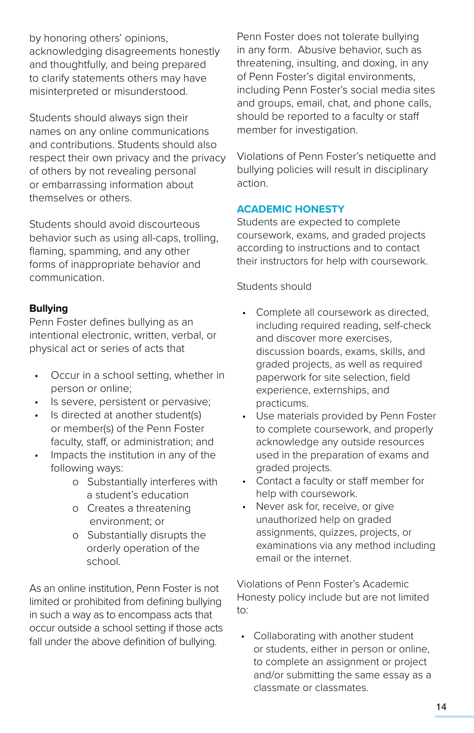by honoring others' opinions, acknowledging disagreements honestly and thoughtfully, and being prepared to clarify statements others may have misinterpreted or misunderstood.

Students should always sign their names on any online communications and contributions. Students should also respect their own privacy and the privacy of others by not revealing personal or embarrassing information about themselves or others.

Students should avoid discourteous behavior such as using all-caps, trolling, flaming, spamming, and any other forms of inappropriate behavior and communication.

**Bullying**

Penn Foster defines bullying as an intentional electronic, written, verbal, or physical act or series of acts that

- Occur in a school setting, whether in person or online;
- Is severe, persistent or pervasive;
- Is directed at another student(s) or member(s) of the Penn Foster faculty, staff, or administration; and
- Impacts the institution in any of the following ways:
    - Substantially interferes with a student's education
    - Creates a threatening environment; or
    - Substantially disrupts the orderly operation of the school.

As an online institution, Penn Foster is not limited or prohibited from defining bullying in such a way as to encompass acts that occur outside a school setting if those acts fall under the above definition of bullying.

Penn Foster does not tolerate bullying in any form. Abusive behavior, such as threatening, insulting, and doxing, in any of Penn Foster's digital environments, including Penn Foster's social media sites and groups, email, chat, and phone calls, should be reported to a faculty or staff member for investigation.

Violations of Penn Foster's netiquette and bullying policies will result in disciplinary action.

## ACADEMIC HONESTY

Students are expected to complete coursework, exams, and graded projects according to instructions and to contact their instructors for help with coursework.

Students should

- Complete all coursework as directed, including required reading, self-check and discover more exercises, discussion boards, exams, skills, and graded projects, as well as required paperwork for site selection, field experience, externships, and practicums.
- Use materials provided by Penn Foster to complete coursework, and properly acknowledge any outside resources used in the preparation of exams and graded projects.
- Contact a faculty or staff member for help with coursework.
- Never ask for, receive, or give unauthorized help on graded assignments, quizzes, projects, or examinations via any method including email or the internet.

Violations of Penn Foster's Academic Honesty policy include but are not limited to:

- Collaborating with another student or students, either in person or online, to complete an assignment or project and/or submitting the same essay as a classmate or classmates.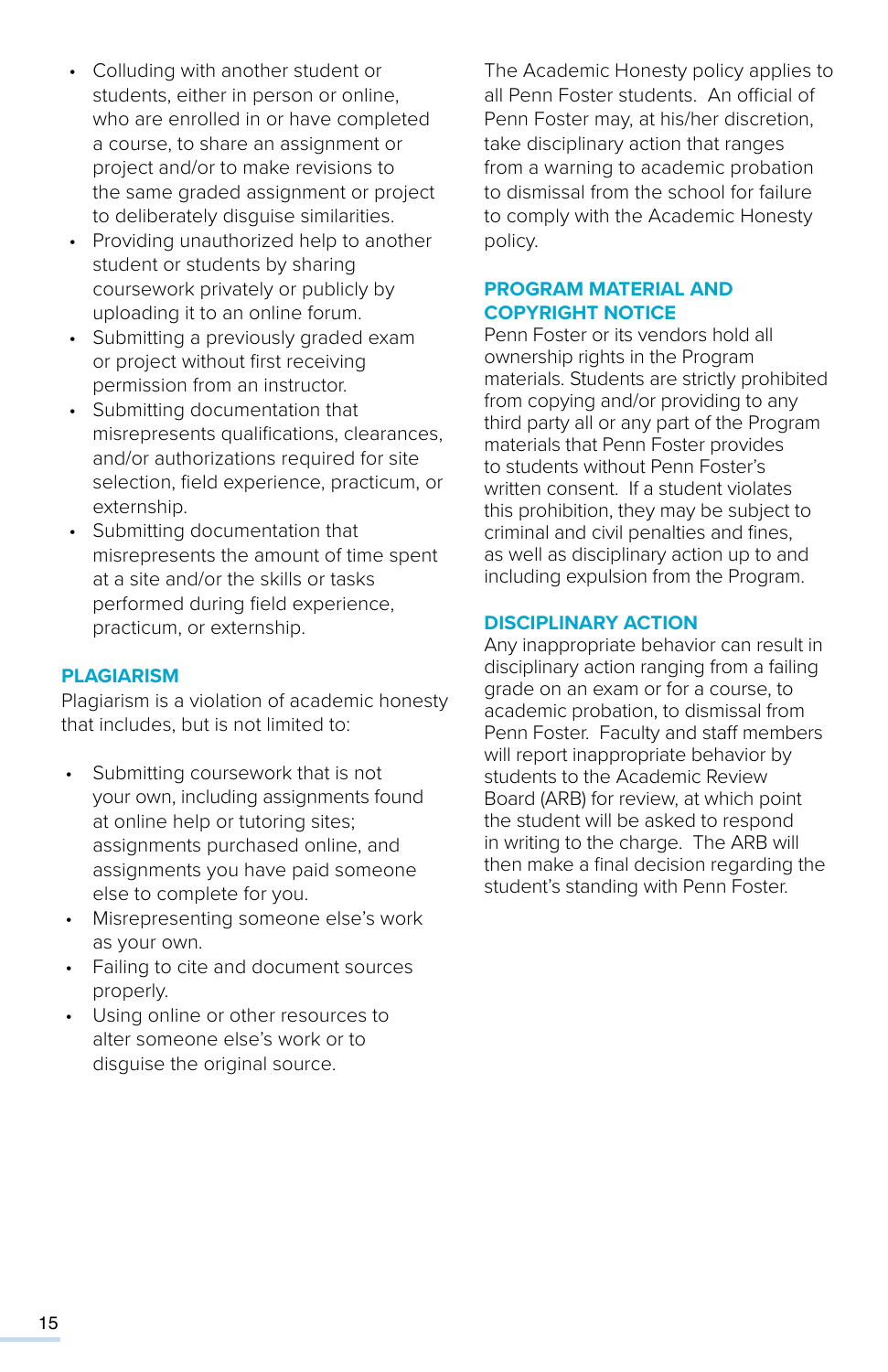- Colluding with another student or students, either in person or online, who are enrolled in or have completed a course, to share an assignment or project and/or to make revisions to the same graded assignment or project to deliberately disguise similarities.
- Providing unauthorized help to another student or students by sharing coursework privately or publicly by uploading it to an online forum.
- Submitting a previously graded exam or project without first receiving permission from an instructor.
- Submitting documentation that misrepresents qualifications, clearances, and/or authorizations required for site selection, field experience, practicum, or externship.
- Submitting documentation that misrepresents the amount of time spent at a site and/or the skills or tasks performed during field experience, practicum, or externship.

## PLAGIARISM

Plagiarism is a violation of academic honesty that includes, but is not limited to:

- Submitting coursework that is not your own, including assignments found at online help or tutoring sites; assignments purchased online, and assignments you have paid someone else to complete for you.
- Misrepresenting someone else's work as your own.
- Failing to cite and document sources properly.
- Using online or other resources to alter someone else's work or to disguise the original source.

The Academic Honesty policy applies to all Penn Foster students. An official of Penn Foster may, at his/her discretion, take disciplinary action that ranges from a warning to academic probation to dismissal from the school for failure to comply with the Academic Honesty policy.

## PROGRAM MATERIAL AND COPYRIGHT NOTICE

Penn Foster or its vendors hold all ownership rights in the Program materials. Students are strictly prohibited from copying and/or providing to any third party all or any part of the Program materials that Penn Foster provides to students without Penn Foster's written consent. If a student violates this prohibition, they may be subject to criminal and civil penalties and fines, as well as disciplinary action up to and including expulsion from the Program.

## DISCIPLINARY ACTION

Any inappropriate behavior can result in disciplinary action ranging from a failing grade on an exam or for a course, to academic probation, to dismissal from Penn Foster. Faculty and staff members will report inappropriate behavior by students to the Academic Review Board (ARB) for review, at which point the student will be asked to respond in writing to the charge. The ARB will then make a final decision regarding the student's standing with Penn Foster.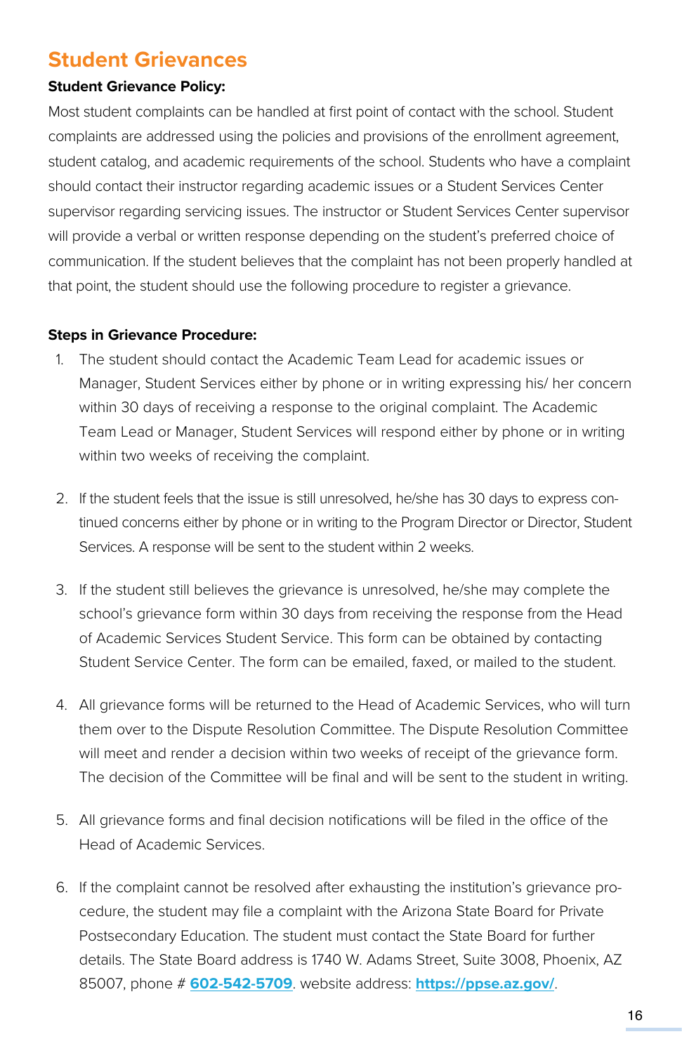## Student Grievances

**Student Grievance Policy:**

Most student complaints can be handled at first point of contact with the school. Student complaints are addressed using the policies and provisions of the enrollment agreement, student catalog, and academic requirements of the school. Students who have a complaint should contact their instructor regarding academic issues or a Student Services Center supervisor regarding servicing issues. The instructor or Student Services Center supervisor will provide a verbal or written response depending on the student's preferred choice of communication. If the student believes that the complaint has not been properly handled at that point, the student should use the following procedure to register a grievance.

**Steps in Grievance Procedure:**

1. The student should contact the Academic Team Lead for academic issues or Manager, Student Services either by phone or in writing expressing his/ her concern within 30 days of receiving a response to the original complaint. The Academic Team Lead or Manager, Student Services will respond either by phone or in writing within two weeks of receiving the complaint.

2. If the student feels that the issue is still unresolved, he/she has 30 days to express continued concerns either by phone or in writing to the Program Director or Director, Student Services. A response will be sent to the student within 2 weeks.

3. If the student still believes the grievance is unresolved, he/she may complete the school's grievance form within 30 days from receiving the response from the Head of Academic Services Student Service. This form can be obtained by contacting Student Service Center. The form can be emailed, faxed, or mailed to the student.

4. All grievance forms will be returned to the Head of Academic Services, who will turn them over to the Dispute Resolution Committee. The Dispute Resolution Committee will meet and render a decision within two weeks of receipt of the grievance form. The decision of the Committee will be final and will be sent to the student in writing.

5. All grievance forms and final decision notifications will be filed in the office of the Head of Academic Services.

6. If the complaint cannot be resolved after exhausting the institution's grievance procedure, the student may file a complaint with the Arizona State Board for Private Postsecondary Education. The student must contact the State Board for further details. The State Board address is 1740 W. Adams Street, Suite 3008, Phoenix, AZ 85007, phone # **602-542-5709**. website address: **https://ppse.az.gov/**.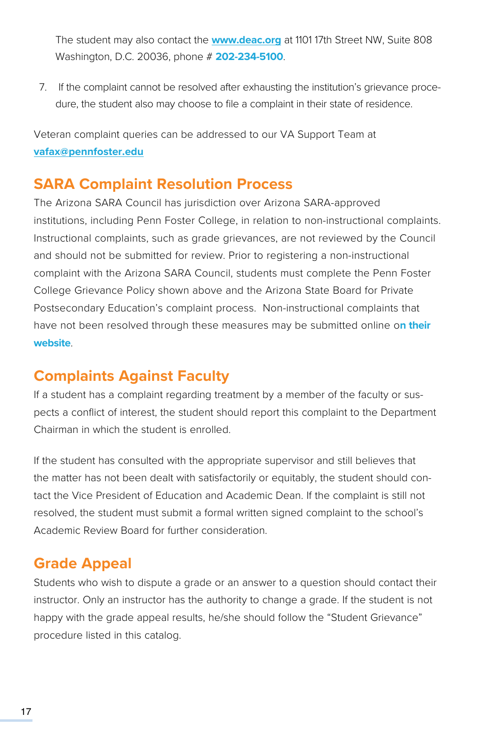The student may also contact the [www.deac.org](http://www.deac.org) at 1101 17th Street NW, Suite 808 Washington, D.C. 20036, phone # **202-234-5100**.

7. If the complaint cannot be resolved after exhausting the institution's grievance procedure, the student also may choose to file a complaint in their state of residence.

Veteran complaint queries can be addressed to our VA Support Team at **vafax@pennfoster.edu**

## SARA Complaint Resolution Process

The Arizona SARA Council has jurisdiction over Arizona SARA-approved institutions, including Penn Foster College, in relation to non-instructional complaints. Instructional complaints, such as grade grievances, are not reviewed by the Council and should not be submitted for review. Prior to registering a non-instructional complaint with the Arizona SARA Council, students must complete the Penn Foster College Grievance Policy shown above and the Arizona State Board for Private Postsecondary Education's complaint process. Non-instructional complaints that have not been resolved through these measures may be submitted online **on their website**.

## Complaints Against Faculty

If a student has a complaint regarding treatment by a member of the faculty or suspects a conflict of interest, the student should report this complaint to the Department Chairman in which the student is enrolled.

If the student has consulted with the appropriate supervisor and still believes that the matter has not been dealt with satisfactorily or equitably, the student should contact the Vice President of Education and Academic Dean. If the complaint is still not resolved, the student must submit a formal written signed complaint to the school's Academic Review Board for further consideration.

## Grade Appeal

Students who wish to dispute a grade or an answer to a question should contact their instructor. Only an instructor has the authority to change a grade. If the student is not happy with the grade appeal results, he/she should follow the "Student Grievance" procedure listed in this catalog.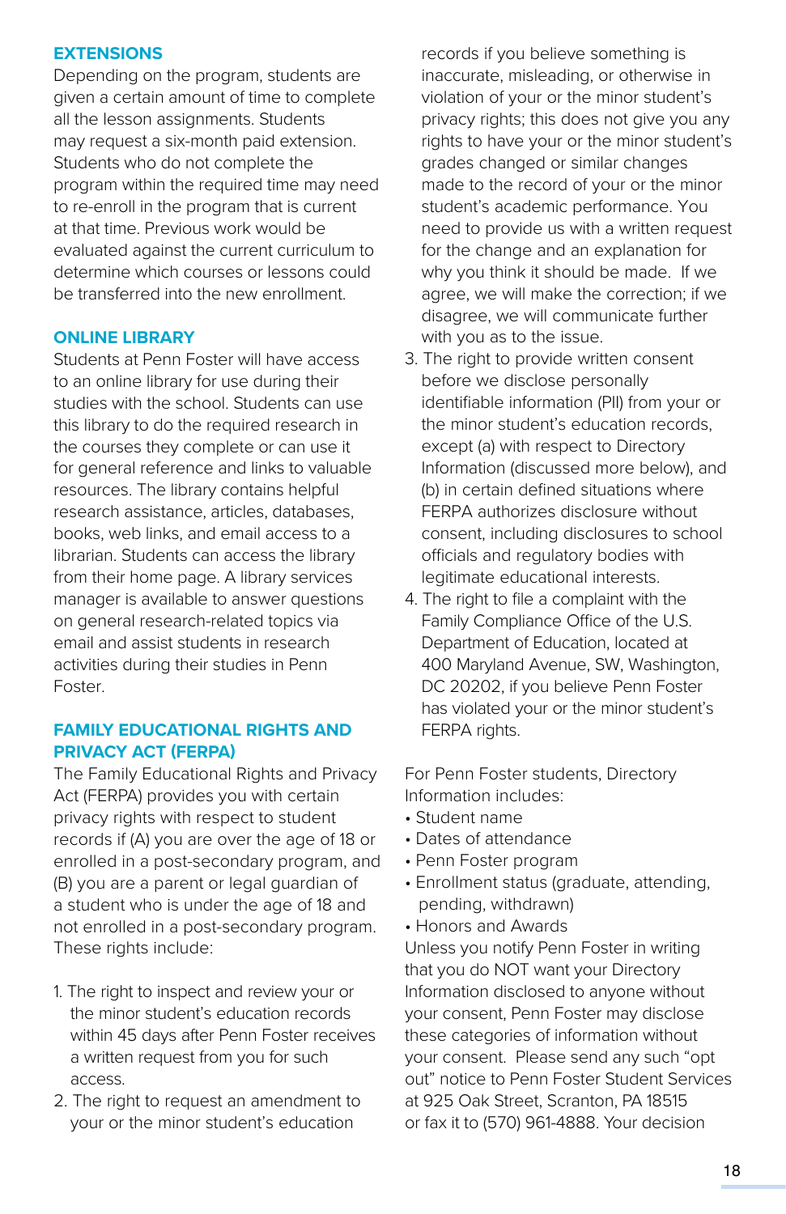## EXTENSIONS

Depending on the program, students are given a certain amount of time to complete all the lesson assignments. Students may request a six-month paid extension. Students who do not complete the program within the required time may need to re-enroll in the program that is current at that time. Previous work would be evaluated against the current curriculum to determine which courses or lessons could be transferred into the new enrollment.

## ONLINE LIBRARY

Students at Penn Foster will have access to an online library for use during their studies with the school. Students can use this library to do the required research in the courses they complete or can use it for general reference and links to valuable resources. The library contains helpful research assistance, articles, databases, books, web links, and email access to a librarian. Students can access the library from their home page. A library services manager is available to answer questions on general research-related topics via email and assist students in research activities during their studies in Penn Foster.

## FAMILY EDUCATIONAL RIGHTS AND PRIVACY ACT (FERPA)

The Family Educational Rights and Privacy Act (FERPA) provides you with certain privacy rights with respect to student records if (A) you are over the age of 18 or enrolled in a post-secondary program, and (B) you are a parent or legal guardian of a student who is under the age of 18 and not enrolled in a post-secondary program. These rights include:

1. The right to inspect and review your or the minor student's education records within 45 days after Penn Foster receives a written request from you for such access.
2. The right to request an amendment to your or the minor student's education records if you believe something is inaccurate, misleading, or otherwise in violation of your or the minor student's privacy rights; this does not give you any rights to have your or the minor student's grades changed or similar changes made to the record of your or the minor student's academic performance. You need to provide us with a written request for the change and an explanation for why you think it should be made. If we agree, we will make the correction; if we disagree, we will communicate further with you as to the issue.
3. The right to provide written consent before we disclose personally identifiable information (PII) from your or the minor student's education records, except (a) with respect to Directory Information (discussed more below), and (b) in certain defined situations where FERPA authorizes disclosure without consent, including disclosures to school officials and regulatory bodies with legitimate educational interests.
4. The right to file a complaint with the Family Compliance Office of the U.S. Department of Education, located at 400 Maryland Avenue, SW, Washington, DC 20202, if you believe Penn Foster has violated your or the minor student's FERPA rights.

For Penn Foster students, Directory Information includes:

- Student name
- Dates of attendance
- Penn Foster program
- Enrollment status (graduate, attending, pending, withdrawn)
- Honors and Awards

Unless you notify Penn Foster in writing that you do NOT want your Directory Information disclosed to anyone without your consent, Penn Foster may disclose these categories of information without your consent. Please send any such "opt out" notice to Penn Foster Student Services at 925 Oak Street, Scranton, PA 18515 or fax it to (570) 961-4888. Your decision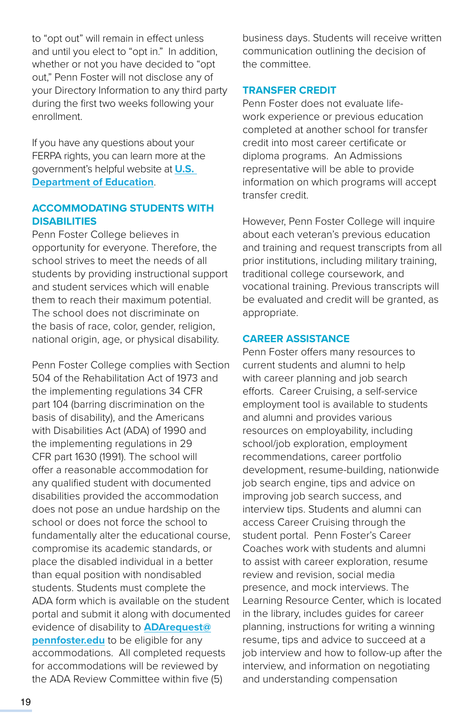to "opt out" will remain in effect unless and until you elect to "opt in." In addition, whether or not you have decided to "opt out," Penn Foster will not disclose any of your Directory Information to any third party during the first two weeks following your enrollment.

If you have any questions about your FERPA rights, you can learn more at the government's helpful website at [U.S. Department of Education](#).

## ACCOMMODATING STUDENTS WITH DISABILITIES

Penn Foster College believes in opportunity for everyone. Therefore, the school strives to meet the needs of all students by providing instructional support and student services which will enable them to reach their maximum potential. The school does not discriminate on the basis of race, color, gender, religion, national origin, age, or physical disability.

Penn Foster College complies with Section 504 of the Rehabilitation Act of 1973 and the implementing regulations 34 CFR part 104 (barring discrimination on the basis of disability), and the Americans with Disabilities Act (ADA) of 1990 and the implementing regulations in 29 CFR part 1630 (1991). The school will offer a reasonable accommodation for any qualified student with documented disabilities provided the accommodation does not pose an undue hardship on the school or does not force the school to fundamentally alter the educational course, compromise its academic standards, or place the disabled individual in a better than equal position with nondisabled students. Students must complete the ADA form which is available on the student portal and submit it along with documented evidence of disability to **ADArequest@pennfoster.edu** to be eligible for any accommodations. All completed requests for accommodations will be reviewed by the ADA Review Committee within five (5) business days. Students will receive written communication outlining the decision of the committee.

## TRANSFER CREDIT

Penn Foster does not evaluate life-work experience or previous education completed at another school for transfer credit into most career certificate or diploma programs. An Admissions representative will be able to provide information on which programs will accept transfer credit.

However, Penn Foster College will inquire about each veteran's previous education and training and request transcripts from all prior institutions, including military training, traditional college coursework, and vocational training. Previous transcripts will be evaluated and credit will be granted, as appropriate.

## CAREER ASSISTANCE

Penn Foster offers many resources to current students and alumni to help with career planning and job search efforts. Career Cruising, a self-service employment tool is available to students and alumni and provides various resources on employability, including school/job exploration, employment recommendations, career portfolio development, resume-building, nationwide job search engine, tips and advice on improving job search success, and interview tips. Students and alumni can access Career Cruising through the student portal. Penn Foster's Career Coaches work with students and alumni to assist with career exploration, resume review and revision, social media presence, and mock interviews. The Learning Resource Center, which is located in the library, includes guides for career planning, instructions for writing a winning resume, tips and advice to succeed at a job interview and how to follow-up after the interview, and information on negotiating and understanding compensation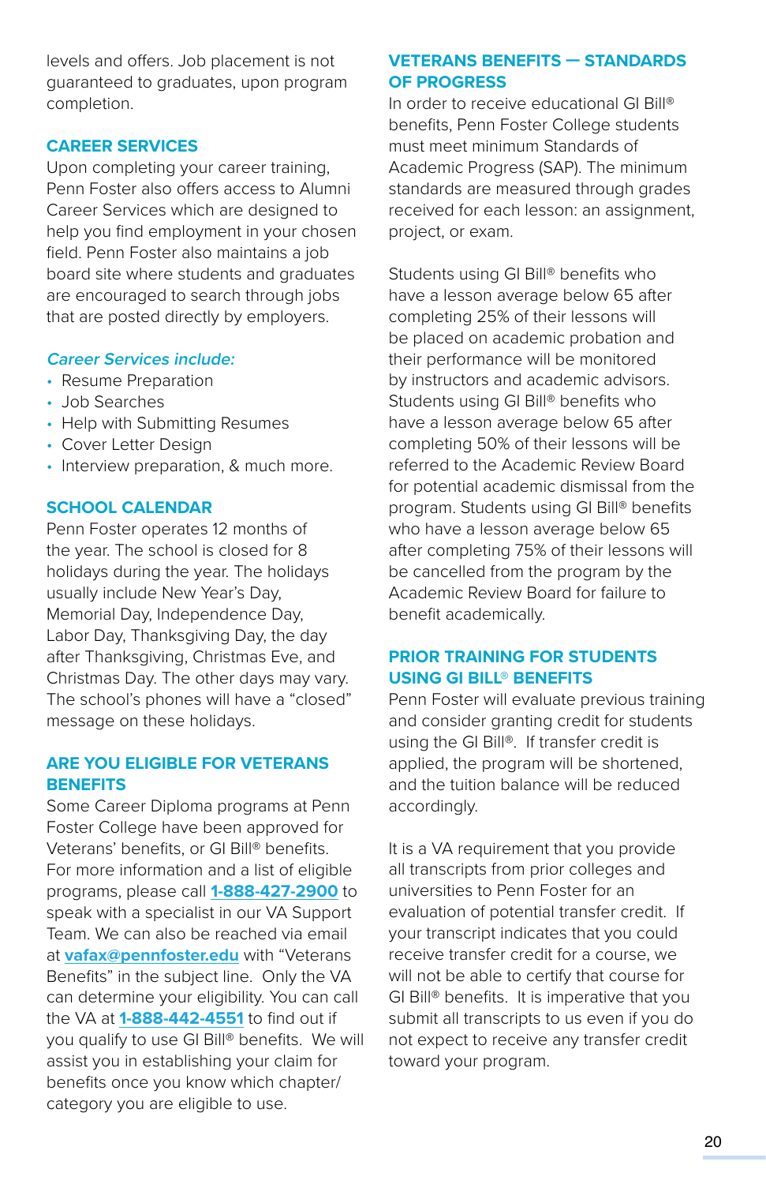levels and offers. Job placement is not guaranteed to graduates, upon program completion.

## CAREER SERVICES

Upon completing your career training, Penn Foster also offers access to Alumni Career Services which are designed to help you find employment in your chosen field. Penn Foster also maintains a job board site where students and graduates are encouraged to search through jobs that are posted directly by employers.

*Career Services include:*

- Resume Preparation
- Job Searches
- Help with Submitting Resumes
- Cover Letter Design
- Interview preparation, & much more.

## SCHOOL CALENDAR

Penn Foster operates 12 months of the year. The school is closed for 8 holidays during the year. The holidays usually include New Year's Day, Memorial Day, Independence Day, Labor Day, Thanksgiving Day, the day after Thanksgiving, Christmas Eve, and Christmas Day. The other days may vary. The school's phones will have a "closed" message on these holidays.

## ARE YOU ELIGIBLE FOR VETERANS BENEFITS

Some Career Diploma programs at Penn Foster College have been approved for Veterans' benefits, or GI Bill® benefits. For more information and a list of eligible programs, please call **1-888-427-2900** to speak with a specialist in our VA Support Team. We can also be reached via email at **vafax@pennfoster.edu** with "Veterans Benefits" in the subject line. Only the VA can determine your eligibility. You can call the VA at **1-888-442-4551** to find out if you qualify to use GI Bill® benefits. We will assist you in establishing your claim for benefits once you know which chapter/category you are eligible to use.

## VETERANS BENEFITS — STANDARDS OF PROGRESS

In order to receive educational GI Bill® benefits, Penn Foster College students must meet minimum Standards of Academic Progress (SAP). The minimum standards are measured through grades received for each lesson: an assignment, project, or exam.

Students using GI Bill® benefits who have a lesson average below 65 after completing 25% of their lessons will be placed on academic probation and their performance will be monitored by instructors and academic advisors. Students using GI Bill® benefits who have a lesson average below 65 after completing 50% of their lessons will be referred to the Academic Review Board for potential academic dismissal from the program. Students using GI Bill® benefits who have a lesson average below 65 after completing 75% of their lessons will be cancelled from the program by the Academic Review Board for failure to benefit academically.

## PRIOR TRAINING FOR STUDENTS USING GI BILL® BENEFITS

Penn Foster will evaluate previous training and consider granting credit for students using the GI Bill®. If transfer credit is applied, the program will be shortened, and the tuition balance will be reduced accordingly.

It is a VA requirement that you provide all transcripts from prior colleges and universities to Penn Foster for an evaluation of potential transfer credit. If your transcript indicates that you could receive transfer credit for a course, we will not be able to certify that course for GI Bill® benefits. It is imperative that you submit all transcripts to us even if you do not expect to receive any transfer credit toward your program.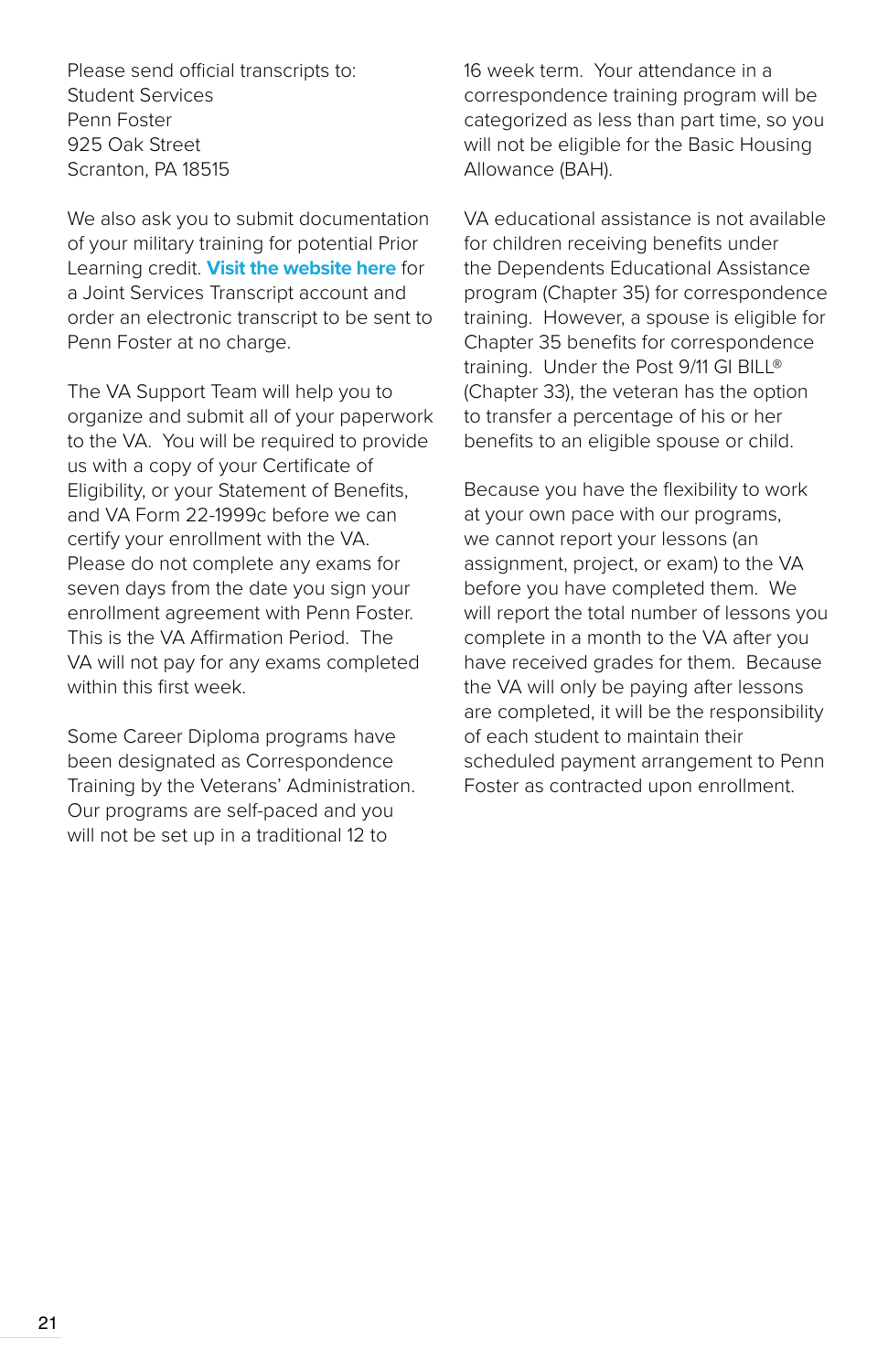Please send official transcripts to:
Student Services
Penn Foster
925 Oak Street
Scranton, PA 18515

We also ask you to submit documentation of your military training for potential Prior Learning credit. **Visit the website here** for a Joint Services Transcript account and order an electronic transcript to be sent to Penn Foster at no charge.

The VA Support Team will help you to organize and submit all of your paperwork to the VA. You will be required to provide us with a copy of your Certificate of Eligibility, or your Statement of Benefits, and VA Form 22-1999c before we can certify your enrollment with the VA. Please do not complete any exams for seven days from the date you sign your enrollment agreement with Penn Foster. This is the VA Affirmation Period. The VA will not pay for any exams completed within this first week.

Some Career Diploma programs have been designated as Correspondence Training by the Veterans' Administration. Our programs are self-paced and you will not be set up in a traditional 12 to 16 week term. Your attendance in a correspondence training program will be categorized as less than part time, so you will not be eligible for the Basic Housing Allowance (BAH).

VA educational assistance is not available for children receiving benefits under the Dependents Educational Assistance program (Chapter 35) for correspondence training. However, a spouse is eligible for Chapter 35 benefits for correspondence training. Under the Post 9/11 GI BILL® (Chapter 33), the veteran has the option to transfer a percentage of his or her benefits to an eligible spouse or child.

Because you have the flexibility to work at your own pace with our programs, we cannot report your lessons (an assignment, project, or exam) to the VA before you have completed them. We will report the total number of lessons you complete in a month to the VA after you have received grades for them. Because the VA will only be paying after lessons are completed, it will be the responsibility of each student to maintain their scheduled payment arrangement to Penn Foster as contracted upon enrollment.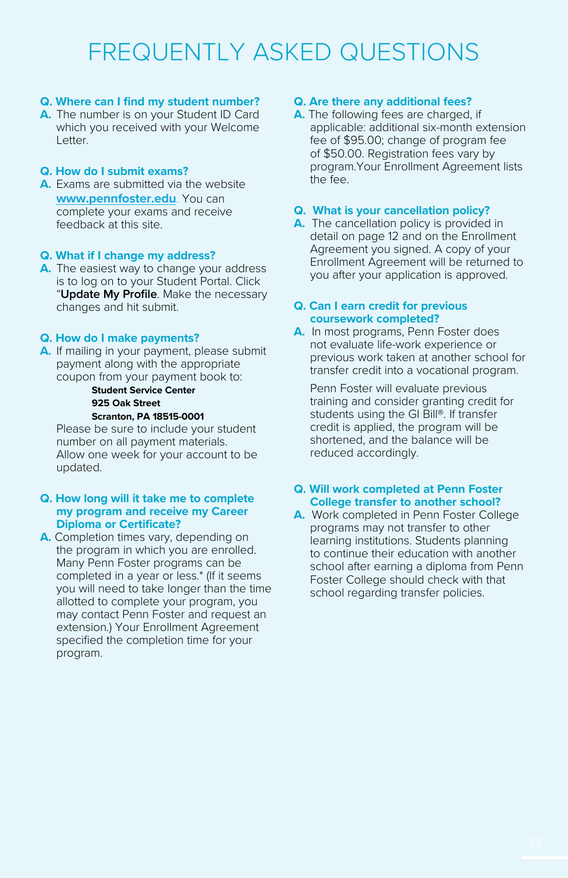# FREQUENTLY ASKED QUESTIONS

**Q. Where can I find my student number?**

**A.** The number is on your Student ID Card which you received with your Welcome Letter.

**Q. How do I submit exams?**

**A.** Exams are submitted via the website **www.pennfoster.edu**. You can complete your exams and receive feedback at this site.

**Q. What if I change my address?**

**A.** The easiest way to change your address is to log on to your Student Portal. Click "**Update My Profile**. Make the necessary changes and hit submit.

**Q. How do I make payments?**

**A.** If mailing in your payment, please submit payment along with the appropriate coupon from your payment book to:

**Student Service Center**
**925 Oak Street**
**Scranton, PA 18515-0001**

Please be sure to include your student number on all payment materials. Allow one week for your account to be updated.

**Q. How long will it take me to complete my program and receive my Career Diploma or Certificate?**

**A.** Completion times vary, depending on the program in which you are enrolled. Many Penn Foster programs can be completed in a year or less.* (If it seems you will need to take longer than the time allotted to complete your program, you may contact Penn Foster and request an extension.) Your Enrollment Agreement specified the completion time for your program.

**Q. Are there any additional fees?**

**A.** The following fees are charged, if applicable: additional six-month extension fee of $95.00; change of program fee of $50.00. Registration fees vary by program.Your Enrollment Agreement lists the fee.

**Q. What is your cancellation policy?**

**A.** The cancellation policy is provided in detail on page 12 and on the Enrollment Agreement you signed. A copy of your Enrollment Agreement will be returned to you after your application is approved.

**Q. Can I earn credit for previous coursework completed?**

**A.** In most programs, Penn Foster does not evaluate life-work experience or previous work taken at another school for transfer credit into a vocational program.

Penn Foster will evaluate previous training and consider granting credit for students using the GI Bill®. If transfer credit is applied, the program will be shortened, and the balance will be reduced accordingly.

**Q. Will work completed at Penn Foster College transfer to another school?**

**A.** Work completed in Penn Foster College programs may not transfer to other learning institutions. Students planning to continue their education with another school after earning a diploma from Penn Foster College should check with that school regarding transfer policies.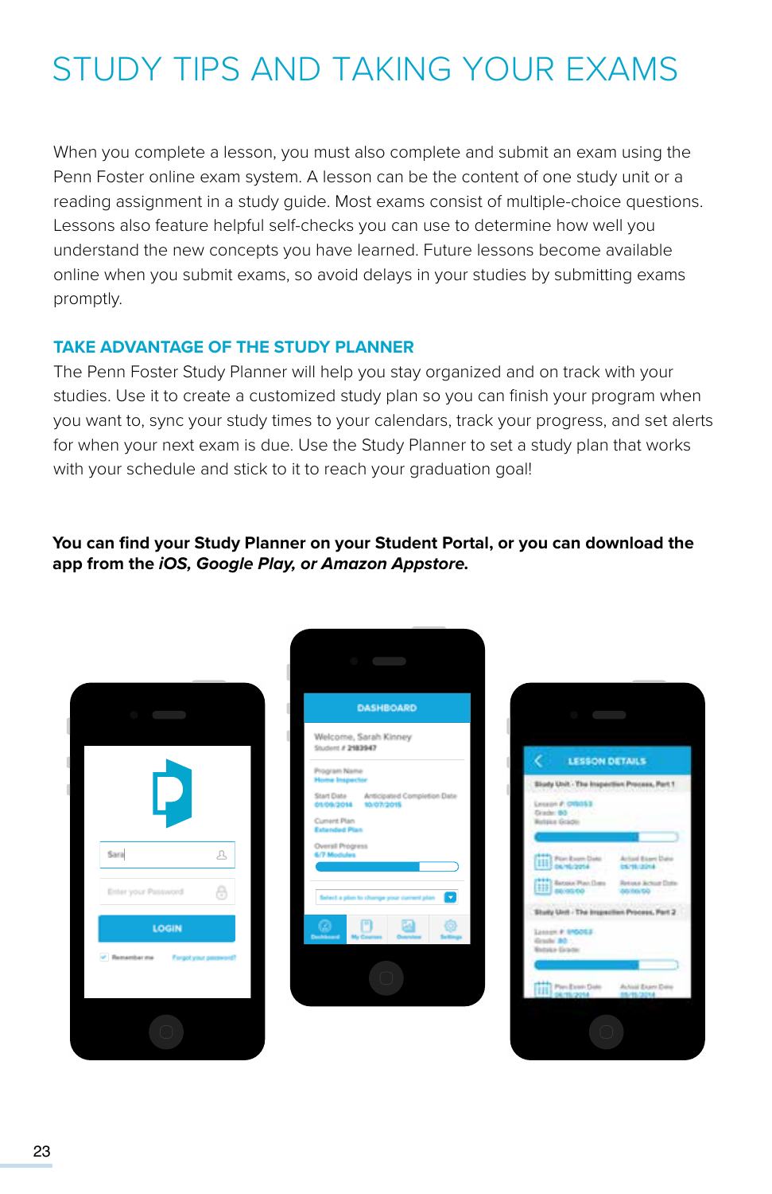# STUDY TIPS AND TAKING YOUR EXAMS

When you complete a lesson, you must also complete and submit an exam using the Penn Foster online exam system. A lesson can be the content of one study unit or a reading assignment in a study guide. Most exams consist of multiple-choice questions. Lessons also feature helpful self-checks you can use to determine how well you understand the new concepts you have learned. Future lessons become available online when you submit exams, so avoid delays in your studies by submitting exams promptly.

## TAKE ADVANTAGE OF THE STUDY PLANNER

The Penn Foster Study Planner will help you stay organized and on track with your studies. Use it to create a customized study plan so you can finish your program when you want to, sync your study times to your calendars, track your progress, and set alerts for when your next exam is due. Use the Study Planner to set a study plan that works with your schedule and stick to it to reach your graduation goal!

**You can find your Study Planner on your Student Portal, or you can download the app from the *iOS, Google Play, or Amazon Appstore.***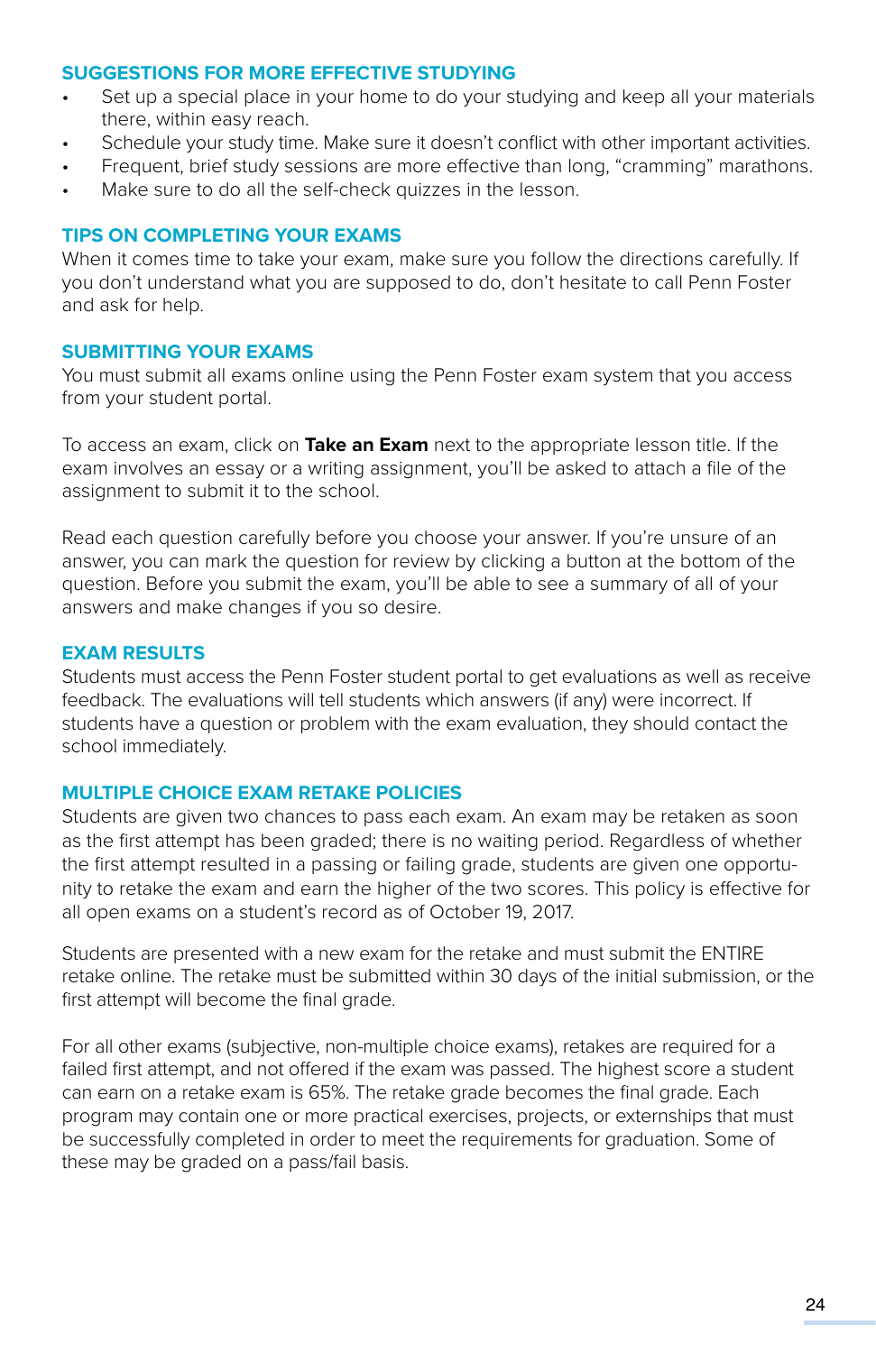## SUGGESTIONS FOR MORE EFFECTIVE STUDYING

- Set up a special place in your home to do your studying and keep all your materials there, within easy reach.
- Schedule your study time. Make sure it doesn't conflict with other important activities.
- Frequent, brief study sessions are more effective than long, "cramming" marathons.
- Make sure to do all the self-check quizzes in the lesson.

## TIPS ON COMPLETING YOUR EXAMS

When it comes time to take your exam, make sure you follow the directions carefully. If you don't understand what you are supposed to do, don't hesitate to call Penn Foster and ask for help.

## SUBMITTING YOUR EXAMS

You must submit all exams online using the Penn Foster exam system that you access from your student portal.

To access an exam, click on **Take an Exam** next to the appropriate lesson title. If the exam involves an essay or a writing assignment, you'll be asked to attach a file of the assignment to submit it to the school.

Read each question carefully before you choose your answer. If you're unsure of an answer, you can mark the question for review by clicking a button at the bottom of the question. Before you submit the exam, you'll be able to see a summary of all of your answers and make changes if you so desire.

## EXAM RESULTS

Students must access the Penn Foster student portal to get evaluations as well as receive feedback. The evaluations will tell students which answers (if any) were incorrect. If students have a question or problem with the exam evaluation, they should contact the school immediately.

## MULTIPLE CHOICE EXAM RETAKE POLICIES

Students are given two chances to pass each exam. An exam may be retaken as soon as the first attempt has been graded; there is no waiting period. Regardless of whether the first attempt resulted in a passing or failing grade, students are given one opportunity to retake the exam and earn the higher of the two scores. This policy is effective for all open exams on a student's record as of October 19, 2017.

Students are presented with a new exam for the retake and must submit the ENTIRE retake online. The retake must be submitted within 30 days of the initial submission, or the first attempt will become the final grade.

For all other exams (subjective, non-multiple choice exams), retakes are required for a failed first attempt, and not offered if the exam was passed. The highest score a student can earn on a retake exam is 65%. The retake grade becomes the final grade. Each program may contain one or more practical exercises, projects, or externships that must be successfully completed in order to meet the requirements for graduation. Some of these may be graded on a pass/fail basis.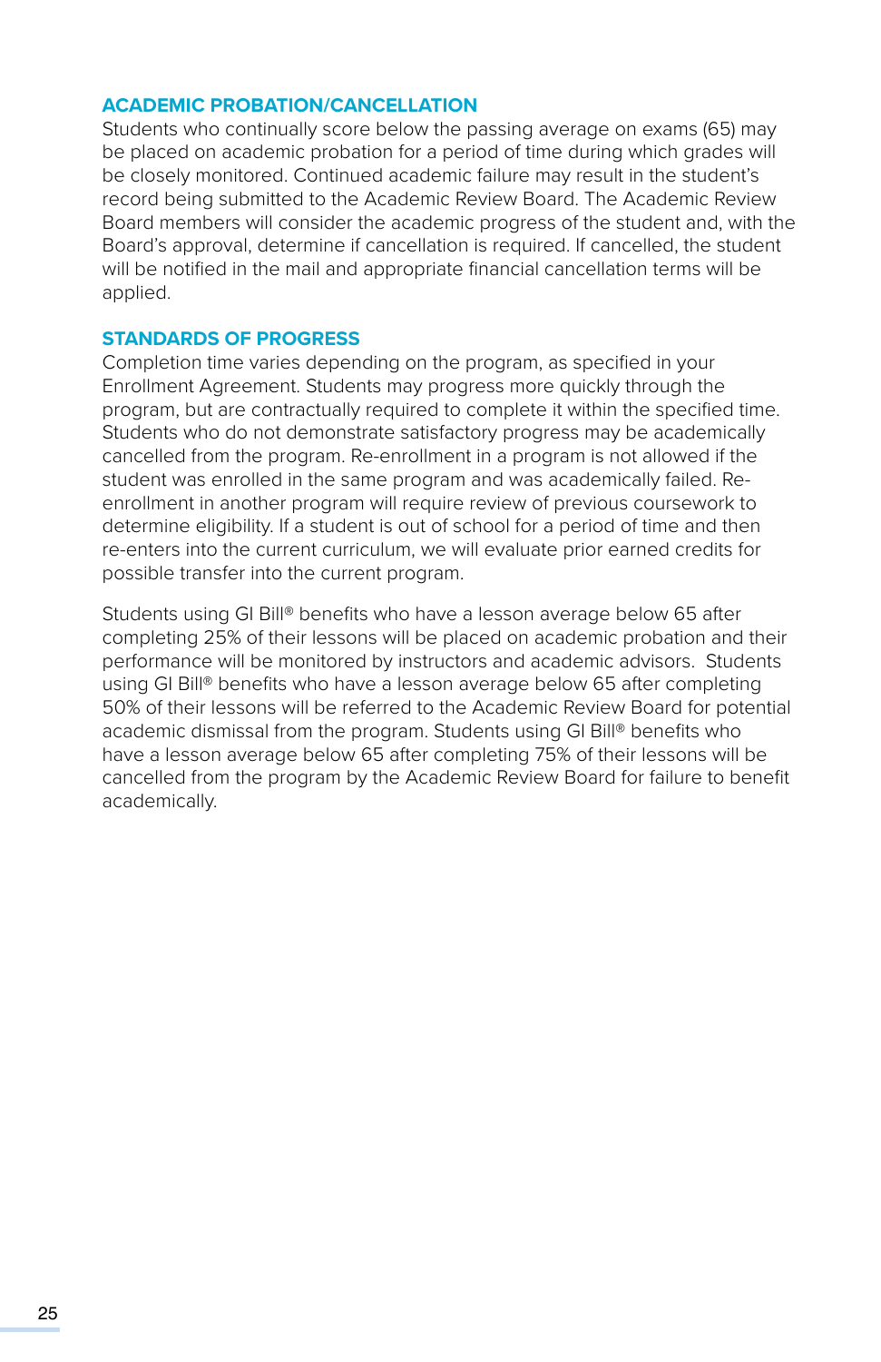## ACADEMIC PROBATION/CANCELLATION

Students who continually score below the passing average on exams (65) may be placed on academic probation for a period of time during which grades will be closely monitored. Continued academic failure may result in the student's record being submitted to the Academic Review Board. The Academic Review Board members will consider the academic progress of the student and, with the Board's approval, determine if cancellation is required. If cancelled, the student will be notified in the mail and appropriate financial cancellation terms will be applied.

## STANDARDS OF PROGRESS

Completion time varies depending on the program, as specified in your Enrollment Agreement. Students may progress more quickly through the program, but are contractually required to complete it within the specified time. Students who do not demonstrate satisfactory progress may be academically cancelled from the program. Re-enrollment in a program is not allowed if the student was enrolled in the same program and was academically failed. Re-enrollment in another program will require review of previous coursework to determine eligibility. If a student is out of school for a period of time and then re-enters into the current curriculum, we will evaluate prior earned credits for possible transfer into the current program.

Students using GI Bill® benefits who have a lesson average below 65 after completing 25% of their lessons will be placed on academic probation and their performance will be monitored by instructors and academic advisors. Students using GI Bill® benefits who have a lesson average below 65 after completing 50% of their lessons will be referred to the Academic Review Board for potential academic dismissal from the program. Students using GI Bill® benefits who have a lesson average below 65 after completing 75% of their lessons will be cancelled from the program by the Academic Review Board for failure to benefit academically.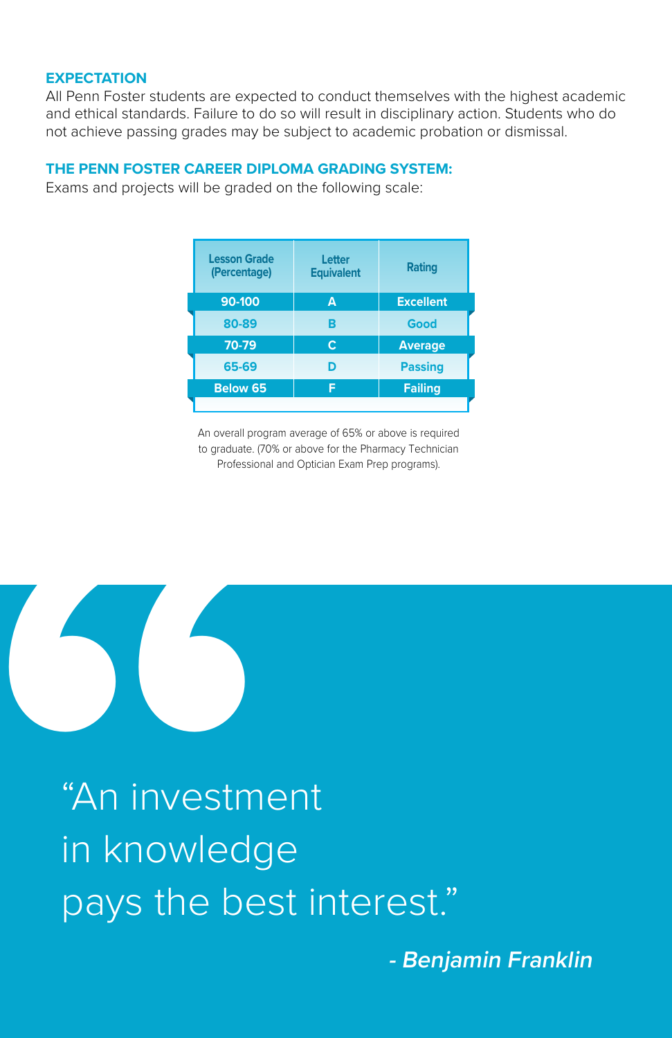## EXPECTATION

All Penn Foster students are expected to conduct themselves with the highest academic and ethical standards. Failure to do so will result in disciplinary action. Students who do not achieve passing grades may be subject to academic probation or dismissal.

## THE PENN FOSTER CAREER DIPLOMA GRADING SYSTEM:

Exams and projects will be graded on the following scale:

| Lesson Grade (Percentage) | Letter Equivalent | Rating |
|---|---|---|
| 90-100 | A | Excellent |
| 80-89 | B | Good |
| 70-79 | C | Average |
| 65-69 | D | Passing |
| Below 65 | F | Failing |

An overall program average of 65% or above is required to graduate. (70% or above for the Pharmacy Technician Professional and Optician Exam Prep programs).

"An investment in knowledge pays the best interest."

***- Benjamin Franklin***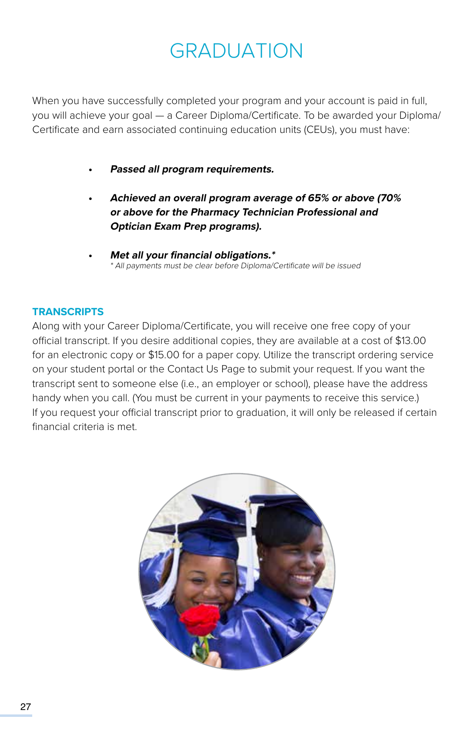# GRADUATION

When you have successfully completed your program and your account is paid in full, you will achieve your goal — a Career Diploma/Certificate. To be awarded your Diploma/Certificate and earn associated continuing education units (CEUs), you must have:

- ***Passed all program requirements.***
- ***Achieved an overall program average of 65% or above (70% or above for the Pharmacy Technician Professional and Optician Exam Prep programs).***
- ***Met all your financial obligations.****
  *\* All payments must be clear before Diploma/Certificate will be issued*

## TRANSCRIPTS

Along with your Career Diploma/Certificate, you will receive one free copy of your official transcript. If you desire additional copies, they are available at a cost of $13.00 for an electronic copy or $15.00 for a paper copy. Utilize the transcript ordering service on your student portal or the Contact Us Page to submit your request. If you want the transcript sent to someone else (i.e., an employer or school), please have the address handy when you call. (You must be current in your payments to receive this service.) If you request your official transcript prior to graduation, it will only be released if certain financial criteria is met.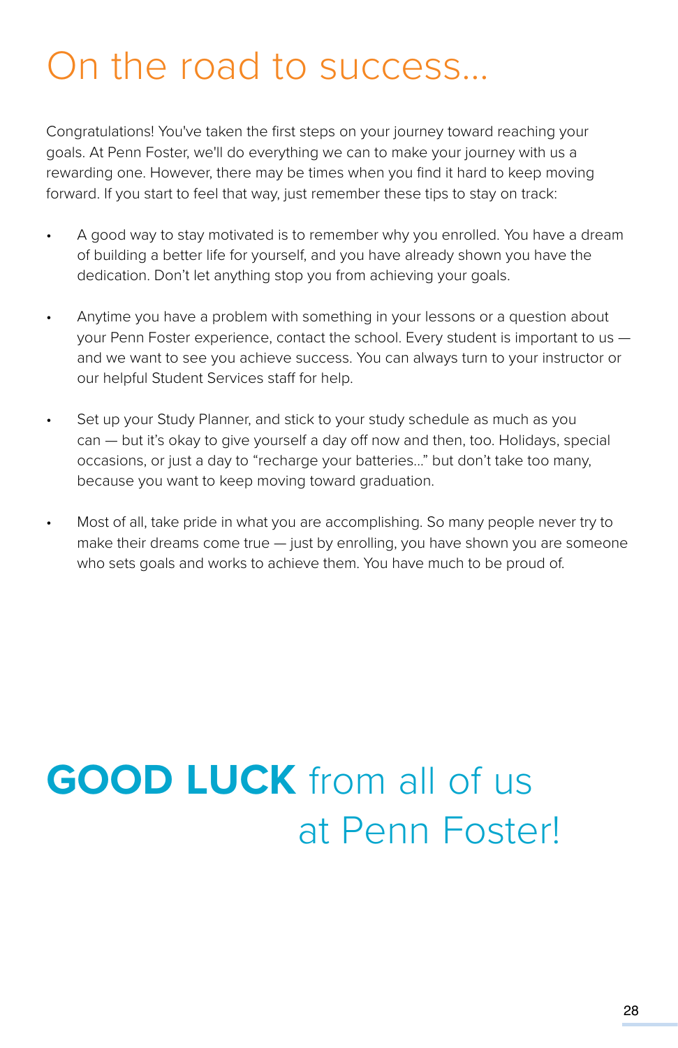# On the road to success...

Congratulations! You've taken the first steps on your journey toward reaching your goals. At Penn Foster, we'll do everything we can to make your journey with us a rewarding one. However, there may be times when you find it hard to keep moving forward. If you start to feel that way, just remember these tips to stay on track:

- A good way to stay motivated is to remember why you enrolled. You have a dream of building a better life for yourself, and you have already shown you have the dedication. Don't let anything stop you from achieving your goals.

- Anytime you have a problem with something in your lessons or a question about your Penn Foster experience, contact the school. Every student is important to us — and we want to see you achieve success. You can always turn to your instructor or our helpful Student Services staff for help.

- Set up your Study Planner, and stick to your study schedule as much as you can — but it's okay to give yourself a day off now and then, too. Holidays, special occasions, or just a day to "recharge your batteries..." but don't take too many, because you want to keep moving toward graduation.

- Most of all, take pride in what you are accomplishing. So many people never try to make their dreams come true — just by enrolling, you have shown you are someone who sets goals and works to achieve them. You have much to be proud of.

**GOOD LUCK** from all of us at Penn Foster!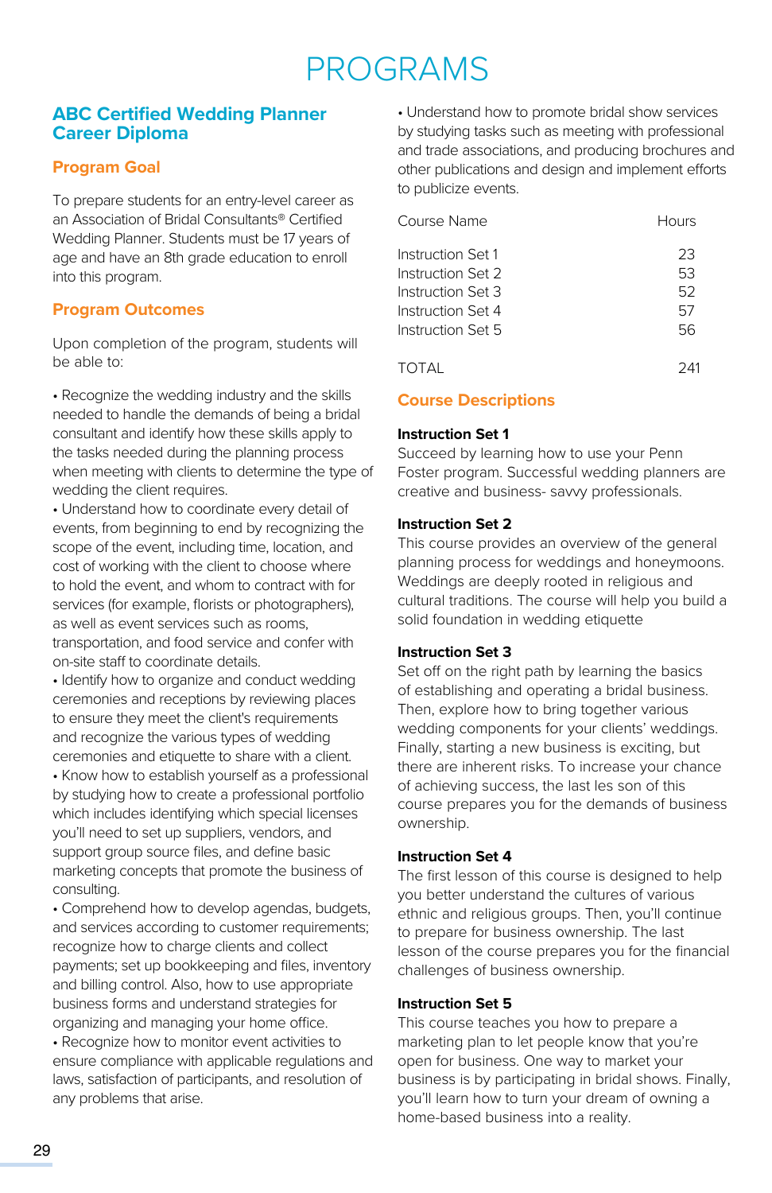# PROGRAMS

## ABC Certified Wedding Planner Career Diploma

### Program Goal

To prepare students for an entry-level career as an Association of Bridal Consultants® Certified Wedding Planner. Students must be 17 years of age and have an 8th grade education to enroll into this program.

### Program Outcomes

Upon completion of the program, students will be able to:

- Recognize the wedding industry and the skills needed to handle the demands of being a bridal consultant and identify how these skills apply to the tasks needed during the planning process when meeting with clients to determine the type of wedding the client requires.
- Understand how to coordinate every detail of events, from beginning to end by recognizing the scope of the event, including time, location, and cost of working with the client to choose where to hold the event, and whom to contract with for services (for example, florists or photographers), as well as event services such as rooms, transportation, and food service and confer with on-site staff to coordinate details.
- Identify how to organize and conduct wedding ceremonies and receptions by reviewing places to ensure they meet the client's requirements and recognize the various types of wedding ceremonies and etiquette to share with a client.
- Know how to establish yourself as a professional by studying how to create a professional portfolio which includes identifying which special licenses you'll need to set up suppliers, vendors, and support group source files, and define basic marketing concepts that promote the business of consulting.
- Comprehend how to develop agendas, budgets, and services according to customer requirements; recognize how to charge clients and collect payments; set up bookkeeping and files, inventory and billing control. Also, how to use appropriate business forms and understand strategies for organizing and managing your home office.
- Recognize how to monitor event activities to ensure compliance with applicable regulations and laws, satisfaction of participants, and resolution of any problems that arise.
- Understand how to promote bridal show services by studying tasks such as meeting with professional and trade associations, and producing brochures and other publications and design and implement efforts to publicize events.

| Course Name | Hours |
|---|---|
| Instruction Set 1 | 23 |
| Instruction Set 2 | 53 |
| Instruction Set 3 | 52 |
| Instruction Set 4 | 57 |
| Instruction Set 5 | 56 |
| TOTAL | 241 |

### Course Descriptions

**Instruction Set 1**
Succeed by learning how to use your Penn Foster program. Successful wedding planners are creative and business- savvy professionals.

**Instruction Set 2**
This course provides an overview of the general planning process for weddings and honeymoons. Weddings are deeply rooted in religious and cultural traditions. The course will help you build a solid foundation in wedding etiquette

**Instruction Set 3**
Set off on the right path by learning the basics of establishing and operating a bridal business. Then, explore how to bring together various wedding components for your clients' weddings. Finally, starting a new business is exciting, but there are inherent risks. To increase your chance of achieving success, the last les son of this course prepares you for the demands of business ownership.

**Instruction Set 4**
The first lesson of this course is designed to help you better understand the cultures of various ethnic and religious groups. Then, you'll continue to prepare for business ownership. The last lesson of the course prepares you for the financial challenges of business ownership.

**Instruction Set 5**
This course teaches you how to prepare a marketing plan to let people know that you're open for business. One way to market your business is by participating in bridal shows. Finally, you'll learn how to turn your dream of owning a home-based business into a reality.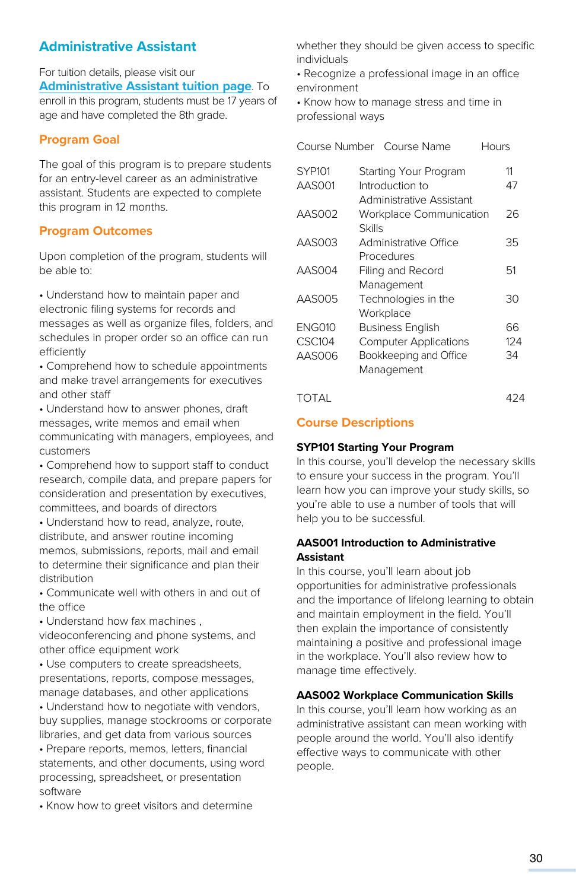## Administrative Assistant

For tuition details, please visit our **Administrative Assistant tuition page**. To enroll in this program, students must be 17 years of age and have completed the 8th grade.

### Program Goal

The goal of this program is to prepare students for an entry-level career as an administrative assistant. Students are expected to complete this program in 12 months.

### Program Outcomes

Upon completion of the program, students will be able to:

- Understand how to maintain paper and electronic filing systems for records and messages as well as organize files, folders, and schedules in proper order so an office can run efficiently
- Comprehend how to schedule appointments and make travel arrangements for executives and other staff
- Understand how to answer phones, draft messages, write memos and email when communicating with managers, employees, and customers
- Comprehend how to support staff to conduct research, compile data, and prepare papers for consideration and presentation by executives, committees, and boards of directors
- Understand how to read, analyze, route, distribute, and answer routine incoming memos, submissions, reports, mail and email to determine their significance and plan their distribution
- Communicate well with others in and out of the office
- Understand how fax machines , videoconferencing and phone systems, and other office equipment work
- Use computers to create spreadsheets, presentations, reports, compose messages, manage databases, and other applications
- Understand how to negotiate with vendors, buy supplies, manage stockrooms or corporate libraries, and get data from various sources
- Prepare reports, memos, letters, financial statements, and other documents, using word processing, spreadsheet, or presentation software
- Know how to greet visitors and determine whether they should be given access to specific individuals
- Recognize a professional image in an office environment
- Know how to manage stress and time in professional ways

| Course Number | Course Name | Hours |
|---|---|---|
| SYP101 | Starting Your Program | 11 |
| AAS001 | Introduction to Administrative Assistant | 47 |
| AAS002 | Workplace Communication Skills | 26 |
| AAS003 | Administrative Office Procedures | 35 |
| AAS004 | Filing and Record Management | 51 |
| AAS005 | Technologies in the Workplace | 30 |
| ENG010 | Business English | 66 |
| CSC104 | Computer Applications | 124 |
| AAS006 | Bookkeeping and Office Management | 34 |
| TOTAL | | 424 |

### Course Descriptions

**SYP101 Starting Your Program**
In this course, you'll develop the necessary skills to ensure your success in the program. You'll learn how you can improve your study skills, so you're able to use a number of tools that will help you to be successful.

**AAS001 Introduction to Administrative Assistant**
In this course, you'll learn about job opportunities for administrative professionals and the importance of lifelong learning to obtain and maintain employment in the field. You'll then explain the importance of consistently maintaining a positive and professional image in the workplace. You'll also review how to manage time effectively.

**AAS002 Workplace Communication Skills**
In this course, you'll learn how working as an administrative assistant can mean working with people around the world. You'll also identify effective ways to communicate with other people.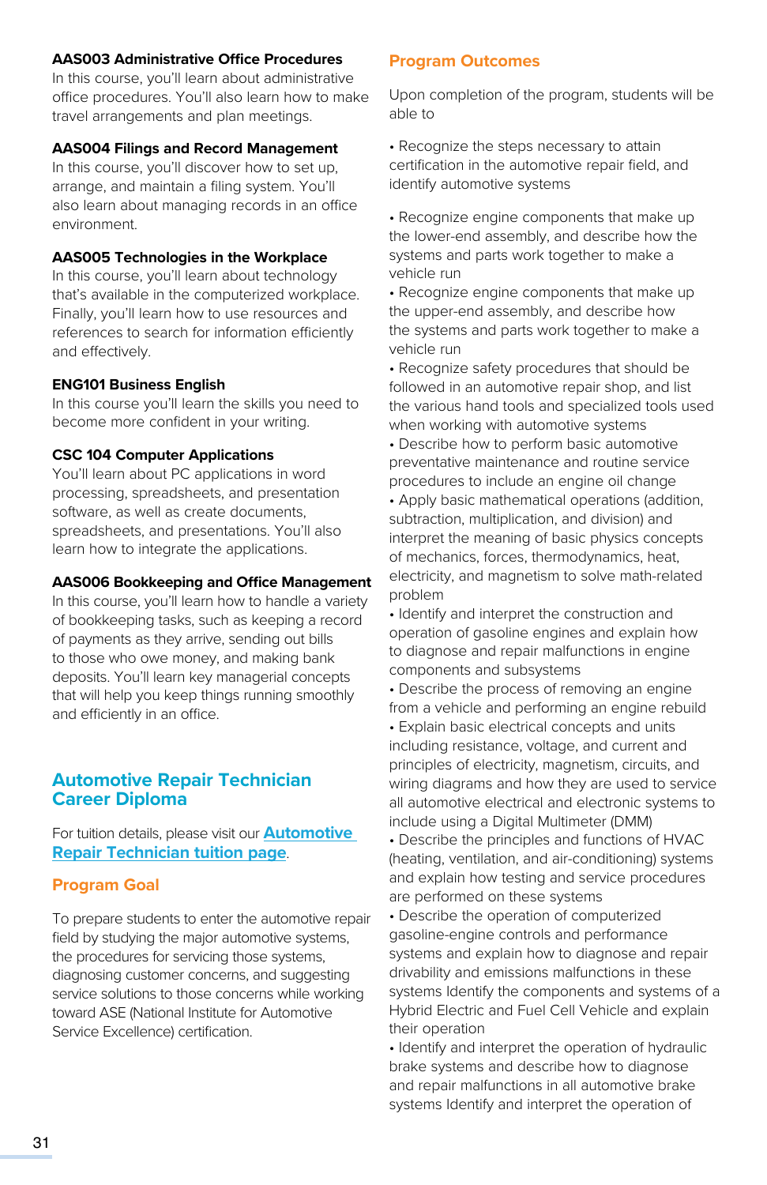**AAS003 Administrative Office Procedures**
In this course, you'll learn about administrative office procedures. You'll also learn how to make travel arrangements and plan meetings.

**AAS004 Filings and Record Management**
In this course, you'll discover how to set up, arrange, and maintain a filing system. You'll also learn about managing records in an office environment.

**AAS005 Technologies in the Workplace**
In this course, you'll learn about technology that's available in the computerized workplace. Finally, you'll learn how to use resources and references to search for information efficiently and effectively.

**ENG101 Business English**
In this course you'll learn the skills you need to become more confident in your writing.

**CSC 104 Computer Applications**
You'll learn about PC applications in word processing, spreadsheets, and presentation software, as well as create documents, spreadsheets, and presentations. You'll also learn how to integrate the applications.

**AAS006 Bookkeeping and Office Management**
In this course, you'll learn how to handle a variety of bookkeeping tasks, such as keeping a record of payments as they arrive, sending out bills to those who owe money, and making bank deposits. You'll learn key managerial concepts that will help you keep things running smoothly and efficiently in an office.

## Automotive Repair Technician Career Diploma

For tuition details, please visit our **Automotive Repair Technician tuition page**.

### Program Goal

To prepare students to enter the automotive repair field by studying the major automotive systems, the procedures for servicing those systems, diagnosing customer concerns, and suggesting service solutions to those concerns while working toward ASE (National Institute for Automotive Service Excellence) certification.

### Program Outcomes

Upon completion of the program, students will be able to

- Recognize the steps necessary to attain certification in the automotive repair field, and identify automotive systems
- Recognize engine components that make up the lower-end assembly, and describe how the systems and parts work together to make a vehicle run
- Recognize engine components that make up the upper-end assembly, and describe how the systems and parts work together to make a vehicle run
- Recognize safety procedures that should be followed in an automotive repair shop, and list the various hand tools and specialized tools used when working with automotive systems
- Describe how to perform basic automotive preventative maintenance and routine service procedures to include an engine oil change
- Apply basic mathematical operations (addition, subtraction, multiplication, and division) and interpret the meaning of basic physics concepts of mechanics, forces, thermodynamics, heat, electricity, and magnetism to solve math-related problem
- Identify and interpret the construction and operation of gasoline engines and explain how to diagnose and repair malfunctions in engine components and subsystems
- Describe the process of removing an engine from a vehicle and performing an engine rebuild
- Explain basic electrical concepts and units including resistance, voltage, and current and principles of electricity, magnetism, circuits, and wiring diagrams and how they are used to service all automotive electrical and electronic systems to include using a Digital Multimeter (DMM)
- Describe the principles and functions of HVAC (heating, ventilation, and air-conditioning) systems and explain how testing and service procedures are performed on these systems
- Describe the operation of computerized gasoline-engine controls and performance systems and explain how to diagnose and repair drivability and emissions malfunctions in these systems Identify the components and systems of a Hybrid Electric and Fuel Cell Vehicle and explain their operation
- Identify and interpret the operation of hydraulic brake systems and describe how to diagnose and repair malfunctions in all automotive brake systems Identify and interpret the operation of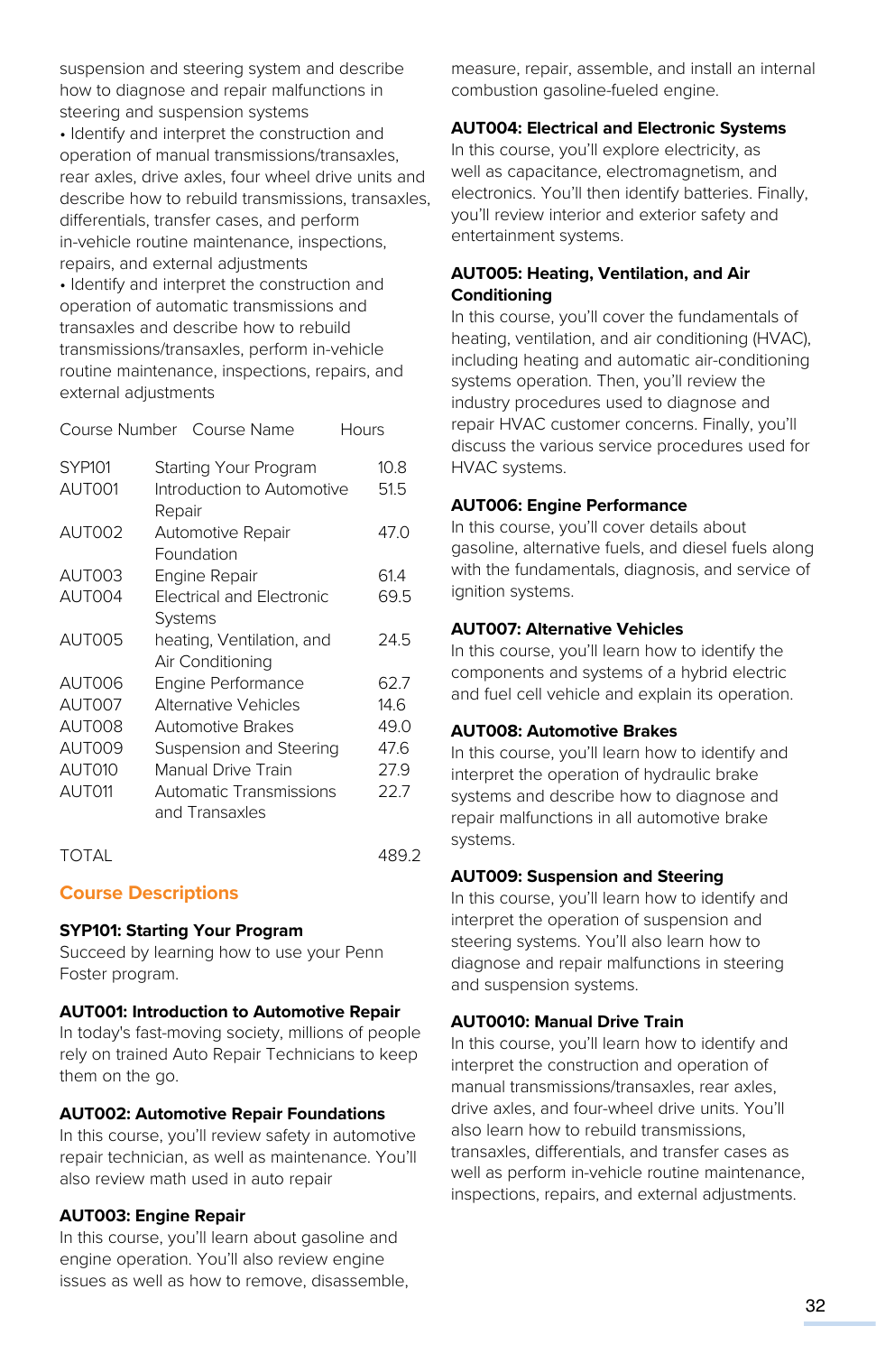suspension and steering system and describe how to diagnose and repair malfunctions in steering and suspension systems

- Identify and interpret the construction and operation of manual transmissions/transaxles, rear axles, drive axles, four wheel drive units and describe how to rebuild transmissions, transaxles, differentials, transfer cases, and perform in-vehicle routine maintenance, inspections, repairs, and external adjustments
- Identify and interpret the construction and operation of automatic transmissions and transaxles and describe how to rebuild transmissions/transaxles, perform in-vehicle routine maintenance, inspections, repairs, and external adjustments

| Course Number | Course Name | Hours |
|---|---|---|
| SYP101 | Starting Your Program | 10.8 |
| AUT001 | Introduction to Automotive Repair | 51.5 |
| AUT002 | Automotive Repair Foundation | 47.0 |
| AUT003 | Engine Repair | 61.4 |
| AUT004 | Electrical and Electronic Systems | 69.5 |
| AUT005 | heating, Ventilation, and Air Conditioning | 24.5 |
| AUT006 | Engine Performance | 62.7 |
| AUT007 | Alternative Vehicles | 14.6 |
| AUT008 | Automotive Brakes | 49.0 |
| AUT009 | Suspension and Steering | 47.6 |
| AUT010 | Manual Drive Train | 27.9 |
| AUT011 | Automatic Transmissions and Transaxles | 22.7 |
| TOTAL | | 489.2 |

## Course Descriptions

**SYP101: Starting Your Program**
Succeed by learning how to use your Penn Foster program.

**AUT001: Introduction to Automotive Repair**
In today's fast-moving society, millions of people rely on trained Auto Repair Technicians to keep them on the go.

**AUT002: Automotive Repair Foundations**
In this course, you'll review safety in automotive repair technician, as well as maintenance. You'll also review math used in auto repair

**AUT003: Engine Repair**
In this course, you'll learn about gasoline and engine operation. You'll also review engine issues as well as how to remove, disassemble, measure, repair, assemble, and install an internal combustion gasoline-fueled engine.

**AUT004: Electrical and Electronic Systems**
In this course, you'll explore electricity, as well as capacitance, electromagnetism, and electronics. You'll then identify batteries. Finally, you'll review interior and exterior safety and entertainment systems.

**AUT005: Heating, Ventilation, and Air Conditioning**
In this course, you'll cover the fundamentals of heating, ventilation, and air conditioning (HVAC), including heating and automatic air-conditioning systems operation. Then, you'll review the industry procedures used to diagnose and repair HVAC customer concerns. Finally, you'll discuss the various service procedures used for HVAC systems.

**AUT006: Engine Performance**
In this course, you'll cover details about gasoline, alternative fuels, and diesel fuels along with the fundamentals, diagnosis, and service of ignition systems.

**AUT007: Alternative Vehicles**
In this course, you'll learn how to identify the components and systems of a hybrid electric and fuel cell vehicle and explain its operation.

**AUT008: Automotive Brakes**
In this course, you'll learn how to identify and interpret the operation of hydraulic brake systems and describe how to diagnose and repair malfunctions in all automotive brake systems.

**AUT009: Suspension and Steering**
In this course, you'll learn how to identify and interpret the operation of suspension and steering systems. You'll also learn how to diagnose and repair malfunctions in steering and suspension systems.

**AUT0010: Manual Drive Train**
In this course, you'll learn how to identify and interpret the construction and operation of manual transmissions/transaxles, rear axles, drive axles, and four-wheel drive units. You'll also learn how to rebuild transmissions, transaxles, differentials, and transfer cases as well as perform in-vehicle routine maintenance, inspections, repairs, and external adjustments.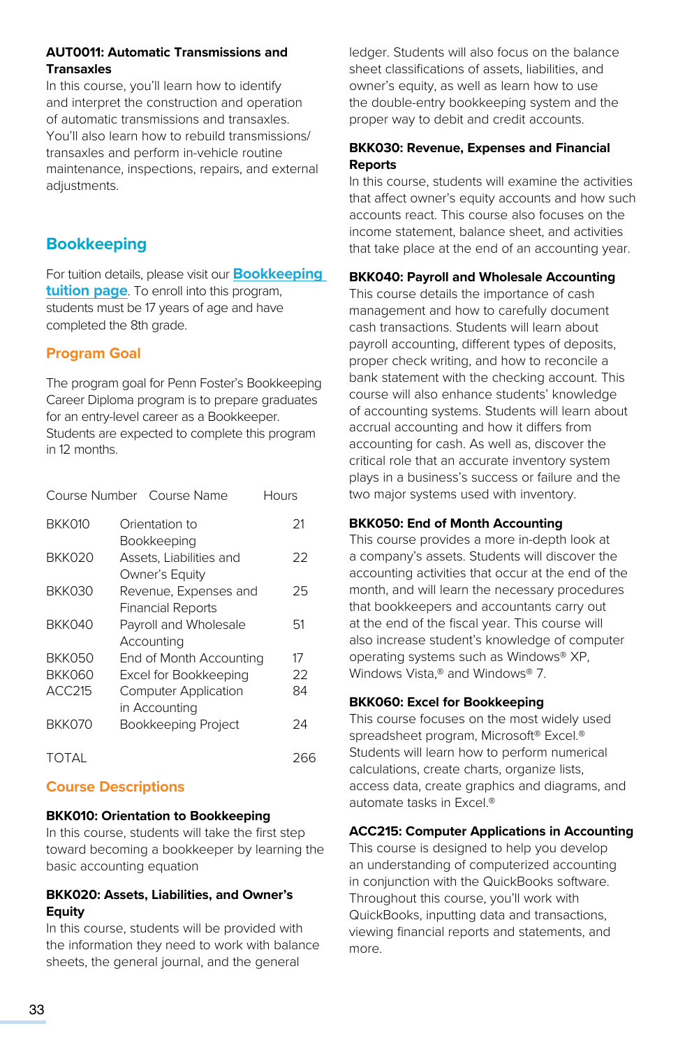**AUT0011: Automatic Transmissions and Transaxles**
In this course, you'll learn how to identify and interpret the construction and operation of automatic transmissions and transaxles. You'll also learn how to rebuild transmissions/transaxles and perform in-vehicle routine maintenance, inspections, repairs, and external adjustments.

## Bookkeeping

For tuition details, please visit our Bookkeeping tuition page. To enroll into this program, students must be 17 years of age and have completed the 8th grade.

### Program Goal

The program goal for Penn Foster's Bookkeeping Career Diploma program is to prepare graduates for an entry-level career as a Bookkeeper. Students are expected to complete this program in 12 months.

| Course Number | Course Name | Hours |
|---|---|---|
| BKK010 | Orientation to Bookkeeping | 21 |
| BKK020 | Assets, Liabilities and Owner's Equity | 22 |
| BKK030 | Revenue, Expenses and Financial Reports | 25 |
| BKK040 | Payroll and Wholesale Accounting | 51 |
| BKK050 | End of Month Accounting | 17 |
| BKK060 | Excel for Bookkeeping | 22 |
| ACC215 | Computer Application in Accounting | 84 |
| BKK070 | Bookkeeping Project | 24 |
| TOTAL | | 266 |

### Course Descriptions

**BKK010: Orientation to Bookkeeping**
In this course, students will take the first step toward becoming a bookkeeper by learning the basic accounting equation

**BKK020: Assets, Liabilities, and Owner's Equity**
In this course, students will be provided with the information they need to work with balance sheets, the general journal, and the general ledger. Students will also focus on the balance sheet classifications of assets, liabilities, and owner's equity, as well as learn how to use the double-entry bookkeeping system and the proper way to debit and credit accounts.

**BKK030: Revenue, Expenses and Financial Reports**
In this course, students will examine the activities that affect owner's equity accounts and how such accounts react. This course also focuses on the income statement, balance sheet, and activities that take place at the end of an accounting year.

**BKK040: Payroll and Wholesale Accounting**
This course details the importance of cash management and how to carefully document cash transactions. Students will learn about payroll accounting, different types of deposits, proper check writing, and how to reconcile a bank statement with the checking account. This course will also enhance students' knowledge of accounting systems. Students will learn about accrual accounting and how it differs from accounting for cash. As well as, discover the critical role that an accurate inventory system plays in a business's success or failure and the two major systems used with inventory.

**BKK050: End of Month Accounting**
This course provides a more in-depth look at a company's assets. Students will discover the accounting activities that occur at the end of the month, and will learn the necessary procedures that bookkeepers and accountants carry out at the end of the fiscal year. This course will also increase student's knowledge of computer operating systems such as Windows® XP, Windows Vista,® and Windows® 7.

**BKK060: Excel for Bookkeeping**
This course focuses on the most widely used spreadsheet program, Microsoft® Excel.® Students will learn how to perform numerical calculations, create charts, organize lists, access data, create graphics and diagrams, and automate tasks in Excel.®

**ACC215: Computer Applications in Accounting**
This course is designed to help you develop an understanding of computerized accounting in conjunction with the QuickBooks software. Throughout this course, you'll work with QuickBooks, inputting data and transactions, viewing financial reports and statements, and more.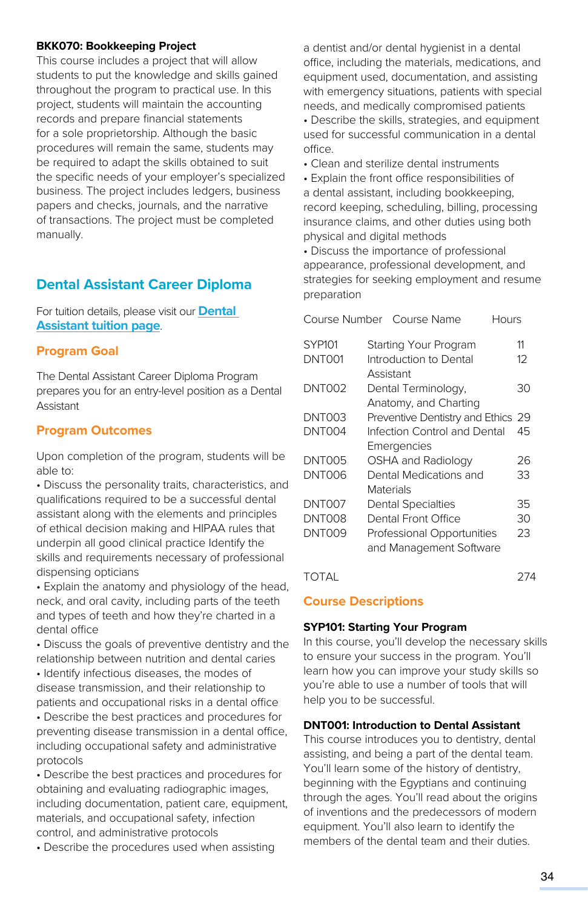**BKK070: Bookkeeping Project**
This course includes a project that will allow students to put the knowledge and skills gained throughout the program to practical use. In this project, students will maintain the accounting records and prepare financial statements for a sole proprietorship. Although the basic procedures will remain the same, students may be required to adapt the skills obtained to suit the specific needs of your employer's specialized business. The project includes ledgers, business papers and checks, journals, and the narrative of transactions. The project must be completed manually.

## Dental Assistant Career Diploma

For tuition details, please visit our [Dental Assistant tuition page](#).

### Program Goal

The Dental Assistant Career Diploma Program prepares you for an entry-level position as a Dental Assistant

### Program Outcomes

Upon completion of the program, students will be able to:

- Discuss the personality traits, characteristics, and qualifications required to be a successful dental assistant along with the elements and principles of ethical decision making and HIPAA rules that underpin all good clinical practice Identify the skills and requirements necessary of professional dispensing opticians
- Explain the anatomy and physiology of the head, neck, and oral cavity, including parts of the teeth and types of teeth and how they're charted in a dental office
- Discuss the goals of preventive dentistry and the relationship between nutrition and dental caries
- Identify infectious diseases, the modes of disease transmission, and their relationship to patients and occupational risks in a dental office
- Describe the best practices and procedures for preventing disease transmission in a dental office, including occupational safety and administrative protocols
- Describe the best practices and procedures for obtaining and evaluating radiographic images, including documentation, patient care, equipment, materials, and occupational safety, infection control, and administrative protocols
- Describe the procedures used when assisting a dentist and/or dental hygienist in a dental office, including the materials, medications, and equipment used, documentation, and assisting with emergency situations, patients with special needs, and medically compromised patients
- Describe the skills, strategies, and equipment used for successful communication in a dental office.
- Clean and sterilize dental instruments
- Explain the front office responsibilities of a dental assistant, including bookkeeping, record keeping, scheduling, billing, processing insurance claims, and other duties using both physical and digital methods
- Discuss the importance of professional appearance, professional development, and strategies for seeking employment and resume preparation

| Course Number | Course Name | Hours |
|---|---|---|
| SYP101 | Starting Your Program | 11 |
| DNT001 | Introduction to Dental Assistant | 12 |
| DNT002 | Dental Terminology, Anatomy, and Charting | 30 |
| DNT003 | Preventive Dentistry and Ethics | 29 |
| DNT004 | Infection Control and Dental Emergencies | 45 |
| DNT005 | OSHA and Radiology | 26 |
| DNT006 | Dental Medications and Materials | 33 |
| DNT007 | Dental Specialties | 35 |
| DNT008 | Dental Front Office | 30 |
| DNT009 | Professional Opportunities and Management Software | 23 |
| TOTAL | | 274 |

### Course Descriptions

**SYP101: Starting Your Program**
In this course, you'll develop the necessary skills to ensure your success in the program. You'll learn how you can improve your study skills so you're able to use a number of tools that will help you to be successful.

**DNT001: Introduction to Dental Assistant**
This course introduces you to dentistry, dental assisting, and being a part of the dental team. You'll learn some of the history of dentistry, beginning with the Egyptians and continuing through the ages. You'll read about the origins of inventions and the predecessors of modern equipment. You'll also learn to identify the members of the dental team and their duties.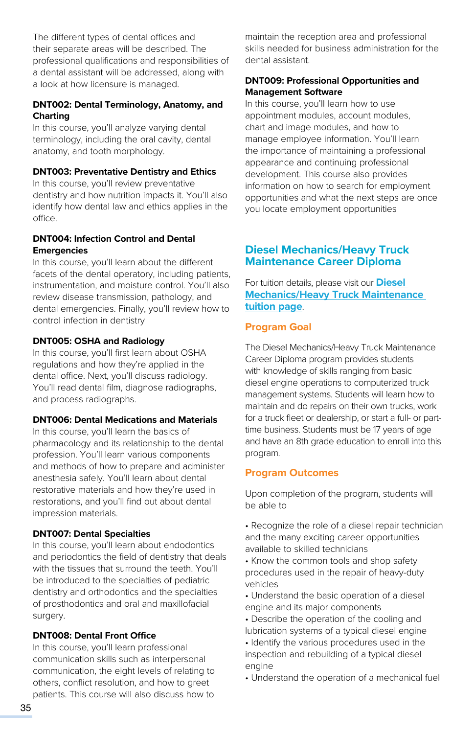The different types of dental offices and their separate areas will be described. The professional qualifications and responsibilities of a dental assistant will be addressed, along with a look at how licensure is managed.

**DNT002: Dental Terminology, Anatomy, and Charting**
In this course, you'll analyze varying dental terminology, including the oral cavity, dental anatomy, and tooth morphology.

**DNT003: Preventative Dentistry and Ethics**
In this course, you'll review preventative dentistry and how nutrition impacts it. You'll also identify how dental law and ethics applies in the office.

**DNT004: Infection Control and Dental Emergencies**
In this course, you'll learn about the different facets of the dental operatory, including patients, instrumentation, and moisture control. You'll also review disease transmission, pathology, and dental emergencies. Finally, you'll review how to control infection in dentistry

**DNT005: OSHA and Radiology**
In this course, you'll first learn about OSHA regulations and how they're applied in the dental office. Next, you'll discuss radiology. You'll read dental film, diagnose radiographs, and process radiographs.

**DNT006: Dental Medications and Materials**
In this course, you'll learn the basics of pharmacology and its relationship to the dental profession. You'll learn various components and methods of how to prepare and administer anesthesia safely. You'll learn about dental restorative materials and how they're used in restorations, and you'll find out about dental impression materials.

**DNT007: Dental Specialties**
In this course, you'll learn about endodontics and periodontics the field of dentistry that deals with the tissues that surround the teeth. You'll be introduced to the specialties of pediatric dentistry and orthodontics and the specialties of prosthodontics and oral and maxillofacial surgery.

**DNT008: Dental Front Office**
In this course, you'll learn professional communication skills such as interpersonal communication, the eight levels of relating to others, conflict resolution, and how to greet patients. This course will also discuss how to maintain the reception area and professional skills needed for business administration for the dental assistant.

**DNT009: Professional Opportunities and Management Software**
In this course, you'll learn how to use appointment modules, account modules, chart and image modules, and how to manage employee information. You'll learn the importance of maintaining a professional appearance and continuing professional development. This course also provides information on how to search for employment opportunities and what the next steps are once you locate employment opportunities

## Diesel Mechanics/Heavy Truck Maintenance Career Diploma

For tuition details, please visit our [Diesel Mechanics/Heavy Truck Maintenance tuition page](#).

### Program Goal

The Diesel Mechanics/Heavy Truck Maintenance Career Diploma program provides students with knowledge of skills ranging from basic diesel engine operations to computerized truck management systems. Students will learn how to maintain and do repairs on their own trucks, work for a truck fleet or dealership, or start a full- or part-time business. Students must be 17 years of age and have an 8th grade education to enroll into this program.

### Program Outcomes

Upon completion of the program, students will be able to

- Recognize the role of a diesel repair technician and the many exciting career opportunities available to skilled technicians
- Know the common tools and shop safety procedures used in the repair of heavy-duty vehicles
- Understand the basic operation of a diesel engine and its major components
- Describe the operation of the cooling and lubrication systems of a typical diesel engine
- Identify the various procedures used in the inspection and rebuilding of a typical diesel engine
- Understand the operation of a mechanical fuel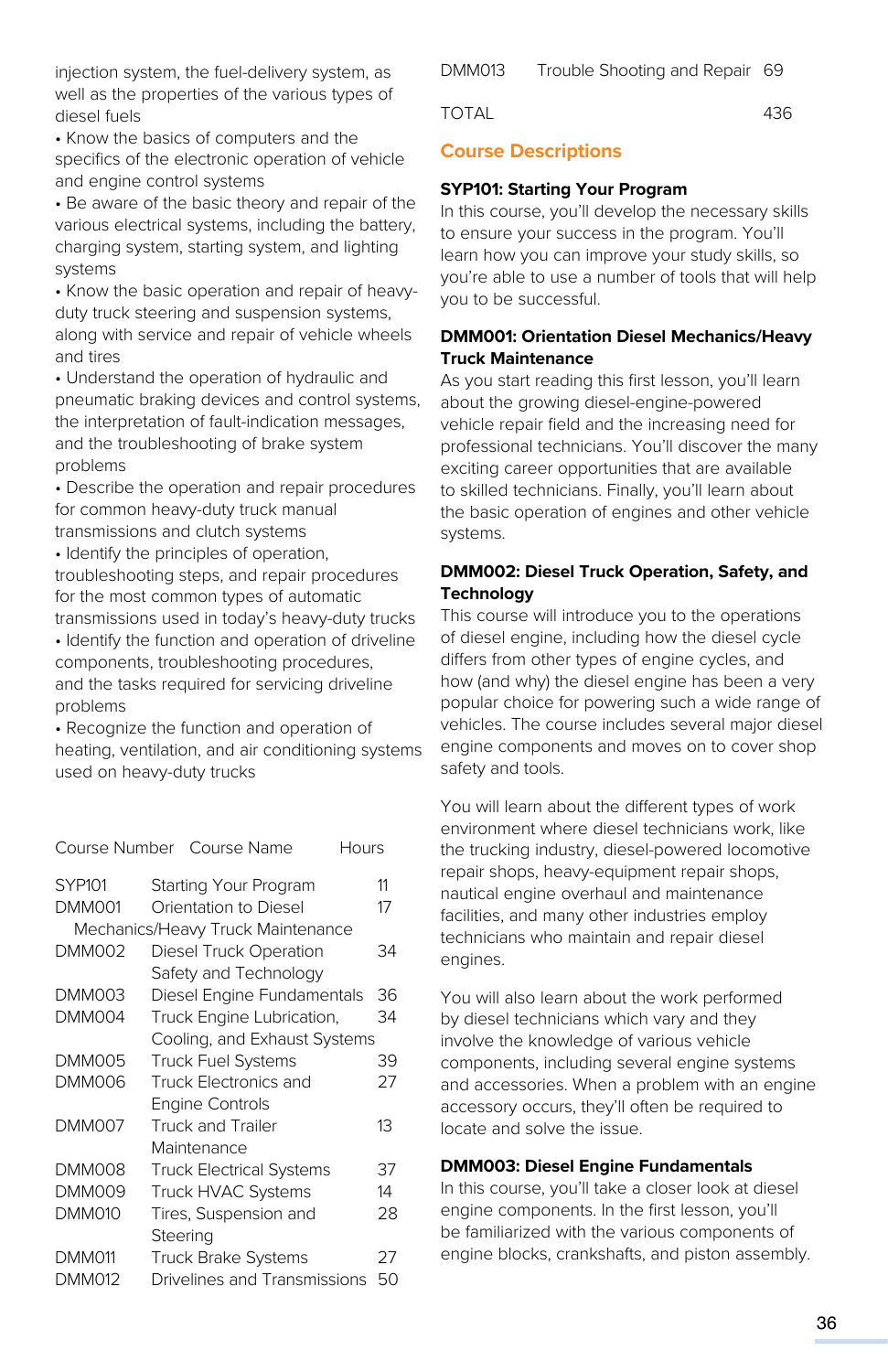injection system, the fuel-delivery system, as well as the properties of the various types of diesel fuels

- Know the basics of computers and the specifics of the electronic operation of vehicle and engine control systems
- Be aware of the basic theory and repair of the various electrical systems, including the battery, charging system, starting system, and lighting systems
- Know the basic operation and repair of heavy-duty truck steering and suspension systems, along with service and repair of vehicle wheels and tires
- Understand the operation of hydraulic and pneumatic braking devices and control systems, the interpretation of fault-indication messages, and the troubleshooting of brake system problems
- Describe the operation and repair procedures for common heavy-duty truck manual transmissions and clutch systems
- Identify the principles of operation, troubleshooting steps, and repair procedures for the most common types of automatic transmissions used in today's heavy-duty trucks
- Identify the function and operation of driveline components, troubleshooting procedures, and the tasks required for servicing driveline problems
- Recognize the function and operation of heating, ventilation, and air conditioning systems used on heavy-duty trucks

| Course Number | Course Name | Hours |
|---|---|---|
| SYP101 | Starting Your Program | 11 |
| DMM001 | Orientation to Diesel Mechanics/Heavy Truck Maintenance | 17 |
| DMM002 | Diesel Truck Operation Safety and Technology | 34 |
| DMM003 | Diesel Engine Fundamentals | 36 |
| DMM004 | Truck Engine Lubrication, Cooling, and Exhaust Systems | 34 |
| DMM005 | Truck Fuel Systems | 39 |
| DMM006 | Truck Electronics and Engine Controls | 27 |
| DMM007 | Truck and Trailer Maintenance | 13 |
| DMM008 | Truck Electrical Systems | 37 |
| DMM009 | Truck HVAC Systems | 14 |
| DMM010 | Tires, Suspension and Steering | 28 |
| DMM011 | Truck Brake Systems | 27 |
| DMM012 | Drivelines and Transmissions | 50 |
| DMM013 | Trouble Shooting and Repair | 69 |
| TOTAL | | 436 |

## Course Descriptions

**SYP101: Starting Your Program**

In this course, you'll develop the necessary skills to ensure your success in the program. You'll learn how you can improve your study skills, so you're able to use a number of tools that will help you to be successful.

**DMM001: Orientation Diesel Mechanics/Heavy Truck Maintenance**

As you start reading this first lesson, you'll learn about the growing diesel-engine-powered vehicle repair field and the increasing need for professional technicians. You'll discover the many exciting career opportunities that are available to skilled technicians. Finally, you'll learn about the basic operation of engines and other vehicle systems.

**DMM002: Diesel Truck Operation, Safety, and Technology**

This course will introduce you to the operations of diesel engine, including how the diesel cycle differs from other types of engine cycles, and how (and why) the diesel engine has been a very popular choice for powering such a wide range of vehicles. The course includes several major diesel engine components and moves on to cover shop safety and tools.

You will learn about the different types of work environment where diesel technicians work, like the trucking industry, diesel-powered locomotive repair shops, heavy-equipment repair shops, nautical engine overhaul and maintenance facilities, and many other industries employ technicians who maintain and repair diesel engines.

You will also learn about the work performed by diesel technicians which vary and they involve the knowledge of various vehicle components, including several engine systems and accessories. When a problem with an engine accessory occurs, they'll often be required to locate and solve the issue.

**DMM003: Diesel Engine Fundamentals**

In this course, you'll take a closer look at diesel engine components. In the first lesson, you'll be familiarized with the various components of engine blocks, crankshafts, and piston assembly.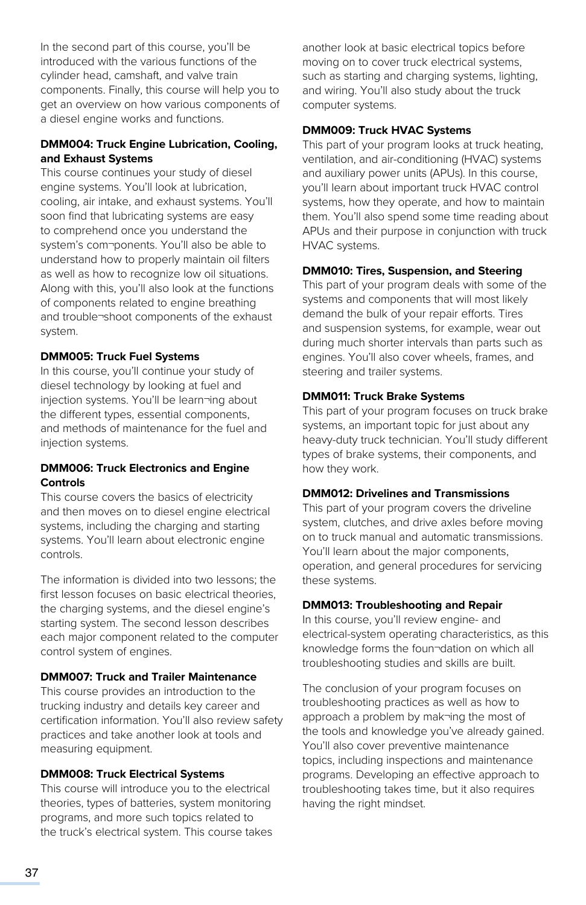In the second part of this course, you'll be introduced with the various functions of the cylinder head, camshaft, and valve train components. Finally, this course will help you to get an overview on how various components of a diesel engine works and functions.

**DMM004: Truck Engine Lubrication, Cooling, and Exhaust Systems**
This course continues your study of diesel engine systems. You'll look at lubrication, cooling, air intake, and exhaust systems. You'll soon find that lubricating systems are easy to comprehend once you understand the system's com¬ponents. You'll also be able to understand how to properly maintain oil filters as well as how to recognize low oil situations. Along with this, you'll also look at the functions of components related to engine breathing and trouble¬shoot components of the exhaust system.

**DMM005: Truck Fuel Systems**
In this course, you'll continue your study of diesel technology by looking at fuel and injection systems. You'll be learn¬ing about the different types, essential components, and methods of maintenance for the fuel and injection systems.

**DMM006: Truck Electronics and Engine Controls**
This course covers the basics of electricity and then moves on to diesel engine electrical systems, including the charging and starting systems. You'll learn about electronic engine controls.

The information is divided into two lessons; the first lesson focuses on basic electrical theories, the charging systems, and the diesel engine's starting system. The second lesson describes each major component related to the computer control system of engines.

**DMM007: Truck and Trailer Maintenance**
This course provides an introduction to the trucking industry and details key career and certification information. You'll also review safety practices and take another look at tools and measuring equipment.

**DMM008: Truck Electrical Systems**
This course will introduce you to the electrical theories, types of batteries, system monitoring programs, and more such topics related to the truck's electrical system. This course takes another look at basic electrical topics before moving on to cover truck electrical systems, such as starting and charging systems, lighting, and wiring. You'll also study about the truck computer systems.

**DMM009: Truck HVAC Systems**
This part of your program looks at truck heating, ventilation, and air-conditioning (HVAC) systems and auxiliary power units (APUs). In this course, you'll learn about important truck HVAC control systems, how they operate, and how to maintain them. You'll also spend some time reading about APUs and their purpose in conjunction with truck HVAC systems.

**DMM010: Tires, Suspension, and Steering**
This part of your program deals with some of the systems and components that will most likely demand the bulk of your repair efforts. Tires and suspension systems, for example, wear out during much shorter intervals than parts such as engines. You'll also cover wheels, frames, and steering and trailer systems.

**DMM011: Truck Brake Systems**
This part of your program focuses on truck brake systems, an important topic for just about any heavy-duty truck technician. You'll study different types of brake systems, their components, and how they work.

**DMM012: Drivelines and Transmissions**
This part of your program covers the driveline system, clutches, and drive axles before moving on to truck manual and automatic transmissions. You'll learn about the major components, operation, and general procedures for servicing these systems.

**DMM013: Troubleshooting and Repair**
In this course, you'll review engine- and electrical-system operating characteristics, as this knowledge forms the foun¬dation on which all troubleshooting studies and skills are built.

The conclusion of your program focuses on troubleshooting practices as well as how to approach a problem by mak¬ing the most of the tools and knowledge you've already gained. You'll also cover preventive maintenance topics, including inspections and maintenance programs. Developing an effective approach to troubleshooting takes time, but it also requires having the right mindset.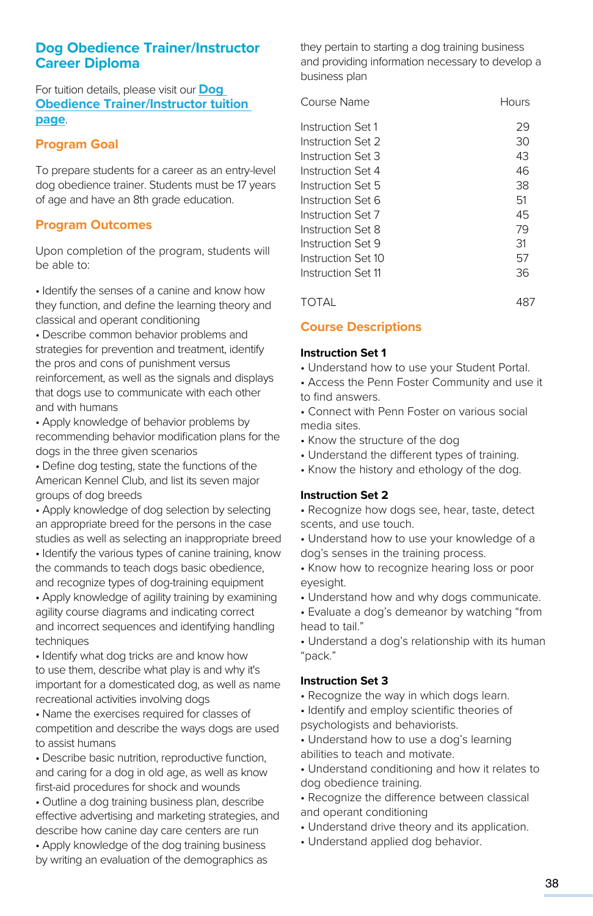## Dog Obedience Trainer/Instructor Career Diploma

For tuition details, please visit our **Dog Obedience Trainer/Instructor tuition page**.

### Program Goal

To prepare students for a career as an entry-level dog obedience trainer. Students must be 17 years of age and have an 8th grade education.

### Program Outcomes

Upon completion of the program, students will be able to:

- Identify the senses of a canine and know how they function, and define the learning theory and classical and operant conditioning
- Describe common behavior problems and strategies for prevention and treatment, identify the pros and cons of punishment versus reinforcement, as well as the signals and displays that dogs use to communicate with each other and with humans
- Apply knowledge of behavior problems by recommending behavior modification plans for the dogs in the three given scenarios
- Define dog testing, state the functions of the American Kennel Club, and list its seven major groups of dog breeds
- Apply knowledge of dog selection by selecting an appropriate breed for the persons in the case studies as well as selecting an inappropriate breed
- Identify the various types of canine training, know the commands to teach dogs basic obedience, and recognize types of dog-training equipment
- Apply knowledge of agility training by examining agility course diagrams and indicating correct and incorrect sequences and identifying handling techniques
- Identify what dog tricks are and know how to use them, describe what play is and why it's important for a domesticated dog, as well as name recreational activities involving dogs
- Name the exercises required for classes of competition and describe the ways dogs are used to assist humans
- Describe basic nutrition, reproductive function, and caring for a dog in old age, as well as know first-aid procedures for shock and wounds
- Outline a dog training business plan, describe effective advertising and marketing strategies, and describe how canine day care centers are run
- Apply knowledge of the dog training business by writing an evaluation of the demographics as they pertain to starting a dog training business and providing information necessary to develop a business plan

| Course Name | Hours |
|---|---|
| Instruction Set 1 | 29 |
| Instruction Set 2 | 30 |
| Instruction Set 3 | 43 |
| Instruction Set 4 | 46 |
| Instruction Set 5 | 38 |
| Instruction Set 6 | 51 |
| Instruction Set 7 | 45 |
| Instruction Set 8 | 79 |
| Instruction Set 9 | 31 |
| Instruction Set 10 | 57 |
| Instruction Set 11 | 36 |
| TOTAL | 487 |

### Course Descriptions

**Instruction Set 1**

- Understand how to use your Student Portal.
- Access the Penn Foster Community and use it to find answers.
- Connect with Penn Foster on various social media sites.
- Know the structure of the dog
- Understand the different types of training.
- Know the history and ethology of the dog.

**Instruction Set 2**

- Recognize how dogs see, hear, taste, detect scents, and use touch.
- Understand how to use your knowledge of a dog's senses in the training process.
- Know how to recognize hearing loss or poor eyesight.
- Understand how and why dogs communicate.
- Evaluate a dog's demeanor by watching "from head to tail."
- Understand a dog's relationship with its human "pack."

**Instruction Set 3**

- Recognize the way in which dogs learn.
- Identify and employ scientific theories of psychologists and behaviorists.
- Understand how to use a dog's learning abilities to teach and motivate.
- Understand conditioning and how it relates to dog obedience training.
- Recognize the difference between classical and operant conditioning
- Understand drive theory and its application.
- Understand applied dog behavior.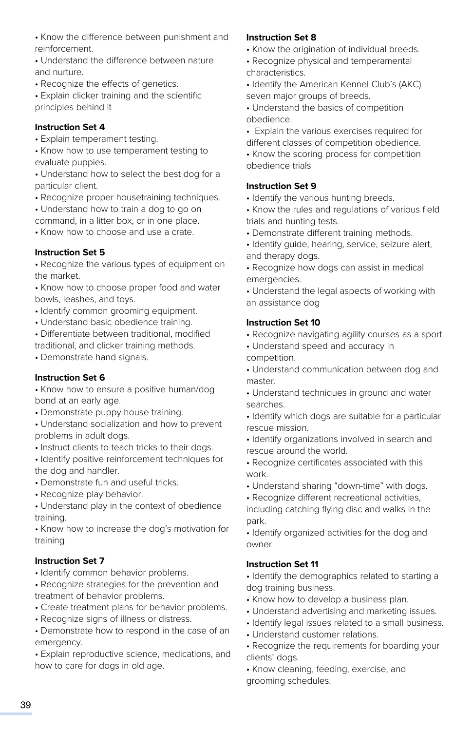- Know the difference between punishment and reinforcement.
- Understand the difference between nature and nurture.
- Recognize the effects of genetics.
- Explain clicker training and the scientific principles behind it

**Instruction Set 4**

- Explain temperament testing.
- Know how to use temperament testing to evaluate puppies.
- Understand how to select the best dog for a particular client.
- Recognize proper housetraining techniques.
- Understand how to train a dog to go on command, in a litter box, or in one place.
- Know how to choose and use a crate.

**Instruction Set 5**

- Recognize the various types of equipment on the market.
- Know how to choose proper food and water bowls, leashes, and toys.
- Identify common grooming equipment.
- Understand basic obedience training.
- Differentiate between traditional, modified traditional, and clicker training methods.
- Demonstrate hand signals.

**Instruction Set 6**

- Know how to ensure a positive human/dog bond at an early age.
- Demonstrate puppy house training.
- Understand socialization and how to prevent problems in adult dogs.
- Instruct clients to teach tricks to their dogs.
- Identify positive reinforcement techniques for the dog and handler.
- Demonstrate fun and useful tricks.
- Recognize play behavior.
- Understand play in the context of obedience training.
- Know how to increase the dog's motivation for training

**Instruction Set 7**

- Identify common behavior problems.
- Recognize strategies for the prevention and treatment of behavior problems.
- Create treatment plans for behavior problems.
- Recognize signs of illness or distress.
- Demonstrate how to respond in the case of an emergency.
- Explain reproductive science, medications, and how to care for dogs in old age.

**Instruction Set 8**

- Know the origination of individual breeds.
- Recognize physical and temperamental characteristics.
- Identify the American Kennel Club's (AKC) seven major groups of breeds.
- Understand the basics of competition obedience.
- Explain the various exercises required for different classes of competition obedience.
- Know the scoring process for competition obedience trials

**Instruction Set 9**

- Identify the various hunting breeds.
- Know the rules and regulations of various field trials and hunting tests.
- Demonstrate different training methods.
- Identify guide, hearing, service, seizure alert, and therapy dogs.
- Recognize how dogs can assist in medical emergencies.
- Understand the legal aspects of working with an assistance dog

**Instruction Set 10**

- Recognize navigating agility courses as a sport.
- Understand speed and accuracy in competition.
- Understand communication between dog and master.
- Understand techniques in ground and water searches.
- Identify which dogs are suitable for a particular rescue mission.
- Identify organizations involved in search and rescue around the world.
- Recognize certificates associated with this work.
- Understand sharing "down-time" with dogs.
- Recognize different recreational activities, including catching flying disc and walks in the park.
- Identify organized activities for the dog and owner

**Instruction Set 11**

- Identify the demographics related to starting a dog training business.
- Know how to develop a business plan.
- Understand advertising and marketing issues.
- Identify legal issues related to a small business.
- Understand customer relations.
- Recognize the requirements for boarding your clients' dogs.
- Know cleaning, feeding, exercise, and grooming schedules.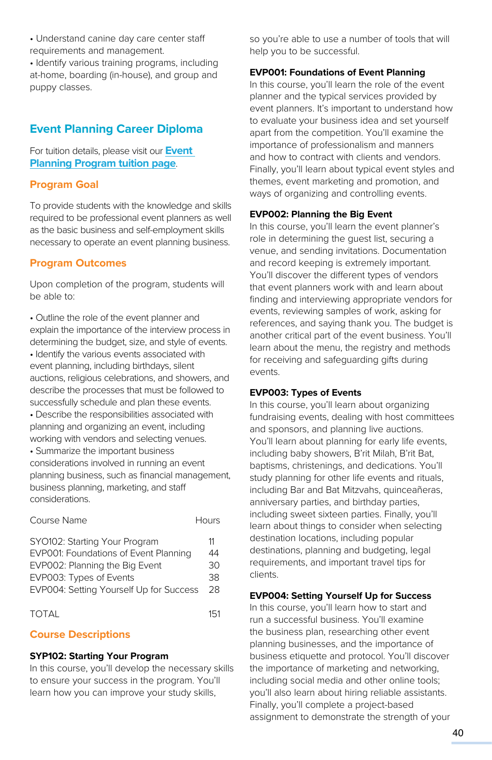- Understand canine day care center staff requirements and management.
- Identify various training programs, including at-home, boarding (in-house), and group and puppy classes.

## Event Planning Career Diploma

For tuition details, please visit our [Event Planning Program tuition page](#).

### Program Goal

To provide students with the knowledge and skills required to be professional event planners as well as the basic business and self-employment skills necessary to operate an event planning business.

### Program Outcomes

Upon completion of the program, students will be able to:

- Outline the role of the event planner and explain the importance of the interview process in determining the budget, size, and style of events.
- Identify the various events associated with event planning, including birthdays, silent auctions, religious celebrations, and showers, and describe the processes that must be followed to successfully schedule and plan these events.
- Describe the responsibilities associated with planning and organizing an event, including working with vendors and selecting venues.
- Summarize the important business considerations involved in running an event planning business, such as financial management, business planning, marketing, and staff considerations.

| Course Name | Hours |
|---|---|
| SYO102: Starting Your Program | 11 |
| EVP001: Foundations of Event Planning | 44 |
| EVP002: Planning the Big Event | 30 |
| EVP003: Types of Events | 38 |
| EVP004: Setting Yourself Up for Success | 28 |
| TOTAL | 151 |

### Course Descriptions

**SYP102: Starting Your Program**
In this course, you'll develop the necessary skills to ensure your success in the program. You'll learn how you can improve your study skills, so you're able to use a number of tools that will help you to be successful.

**EVP001: Foundations of Event Planning**
In this course, you'll learn the role of the event planner and the typical services provided by event planners. It's important to understand how to evaluate your business idea and set yourself apart from the competition. You'll examine the importance of professionalism and manners and how to contract with clients and vendors. Finally, you'll learn about typical event styles and themes, event marketing and promotion, and ways of organizing and controlling events.

**EVP002: Planning the Big Event**
In this course, you'll learn the event planner's role in determining the guest list, securing a venue, and sending invitations. Documentation and record keeping is extremely important. You'll discover the different types of vendors that event planners work with and learn about finding and interviewing appropriate vendors for events, reviewing samples of work, asking for references, and saying thank you. The budget is another critical part of the event business. You'll learn about the menu, the registry and methods for receiving and safeguarding gifts during events.

**EVP003: Types of Events**
In this course, you'll learn about organizing fundraising events, dealing with host committees and sponsors, and planning live auctions. You'll learn about planning for early life events, including baby showers, B'rit Milah, B'rit Bat, baptisms, christenings, and dedications. You'll study planning for other life events and rituals, including Bar and Bat Mitzvahs, quinceañeras, anniversary parties, and birthday parties, including sweet sixteen parties. Finally, you'll learn about things to consider when selecting destination locations, including popular destinations, planning and budgeting, legal requirements, and important travel tips for clients.

**EVP004: Setting Yourself Up for Success**
In this course, you'll learn how to start and run a successful business. You'll examine the business plan, researching other event planning businesses, and the importance of business etiquette and protocol. You'll discover the importance of marketing and networking, including social media and other online tools; you'll also learn about hiring reliable assistants. Finally, you'll complete a project-based assignment to demonstrate the strength of your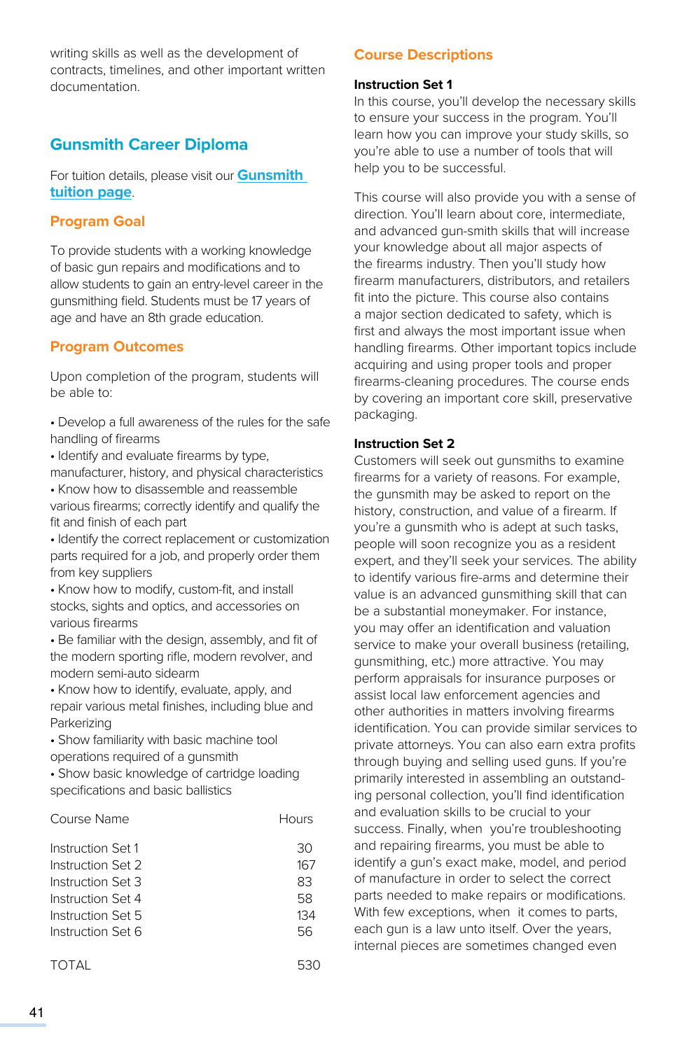writing skills as well as the development of contracts, timelines, and other important written documentation.

## Gunsmith Career Diploma

For tuition details, please visit our **Gunsmith tuition page**.

### Program Goal

To provide students with a working knowledge of basic gun repairs and modifications and to allow students to gain an entry-level career in the gunsmithing field. Students must be 17 years of age and have an 8th grade education.

### Program Outcomes

Upon completion of the program, students will be able to:

- Develop a full awareness of the rules for the safe handling of firearms
- Identify and evaluate firearms by type, manufacturer, history, and physical characteristics
- Know how to disassemble and reassemble various firearms; correctly identify and qualify the fit and finish of each part
- Identify the correct replacement or customization parts required for a job, and properly order them from key suppliers
- Know how to modify, custom-fit, and install stocks, sights and optics, and accessories on various firearms
- Be familiar with the design, assembly, and fit of the modern sporting rifle, modern revolver, and modern semi-auto sidearm
- Know how to identify, evaluate, apply, and repair various metal finishes, including blue and Parkerizing
- Show familiarity with basic machine tool operations required of a gunsmith
- Show basic knowledge of cartridge loading specifications and basic ballistics

| Course Name | Hours |
|---|---|
| Instruction Set 1 | 30 |
| Instruction Set 2 | 167 |
| Instruction Set 3 | 83 |
| Instruction Set 4 | 58 |
| Instruction Set 5 | 134 |
| Instruction Set 6 | 56 |
| TOTAL | 530 |

### Course Descriptions

**Instruction Set 1**
In this course, you'll develop the necessary skills to ensure your success in the program. You'll learn how you can improve your study skills, so you're able to use a number of tools that will help you to be successful.

This course will also provide you with a sense of direction. You'll learn about core, intermediate, and advanced gun-smith skills that will increase your knowledge about all major aspects of the firearms industry. Then you'll study how firearm manufacturers, distributors, and retailers fit into the picture. This course also contains a major section dedicated to safety, which is first and always the most important issue when handling firearms. Other important topics include acquiring and using proper tools and proper firearms-cleaning procedures. The course ends by covering an important core skill, preservative packaging.

**Instruction Set 2**
Customers will seek out gunsmiths to examine firearms for a variety of reasons. For example, the gunsmith may be asked to report on the history, construction, and value of a firearm. If you're a gunsmith who is adept at such tasks, people will soon recognize you as a resident expert, and they'll seek your services. The ability to identify various fire-arms and determine their value is an advanced gunsmithing skill that can be a substantial moneymaker. For instance, you may offer an identification and valuation service to make your overall business (retailing, gunsmithing, etc.) more attractive. You may perform appraisals for insurance purposes or assist local law enforcement agencies and other authorities in matters involving firearms identification. You can provide similar services to private attorneys. You can also earn extra profits through buying and selling used guns. If you're primarily interested in assembling an outstanding personal collection, you'll find identification and evaluation skills to be crucial to your success. Finally, when you're troubleshooting and repairing firearms, you must be able to identify a gun's exact make, model, and period of manufacture in order to select the correct parts needed to make repairs or modifications. With few exceptions, when it comes to parts, each gun is a law unto itself. Over the years, internal pieces are sometimes changed even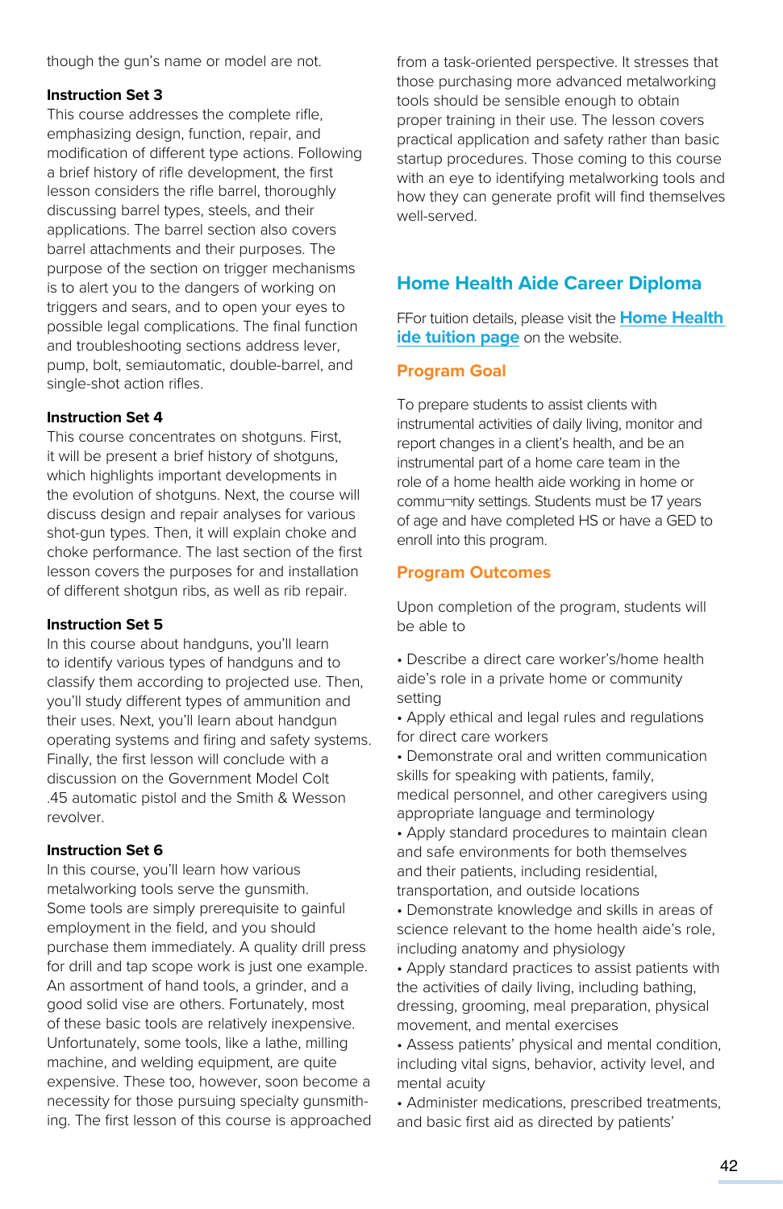though the gun's name or model are not.

**Instruction Set 3**
This course addresses the complete rifle, emphasizing design, function, repair, and modification of different type actions. Following a brief history of rifle development, the first lesson considers the rifle barrel, thoroughly discussing barrel types, steels, and their applications. The barrel section also covers barrel attachments and their purposes. The purpose of the section on trigger mechanisms is to alert you to the dangers of working on triggers and sears, and to open your eyes to possible legal complications. The final function and troubleshooting sections address lever, pump, bolt, semiautomatic, double-barrel, and single-shot action rifles.

**Instruction Set 4**
This course concentrates on shotguns. First, it will be present a brief history of shotguns, which highlights important developments in the evolution of shotguns. Next, the course will discuss design and repair analyses for various shot-gun types. Then, it will explain choke and choke performance. The last section of the first lesson covers the purposes for and installation of different shotgun ribs, as well as rib repair.

**Instruction Set 5**
In this course about handguns, you'll learn to identify various types of handguns and to classify them according to projected use. Then, you'll study different types of ammunition and their uses. Next, you'll learn about handgun operating systems and firing and safety systems. Finally, the first lesson will conclude with a discussion on the Government Model Colt .45 automatic pistol and the Smith & Wesson revolver.

**Instruction Set 6**
In this course, you'll learn how various metalworking tools serve the gunsmith. Some tools are simply prerequisite to gainful employment in the field, and you should purchase them immediately. A quality drill press for drill and tap scope work is just one example. An assortment of hand tools, a grinder, and a good solid vise are others. Fortunately, most of these basic tools are relatively inexpensive. Unfortunately, some tools, like a lathe, milling machine, and welding equipment, are quite expensive. These too, however, soon become a necessity for those pursuing specialty gunsmith-ing. The first lesson of this course is approached from a task-oriented perspective. It stresses that those purchasing more advanced metalworking tools should be sensible enough to obtain proper training in their use. The lesson covers practical application and safety rather than basic startup procedures. Those coming to this course with an eye to identifying metalworking tools and how they can generate profit will find themselves well-served.

## Home Health Aide Career Diploma

FFor tuition details, please visit the [Home Health ide tuition page] on the website.

### Program Goal

To prepare students to assist clients with instrumental activities of daily living, monitor and report changes in a client's health, and be an instrumental part of a home care team in the role of a home health aide working in home or commu¬nity settings. Students must be 17 years of age and have completed HS or have a GED to enroll into this program.

### Program Outcomes

Upon completion of the program, students will be able to

- Describe a direct care worker's/home health aide's role in a private home or community setting
- Apply ethical and legal rules and regulations for direct care workers
- Demonstrate oral and written communication skills for speaking with patients, family, medical personnel, and other caregivers using appropriate language and terminology
- Apply standard procedures to maintain clean and safe environments for both themselves and their patients, including residential, transportation, and outside locations
- Demonstrate knowledge and skills in areas of science relevant to the home health aide's role, including anatomy and physiology
- Apply standard practices to assist patients with the activities of daily living, including bathing, dressing, grooming, meal preparation, physical movement, and mental exercises
- Assess patients' physical and mental condition, including vital signs, behavior, activity level, and mental acuity
- Administer medications, prescribed treatments, and basic first aid as directed by patients'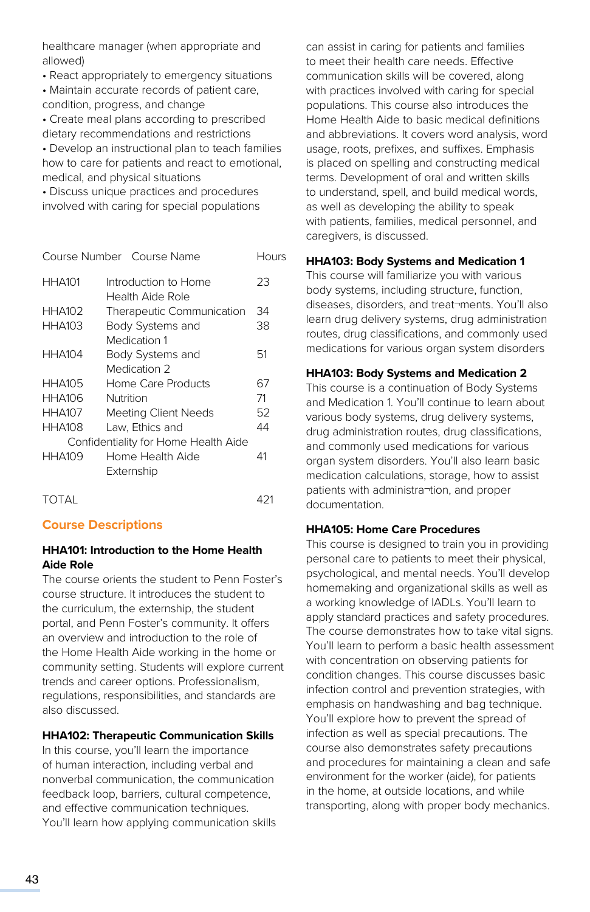healthcare manager (when appropriate and allowed)

- React appropriately to emergency situations
- Maintain accurate records of patient care, condition, progress, and change
- Create meal plans according to prescribed dietary recommendations and restrictions
- Develop an instructional plan to teach families how to care for patients and react to emotional, medical, and physical situations
- Discuss unique practices and procedures involved with caring for special populations

| Course Number | Course Name | Hours |
|---|---|---|
| HHA101 | Introduction to Home Health Aide Role | 23 |
| HHA102 | Therapeutic Communication | 34 |
| HHA103 | Body Systems and Medication 1 | 38 |
| HHA104 | Body Systems and Medication 2 | 51 |
| HHA105 | Home Care Products | 67 |
| HHA106 | Nutrition | 71 |
| HHA107 | Meeting Client Needs | 52 |
| HHA108 | Law, Ethics and Confidentiality for Home Health Aide | 44 |
| HHA109 | Home Health Aide Externship | 41 |
| TOTAL | | 421 |

## Course Descriptions

### HHA101: Introduction to the Home Health Aide Role

The course orients the student to Penn Foster's course structure. It introduces the student to the curriculum, the externship, the student portal, and Penn Foster's community. It offers an overview and introduction to the role of the Home Health Aide working in the home or community setting. Students will explore current trends and career options. Professionalism, regulations, responsibilities, and standards are also discussed.

### HHA102: Therapeutic Communication Skills

In this course, you'll learn the importance of human interaction, including verbal and nonverbal communication, the communication feedback loop, barriers, cultural competence, and effective communication techniques. You'll learn how applying communication skills can assist in caring for patients and families to meet their health care needs. Effective communication skills will be covered, along with practices involved with caring for special populations. This course also introduces the Home Health Aide to basic medical definitions and abbreviations. It covers word analysis, word usage, roots, prefixes, and suffixes. Emphasis is placed on spelling and constructing medical terms. Development of oral and written skills to understand, spell, and build medical words, as well as developing the ability to speak with patients, families, medical personnel, and caregivers, is discussed.

### HHA103: Body Systems and Medication 1

This course will familiarize you with various body systems, including structure, function, diseases, disorders, and treat¬ments. You'll also learn drug delivery systems, drug administration routes, drug classifications, and commonly used medications for various organ system disorders

### HHA103: Body Systems and Medication 2

This course is a continuation of Body Systems and Medication 1. You'll continue to learn about various body systems, drug delivery systems, drug administration routes, drug classifications, and commonly used medications for various organ system disorders. You'll also learn basic medication calculations, storage, how to assist patients with administra¬tion, and proper documentation.

### HHA105: Home Care Procedures

This course is designed to train you in providing personal care to patients to meet their physical, psychological, and mental needs. You'll develop homemaking and organizational skills as well as a working knowledge of IADLs. You'll learn to apply standard practices and safety procedures. The course demonstrates how to take vital signs. You'll learn to perform a basic health assessment with concentration on observing patients for condition changes. This course discusses basic infection control and prevention strategies, with emphasis on handwashing and bag technique. You'll explore how to prevent the spread of infection as well as special precautions. The course also demonstrates safety precautions and procedures for maintaining a clean and safe environment for the worker (aide), for patients in the home, at outside locations, and while transporting, along with proper body mechanics.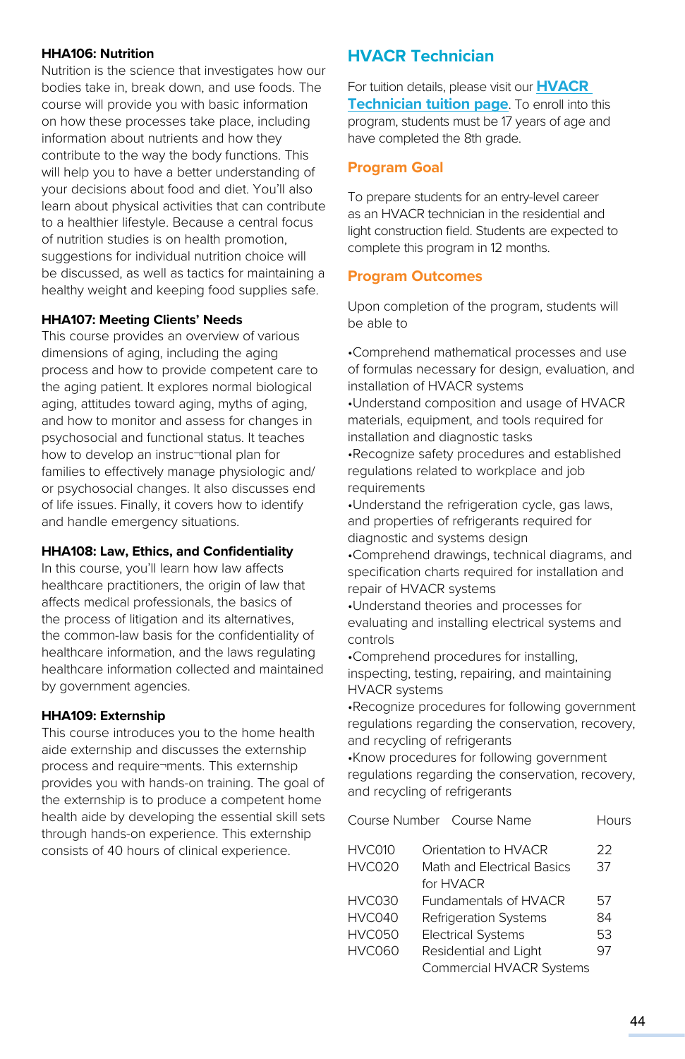**HHA106: Nutrition**

Nutrition is the science that investigates how our bodies take in, break down, and use foods. The course will provide you with basic information on how these processes take place, including information about nutrients and how they contribute to the way the body functions. This will help you to have a better understanding of your decisions about food and diet. You'll also learn about physical activities that can contribute to a healthier lifestyle. Because a central focus of nutrition studies is on health promotion, suggestions for individual nutrition choice will be discussed, as well as tactics for maintaining a healthy weight and keeping food supplies safe.

**HHA107: Meeting Clients' Needs**

This course provides an overview of various dimensions of aging, including the aging process and how to provide competent care to the aging patient. It explores normal biological aging, attitudes toward aging, myths of aging, and how to monitor and assess for changes in psychosocial and functional status. It teaches how to develop an instruc¬tional plan for families to effectively manage physiologic and/or psychosocial changes. It also discusses end of life issues. Finally, it covers how to identify and handle emergency situations.

**HHA108: Law, Ethics, and Confidentiality**

In this course, you'll learn how law affects healthcare practitioners, the origin of law that affects medical professionals, the basics of the process of litigation and its alternatives, the common-law basis for the confidentiality of healthcare information, and the laws regulating healthcare information collected and maintained by government agencies.

**HHA109: Externship**

This course introduces you to the home health aide externship and discusses the externship process and require¬ments. This externship provides you with hands-on training. The goal of the externship is to produce a competent home health aide by developing the essential skill sets through hands-on experience. This externship consists of 40 hours of clinical experience.

## HVACR Technician

For tuition details, please visit our **HVACR Technician tuition page**. To enroll into this program, students must be 17 years of age and have completed the 8th grade.

### Program Goal

To prepare students for an entry-level career as an HVACR technician in the residential and light construction field. Students are expected to complete this program in 12 months.

### Program Outcomes

Upon completion of the program, students will be able to

- Comprehend mathematical processes and use of formulas necessary for design, evaluation, and installation of HVACR systems
- Understand composition and usage of HVACR materials, equipment, and tools required for installation and diagnostic tasks
- Recognize safety procedures and established regulations related to workplace and job requirements
- Understand the refrigeration cycle, gas laws, and properties of refrigerants required for diagnostic and systems design
- Comprehend drawings, technical diagrams, and specification charts required for installation and repair of HVACR systems
- Understand theories and processes for evaluating and installing electrical systems and controls
- Comprehend procedures for installing, inspecting, testing, repairing, and maintaining HVACR systems
- Recognize procedures for following government regulations regarding the conservation, recovery, and recycling of refrigerants
- Know procedures for following government regulations regarding the conservation, recovery, and recycling of refrigerants

| Course Number | Course Name | Hours |
|---|---|---|
| HVC010 | Orientation to HVACR | 22 |
| HVC020 | Math and Electrical Basics for HVACR | 37 |
| HVC030 | Fundamentals of HVACR | 57 |
| HVC040 | Refrigeration Systems | 84 |
| HVC050 | Electrical Systems | 53 |
| HVC060 | Residential and Light Commercial HVACR Systems | 97 |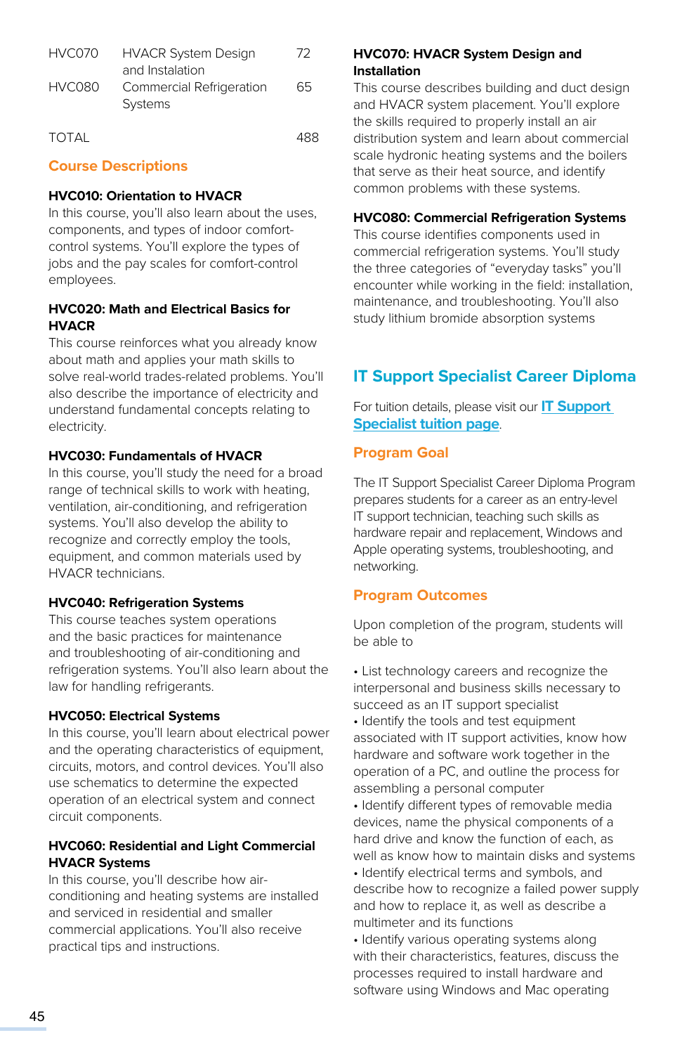| | | |
|---|---|---|
| HVC070 | HVACR System Design and Instalation | 72 |
| HVC080 | Commercial Refrigeration Systems | 65 |
| TOTAL | | 488 |

## Course Descriptions

**HVC010: Orientation to HVACR**
In this course, you'll also learn about the uses, components, and types of indoor comfort-control systems. You'll explore the types of jobs and the pay scales for comfort-control employees.

**HVC020: Math and Electrical Basics for HVACR**
This course reinforces what you already know about math and applies your math skills to solve real-world trades-related problems. You'll also describe the importance of electricity and understand fundamental concepts relating to electricity.

**HVC030: Fundamentals of HVACR**
In this course, you'll study the need for a broad range of technical skills to work with heating, ventilation, air-conditioning, and refrigeration systems. You'll also develop the ability to recognize and correctly employ the tools, equipment, and common materials used by HVACR technicians.

**HVC040: Refrigeration Systems**
This course teaches system operations and the basic practices for maintenance and troubleshooting of air-conditioning and refrigeration systems. You'll also learn about the law for handling refrigerants.

**HVC050: Electrical Systems**
In this course, you'll learn about electrical power and the operating characteristics of equipment, circuits, motors, and control devices. You'll also use schematics to determine the expected operation of an electrical system and connect circuit components.

**HVC060: Residential and Light Commercial HVACR Systems**
In this course, you'll describe how air-conditioning and heating systems are installed and serviced in residential and smaller commercial applications. You'll also receive practical tips and instructions.

**HVC070: HVACR System Design and Installation**
This course describes building and duct design and HVACR system placement. You'll explore the skills required to properly install an air distribution system and learn about commercial scale hydronic heating systems and the boilers that serve as their heat source, and identify common problems with these systems.

**HVC080: Commercial Refrigeration Systems**
This course identifies components used in commercial refrigeration systems. You'll study the three categories of "everyday tasks" you'll encounter while working in the field: installation, maintenance, and troubleshooting. You'll also study lithium bromide absorption systems

# IT Support Specialist Career Diploma

For tuition details, please visit our IT Support Specialist tuition page.

## Program Goal

The IT Support Specialist Career Diploma Program prepares students for a career as an entry-level IT support technician, teaching such skills as hardware repair and replacement, Windows and Apple operating systems, troubleshooting, and networking.

## Program Outcomes

Upon completion of the program, students will be able to

- List technology careers and recognize the interpersonal and business skills necessary to succeed as an IT support specialist
- Identify the tools and test equipment associated with IT support activities, know how hardware and software work together in the operation of a PC, and outline the process for assembling a personal computer
- Identify different types of removable media devices, name the physical components of a hard drive and know the function of each, as well as know how to maintain disks and systems
- Identify electrical terms and symbols, and describe how to recognize a failed power supply and how to replace it, as well as describe a multimeter and its functions
- Identify various operating systems along with their characteristics, features, discuss the processes required to install hardware and software using Windows and Mac operating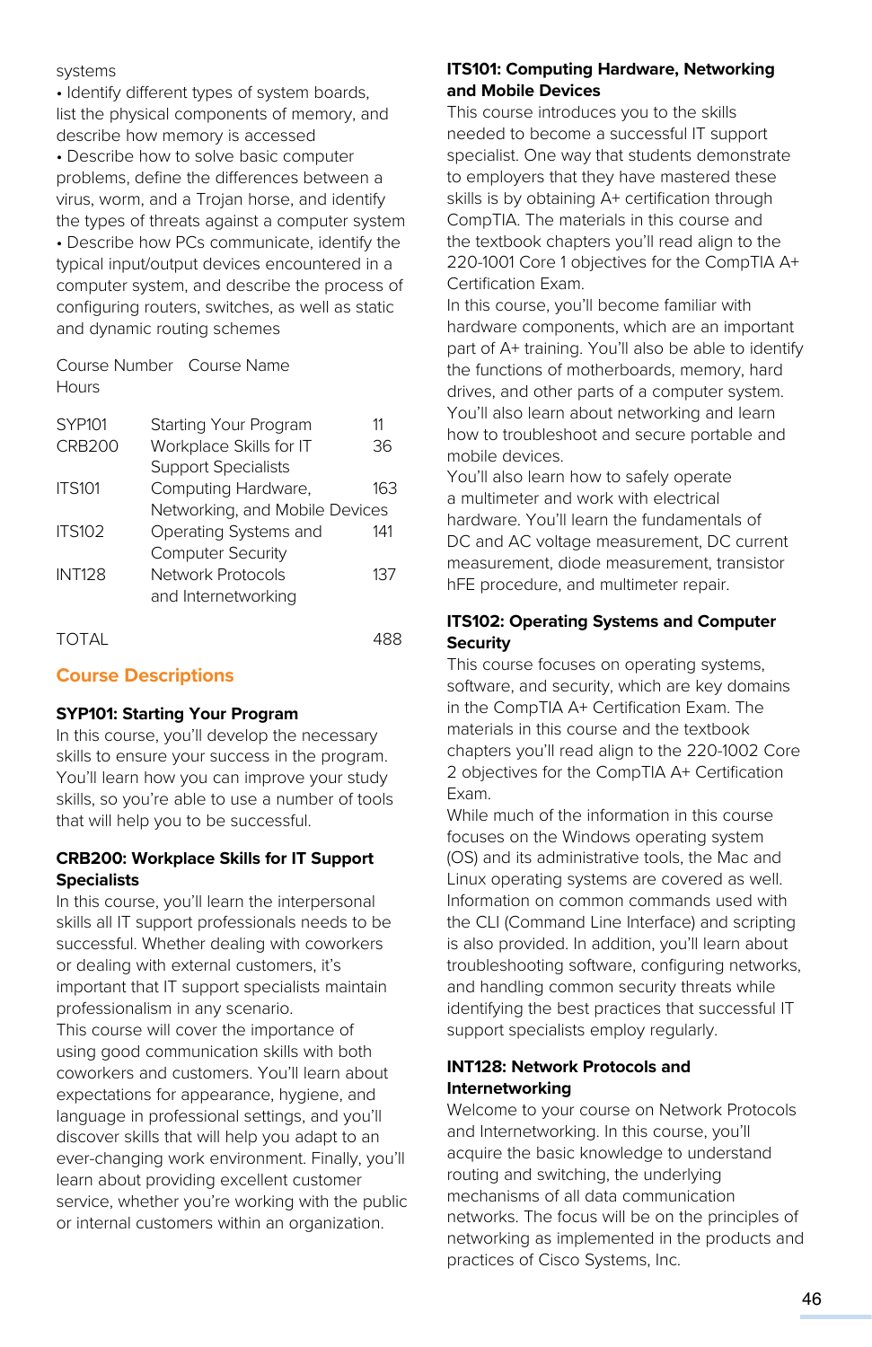systems

- Identify different types of system boards, list the physical components of memory, and describe how memory is accessed
- Describe how to solve basic computer problems, define the differences between a virus, worm, and a Trojan horse, and identify the types of threats against a computer system
- Describe how PCs communicate, identify the typical input/output devices encountered in a computer system, and describe the process of configuring routers, switches, as well as static and dynamic routing schemes

| Course Number | Course Name | Hours |
|---|---|---|
| SYP101 | Starting Your Program | 11 |
| CRB200 | Workplace Skills for IT Support Specialists | 36 |
| ITS101 | Computing Hardware, Networking, and Mobile Devices | 163 |
| ITS102 | Operating Systems and Computer Security | 141 |
| INT128 | Network Protocols and Internetworking | 137 |
| TOTAL | | 488 |

## Course Descriptions

**SYP101: Starting Your Program**

In this course, you'll develop the necessary skills to ensure your success in the program. You'll learn how you can improve your study skills, so you're able to use a number of tools that will help you to be successful.

**CRB200: Workplace Skills for IT Support Specialists**

In this course, you'll learn the interpersonal skills all IT support professionals needs to be successful. Whether dealing with coworkers or dealing with external customers, it's important that IT support specialists maintain professionalism in any scenario.

This course will cover the importance of using good communication skills with both coworkers and customers. You'll learn about expectations for appearance, hygiene, and language in professional settings, and you'll discover skills that will help you adapt to an ever-changing work environment. Finally, you'll learn about providing excellent customer service, whether you're working with the public or internal customers within an organization.

**ITS101: Computing Hardware, Networking and Mobile Devices**

This course introduces you to the skills needed to become a successful IT support specialist. One way that students demonstrate to employers that they have mastered these skills is by obtaining A+ certification through CompTIA. The materials in this course and the textbook chapters you'll read align to the 220-1001 Core 1 objectives for the CompTIA A+ Certification Exam.

In this course, you'll become familiar with hardware components, which are an important part of A+ training. You'll also be able to identify the functions of motherboards, memory, hard drives, and other parts of a computer system. You'll also learn about networking and learn how to troubleshoot and secure portable and mobile devices.

You'll also learn how to safely operate a multimeter and work with electrical hardware. You'll learn the fundamentals of DC and AC voltage measurement, DC current measurement, diode measurement, transistor hFE procedure, and multimeter repair.

**ITS102: Operating Systems and Computer Security**

This course focuses on operating systems, software, and security, which are key domains in the CompTIA A+ Certification Exam. The materials in this course and the textbook chapters you'll read align to the 220-1002 Core 2 objectives for the CompTIA A+ Certification Exam.

While much of the information in this course focuses on the Windows operating system (OS) and its administrative tools, the Mac and Linux operating systems are covered as well. Information on common commands used with the CLI (Command Line Interface) and scripting is also provided. In addition, you'll learn about troubleshooting software, configuring networks, and handling common security threats while identifying the best practices that successful IT support specialists employ regularly.

**INT128: Network Protocols and Internetworking**

Welcome to your course on Network Protocols and Internetworking. In this course, you'll acquire the basic knowledge to understand routing and switching, the underlying mechanisms of all data communication networks. The focus will be on the principles of networking as implemented in the products and practices of Cisco Systems, Inc.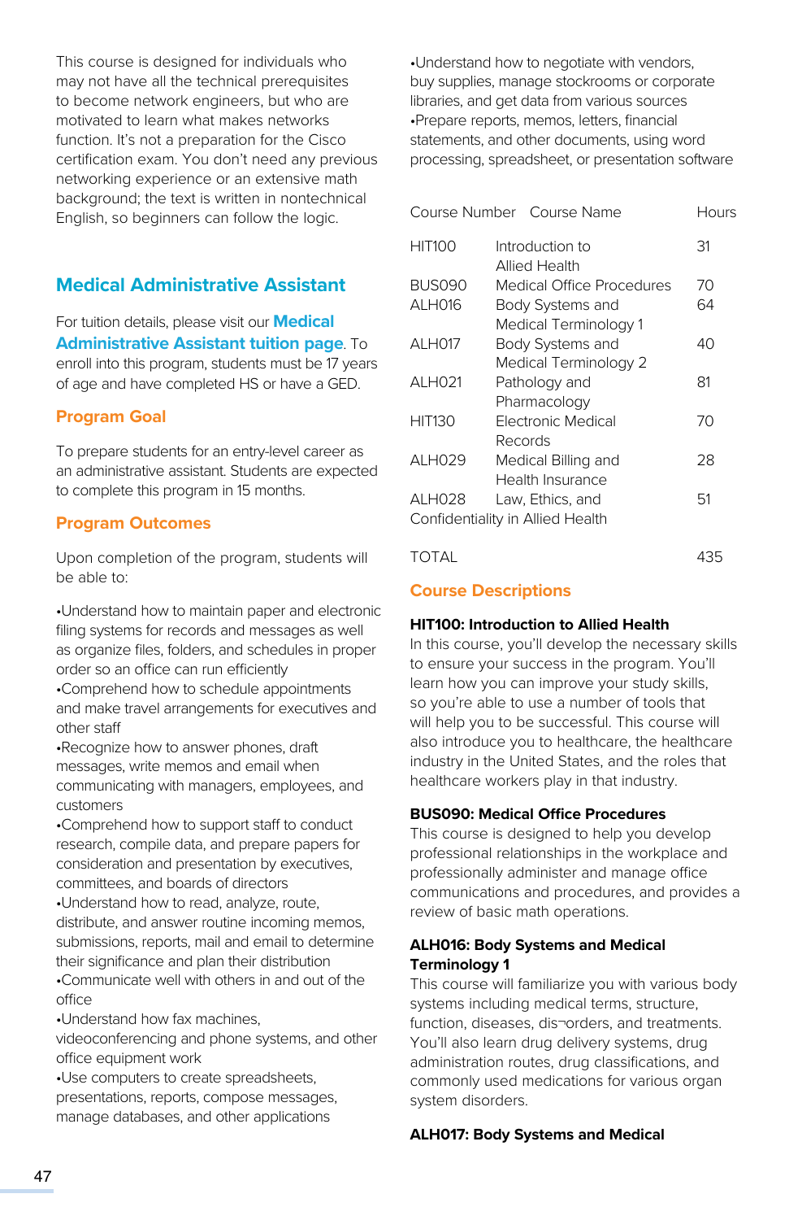This course is designed for individuals who may not have all the technical prerequisites to become network engineers, but who are motivated to learn what makes networks function. It's not a preparation for the Cisco certification exam. You don't need any previous networking experience or an extensive math background; the text is written in nontechnical English, so beginners can follow the logic.

## Medical Administrative Assistant

For tuition details, please visit our **Medical Administrative Assistant tuition page**. To enroll into this program, students must be 17 years of age and have completed HS or have a GED.

### Program Goal

To prepare students for an entry-level career as an administrative assistant. Students are expected to complete this program in 15 months.

### Program Outcomes

Upon completion of the program, students will be able to:

- Understand how to maintain paper and electronic filing systems for records and messages as well as organize files, folders, and schedules in proper order so an office can run efficiently
- Comprehend how to schedule appointments and make travel arrangements for executives and other staff
- Recognize how to answer phones, draft messages, write memos and email when communicating with managers, employees, and customers
- Comprehend how to support staff to conduct research, compile data, and prepare papers for consideration and presentation by executives, committees, and boards of directors
- Understand how to read, analyze, route, distribute, and answer routine incoming memos, submissions, reports, mail and email to determine their significance and plan their distribution
- Communicate well with others in and out of the office
- Understand how fax machines, videoconferencing and phone systems, and other office equipment work
- Use computers to create spreadsheets, presentations, reports, compose messages, manage databases, and other applications
- Understand how to negotiate with vendors, buy supplies, manage stockrooms or corporate libraries, and get data from various sources
- Prepare reports, memos, letters, financial statements, and other documents, using word processing, spreadsheet, or presentation software

| Course Number | Course Name | Hours |
|---|---|---|
| HIT100 | Introduction to Allied Health | 31 |
| BUS090 | Medical Office Procedures | 70 |
| ALH016 | Body Systems and Medical Terminology 1 | 64 |
| ALH017 | Body Systems and Medical Terminology 2 | 40 |
| ALH021 | Pathology and Pharmacology | 81 |
| HIT130 | Electronic Medical Records | 70 |
| ALH029 | Medical Billing and Health Insurance | 28 |
| ALH028 | Law, Ethics, and Confidentiality in Allied Health | 51 |
| TOTAL | | 435 |

### Course Descriptions

**HIT100: Introduction to Allied Health**
In this course, you'll develop the necessary skills to ensure your success in the program. You'll learn how you can improve your study skills, so you're able to use a number of tools that will help you to be successful. This course will also introduce you to healthcare, the healthcare industry in the United States, and the roles that healthcare workers play in that industry.

**BUS090: Medical Office Procedures**
This course is designed to help you develop professional relationships in the workplace and professionally administer and manage office communications and procedures, and provides a review of basic math operations.

**ALH016: Body Systems and Medical Terminology 1**
This course will familiarize you with various body systems including medical terms, structure, function, diseases, dis¬orders, and treatments. You'll also learn drug delivery systems, drug administration routes, drug classifications, and commonly used medications for various organ system disorders.

**ALH017: Body Systems and Medical**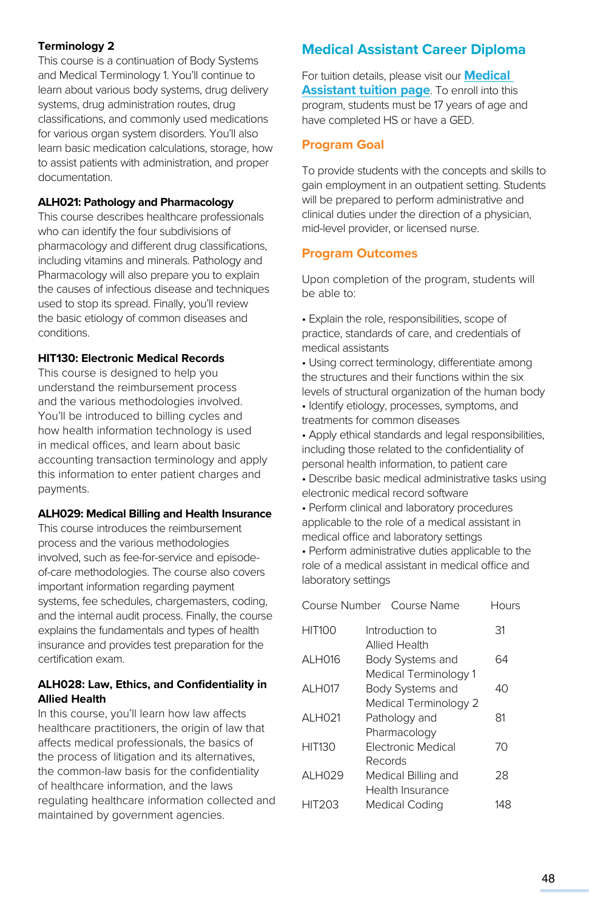**Terminology 2**

This course is a continuation of Body Systems and Medical Terminology 1. You'll continue to learn about various body systems, drug delivery systems, drug administration routes, drug classifications, and commonly used medications for various organ system disorders. You'll also learn basic medication calculations, storage, how to assist patients with administration, and proper documentation.

**ALH021: Pathology and Pharmacology**

This course describes healthcare professionals who can identify the four subdivisions of pharmacology and different drug classifications, including vitamins and minerals. Pathology and Pharmacology will also prepare you to explain the causes of infectious disease and techniques used to stop its spread. Finally, you'll review the basic etiology of common diseases and conditions.

**HIT130: Electronic Medical Records**

This course is designed to help you understand the reimbursement process and the various methodologies involved. You'll be introduced to billing cycles and how health information technology is used in medical offices, and learn about basic accounting transaction terminology and apply this information to enter patient charges and payments.

**ALH029: Medical Billing and Health Insurance**

This course introduces the reimbursement process and the various methodologies involved, such as fee-for-service and episode-of-care methodologies. The course also covers important information regarding payment systems, fee schedules, chargemasters, coding, and the internal audit process. Finally, the course explains the fundamentals and types of health insurance and provides test preparation for the certification exam.

**ALH028: Law, Ethics, and Confidentiality in Allied Health**

In this course, you'll learn how law affects healthcare practitioners, the origin of law that affects medical professionals, the basics of the process of litigation and its alternatives, the common-law basis for the confidentiality of healthcare information, and the laws regulating healthcare information collected and maintained by government agencies.

## Medical Assistant Career Diploma

For tuition details, please visit our Medical Assistant tuition page. To enroll into this program, students must be 17 years of age and have completed HS or have a GED.

### Program Goal

To provide students with the concepts and skills to gain employment in an outpatient setting. Students will be prepared to perform administrative and clinical duties under the direction of a physician, mid-level provider, or licensed nurse.

### Program Outcomes

Upon completion of the program, students will be able to:

- Explain the role, responsibilities, scope of practice, standards of care, and credentials of medical assistants
- Using correct terminology, differentiate among the structures and their functions within the six levels of structural organization of the human body
- Identify etiology, processes, symptoms, and treatments for common diseases
- Apply ethical standards and legal responsibilities, including those related to the confidentiality of personal health information, to patient care
- Describe basic medical administrative tasks using electronic medical record software
- Perform clinical and laboratory procedures applicable to the role of a medical assistant in medical office and laboratory settings
- Perform administrative duties applicable to the role of a medical assistant in medical office and laboratory settings

| Course Number | Course Name | Hours |
|---|---|---|
| HIT100 | Introduction to Allied Health | 31 |
| ALH016 | Body Systems and Medical Terminology 1 | 64 |
| ALH017 | Body Systems and Medical Terminology 2 | 40 |
| ALH021 | Pathology and Pharmacology | 81 |
| HIT130 | Electronic Medical Records | 70 |
| ALH029 | Medical Billing and Health Insurance | 28 |
| HIT203 | Medical Coding | 148 |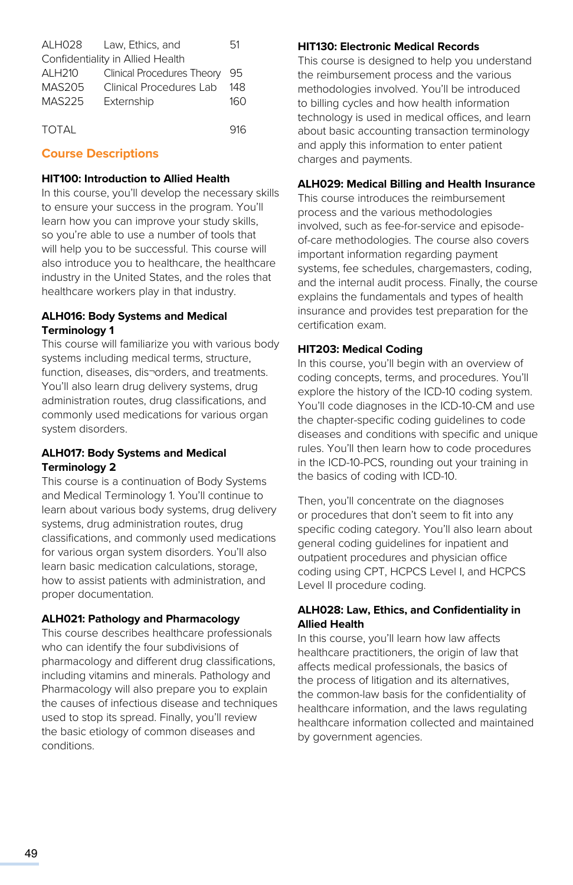| | | |
|---|---|---|
| ALH028 | Law, Ethics, and Confidentiality in Allied Health | 51 |
| ALH210 | Clinical Procedures Theory | 95 |
| MAS205 | Clinical Procedures Lab | 148 |
| MAS225 | Externship | 160 |
| TOTAL | | 916 |

## Course Descriptions

**HIT100: Introduction to Allied Health**
In this course, you'll develop the necessary skills to ensure your success in the program. You'll learn how you can improve your study skills, so you're able to use a number of tools that will help you to be successful. This course will also introduce you to healthcare, the healthcare industry in the United States, and the roles that healthcare workers play in that industry.

**ALH016: Body Systems and Medical Terminology 1**
This course will familiarize you with various body systems including medical terms, structure, function, diseases, dis¬orders, and treatments. You'll also learn drug delivery systems, drug administration routes, drug classifications, and commonly used medications for various organ system disorders.

**ALH017: Body Systems and Medical Terminology 2**
This course is a continuation of Body Systems and Medical Terminology 1. You'll continue to learn about various body systems, drug delivery systems, drug administration routes, drug classifications, and commonly used medications for various organ system disorders. You'll also learn basic medication calculations, storage, how to assist patients with administration, and proper documentation.

**ALH021: Pathology and Pharmacology**
This course describes healthcare professionals who can identify the four subdivisions of pharmacology and different drug classifications, including vitamins and minerals. Pathology and Pharmacology will also prepare you to explain the causes of infectious disease and techniques used to stop its spread. Finally, you'll review the basic etiology of common diseases and conditions.

**HIT130: Electronic Medical Records**
This course is designed to help you understand the reimbursement process and the various methodologies involved. You'll be introduced to billing cycles and how health information technology is used in medical offices, and learn about basic accounting transaction terminology and apply this information to enter patient charges and payments.

**ALH029: Medical Billing and Health Insurance**
This course introduces the reimbursement process and the various methodologies involved, such as fee-for-service and episode-of-care methodologies. The course also covers important information regarding payment systems, fee schedules, chargemasters, coding, and the internal audit process. Finally, the course explains the fundamentals and types of health insurance and provides test preparation for the certification exam.

**HIT203: Medical Coding**
In this course, you'll begin with an overview of coding concepts, terms, and procedures. You'll explore the history of the ICD-10 coding system. You'll code diagnoses in the ICD-10-CM and use the chapter-specific coding guidelines to code diseases and conditions with specific and unique rules. You'll then learn how to code procedures in the ICD-10-PCS, rounding out your training in the basics of coding with ICD-10.

Then, you'll concentrate on the diagnoses or procedures that don't seem to fit into any specific coding category. You'll also learn about general coding guidelines for inpatient and outpatient procedures and physician office coding using CPT, HCPCS Level I, and HCPCS Level II procedure coding.

**ALH028: Law, Ethics, and Confidentiality in Allied Health**
In this course, you'll learn how law affects healthcare practitioners, the origin of law that affects medical professionals, the basics of the process of litigation and its alternatives, the common-law basis for the confidentiality of healthcare information, and the laws regulating healthcare information collected and maintained by government agencies.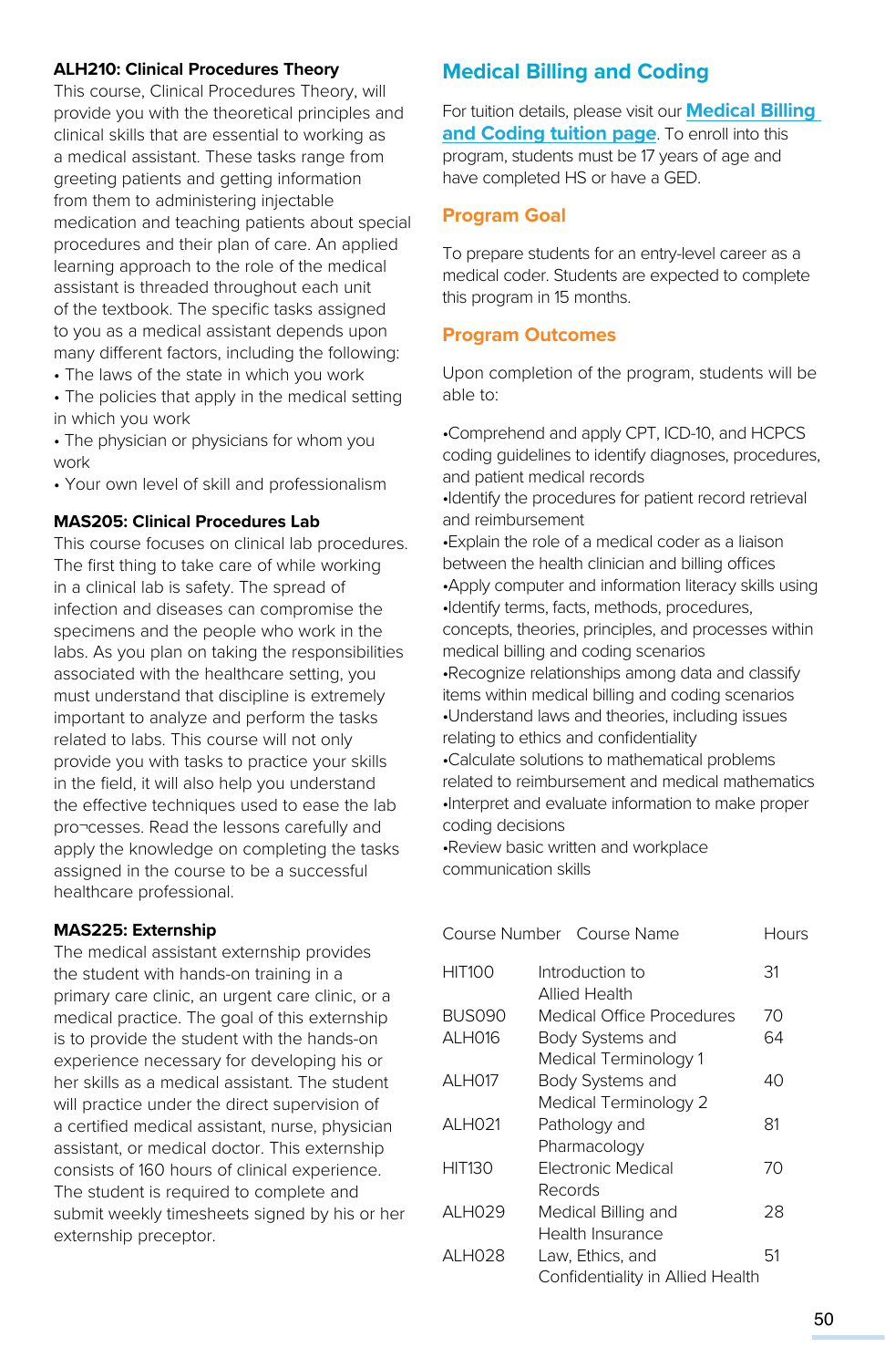**ALH210: Clinical Procedures Theory**

This course, Clinical Procedures Theory, will provide you with the theoretical principles and clinical skills that are essential to working as a medical assistant. These tasks range from greeting patients and getting information from them to administering injectable medication and teaching patients about special procedures and their plan of care. An applied learning approach to the role of the medical assistant is threaded throughout each unit of the textbook. The specific tasks assigned to you as a medical assistant depends upon many different factors, including the following:

- The laws of the state in which you work
- The policies that apply in the medical setting in which you work
- The physician or physicians for whom you work
- Your own level of skill and professionalism

**MAS205: Clinical Procedures Lab**

This course focuses on clinical lab procedures. The first thing to take care of while working in a clinical lab is safety. The spread of infection and diseases can compromise the specimens and the people who work in the labs. As you plan on taking the responsibilities associated with the healthcare setting, you must understand that discipline is extremely important to analyze and perform the tasks related to labs. This course will not only provide you with tasks to practice your skills in the field, it will also help you understand the effective techniques used to ease the lab pro¬cesses. Read the lessons carefully and apply the knowledge on completing the tasks assigned in the course to be a successful healthcare professional.

**MAS225: Externship**

The medical assistant externship provides the student with hands-on training in a primary care clinic, an urgent care clinic, or a medical practice. The goal of this externship is to provide the student with the hands-on experience necessary for developing his or her skills as a medical assistant. The student will practice under the direct supervision of a certified medical assistant, nurse, physician assistant, or medical doctor. This externship consists of 160 hours of clinical experience. The student is required to complete and submit weekly timesheets signed by his or her externship preceptor.

## Medical Billing and Coding

For tuition details, please visit our **Medical Billing and Coding tuition page**. To enroll into this program, students must be 17 years of age and have completed HS or have a GED.

### Program Goal

To prepare students for an entry-level career as a medical coder. Students are expected to complete this program in 15 months.

### Program Outcomes

Upon completion of the program, students will be able to:

- Comprehend and apply CPT, ICD-10, and HCPCS coding guidelines to identify diagnoses, procedures, and patient medical records
- Identify the procedures for patient record retrieval and reimbursement
- Explain the role of a medical coder as a liaison between the health clinician and billing offices
- Apply computer and information literacy skills using
- Identify terms, facts, methods, procedures, concepts, theories, principles, and processes within medical billing and coding scenarios
- Recognize relationships among data and classify items within medical billing and coding scenarios
- Understand laws and theories, including issues relating to ethics and confidentiality
- Calculate solutions to mathematical problems related to reimbursement and medical mathematics
- Interpret and evaluate information to make proper coding decisions
- Review basic written and workplace communication skills

| Course Number | Course Name | Hours |
|---|---|---|
| HIT100 | Introduction to Allied Health | 31 |
| BUS090 | Medical Office Procedures | 70 |
| ALH016 | Body Systems and Medical Terminology 1 | 64 |
| ALH017 | Body Systems and Medical Terminology 2 | 40 |
| ALH021 | Pathology and Pharmacology | 81 |
| HIT130 | Electronic Medical Records | 70 |
| ALH029 | Medical Billing and Health Insurance | 28 |
| ALH028 | Law, Ethics, and Confidentiality in Allied Health | 51 |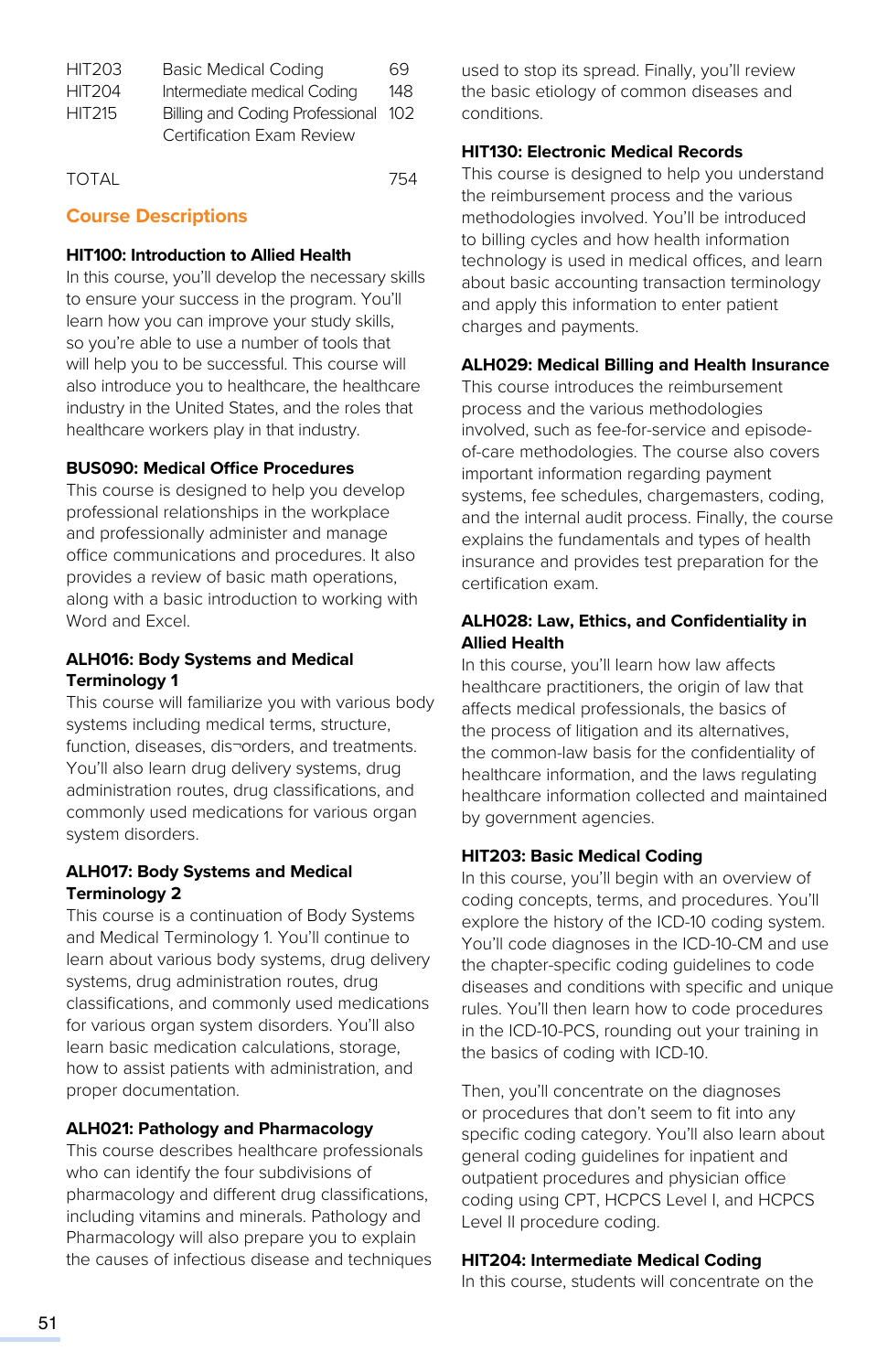| | | |
|---|---|---|
| HIT203 | Basic Medical Coding | 69 |
| HIT204 | Intermediate medical Coding | 148 |
| HIT215 | Billing and Coding Professional Certification Exam Review | 102 |
| TOTAL | | 754 |

## Course Descriptions

**HIT100: Introduction to Allied Health**

In this course, you'll develop the necessary skills to ensure your success in the program. You'll learn how you can improve your study skills, so you're able to use a number of tools that will help you to be successful. This course will also introduce you to healthcare, the healthcare industry in the United States, and the roles that healthcare workers play in that industry.

**BUS090: Medical Office Procedures**

This course is designed to help you develop professional relationships in the workplace and professionally administer and manage office communications and procedures. It also provides a review of basic math operations, along with a basic introduction to working with Word and Excel.

**ALH016: Body Systems and Medical Terminology 1**

This course will familiarize you with various body systems including medical terms, structure, function, diseases, dis¬orders, and treatments. You'll also learn drug delivery systems, drug administration routes, drug classifications, and commonly used medications for various organ system disorders.

**ALH017: Body Systems and Medical Terminology 2**

This course is a continuation of Body Systems and Medical Terminology 1. You'll continue to learn about various body systems, drug delivery systems, drug administration routes, drug classifications, and commonly used medications for various organ system disorders. You'll also learn basic medication calculations, storage, how to assist patients with administration, and proper documentation.

**ALH021: Pathology and Pharmacology**

This course describes healthcare professionals who can identify the four subdivisions of pharmacology and different drug classifications, including vitamins and minerals. Pathology and Pharmacology will also prepare you to explain the causes of infectious disease and techniques used to stop its spread. Finally, you'll review the basic etiology of common diseases and conditions.

**HIT130: Electronic Medical Records**

This course is designed to help you understand the reimbursement process and the various methodologies involved. You'll be introduced to billing cycles and how health information technology is used in medical offices, and learn about basic accounting transaction terminology and apply this information to enter patient charges and payments.

**ALH029: Medical Billing and Health Insurance**

This course introduces the reimbursement process and the various methodologies involved, such as fee-for-service and episode-of-care methodologies. The course also covers important information regarding payment systems, fee schedules, chargemasters, coding, and the internal audit process. Finally, the course explains the fundamentals and types of health insurance and provides test preparation for the certification exam.

**ALH028: Law, Ethics, and Confidentiality in Allied Health**

In this course, you'll learn how law affects healthcare practitioners, the origin of law that affects medical professionals, the basics of the process of litigation and its alternatives, the common-law basis for the confidentiality of healthcare information, and the laws regulating healthcare information collected and maintained by government agencies.

**HIT203: Basic Medical Coding**

In this course, you'll begin with an overview of coding concepts, terms, and procedures. You'll explore the history of the ICD-10 coding system. You'll code diagnoses in the ICD-10-CM and use the chapter-specific coding guidelines to code diseases and conditions with specific and unique rules. You'll then learn how to code procedures in the ICD-10-PCS, rounding out your training in the basics of coding with ICD-10.

Then, you'll concentrate on the diagnoses or procedures that don't seem to fit into any specific coding category. You'll also learn about general coding guidelines for inpatient and outpatient procedures and physician office coding using CPT, HCPCS Level I, and HCPCS Level II procedure coding.

**HIT204: Intermediate Medical Coding**

In this course, students will concentrate on the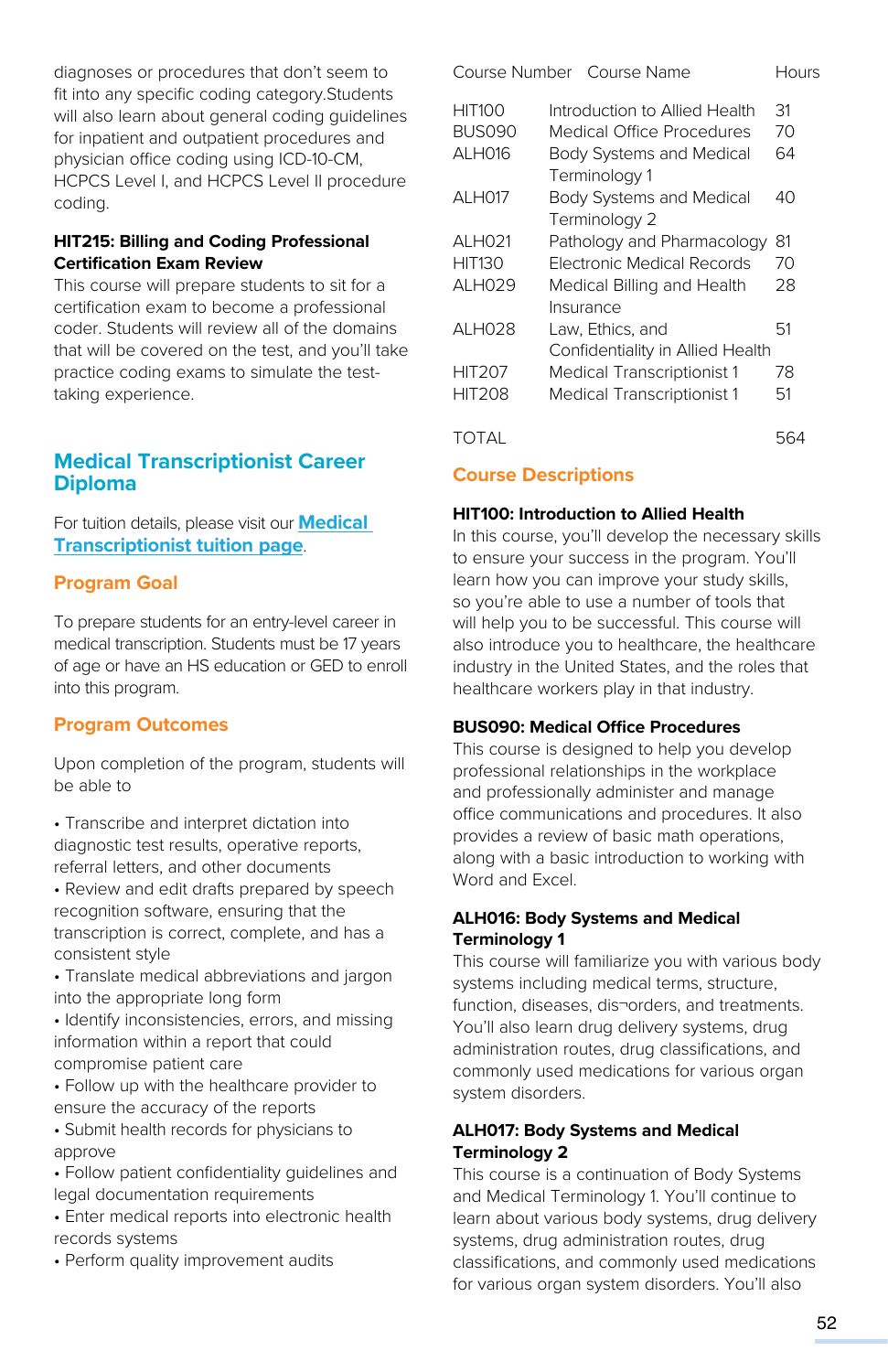diagnoses or procedures that don't seem to fit into any specific coding category.Students will also learn about general coding guidelines for inpatient and outpatient procedures and physician office coding using ICD-10-CM, HCPCS Level I, and HCPCS Level II procedure coding.

**HIT215: Billing and Coding Professional Certification Exam Review**
This course will prepare students to sit for a certification exam to become a professional coder. Students will review all of the domains that will be covered on the test, and you'll take practice coding exams to simulate the test-taking experience.

## Medical Transcriptionist Career Diploma

For tuition details, please visit our [Medical Transcriptionist tuition page](#).

### Program Goal

To prepare students for an entry-level career in medical transcription. Students must be 17 years of age or have an HS education or GED to enroll into this program.

### Program Outcomes

Upon completion of the program, students will be able to

- Transcribe and interpret dictation into diagnostic test results, operative reports, referral letters, and other documents
- Review and edit drafts prepared by speech recognition software, ensuring that the transcription is correct, complete, and has a consistent style
- Translate medical abbreviations and jargon into the appropriate long form
- Identify inconsistencies, errors, and missing information within a report that could compromise patient care
- Follow up with the healthcare provider to ensure the accuracy of the reports
- Submit health records for physicians to approve
- Follow patient confidentiality guidelines and legal documentation requirements
- Enter medical reports into electronic health records systems
- Perform quality improvement audits

| Course Number | Course Name | Hours |
|---|---|---|
| HIT100 | Introduction to Allied Health | 31 |
| BUS090 | Medical Office Procedures | 70 |
| ALH016 | Body Systems and Medical Terminology 1 | 64 |
| ALH017 | Body Systems and Medical Terminology 2 | 40 |
| ALH021 | Pathology and Pharmacology | 81 |
| HIT130 | Electronic Medical Records | 70 |
| ALH029 | Medical Billing and Health Insurance | 28 |
| ALH028 | Law, Ethics, and Confidentiality in Allied Health | 51 |
| HIT207 | Medical Transcriptionist 1 | 78 |
| HIT208 | Medical Transcriptionist 1 | 51 |
| TOTAL | | 564 |

### Course Descriptions

**HIT100: Introduction to Allied Health**
In this course, you'll develop the necessary skills to ensure your success in the program. You'll learn how you can improve your study skills, so you're able to use a number of tools that will help you to be successful. This course will also introduce you to healthcare, the healthcare industry in the United States, and the roles that healthcare workers play in that industry.

**BUS090: Medical Office Procedures**
This course is designed to help you develop professional relationships in the workplace and professionally administer and manage office communications and procedures. It also provides a review of basic math operations, along with a basic introduction to working with Word and Excel.

**ALH016: Body Systems and Medical Terminology 1**
This course will familiarize you with various body systems including medical terms, structure, function, diseases, dis¬orders, and treatments. You'll also learn drug delivery systems, drug administration routes, drug classifications, and commonly used medications for various organ system disorders.

**ALH017: Body Systems and Medical Terminology 2**
This course is a continuation of Body Systems and Medical Terminology 1. You'll continue to learn about various body systems, drug delivery systems, drug administration routes, drug classifications, and commonly used medications for various organ system disorders. You'll also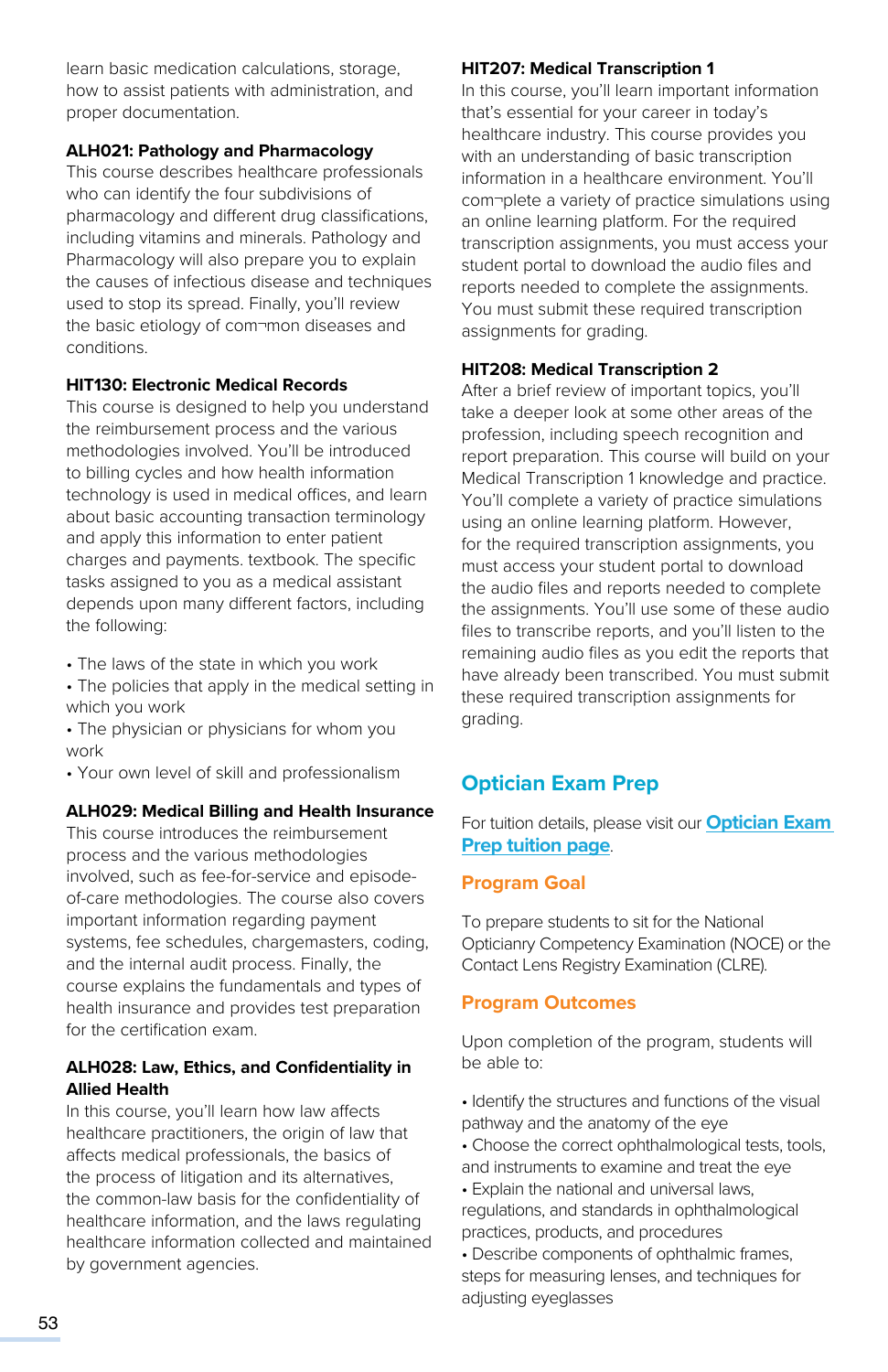learn basic medication calculations, storage, how to assist patients with administration, and proper documentation.

### ALH021: Pathology and Pharmacology

This course describes healthcare professionals who can identify the four subdivisions of pharmacology and different drug classifications, including vitamins and minerals. Pathology and Pharmacology will also prepare you to explain the causes of infectious disease and techniques used to stop its spread. Finally, you'll review the basic etiology of com¬mon diseases and conditions.

### HIT130: Electronic Medical Records

This course is designed to help you understand the reimbursement process and the various methodologies involved. You'll be introduced to billing cycles and how health information technology is used in medical offices, and learn about basic accounting transaction terminology and apply this information to enter patient charges and payments. textbook. The specific tasks assigned to you as a medical assistant depends upon many different factors, including the following:

- The laws of the state in which you work
- The policies that apply in the medical setting in which you work
- The physician or physicians for whom you work
- Your own level of skill and professionalism

### ALH029: Medical Billing and Health Insurance

This course introduces the reimbursement process and the various methodologies involved, such as fee-for-service and episode-of-care methodologies. The course also covers important information regarding payment systems, fee schedules, chargemasters, coding, and the internal audit process. Finally, the course explains the fundamentals and types of health insurance and provides test preparation for the certification exam.

### ALH028: Law, Ethics, and Confidentiality in Allied Health

In this course, you'll learn how law affects healthcare practitioners, the origin of law that affects medical professionals, the basics of the process of litigation and its alternatives, the common-law basis for the confidentiality of healthcare information, and the laws regulating healthcare information collected and maintained by government agencies.

### HIT207: Medical Transcription 1

In this course, you'll learn important information that's essential for your career in today's healthcare industry. This course provides you with an understanding of basic transcription information in a healthcare environment. You'll com¬plete a variety of practice simulations using an online learning platform. For the required transcription assignments, you must access your student portal to download the audio files and reports needed to complete the assignments. You must submit these required transcription assignments for grading.

### HIT208: Medical Transcription 2

After a brief review of important topics, you'll take a deeper look at some other areas of the profession, including speech recognition and report preparation. This course will build on your Medical Transcription 1 knowledge and practice. You'll complete a variety of practice simulations using an online learning platform. However, for the required transcription assignments, you must access your student portal to download the audio files and reports needed to complete the assignments. You'll use some of these audio files to transcribe reports, and you'll listen to the remaining audio files as you edit the reports that have already been transcribed. You must submit these required transcription assignments for grading.

## Optician Exam Prep

For tuition details, please visit our **Optician Exam Prep tuition page**.

### Program Goal

To prepare students to sit for the National Opticianry Competency Examination (NOCE) or the Contact Lens Registry Examination (CLRE).

### Program Outcomes

Upon completion of the program, students will be able to:

- Identify the structures and functions of the visual pathway and the anatomy of the eye
- Choose the correct ophthalmological tests, tools, and instruments to examine and treat the eye
- Explain the national and universal laws, regulations, and standards in ophthalmological practices, products, and procedures
- Describe components of ophthalmic frames, steps for measuring lenses, and techniques for adjusting eyeglasses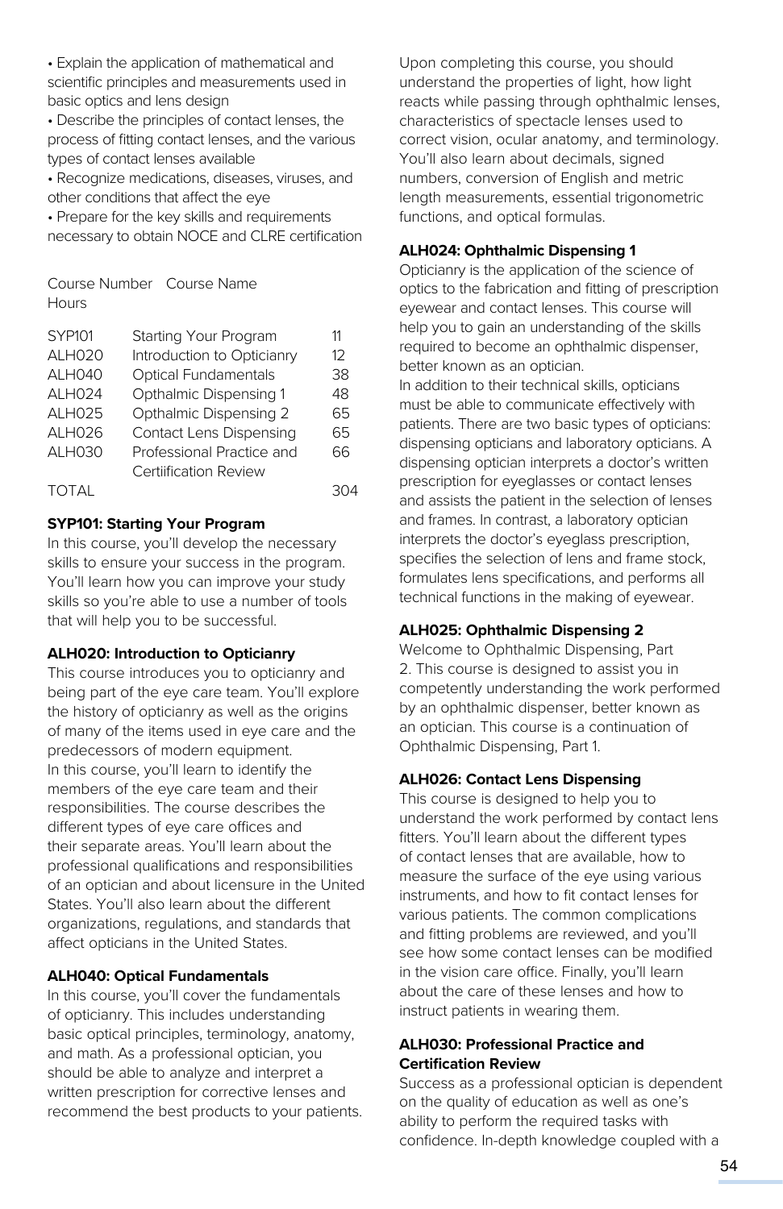- Explain the application of mathematical and scientific principles and measurements used in basic optics and lens design
- Describe the principles of contact lenses, the process of fitting contact lenses, and the various types of contact lenses available
- Recognize medications, diseases, viruses, and other conditions that affect the eye
- Prepare for the key skills and requirements necessary to obtain NOCE and CLRE certification

| Course Number | Course Name | Hours |
|---|---|---|
| SYP101 | Starting Your Program | 11 |
| ALH020 | Introduction to Opticianry | 12 |
| ALH040 | Optical Fundamentals | 38 |
| ALH024 | Opthalmic Dispensing 1 | 48 |
| ALH025 | Opthalmic Dispensing 2 | 65 |
| ALH026 | Contact Lens Dispensing | 65 |
| ALH030 | Professional Practice and Certiification Review | 66 |
| TOTAL | | 304 |

**SYP101: Starting Your Program**
In this course, you'll develop the necessary skills to ensure your success in the program. You'll learn how you can improve your study skills so you're able to use a number of tools that will help you to be successful.

**ALH020: Introduction to Opticianry**
This course introduces you to opticianry and being part of the eye care team. You'll explore the history of opticianry as well as the origins of many of the items used in eye care and the predecessors of modern equipment.
In this course, you'll learn to identify the members of the eye care team and their responsibilities. The course describes the different types of eye care offices and their separate areas. You'll learn about the professional qualifications and responsibilities of an optician and about licensure in the United States. You'll also learn about the different organizations, regulations, and standards that affect opticians in the United States.

**ALH040: Optical Fundamentals**
In this course, you'll cover the fundamentals of opticianry. This includes understanding basic optical principles, terminology, anatomy, and math. As a professional optician, you should be able to analyze and interpret a written prescription for corrective lenses and recommend the best products to your patients. Upon completing this course, you should understand the properties of light, how light reacts while passing through ophthalmic lenses, characteristics of spectacle lenses used to correct vision, ocular anatomy, and terminology. You'll also learn about decimals, signed numbers, conversion of English and metric length measurements, essential trigonometric functions, and optical formulas.

**ALH024: Ophthalmic Dispensing 1**
Opticianry is the application of the science of optics to the fabrication and fitting of prescription eyewear and contact lenses. This course will help you to gain an understanding of the skills required to become an ophthalmic dispenser, better known as an optician.
In addition to their technical skills, opticians must be able to communicate effectively with patients. There are two basic types of opticians: dispensing opticians and laboratory opticians. A dispensing optician interprets a doctor's written prescription for eyeglasses or contact lenses and assists the patient in the selection of lenses and frames. In contrast, a laboratory optician interprets the doctor's eyeglass prescription, specifies the selection of lens and frame stock, formulates lens specifications, and performs all technical functions in the making of eyewear.

**ALH025: Ophthalmic Dispensing 2**
Welcome to Ophthalmic Dispensing, Part 2. This course is designed to assist you in competently understanding the work performed by an ophthalmic dispenser, better known as an optician. This course is a continuation of Ophthalmic Dispensing, Part 1.

**ALH026: Contact Lens Dispensing**
This course is designed to help you to understand the work performed by contact lens fitters. You'll learn about the different types of contact lenses that are available, how to measure the surface of the eye using various instruments, and how to fit contact lenses for various patients. The common complications and fitting problems are reviewed, and you'll see how some contact lenses can be modified in the vision care office. Finally, you'll learn about the care of these lenses and how to instruct patients in wearing them.

**ALH030: Professional Practice and Certification Review**
Success as a professional optician is dependent on the quality of education as well as one's ability to perform the required tasks with confidence. In-depth knowledge coupled with a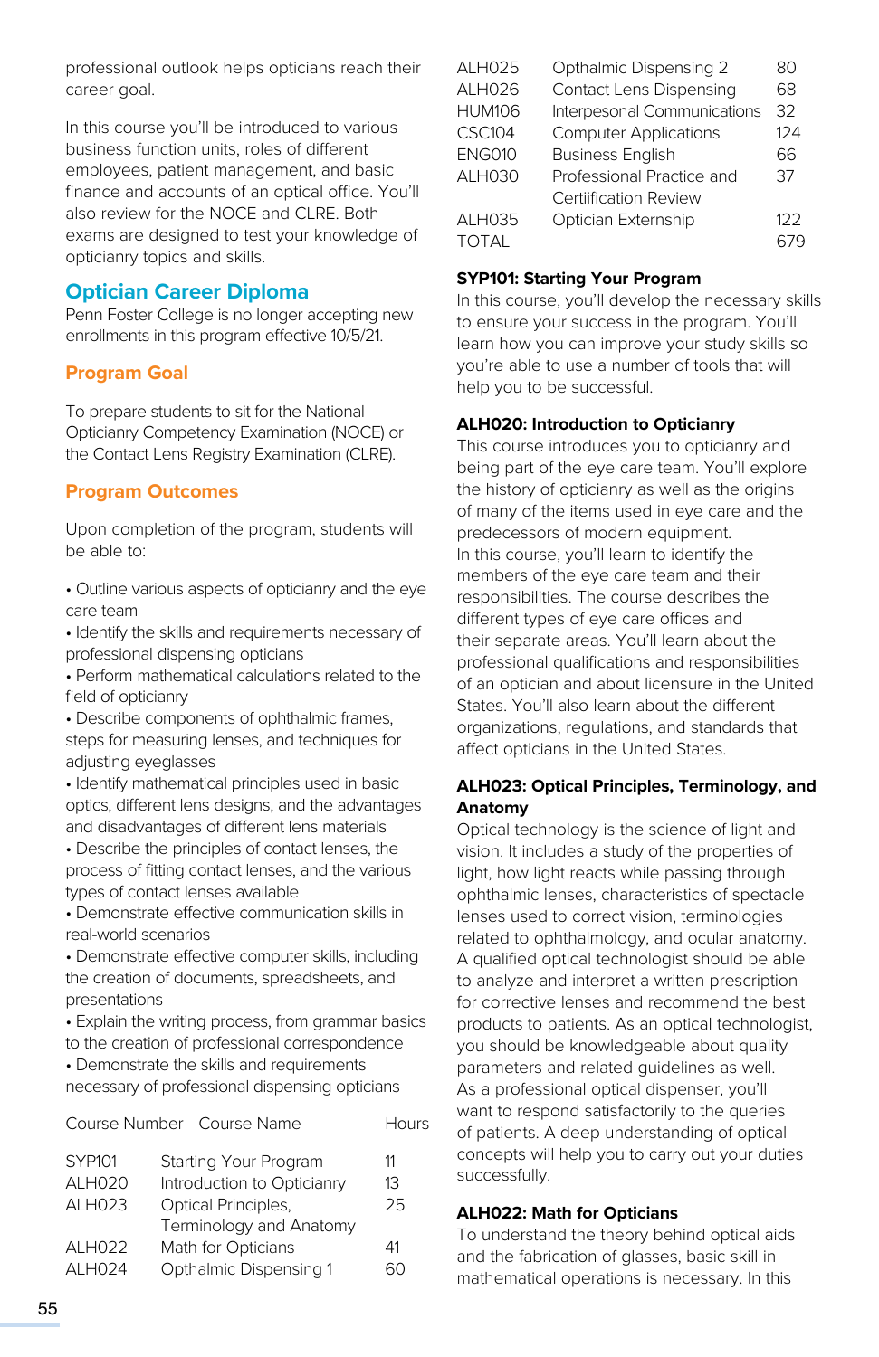professional outlook helps opticians reach their career goal.

In this course you'll be introduced to various business function units, roles of different employees, patient management, and basic finance and accounts of an optical office. You'll also review for the NOCE and CLRE. Both exams are designed to test your knowledge of opticianry topics and skills.

## Optician Career Diploma

Penn Foster College is no longer accepting new enrollments in this program effective 10/5/21.

### Program Goal

To prepare students to sit for the National Opticianry Competency Examination (NOCE) or the Contact Lens Registry Examination (CLRE).

### Program Outcomes

Upon completion of the program, students will be able to:

- Outline various aspects of opticianry and the eye care team
- Identify the skills and requirements necessary of professional dispensing opticians
- Perform mathematical calculations related to the field of opticianry
- Describe components of ophthalmic frames, steps for measuring lenses, and techniques for adjusting eyeglasses
- Identify mathematical principles used in basic optics, different lens designs, and the advantages and disadvantages of different lens materials
- Describe the principles of contact lenses, the process of fitting contact lenses, and the various types of contact lenses available
- Demonstrate effective communication skills in real-world scenarios
- Demonstrate effective computer skills, including the creation of documents, spreadsheets, and presentations
- Explain the writing process, from grammar basics to the creation of professional correspondence
- Demonstrate the skills and requirements necessary of professional dispensing opticians

| Course Number | Course Name | Hours |
|---|---|---|
| SYP101 | Starting Your Program | 11 |
| ALH020 | Introduction to Opticianry | 13 |
| ALH023 | Optical Principles, Terminology and Anatomy | 25 |
| ALH022 | Math for Opticians | 41 |
| ALH024 | Opthalmic Dispensing 1 | 60 |
| ALH025 | Opthalmic Dispensing 2 | 80 |
| ALH026 | Contact Lens Dispensing | 68 |
| HUM106 | Interpesonal Communications | 32 |
| CSC104 | Computer Applications | 124 |
| ENG010 | Business English | 66 |
| ALH030 | Professional Practice and Certiification Review | 37 |
| ALH035 | Optician Externship | 122 |
| TOTAL | | 679 |

**SYP101: Starting Your Program**
In this course, you'll develop the necessary skills to ensure your success in the program. You'll learn how you can improve your study skills so you're able to use a number of tools that will help you to be successful.

**ALH020: Introduction to Opticianry**
This course introduces you to opticianry and being part of the eye care team. You'll explore the history of opticianry as well as the origins of many of the items used in eye care and the predecessors of modern equipment.
In this course, you'll learn to identify the members of the eye care team and their responsibilities. The course describes the different types of eye care offices and their separate areas. You'll learn about the professional qualifications and responsibilities of an optician and about licensure in the United States. You'll also learn about the different organizations, regulations, and standards that affect opticians in the United States.

**ALH023: Optical Principles, Terminology, and Anatomy**
Optical technology is the science of light and vision. It includes a study of the properties of light, how light reacts while passing through ophthalmic lenses, characteristics of spectacle lenses used to correct vision, terminologies related to ophthalmology, and ocular anatomy. A qualified optical technologist should be able to analyze and interpret a written prescription for corrective lenses and recommend the best products to patients. As an optical technologist, you should be knowledgeable about quality parameters and related guidelines as well.
As a professional optical dispenser, you'll want to respond satisfactorily to the queries of patients. A deep understanding of optical concepts will help you to carry out your duties successfully.

**ALH022: Math for Opticians**
To understand the theory behind optical aids and the fabrication of glasses, basic skill in mathematical operations is necessary. In this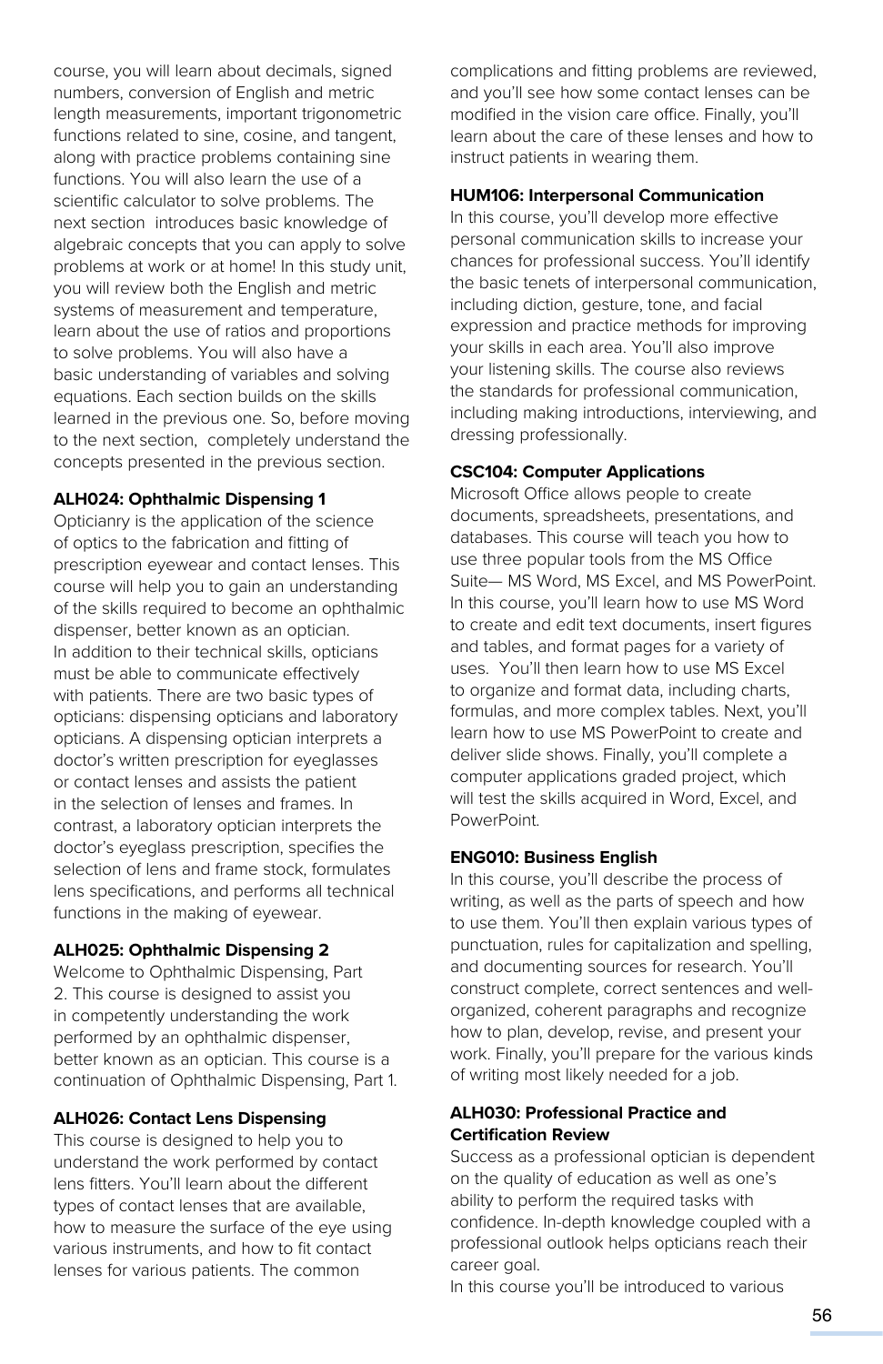course, you will learn about decimals, signed numbers, conversion of English and metric length measurements, important trigonometric functions related to sine, cosine, and tangent, along with practice problems containing sine functions. You will also learn the use of a scientific calculator to solve problems. The next section introduces basic knowledge of algebraic concepts that you can apply to solve problems at work or at home! In this study unit, you will review both the English and metric systems of measurement and temperature, learn about the use of ratios and proportions to solve problems. You will also have a basic understanding of variables and solving equations. Each section builds on the skills learned in the previous one. So, before moving to the next section, completely understand the concepts presented in the previous section.

**ALH024: Ophthalmic Dispensing 1**

Opticianry is the application of the science of optics to the fabrication and fitting of prescription eyewear and contact lenses. This course will help you to gain an understanding of the skills required to become an ophthalmic dispenser, better known as an optician. In addition to their technical skills, opticians must be able to communicate effectively with patients. There are two basic types of opticians: dispensing opticians and laboratory opticians. A dispensing optician interprets a doctor's written prescription for eyeglasses or contact lenses and assists the patient in the selection of lenses and frames. In contrast, a laboratory optician interprets the doctor's eyeglass prescription, specifies the selection of lens and frame stock, formulates lens specifications, and performs all technical functions in the making of eyewear.

**ALH025: Ophthalmic Dispensing 2**

Welcome to Ophthalmic Dispensing, Part 2. This course is designed to assist you in competently understanding the work performed by an ophthalmic dispenser, better known as an optician. This course is a continuation of Ophthalmic Dispensing, Part 1.

**ALH026: Contact Lens Dispensing**

This course is designed to help you to understand the work performed by contact lens fitters. You'll learn about the different types of contact lenses that are available, how to measure the surface of the eye using various instruments, and how to fit contact lenses for various patients. The common complications and fitting problems are reviewed, and you'll see how some contact lenses can be modified in the vision care office. Finally, you'll learn about the care of these lenses and how to instruct patients in wearing them.

**HUM106: Interpersonal Communication**

In this course, you'll develop more effective personal communication skills to increase your chances for professional success. You'll identify the basic tenets of interpersonal communication, including diction, gesture, tone, and facial expression and practice methods for improving your skills in each area. You'll also improve your listening skills. The course also reviews the standards for professional communication, including making introductions, interviewing, and dressing professionally.

**CSC104: Computer Applications**

Microsoft Office allows people to create documents, spreadsheets, presentations, and databases. This course will teach you how to use three popular tools from the MS Office Suite— MS Word, MS Excel, and MS PowerPoint. In this course, you'll learn how to use MS Word to create and edit text documents, insert figures and tables, and format pages for a variety of uses. You'll then learn how to use MS Excel to organize and format data, including charts, formulas, and more complex tables. Next, you'll learn how to use MS PowerPoint to create and deliver slide shows. Finally, you'll complete a computer applications graded project, which will test the skills acquired in Word, Excel, and PowerPoint.

**ENG010: Business English**

In this course, you'll describe the process of writing, as well as the parts of speech and how to use them. You'll then explain various types of punctuation, rules for capitalization and spelling, and documenting sources for research. You'll construct complete, correct sentences and well-organized, coherent paragraphs and recognize how to plan, develop, revise, and present your work. Finally, you'll prepare for the various kinds of writing most likely needed for a job.

**ALH030: Professional Practice and Certification Review**

Success as a professional optician is dependent on the quality of education as well as one's ability to perform the required tasks with confidence. In-depth knowledge coupled with a professional outlook helps opticians reach their career goal.

In this course you'll be introduced to various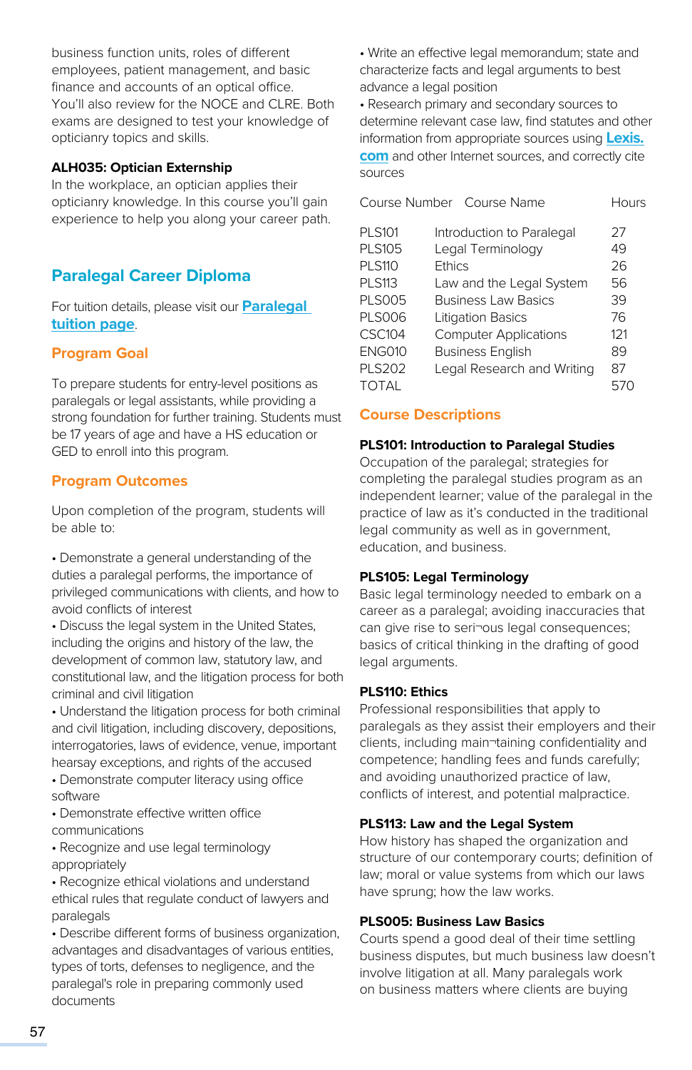business function units, roles of different employees, patient management, and basic finance and accounts of an optical office. You'll also review for the NOCE and CLRE. Both exams are designed to test your knowledge of opticianry topics and skills.

**ALH035: Optician Externship**
In the workplace, an optician applies their opticianry knowledge. In this course you'll gain experience to help you along your career path.

## Paralegal Career Diploma

For tuition details, please visit our **Paralegal tuition page**.

### Program Goal

To prepare students for entry-level positions as paralegals or legal assistants, while providing a strong foundation for further training. Students must be 17 years of age and have a HS education or GED to enroll into this program.

### Program Outcomes

Upon completion of the program, students will be able to:

- Demonstrate a general understanding of the duties a paralegal performs, the importance of privileged communications with clients, and how to avoid conflicts of interest
- Discuss the legal system in the United States, including the origins and history of the law, the development of common law, statutory law, and constitutional law, and the litigation process for both criminal and civil litigation
- Understand the litigation process for both criminal and civil litigation, including discovery, depositions, interrogatories, laws of evidence, venue, important hearsay exceptions, and rights of the accused
- Demonstrate computer literacy using office software
- Demonstrate effective written office communications
- Recognize and use legal terminology appropriately
- Recognize ethical violations and understand ethical rules that regulate conduct of lawyers and paralegals
- Describe different forms of business organization, advantages and disadvantages of various entities, types of torts, defenses to negligence, and the paralegal's role in preparing commonly used documents
- Write an effective legal memorandum; state and characterize facts and legal arguments to best advance a legal position
- Research primary and secondary sources to determine relevant case law, find statutes and other information from appropriate sources using **Lexis.com** and other Internet sources, and correctly cite sources

| Course Number | Course Name | Hours |
|---|---|---|
| PLS101 | Introduction to Paralegal | 27 |
| PLS105 | Legal Terminology | 49 |
| PLS110 | Ethics | 26 |
| PLS113 | Law and the Legal System | 56 |
| PLS005 | Business Law Basics | 39 |
| PLS006 | Litigation Basics | 76 |
| CSC104 | Computer Applications | 121 |
| ENG010 | Business English | 89 |
| PLS202 | Legal Research and Writing | 87 |
| TOTAL | | 570 |

### Course Descriptions

**PLS101: Introduction to Paralegal Studies**
Occupation of the paralegal; strategies for completing the paralegal studies program as an independent learner; value of the paralegal in the practice of law as it's conducted in the traditional legal community as well as in government, education, and business.

**PLS105: Legal Terminology**
Basic legal terminology needed to embark on a career as a paralegal; avoiding inaccuracies that can give rise to seri¬ous legal consequences; basics of critical thinking in the drafting of good legal arguments.

**PLS110: Ethics**
Professional responsibilities that apply to paralegals as they assist their employers and their clients, including main¬taining confidentiality and competence; handling fees and funds carefully; and avoiding unauthorized practice of law, conflicts of interest, and potential malpractice.

**PLS113: Law and the Legal System**
How history has shaped the organization and structure of our contemporary courts; definition of law; moral or value systems from which our laws have sprung; how the law works.

**PLS005: Business Law Basics**
Courts spend a good deal of their time settling business disputes, but much business law doesn't involve litigation at all. Many paralegals work on business matters where clients are buying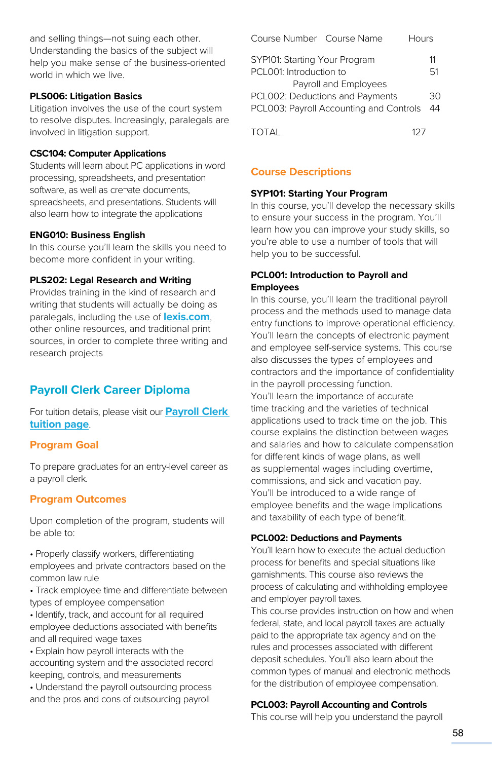and selling things—not suing each other. Understanding the basics of the subject will help you make sense of the business-oriented world in which we live.

**PLS006: Litigation Basics**
Litigation involves the use of the court system to resolve disputes. Increasingly, paralegals are involved in litigation support.

**CSC104: Computer Applications**
Students will learn about PC applications in word processing, spreadsheets, and presentation software, as well as cre¬ate documents, spreadsheets, and presentations. Students will also learn how to integrate the applications

**ENG010: Business English**
In this course you'll learn the skills you need to become more confident in your writing.

**PLS202: Legal Research and Writing**
Provides training in the kind of research and writing that students will actually be doing as paralegals, including the use of **lexis.com**, other online resources, and traditional print sources, in order to complete three writing and research projects

## Payroll Clerk Career Diploma

For tuition details, please visit our **Payroll Clerk tuition page**.

### Program Goal

To prepare graduates for an entry-level career as a payroll clerk.

### Program Outcomes

Upon completion of the program, students will be able to:

- Properly classify workers, differentiating employees and private contractors based on the common law rule
- Track employee time and differentiate between types of employee compensation
- Identify, track, and account for all required employee deductions associated with benefits and all required wage taxes
- Explain how payroll interacts with the accounting system and the associated record keeping, controls, and measurements
- Understand the payroll outsourcing process and the pros and cons of outsourcing payroll

| Course Number | Course Name | Hours |
|---|---|---|
| SYP101: | Starting Your Program | 11 |
| PCL001: | Introduction to Payroll and Employees | 51 |
| PCL002: | Deductions and Payments | 30 |
| PCL003: | Payroll Accounting and Controls | 44 |
| TOTAL | | 127 |

### Course Descriptions

**SYP101: Starting Your Program**
In this course, you'll develop the necessary skills to ensure your success in the program. You'll learn how you can improve your study skills, so you're able to use a number of tools that will help you to be successful.

**PCL001: Introduction to Payroll and Employees**
In this course, you'll learn the traditional payroll process and the methods used to manage data entry functions to improve operational efficiency. You'll learn the concepts of electronic payment and employee self-service systems. This course also discusses the types of employees and contractors and the importance of confidentiality in the payroll processing function.
You'll learn the importance of accurate time tracking and the varieties of technical applications used to track time on the job. This course explains the distinction between wages and salaries and how to calculate compensation for different kinds of wage plans, as well as supplemental wages including overtime, commissions, and sick and vacation pay.
You'll be introduced to a wide range of employee benefits and the wage implications and taxability of each type of benefit.

**PCL002: Deductions and Payments**
You'll learn how to execute the actual deduction process for benefits and special situations like garnishments. This course also reviews the process of calculating and withholding employee and employer payroll taxes.
This course provides instruction on how and when federal, state, and local payroll taxes are actually paid to the appropriate tax agency and on the rules and processes associated with different deposit schedules. You'll also learn about the common types of manual and electronic methods for the distribution of employee compensation.

**PCL003: Payroll Accounting and Controls**
This course will help you understand the payroll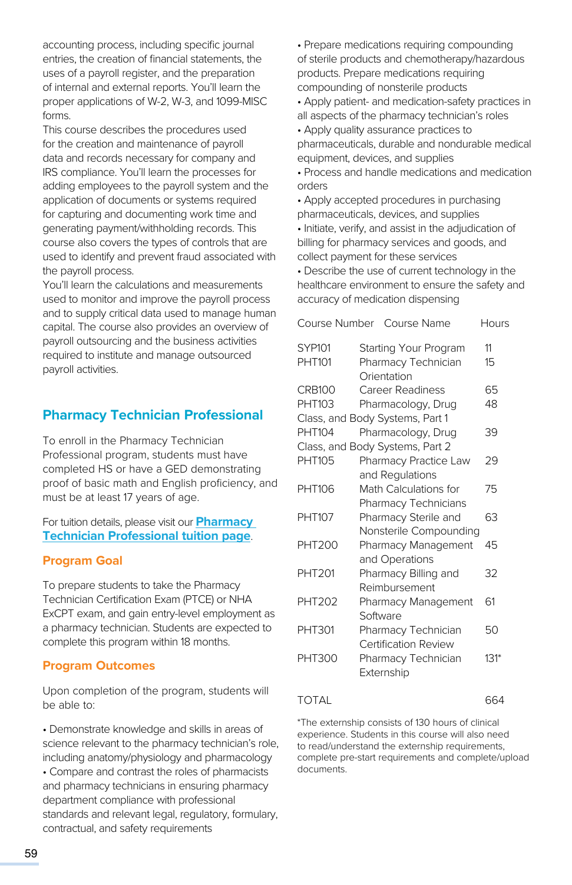accounting process, including specific journal entries, the creation of financial statements, the uses of a payroll register, and the preparation of internal and external reports. You'll learn the proper applications of W-2, W-3, and 1099-MISC forms.

This course describes the procedures used for the creation and maintenance of payroll data and records necessary for company and IRS compliance. You'll learn the processes for adding employees to the payroll system and the application of documents or systems required for capturing and documenting work time and generating payment/withholding records. This course also covers the types of controls that are used to identify and prevent fraud associated with the payroll process.

You'll learn the calculations and measurements used to monitor and improve the payroll process and to supply critical data used to manage human capital. The course also provides an overview of payroll outsourcing and the business activities required to institute and manage outsourced payroll activities.

## Pharmacy Technician Professional

To enroll in the Pharmacy Technician Professional program, students must have completed HS or have a GED demonstrating proof of basic math and English proficiency, and must be at least 17 years of age.

For tuition details, please visit our **Pharmacy Technician Professional tuition page**.

### Program Goal

To prepare students to take the Pharmacy Technician Certification Exam (PTCE) or NHA ExCPT exam, and gain entry-level employment as a pharmacy technician. Students are expected to complete this program within 18 months.

### Program Outcomes

Upon completion of the program, students will be able to:

- Demonstrate knowledge and skills in areas of science relevant to the pharmacy technician's role, including anatomy/physiology and pharmacology
- Compare and contrast the roles of pharmacists and pharmacy technicians in ensuring pharmacy department compliance with professional standards and relevant legal, regulatory, formulary, contractual, and safety requirements
- Prepare medications requiring compounding of sterile products and chemotherapy/hazardous products. Prepare medications requiring compounding of nonsterile products
- Apply patient- and medication-safety practices in all aspects of the pharmacy technician's roles
- Apply quality assurance practices to pharmaceuticals, durable and nondurable medical equipment, devices, and supplies
- Process and handle medications and medication orders
- Apply accepted procedures in purchasing pharmaceuticals, devices, and supplies
- Initiate, verify, and assist in the adjudication of billing for pharmacy services and goods, and collect payment for these services
- Describe the use of current technology in the healthcare environment to ensure the safety and accuracy of medication dispensing

| Course Number | Course Name | Hours |
|---|---|---|
| SYP101 | Starting Your Program | 11 |
| PHT101 | Pharmacy Technician Orientation | 15 |
| CRB100 | Career Readiness | 65 |
| PHT103 | Pharmacology, Drug Class, and Body Systems, Part 1 | 48 |
| PHT104 | Pharmacology, Drug Class, and Body Systems, Part 2 | 39 |
| PHT105 | Pharmacy Practice Law and Regulations | 29 |
| PHT106 | Math Calculations for Pharmacy Technicians | 75 |
| PHT107 | Pharmacy Sterile and Nonsterile Compounding | 63 |
| PHT200 | Pharmacy Management and Operations | 45 |
| PHT201 | Pharmacy Billing and Reimbursement | 32 |
| PHT202 | Pharmacy Management Software | 61 |
| PHT301 | Pharmacy Technician Certification Review | 50 |
| PHT300 | Pharmacy Technician Externship | 131* |
| TOTAL | | 664 |

*The externship consists of 130 hours of clinical experience. Students in this course will also need to read/understand the externship requirements, complete pre-start requirements and complete/upload documents.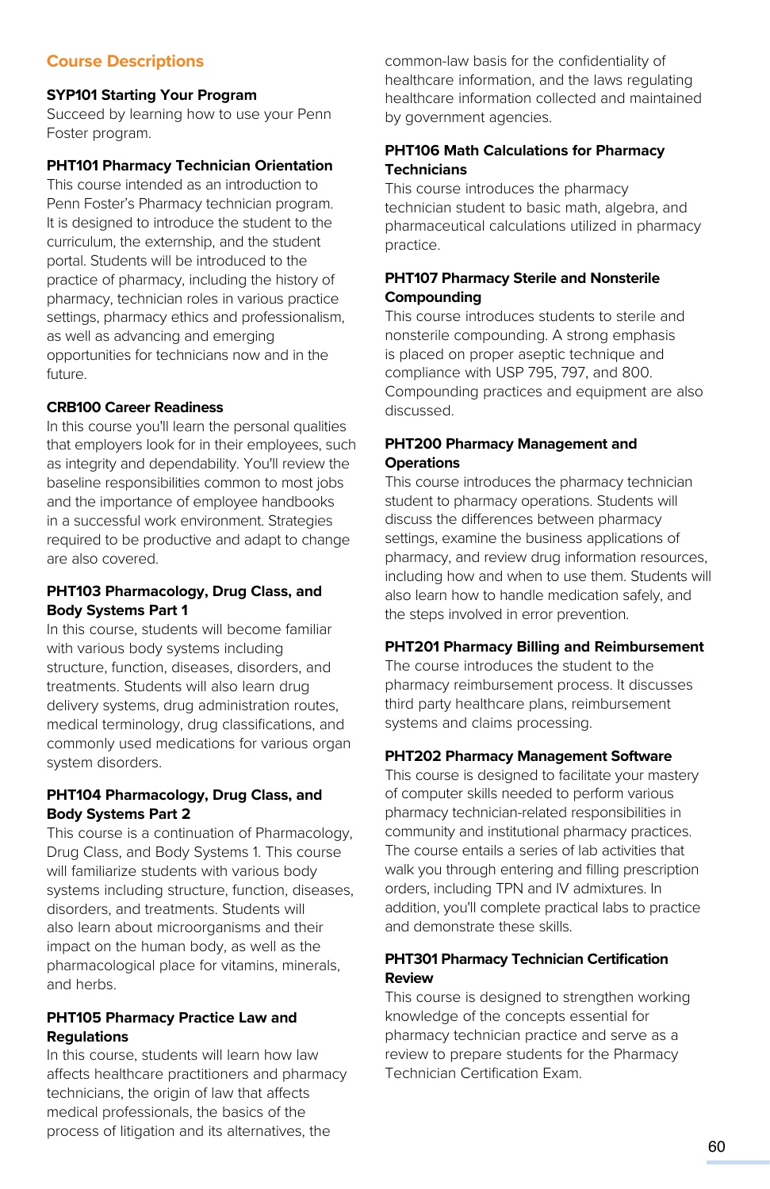## Course Descriptions

### SYP101 Starting Your Program

Succeed by learning how to use your Penn Foster program.

### PHT101 Pharmacy Technician Orientation

This course intended as an introduction to Penn Foster's Pharmacy technician program. It is designed to introduce the student to the curriculum, the externship, and the student portal. Students will be introduced to the practice of pharmacy, including the history of pharmacy, technician roles in various practice settings, pharmacy ethics and professionalism, as well as advancing and emerging opportunities for technicians now and in the future.

### CRB100 Career Readiness

In this course you'll learn the personal qualities that employers look for in their employees, such as integrity and dependability. You'll review the baseline responsibilities common to most jobs and the importance of employee handbooks in a successful work environment. Strategies required to be productive and adapt to change are also covered.

### PHT103 Pharmacology, Drug Class, and Body Systems Part 1

In this course, students will become familiar with various body systems including structure, function, diseases, disorders, and treatments. Students will also learn drug delivery systems, drug administration routes, medical terminology, drug classifications, and commonly used medications for various organ system disorders.

### PHT104 Pharmacology, Drug Class, and Body Systems Part 2

This course is a continuation of Pharmacology, Drug Class, and Body Systems 1. This course will familiarize students with various body systems including structure, function, diseases, disorders, and treatments. Students will also learn about microorganisms and their impact on the human body, as well as the pharmacological place for vitamins, minerals, and herbs.

### PHT105 Pharmacy Practice Law and Regulations

In this course, students will learn how law affects healthcare practitioners and pharmacy technicians, the origin of law that affects medical professionals, the basics of the process of litigation and its alternatives, the common-law basis for the confidentiality of healthcare information, and the laws regulating healthcare information collected and maintained by government agencies.

### PHT106 Math Calculations for Pharmacy Technicians

This course introduces the pharmacy technician student to basic math, algebra, and pharmaceutical calculations utilized in pharmacy practice.

### PHT107 Pharmacy Sterile and Nonsterile Compounding

This course introduces students to sterile and nonsterile compounding. A strong emphasis is placed on proper aseptic technique and compliance with USP 795, 797, and 800. Compounding practices and equipment are also discussed.

### PHT200 Pharmacy Management and Operations

This course introduces the pharmacy technician student to pharmacy operations. Students will discuss the differences between pharmacy settings, examine the business applications of pharmacy, and review drug information resources, including how and when to use them. Students will also learn how to handle medication safely, and the steps involved in error prevention.

### PHT201 Pharmacy Billing and Reimbursement

The course introduces the student to the pharmacy reimbursement process. It discusses third party healthcare plans, reimbursement systems and claims processing.

### PHT202 Pharmacy Management Software

This course is designed to facilitate your mastery of computer skills needed to perform various pharmacy technician-related responsibilities in community and institutional pharmacy practices. The course entails a series of lab activities that walk you through entering and filling prescription orders, including TPN and IV admixtures. In addition, you'll complete practical labs to practice and demonstrate these skills.

### PHT301 Pharmacy Technician Certification Review

This course is designed to strengthen working knowledge of the concepts essential for pharmacy technician practice and serve as a review to prepare students for the Pharmacy Technician Certification Exam.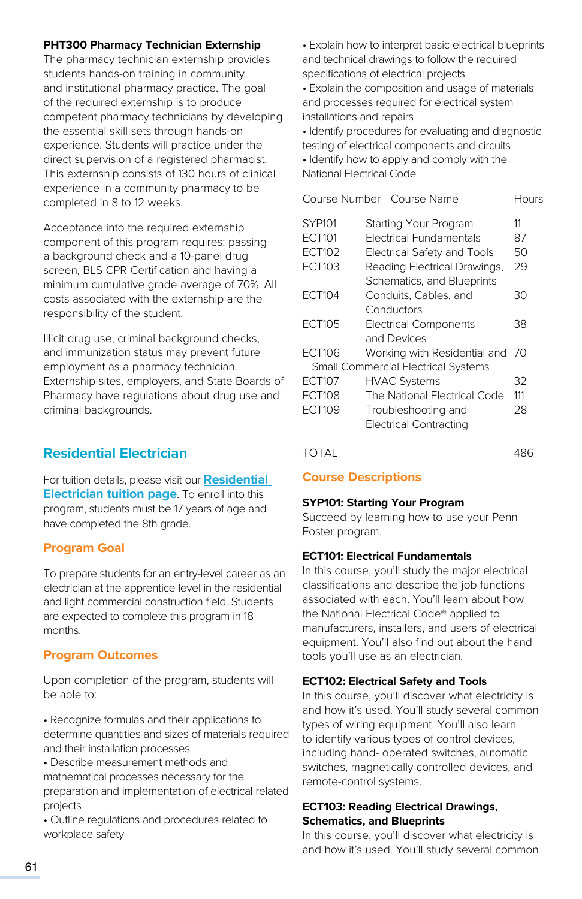**PHT300 Pharmacy Technician Externship**
The pharmacy technician externship provides students hands-on training in community and institutional pharmacy practice. The goal of the required externship is to produce competent pharmacy technicians by developing the essential skill sets through hands-on experience. Students will practice under the direct supervision of a registered pharmacist. This externship consists of 130 hours of clinical experience in a community pharmacy to be completed in 8 to 12 weeks.

Acceptance into the required externship component of this program requires: passing a background check and a 10-panel drug screen, BLS CPR Certification and having a minimum cumulative grade average of 70%. All costs associated with the externship are the responsibility of the student.

Illicit drug use, criminal background checks, and immunization status may prevent future employment as a pharmacy technician. Externship sites, employers, and State Boards of Pharmacy have regulations about drug use and criminal backgrounds.

## Residential Electrician

For tuition details, please visit our **Residential Electrician tuition page**. To enroll into this program, students must be 17 years of age and have completed the 8th grade.

### Program Goal

To prepare students for an entry-level career as an electrician at the apprentice level in the residential and light commercial construction field. Students are expected to complete this program in 18 months.

### Program Outcomes

Upon completion of the program, students will be able to:

- Recognize formulas and their applications to determine quantities and sizes of materials required and their installation processes
- Describe measurement methods and mathematical processes necessary for the preparation and implementation of electrical related projects
- Outline regulations and procedures related to workplace safety
- Explain how to interpret basic electrical blueprints and technical drawings to follow the required specifications of electrical projects
- Explain the composition and usage of materials and processes required for electrical system installations and repairs
- Identify procedures for evaluating and diagnostic testing of electrical components and circuits
- Identify how to apply and comply with the National Electrical Code

| Course Number | Course Name | Hours |
|---|---|---|
| SYP101 | Starting Your Program | 11 |
| ECT101 | Electrical Fundamentals | 87 |
| ECT102 | Electrical Safety and Tools | 50 |
| ECT103 | Reading Electrical Drawings, Schematics, and Blueprints | 29 |
| ECT104 | Conduits, Cables, and Conductors | 30 |
| ECT105 | Electrical Components and Devices | 38 |
| ECT106 | Working with Residential and Small Commercial Electrical Systems | 70 |
| ECT107 | HVAC Systems | 32 |
| ECT108 | The National Electrical Code | 111 |
| ECT109 | Troubleshooting and Electrical Contracting | 28 |
| TOTAL | | 486 |

### Course Descriptions

**SYP101: Starting Your Program**
Succeed by learning how to use your Penn Foster program.

**ECT101: Electrical Fundamentals**
In this course, you'll study the major electrical classifications and describe the job functions associated with each. You'll learn about how the National Electrical Code® applied to manufacturers, installers, and users of electrical equipment. You'll also find out about the hand tools you'll use as an electrician.

**ECT102: Electrical Safety and Tools**
In this course, you'll discover what electricity is and how it's used. You'll study several common types of wiring equipment. You'll also learn to identify various types of control devices, including hand- operated switches, automatic switches, magnetically controlled devices, and remote-control systems.

**ECT103: Reading Electrical Drawings, Schematics, and Blueprints**
In this course, you'll discover what electricity is and how it's used. You'll study several common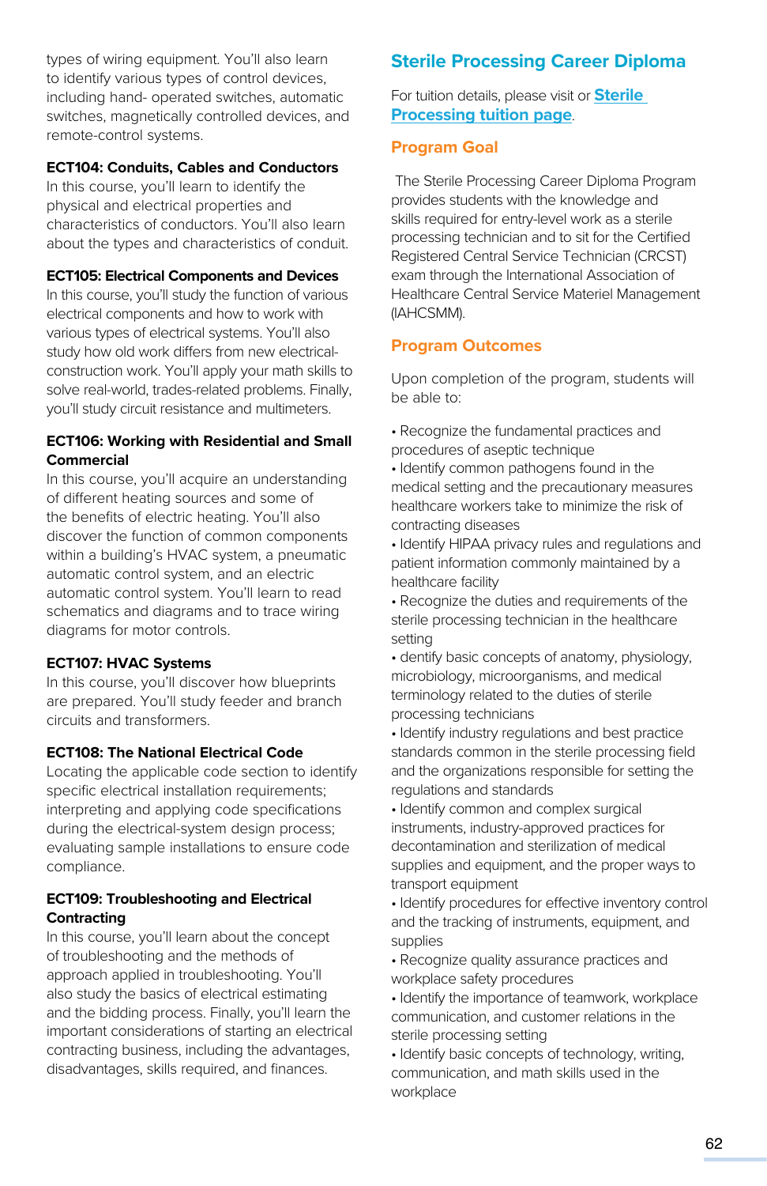types of wiring equipment. You'll also learn to identify various types of control devices, including hand- operated switches, automatic switches, magnetically controlled devices, and remote-control systems.

**ECT104: Conduits, Cables and Conductors**
In this course, you'll learn to identify the physical and electrical properties and characteristics of conductors. You'll also learn about the types and characteristics of conduit.

**ECT105: Electrical Components and Devices**
In this course, you'll study the function of various electrical components and how to work with various types of electrical systems. You'll also study how old work differs from new electrical-construction work. You'll apply your math skills to solve real-world, trades-related problems. Finally, you'll study circuit resistance and multimeters.

**ECT106: Working with Residential and Small Commercial**
In this course, you'll acquire an understanding of different heating sources and some of the benefits of electric heating. You'll also discover the function of common components within a building's HVAC system, a pneumatic automatic control system, and an electric automatic control system. You'll learn to read schematics and diagrams and to trace wiring diagrams for motor controls.

**ECT107: HVAC Systems**
In this course, you'll discover how blueprints are prepared. You'll study feeder and branch circuits and transformers.

**ECT108: The National Electrical Code**
Locating the applicable code section to identify specific electrical installation requirements; interpreting and applying code specifications during the electrical-system design process; evaluating sample installations to ensure code compliance.

**ECT109: Troubleshooting and Electrical Contracting**
In this course, you'll learn about the concept of troubleshooting and the methods of approach applied in troubleshooting. You'll also study the basics of electrical estimating and the bidding process. Finally, you'll learn the important considerations of starting an electrical contracting business, including the advantages, disadvantages, skills required, and finances.

## Sterile Processing Career Diploma

For tuition details, please visit or **Sterile Processing tuition page**.

### Program Goal

The Sterile Processing Career Diploma Program provides students with the knowledge and skills required for entry-level work as a sterile processing technician and to sit for the Certified Registered Central Service Technician (CRCST) exam through the International Association of Healthcare Central Service Materiel Management (IAHCSMM).

### Program Outcomes

Upon completion of the program, students will be able to:

- Recognize the fundamental practices and procedures of aseptic technique
- Identify common pathogens found in the medical setting and the precautionary measures healthcare workers take to minimize the risk of contracting diseases
- Identify HIPAA privacy rules and regulations and patient information commonly maintained by a healthcare facility
- Recognize the duties and requirements of the sterile processing technician in the healthcare setting
- dentify basic concepts of anatomy, physiology, microbiology, microorganisms, and medical terminology related to the duties of sterile processing technicians
- Identify industry regulations and best practice standards common in the sterile processing field and the organizations responsible for setting the regulations and standards
- Identify common and complex surgical instruments, industry-approved practices for decontamination and sterilization of medical supplies and equipment, and the proper ways to transport equipment
- Identify procedures for effective inventory control and the tracking of instruments, equipment, and supplies
- Recognize quality assurance practices and workplace safety procedures
- Identify the importance of teamwork, workplace communication, and customer relations in the sterile processing setting
- Identify basic concepts of technology, writing, communication, and math skills used in the workplace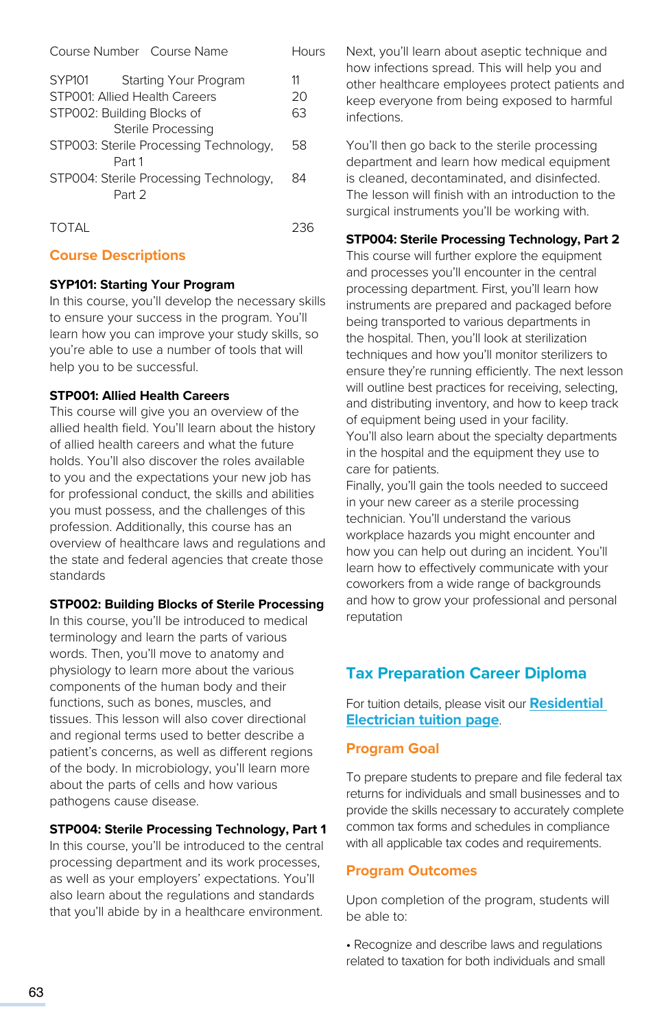| Course Number | Course Name | Hours |
| --- | --- | --- |
| SYP101 | Starting Your Program | 11 |
| STP001: | Allied Health Careers | 20 |
| STP002: | Building Blocks of Sterile Processing | 63 |
| STP003: | Sterile Processing Technology, Part 1 | 58 |
| STP004: | Sterile Processing Technology, Part 2 | 84 |
| TOTAL | | 236 |

## Course Descriptions

**SYP101: Starting Your Program**
In this course, you'll develop the necessary skills to ensure your success in the program. You'll learn how you can improve your study skills, so you're able to use a number of tools that will help you to be successful.

**STP001: Allied Health Careers**
This course will give you an overview of the allied health field. You'll learn about the history of allied health careers and what the future holds. You'll also discover the roles available to you and the expectations your new job has for professional conduct, the skills and abilities you must possess, and the challenges of this profession. Additionally, this course has an overview of healthcare laws and regulations and the state and federal agencies that create those standards

**STP002: Building Blocks of Sterile Processing**
In this course, you'll be introduced to medical terminology and learn the parts of various words. Then, you'll move to anatomy and physiology to learn more about the various components of the human body and their functions, such as bones, muscles, and tissues. This lesson will also cover directional and regional terms used to better describe a patient's concerns, as well as different regions of the body. In microbiology, you'll learn more about the parts of cells and how various pathogens cause disease.

**STP004: Sterile Processing Technology, Part 1**
In this course, you'll be introduced to the central processing department and its work processes, as well as your employers' expectations. You'll also learn about the regulations and standards that you'll abide by in a healthcare environment. Next, you'll learn about aseptic technique and how infections spread. This will help you and other healthcare employees protect patients and keep everyone from being exposed to harmful infections.

You'll then go back to the sterile processing department and learn how medical equipment is cleaned, decontaminated, and disinfected. The lesson will finish with an introduction to the surgical instruments you'll be working with.

**STP004: Sterile Processing Technology, Part 2**
This course will further explore the equipment and processes you'll encounter in the central processing department. First, you'll learn how instruments are prepared and packaged before being transported to various departments in the hospital. Then, you'll look at sterilization techniques and how you'll monitor sterilizers to ensure they're running efficiently. The next lesson will outline best practices for receiving, selecting, and distributing inventory, and how to keep track of equipment being used in your facility.
You'll also learn about the specialty departments in the hospital and the equipment they use to care for patients.
Finally, you'll gain the tools needed to succeed in your new career as a sterile processing technician. You'll understand the various workplace hazards you might encounter and how you can help out during an incident. You'll learn how to effectively communicate with your coworkers from a wide range of backgrounds and how to grow your professional and personal reputation

## Tax Preparation Career Diploma

For tuition details, please visit our **Residential Electrician tuition page**.

### Program Goal

To prepare students to prepare and file federal tax returns for individuals and small businesses and to provide the skills necessary to accurately complete common tax forms and schedules in compliance with all applicable tax codes and requirements.

### Program Outcomes

Upon completion of the program, students will be able to:

- Recognize and describe laws and regulations related to taxation for both individuals and small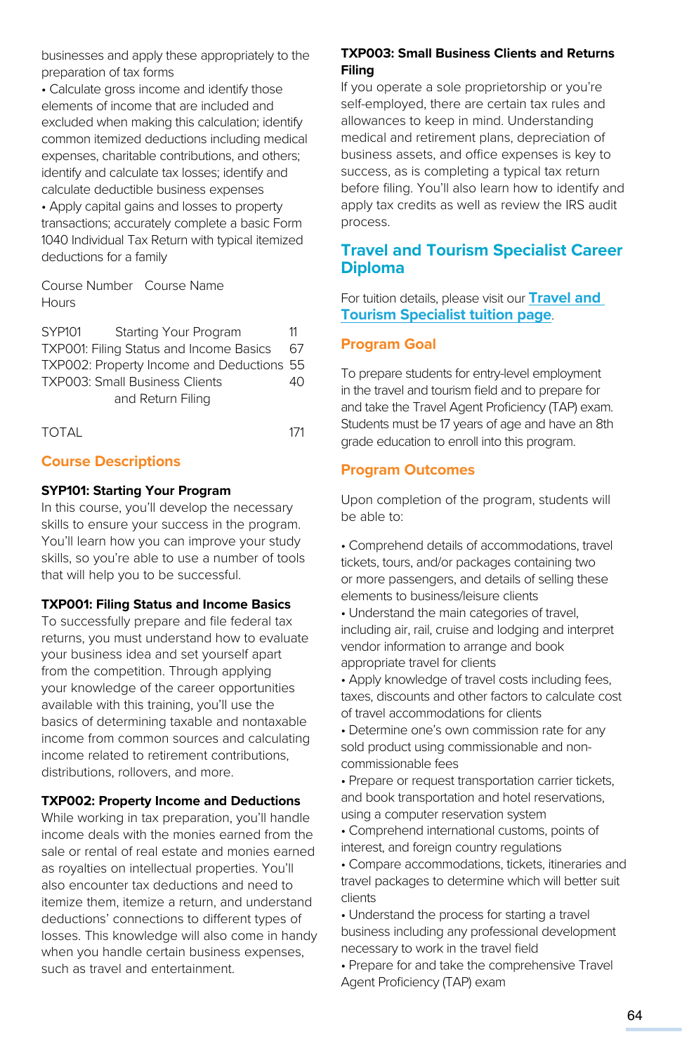businesses and apply these appropriately to the preparation of tax forms

- Calculate gross income and identify those elements of income that are included and excluded when making this calculation; identify common itemized deductions including medical expenses, charitable contributions, and others; identify and calculate tax losses; identify and calculate deductible business expenses
- Apply capital gains and losses to property transactions; accurately complete a basic Form 1040 Individual Tax Return with typical itemized deductions for a family

| Course Number | Course Name | Hours |
|---|---|---|
| SYP101 | Starting Your Program | 11 |
| TXP001: | Filing Status and Income Basics | 67 |
| TXP002: | Property Income and Deductions | 55 |
| TXP003: | Small Business Clients and Return Filing | 40 |
| TOTAL | | 171 |

## Course Descriptions

**SYP101: Starting Your Program**
In this course, you'll develop the necessary skills to ensure your success in the program. You'll learn how you can improve your study skills, so you're able to use a number of tools that will help you to be successful.

**TXP001: Filing Status and Income Basics**
To successfully prepare and file federal tax returns, you must understand how to evaluate your business idea and set yourself apart from the competition. Through applying your knowledge of the career opportunities available with this training, you'll use the basics of determining taxable and nontaxable income from common sources and calculating income related to retirement contributions, distributions, rollovers, and more.

**TXP002: Property Income and Deductions**
While working in tax preparation, you'll handle income deals with the monies earned from the sale or rental of real estate and monies earned as royalties on intellectual properties. You'll also encounter tax deductions and need to itemize them, itemize a return, and understand deductions' connections to different types of losses. This knowledge will also come in handy when you handle certain business expenses, such as travel and entertainment.

**TXP003: Small Business Clients and Returns Filing**
If you operate a sole proprietorship or you're self-employed, there are certain tax rules and allowances to keep in mind. Understanding medical and retirement plans, depreciation of business assets, and office expenses is key to success, as is completing a typical tax return before filing. You'll also learn how to identify and apply tax credits as well as review the IRS audit process.

# Travel and Tourism Specialist Career Diploma

For tuition details, please visit our Travel and Tourism Specialist tuition page.

## Program Goal

To prepare students for entry-level employment in the travel and tourism field and to prepare for and take the Travel Agent Proficiency (TAP) exam. Students must be 17 years of age and have an 8th grade education to enroll into this program.

## Program Outcomes

Upon completion of the program, students will be able to:

- Comprehend details of accommodations, travel tickets, tours, and/or packages containing two or more passengers, and details of selling these elements to business/leisure clients
- Understand the main categories of travel, including air, rail, cruise and lodging and interpret vendor information to arrange and book appropriate travel for clients
- Apply knowledge of travel costs including fees, taxes, discounts and other factors to calculate cost of travel accommodations for clients
- Determine one's own commission rate for any sold product using commissionable and non-commissionable fees
- Prepare or request transportation carrier tickets, and book transportation and hotel reservations, using a computer reservation system
- Comprehend international customs, points of interest, and foreign country regulations
- Compare accommodations, tickets, itineraries and travel packages to determine which will better suit clients
- Understand the process for starting a travel business including any professional development necessary to work in the travel field
- Prepare for and take the comprehensive Travel Agent Proficiency (TAP) exam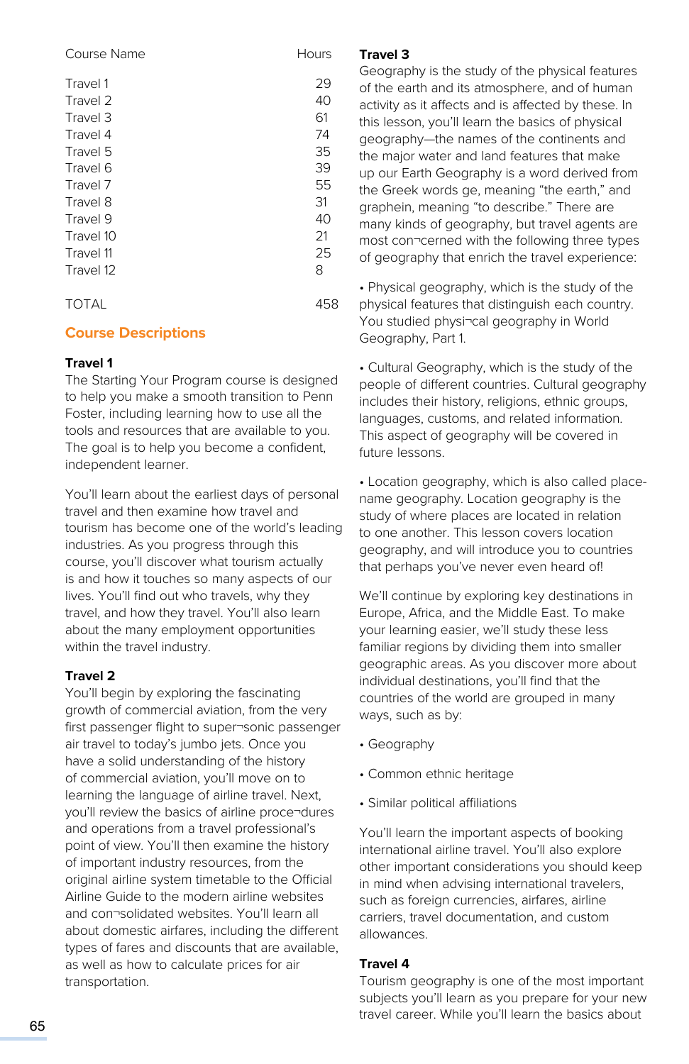| Course Name | Hours |
| --- | --- |
| Travel 1 | 29 |
| Travel 2 | 40 |
| Travel 3 | 61 |
| Travel 4 | 74 |
| Travel 5 | 35 |
| Travel 6 | 39 |
| Travel 7 | 55 |
| Travel 8 | 31 |
| Travel 9 | 40 |
| Travel 10 | 21 |
| Travel 11 | 25 |
| Travel 12 | 8 |
| TOTAL | 458 |

## Course Descriptions

**Travel 1**

The Starting Your Program course is designed to help you make a smooth transition to Penn Foster, including learning how to use all the tools and resources that are available to you. The goal is to help you become a confident, independent learner.

You'll learn about the earliest days of personal travel and then examine how travel and tourism has become one of the world's leading industries. As you progress through this course, you'll discover what tourism actually is and how it touches so many aspects of our lives. You'll find out who travels, why they travel, and how they travel. You'll also learn about the many employment opportunities within the travel industry.

**Travel 2**

You'll begin by exploring the fascinating growth of commercial aviation, from the very first passenger flight to super¬sonic passenger air travel to today's jumbo jets. Once you have a solid understanding of the history of commercial aviation, you'll move on to learning the language of airline travel. Next, you'll review the basics of airline proce¬dures and operations from a travel professional's point of view. You'll then examine the history of important industry resources, from the original airline system timetable to the Official Airline Guide to the modern airline websites and con¬solidated websites. You'll learn all about domestic airfares, including the different types of fares and discounts that are available, as well as how to calculate prices for air transportation.

**Travel 3**

Geography is the study of the physical features of the earth and its atmosphere, and of human activity as it affects and is affected by these. In this lesson, you'll learn the basics of physical geography—the names of the continents and the major water and land features that make up our Earth Geography is a word derived from the Greek words ge, meaning "the earth," and graphein, meaning "to describe." There are many kinds of geography, but travel agents are most con¬cerned with the following three types of geography that enrich the travel experience:

- Physical geography, which is the study of the physical features that distinguish each country. You studied physi¬cal geography in World Geography, Part 1.
- Cultural Geography, which is the study of the people of different countries. Cultural geography includes their history, religions, ethnic groups, languages, customs, and related information. This aspect of geography will be covered in future lessons.
- Location geography, which is also called place-name geography. Location geography is the study of where places are located in relation to one another. This lesson covers location geography, and will introduce you to countries that perhaps you've never even heard of!

We'll continue by exploring key destinations in Europe, Africa, and the Middle East. To make your learning easier, we'll study these less familiar regions by dividing them into smaller geographic areas. As you discover more about individual destinations, you'll find that the countries of the world are grouped in many ways, such as by:

- Geography
- Common ethnic heritage
- Similar political affiliations

You'll learn the important aspects of booking international airline travel. You'll also explore other important considerations you should keep in mind when advising international travelers, such as foreign currencies, airfares, airline carriers, travel documentation, and custom allowances.

**Travel 4**

Tourism geography is one of the most important subjects you'll learn as you prepare for your new travel career. While you'll learn the basics about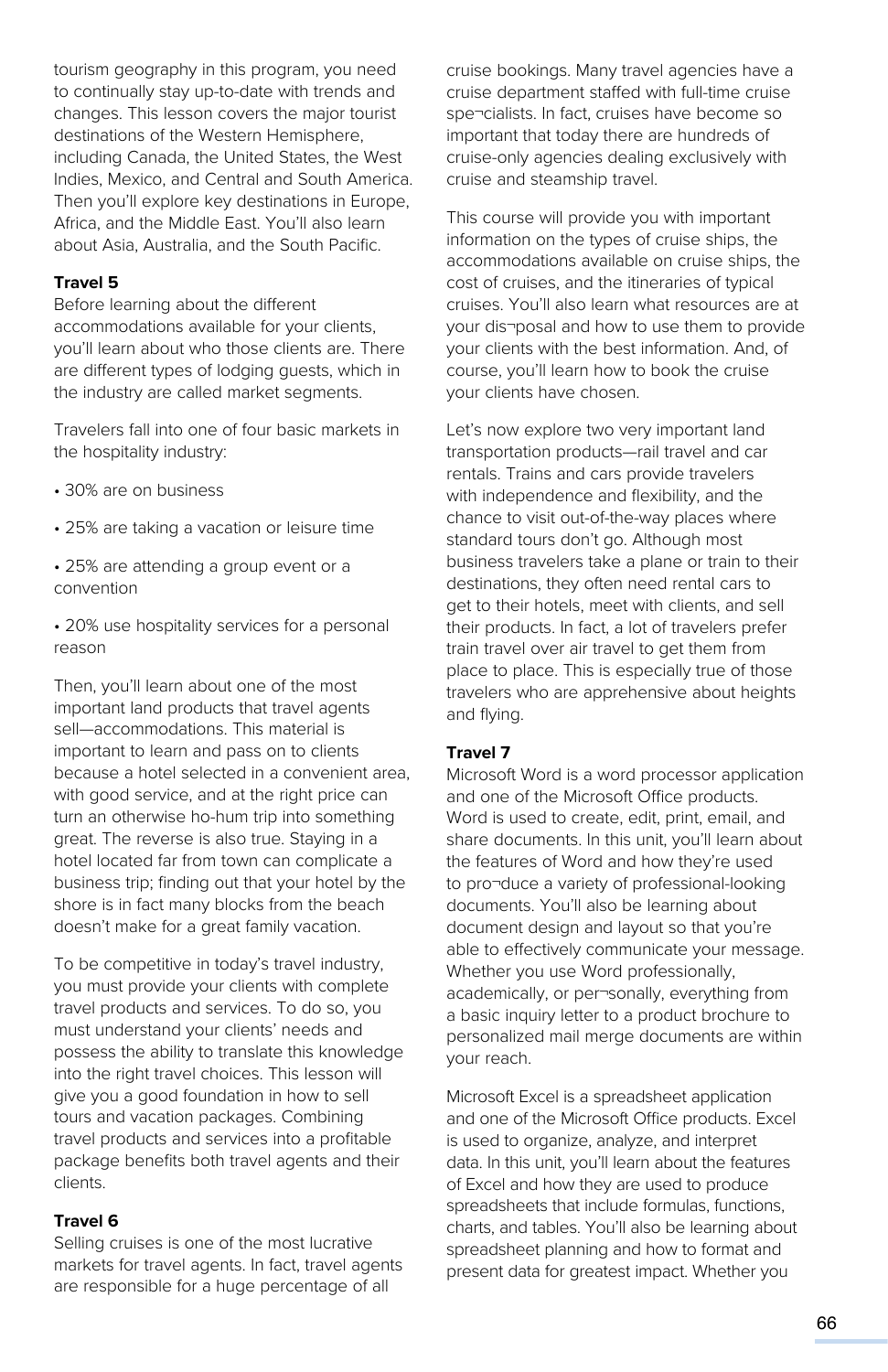tourism geography in this program, you need to continually stay up-to-date with trends and changes. This lesson covers the major tourist destinations of the Western Hemisphere, including Canada, the United States, the West Indies, Mexico, and Central and South America. Then you'll explore key destinations in Europe, Africa, and the Middle East. You'll also learn about Asia, Australia, and the South Pacific.

**Travel 5**
Before learning about the different accommodations available for your clients, you'll learn about who those clients are. There are different types of lodging guests, which in the industry are called market segments.

Travelers fall into one of four basic markets in the hospitality industry:

- 30% are on business
- 25% are taking a vacation or leisure time
- 25% are attending a group event or a convention
- 20% use hospitality services for a personal reason

Then, you'll learn about one of the most important land products that travel agents sell—accommodations. This material is important to learn and pass on to clients because a hotel selected in a convenient area, with good service, and at the right price can turn an otherwise ho-hum trip into something great. The reverse is also true. Staying in a hotel located far from town can complicate a business trip; finding out that your hotel by the shore is in fact many blocks from the beach doesn't make for a great family vacation.

To be competitive in today's travel industry, you must provide your clients with complete travel products and services. To do so, you must understand your clients' needs and possess the ability to translate this knowledge into the right travel choices. This lesson will give you a good foundation in how to sell tours and vacation packages. Combining travel products and services into a profitable package benefits both travel agents and their clients.

**Travel 6**
Selling cruises is one of the most lucrative markets for travel agents. In fact, travel agents are responsible for a huge percentage of all cruise bookings. Many travel agencies have a cruise department staffed with full-time cruise spe¬cialists. In fact, cruises have become so important that today there are hundreds of cruise-only agencies dealing exclusively with cruise and steamship travel.

This course will provide you with important information on the types of cruise ships, the accommodations available on cruise ships, the cost of cruises, and the itineraries of typical cruises. You'll also learn what resources are at your dis¬posal and how to use them to provide your clients with the best information. And, of course, you'll learn how to book the cruise your clients have chosen.

Let's now explore two very important land transportation products—rail travel and car rentals. Trains and cars provide travelers with independence and flexibility, and the chance to visit out-of-the-way places where standard tours don't go. Although most business travelers take a plane or train to their destinations, they often need rental cars to get to their hotels, meet with clients, and sell their products. In fact, a lot of travelers prefer train travel over air travel to get them from place to place. This is especially true of those travelers who are apprehensive about heights and flying.

**Travel 7**
Microsoft Word is a word processor application and one of the Microsoft Office products. Word is used to create, edit, print, email, and share documents. In this unit, you'll learn about the features of Word and how they're used to pro¬duce a variety of professional-looking documents. You'll also be learning about document design and layout so that you're able to effectively communicate your message. Whether you use Word professionally, academically, or per¬sonally, everything from a basic inquiry letter to a product brochure to personalized mail merge documents are within your reach.

Microsoft Excel is a spreadsheet application and one of the Microsoft Office products. Excel is used to organize, analyze, and interpret data. In this unit, you'll learn about the features of Excel and how they are used to produce spreadsheets that include formulas, functions, charts, and tables. You'll also be learning about spreadsheet planning and how to format and present data for greatest impact. Whether you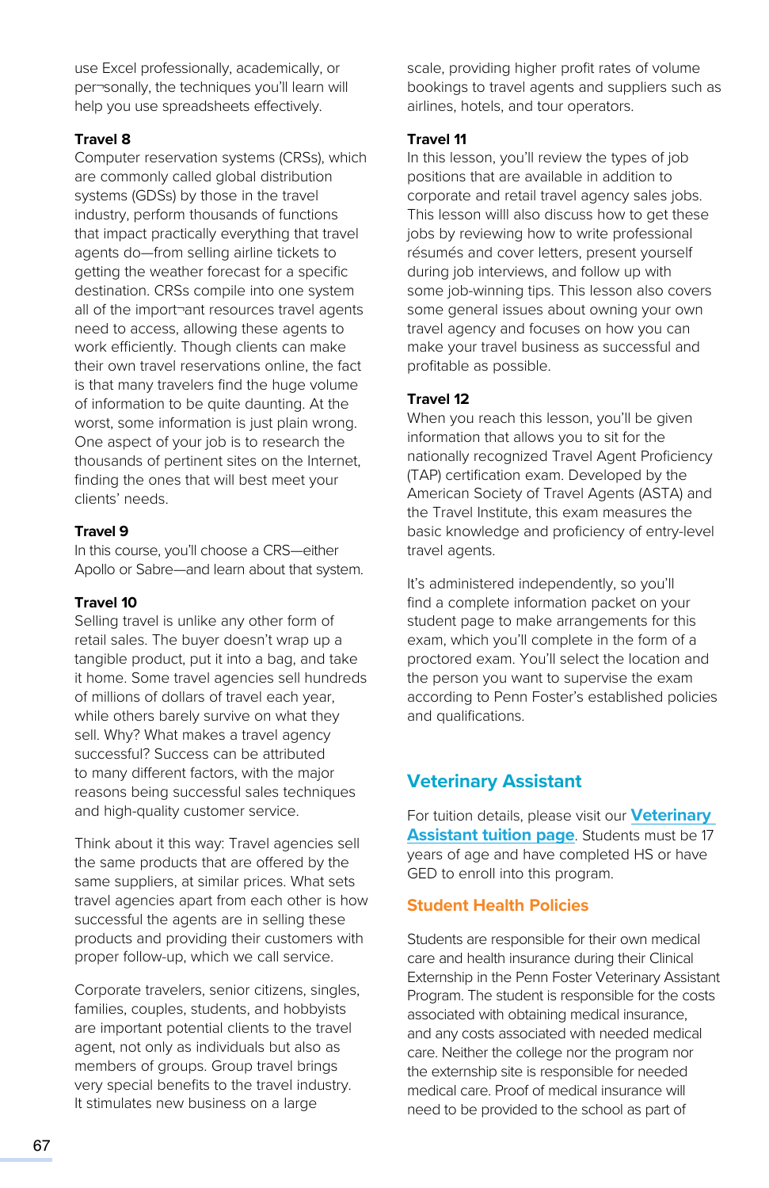use Excel professionally, academically, or per¬sonally, the techniques you'll learn will help you use spreadsheets effectively.

**Travel 8**
Computer reservation systems (CRSs), which are commonly called global distribution systems (GDSs) by those in the travel industry, perform thousands of functions that impact practically everything that travel agents do—from selling airline tickets to getting the weather forecast for a specific destination. CRSs compile into one system all of the import¬ant resources travel agents need to access, allowing these agents to work efficiently. Though clients can make their own travel reservations online, the fact is that many travelers find the huge volume of information to be quite daunting. At the worst, some information is just plain wrong. One aspect of your job is to research the thousands of pertinent sites on the Internet, finding the ones that will best meet your clients' needs.

**Travel 9**
In this course, you'll choose a CRS—either Apollo or Sabre—and learn about that system.

**Travel 10**
Selling travel is unlike any other form of retail sales. The buyer doesn't wrap up a tangible product, put it into a bag, and take it home. Some travel agencies sell hundreds of millions of dollars of travel each year, while others barely survive on what they sell. Why? What makes a travel agency successful? Success can be attributed to many different factors, with the major reasons being successful sales techniques and high-quality customer service.

Think about it this way: Travel agencies sell the same products that are offered by the same suppliers, at similar prices. What sets travel agencies apart from each other is how successful the agents are in selling these products and providing their customers with proper follow-up, which we call service.

Corporate travelers, senior citizens, singles, families, couples, students, and hobbyists are important potential clients to the travel agent, not only as individuals but also as members of groups. Group travel brings very special benefits to the travel industry. It stimulates new business on a large scale, providing higher profit rates of volume bookings to travel agents and suppliers such as airlines, hotels, and tour operators.

**Travel 11**
In this lesson, you'll review the types of job positions that are available in addition to corporate and retail travel agency sales jobs. This lesson willl also discuss how to get these jobs by reviewing how to write professional résumés and cover letters, present yourself during job interviews, and follow up with some job-winning tips. This lesson also covers some general issues about owning your own travel agency and focuses on how you can make your travel business as successful and profitable as possible.

**Travel 12**
When you reach this lesson, you'll be given information that allows you to sit for the nationally recognized Travel Agent Proficiency (TAP) certification exam. Developed by the American Society of Travel Agents (ASTA) and the Travel Institute, this exam measures the basic knowledge and proficiency of entry-level travel agents.

It's administered independently, so you'll find a complete information packet on your student page to make arrangements for this exam, which you'll complete in the form of a proctored exam. You'll select the location and the person you want to supervise the exam according to Penn Foster's established policies and qualifications.

## Veterinary Assistant

For tuition details, please visit our **Veterinary Assistant tuition page**. Students must be 17 years of age and have completed HS or have GED to enroll into this program.

### Student Health Policies

Students are responsible for their own medical care and health insurance during their Clinical Externship in the Penn Foster Veterinary Assistant Program. The student is responsible for the costs associated with obtaining medical insurance, and any costs associated with needed medical care. Neither the college nor the program nor the externship site is responsible for needed medical care. Proof of medical insurance will need to be provided to the school as part of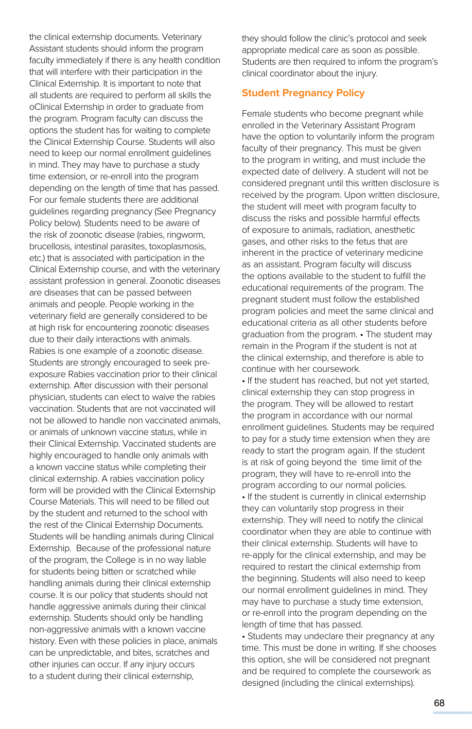the clinical externship documents. Veterinary Assistant students should inform the program faculty immediately if there is any health condition that will interfere with their participation in the Clinical Externship. It is important to note that all students are required to perform all skills the oClinical Externship in order to graduate from the program. Program faculty can discuss the options the student has for waiting to complete the Clinical Externship Course. Students will also need to keep our normal enrollment guidelines in mind. They may have to purchase a study time extension, or re-enroll into the program depending on the length of time that has passed. For our female students there are additional guidelines regarding pregnancy (See Pregnancy Policy below). Students need to be aware of the risk of zoonotic disease (rabies, ringworm, brucellosis, intestinal parasites, toxoplasmosis, etc.) that is associated with participation in the Clinical Externship course, and with the veterinary assistant profession in general. Zoonotic diseases are diseases that can be passed between animals and people. People working in the veterinary field are generally considered to be at high risk for encountering zoonotic diseases due to their daily interactions with animals. Rabies is one example of a zoonotic disease. Students are strongly encouraged to seek pre-exposure Rabies vaccination prior to their clinical externship. After discussion with their personal physician, students can elect to waive the rabies vaccination. Students that are not vaccinated will not be allowed to handle non vaccinated animals, or animals of unknown vaccine status, while in their Clinical Externship. Vaccinated students are highly encouraged to handle only animals with a known vaccine status while completing their clinical externship. A rabies vaccination policy form will be provided with the Clinical Externship Course Materials. This will need to be filled out by the student and returned to the school with the rest of the Clinical Externship Documents. Students will be handling animals during Clinical Externship. Because of the professional nature of the program, the College is in no way liable for students being bitten or scratched while handling animals during their clinical externship course. It is our policy that students should not handle aggressive animals during their clinical externship. Students should only be handling non-aggressive animals with a known vaccine history. Even with these policies in place, animals can be unpredictable, and bites, scratches and other injuries can occur. If any injury occurs to a student during their clinical externship, they should follow the clinic's protocol and seek appropriate medical care as soon as possible. Students are then required to inform the program's clinical coordinator about the injury.

## Student Pregnancy Policy

Female students who become pregnant while enrolled in the Veterinary Assistant Program have the option to voluntarily inform the program faculty of their pregnancy. This must be given to the program in writing, and must include the expected date of delivery. A student will not be considered pregnant until this written disclosure is received by the program. Upon written disclosure, the student will meet with program faculty to discuss the risks and possible harmful effects of exposure to animals, radiation, anesthetic gases, and other risks to the fetus that are inherent in the practice of veterinary medicine as an assistant. Program faculty will discuss the options available to the student to fulfill the educational requirements of the program. The pregnant student must follow the established program policies and meet the same clinical and educational criteria as all other students before graduation from the program. • The student may remain in the Program if the student is not at the clinical externship, and therefore is able to continue with her coursework.

- If the student has reached, but not yet started, clinical externship they can stop progress in the program. They will be allowed to restart the program in accordance with our normal enrollment guidelines. Students may be required to pay for a study time extension when they are ready to start the program again. If the student is at risk of going beyond the time limit of the program, they will have to re-enroll into the program according to our normal policies.
- If the student is currently in clinical externship they can voluntarily stop progress in their externship. They will need to notify the clinical coordinator when they are able to continue with their clinical externship. Students will have to re-apply for the clinical externship, and may be required to restart the clinical externship from the beginning. Students will also need to keep our normal enrollment guidelines in mind. They may have to purchase a study time extension, or re-enroll into the program depending on the length of time that has passed.
- Students may undeclare their pregnancy at any time. This must be done in writing. If she chooses this option, she will be considered not pregnant and be required to complete the coursework as designed (including the clinical externships).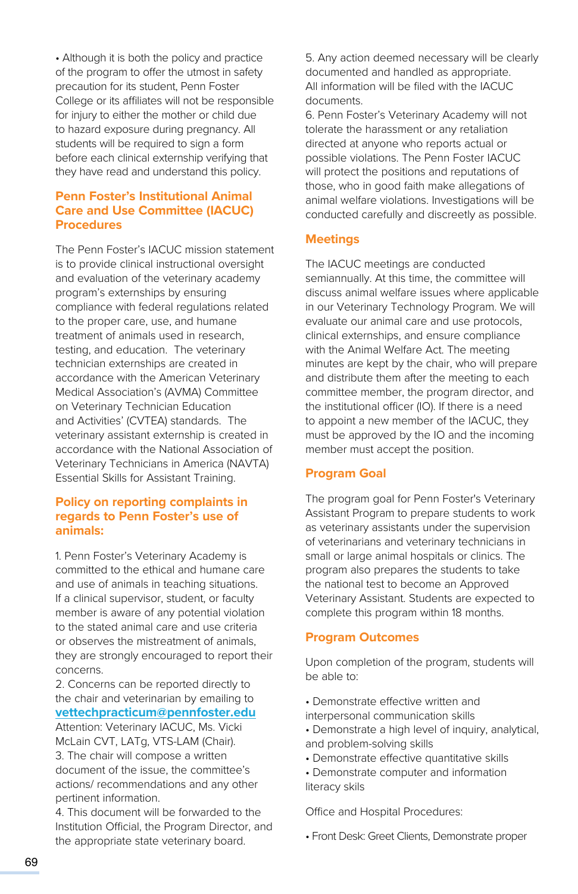• Although it is both the policy and practice of the program to offer the utmost in safety precaution for its student, Penn Foster College or its affiliates will not be responsible for injury to either the mother or child due to hazard exposure during pregnancy. All students will be required to sign a form before each clinical externship verifying that they have read and understand this policy.

## Penn Foster's Institutional Animal Care and Use Committee (IACUC) Procedures

The Penn Foster's IACUC mission statement is to provide clinical instructional oversight and evaluation of the veterinary academy program's externships by ensuring compliance with federal regulations related to the proper care, use, and humane treatment of animals used in research, testing, and education. The veterinary technician externships are created in accordance with the American Veterinary Medical Association's (AVMA) Committee on Veterinary Technician Education and Activities' (CVTEA) standards. The veterinary assistant externship is created in accordance with the National Association of Veterinary Technicians in America (NAVTA) Essential Skills for Assistant Training.

## Policy on reporting complaints in regards to Penn Foster's use of animals:

1. Penn Foster's Veterinary Academy is committed to the ethical and humane care and use of animals in teaching situations. If a clinical supervisor, student, or faculty member is aware of any potential violation to the stated animal care and use criteria or observes the mistreatment of animals, they are strongly encouraged to report their concerns.
2. Concerns can be reported directly to the chair and veterinarian by emailing to **vettechpracticum@pennfoster.edu** Attention: Veterinary IACUC, Ms. Vicki McLain CVT, LATg, VTS-LAM (Chair).
3. The chair will compose a written document of the issue, the committee's actions/ recommendations and any other pertinent information.
4. This document will be forwarded to the Institution Official, the Program Director, and the appropriate state veterinary board.
5. Any action deemed necessary will be clearly documented and handled as appropriate. All information will be filed with the IACUC documents.
6. Penn Foster's Veterinary Academy will not tolerate the harassment or any retaliation directed at anyone who reports actual or possible violations. The Penn Foster IACUC will protect the positions and reputations of those, who in good faith make allegations of animal welfare violations. Investigations will be conducted carefully and discreetly as possible.

## Meetings

The IACUC meetings are conducted semiannually. At this time, the committee will discuss animal welfare issues where applicable in our Veterinary Technology Program. We will evaluate our animal care and use protocols, clinical externships, and ensure compliance with the Animal Welfare Act. The meeting minutes are kept by the chair, who will prepare and distribute them after the meeting to each committee member, the program director, and the institutional officer (IO). If there is a need to appoint a new member of the IACUC, they must be approved by the IO and the incoming member must accept the position.

## Program Goal

The program goal for Penn Foster's Veterinary Assistant Program to prepare students to work as veterinary assistants under the supervision of veterinarians and veterinary technicians in small or large animal hospitals or clinics. The program also prepares the students to take the national test to become an Approved Veterinary Assistant. Students are expected to complete this program within 18 months.

## Program Outcomes

Upon completion of the program, students will be able to:

• Demonstrate effective written and interpersonal communication skills
• Demonstrate a high level of inquiry, analytical, and problem-solving skills
• Demonstrate effective quantitative skills
• Demonstrate computer and information literacy skils

Office and Hospital Procedures:

• Front Desk: Greet Clients, Demonstrate proper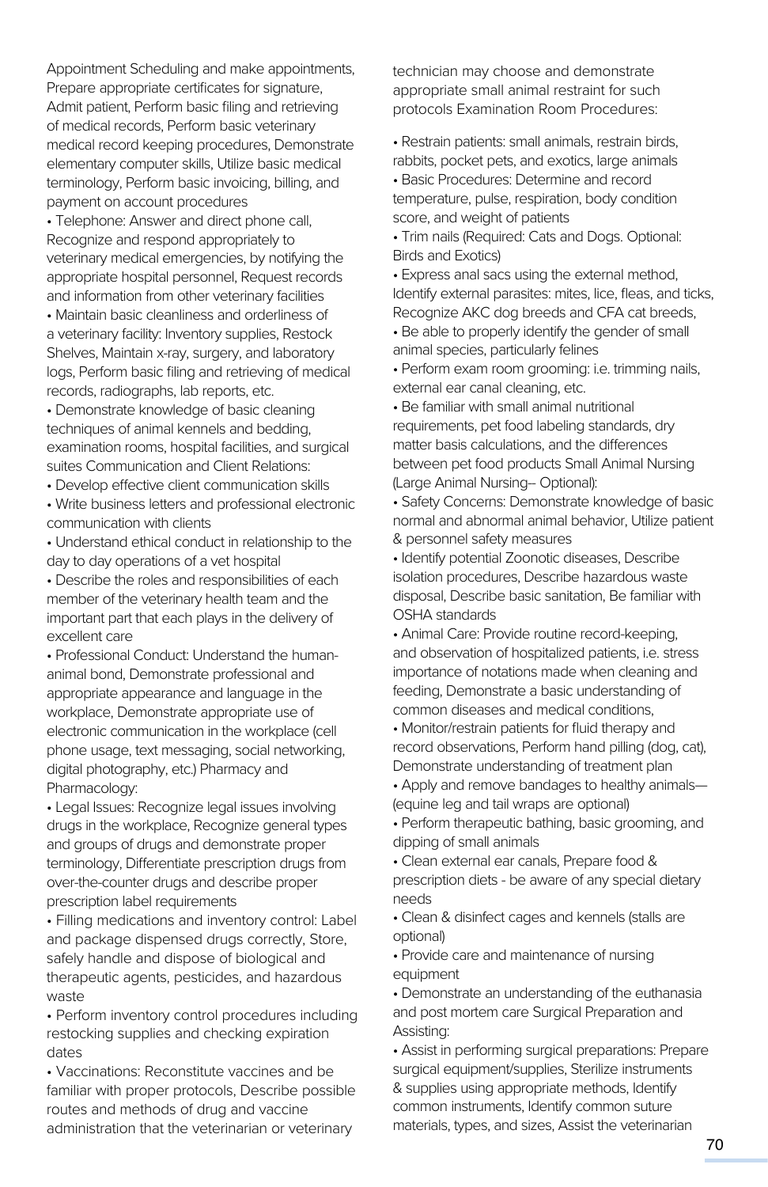Appointment Scheduling and make appointments, Prepare appropriate certificates for signature, Admit patient, Perform basic filing and retrieving of medical records, Perform basic veterinary medical record keeping procedures, Demonstrate elementary computer skills, Utilize basic medical terminology, Perform basic invoicing, billing, and payment on account procedures

- Telephone: Answer and direct phone call, Recognize and respond appropriately to veterinary medical emergencies, by notifying the appropriate hospital personnel, Request records and information from other veterinary facilities
- Maintain basic cleanliness and orderliness of a veterinary facility: Inventory supplies, Restock Shelves, Maintain x-ray, surgery, and laboratory logs, Perform basic filing and retrieving of medical records, radiographs, lab reports, etc.
- Demonstrate knowledge of basic cleaning techniques of animal kennels and bedding, examination rooms, hospital facilities, and surgical suites Communication and Client Relations:
- Develop effective client communication skills
- Write business letters and professional electronic communication with clients
- Understand ethical conduct in relationship to the day to day operations of a vet hospital
- Describe the roles and responsibilities of each member of the veterinary health team and the important part that each plays in the delivery of excellent care
- Professional Conduct: Understand the human-animal bond, Demonstrate professional and appropriate appearance and language in the workplace, Demonstrate appropriate use of electronic communication in the workplace (cell phone usage, text messaging, social networking, digital photography, etc.) Pharmacy and Pharmacology:
- Legal Issues: Recognize legal issues involving drugs in the workplace, Recognize general types and groups of drugs and demonstrate proper terminology, Differentiate prescription drugs from over-the-counter drugs and describe proper prescription label requirements
- Filling medications and inventory control: Label and package dispensed drugs correctly, Store, safely handle and dispose of biological and therapeutic agents, pesticides, and hazardous waste
- Perform inventory control procedures including restocking supplies and checking expiration dates
- Vaccinations: Reconstitute vaccines and be familiar with proper protocols, Describe possible routes and methods of drug and vaccine administration that the veterinarian or veterinary technician may choose and demonstrate appropriate small animal restraint for such protocols Examination Room Procedures:
- Restrain patients: small animals, restrain birds, rabbits, pocket pets, and exotics, large animals
- Basic Procedures: Determine and record temperature, pulse, respiration, body condition score, and weight of patients
- Trim nails (Required: Cats and Dogs. Optional: Birds and Exotics)
- Express anal sacs using the external method, Identify external parasites: mites, lice, fleas, and ticks, Recognize AKC dog breeds and CFA cat breeds,
- Be able to properly identify the gender of small animal species, particularly felines
- Perform exam room grooming: i.e. trimming nails, external ear canal cleaning, etc.
- Be familiar with small animal nutritional requirements, pet food labeling standards, dry matter basis calculations, and the differences between pet food products Small Animal Nursing (Large Animal Nursing– Optional):
- Safety Concerns: Demonstrate knowledge of basic normal and abnormal animal behavior, Utilize patient & personnel safety measures
- Identify potential Zoonotic diseases, Describe isolation procedures, Describe hazardous waste disposal, Describe basic sanitation, Be familiar with OSHA standards
- Animal Care: Provide routine record-keeping, and observation of hospitalized patients, i.e. stress importance of notations made when cleaning and feeding, Demonstrate a basic understanding of common diseases and medical conditions,
- Monitor/restrain patients for fluid therapy and record observations, Perform hand pilling (dog, cat), Demonstrate understanding of treatment plan
- Apply and remove bandages to healthy animals—(equine leg and tail wraps are optional)
- Perform therapeutic bathing, basic grooming, and dipping of small animals
- Clean external ear canals, Prepare food & prescription diets - be aware of any special dietary needs
- Clean & disinfect cages and kennels (stalls are optional)
- Provide care and maintenance of nursing equipment
- Demonstrate an understanding of the euthanasia and post mortem care Surgical Preparation and Assisting:
- Assist in performing surgical preparations: Prepare surgical equipment/supplies, Sterilize instruments & supplies using appropriate methods, Identify common instruments, Identify common suture materials, types, and sizes, Assist the veterinarian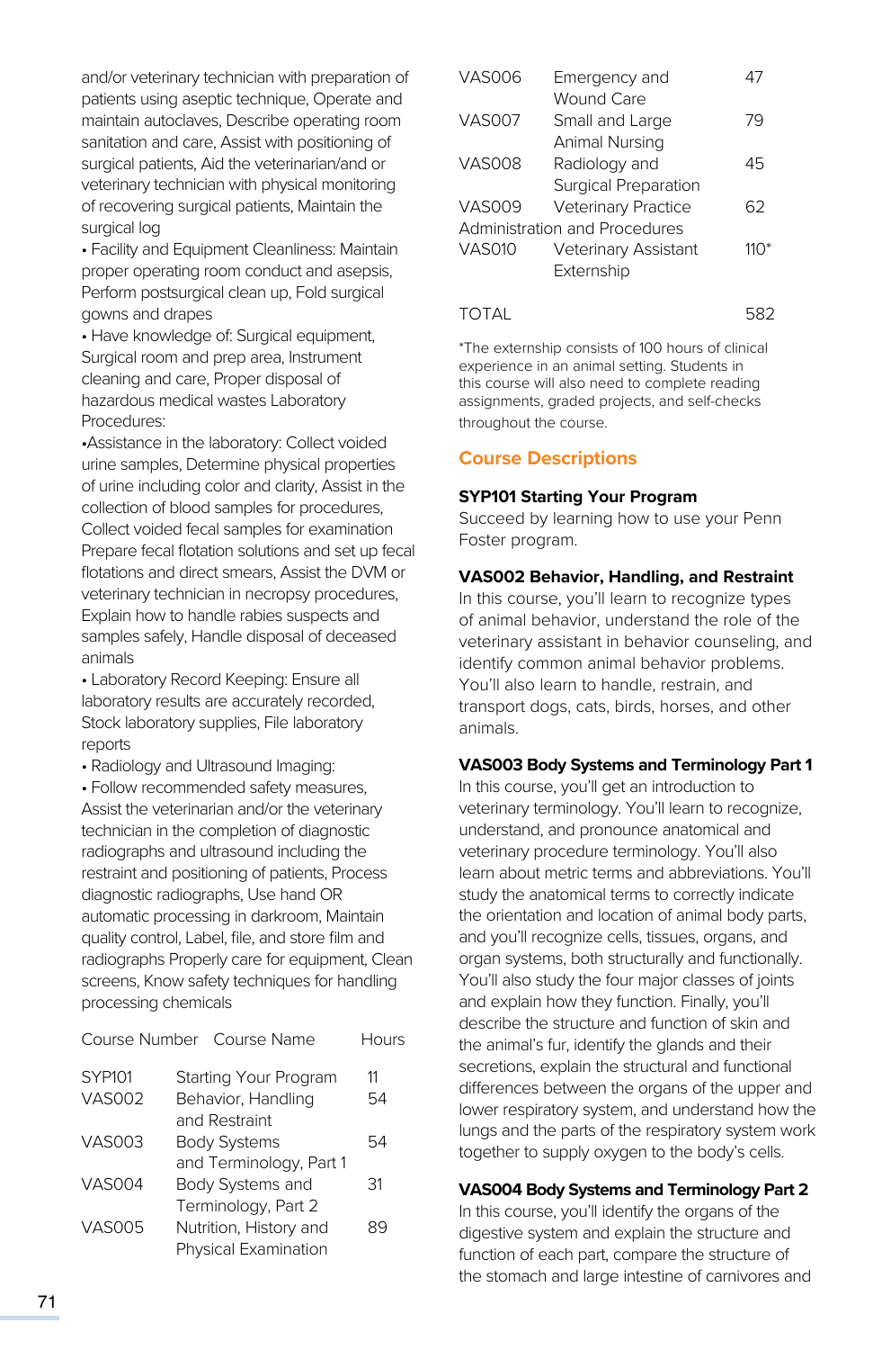and/or veterinary technician with preparation of patients using aseptic technique, Operate and maintain autoclaves, Describe operating room sanitation and care, Assist with positioning of surgical patients, Aid the veterinarian/and or veterinary technician with physical monitoring of recovering surgical patients, Maintain the surgical log

• Facility and Equipment Cleanliness: Maintain proper operating room conduct and asepsis, Perform postsurgical clean up, Fold surgical gowns and drapes

• Have knowledge of: Surgical equipment, Surgical room and prep area, Instrument cleaning and care, Proper disposal of hazardous medical wastes Laboratory Procedures:

•Assistance in the laboratory: Collect voided urine samples, Determine physical properties of urine including color and clarity, Assist in the collection of blood samples for procedures, Collect voided fecal samples for examination Prepare fecal flotation solutions and set up fecal flotations and direct smears, Assist the DVM or veterinary technician in necropsy procedures, Explain how to handle rabies suspects and samples safely, Handle disposal of deceased animals

• Laboratory Record Keeping: Ensure all laboratory results are accurately recorded, Stock laboratory supplies, File laboratory reports

• Radiology and Ultrasound Imaging:

• Follow recommended safety measures, Assist the veterinarian and/or the veterinary technician in the completion of diagnostic radiographs and ultrasound including the restraint and positioning of patients, Process diagnostic radiographs, Use hand OR automatic processing in darkroom, Maintain quality control, Label, file, and store film and radiographs Properly care for equipment, Clean screens, Know safety techniques for handling processing chemicals

| Course Number | Course Name | Hours |
|---|---|---|
| SYP101 | Starting Your Program | 11 |
| VAS002 | Behavior, Handling and Restraint | 54 |
| VAS003 | Body Systems and Terminology, Part 1 | 54 |
| VAS004 | Body Systems and Terminology, Part 2 | 31 |
| VAS005 | Nutrition, History and Physical Examination | 89 |
| VAS006 | Emergency and Wound Care | 47 |
| VAS007 | Small and Large Animal Nursing | 79 |
| VAS008 | Radiology and Surgical Preparation | 45 |
| VAS009 | Veterinary Practice Administration and Procedures | 62 |
| VAS010 | Veterinary Assistant Externship | 110* |
| TOTAL | | 582 |

*The externship consists of 100 hours of clinical experience in an animal setting. Students in this course will also need to complete reading assignments, graded projects, and self-checks throughout the course.

## Course Descriptions

**SYP101 Starting Your Program**
Succeed by learning how to use your Penn Foster program.

**VAS002 Behavior, Handling, and Restraint**
In this course, you'll learn to recognize types of animal behavior, understand the role of the veterinary assistant in behavior counseling, and identify common animal behavior problems. You'll also learn to handle, restrain, and transport dogs, cats, birds, horses, and other animals.

**VAS003 Body Systems and Terminology Part 1**
In this course, you'll get an introduction to veterinary terminology. You'll learn to recognize, understand, and pronounce anatomical and veterinary procedure terminology. You'll also learn about metric terms and abbreviations. You'll study the anatomical terms to correctly indicate the orientation and location of animal body parts, and you'll recognize cells, tissues, organs, and organ systems, both structurally and functionally. You'll also study the four major classes of joints and explain how they function. Finally, you'll describe the structure and function of skin and the animal's fur, identify the glands and their secretions, explain the structural and functional differences between the organs of the upper and lower respiratory system, and understand how the lungs and the parts of the respiratory system work together to supply oxygen to the body's cells.

**VAS004 Body Systems and Terminology Part 2**
In this course, you'll identify the organs of the digestive system and explain the structure and function of each part, compare the structure of the stomach and large intestine of carnivores and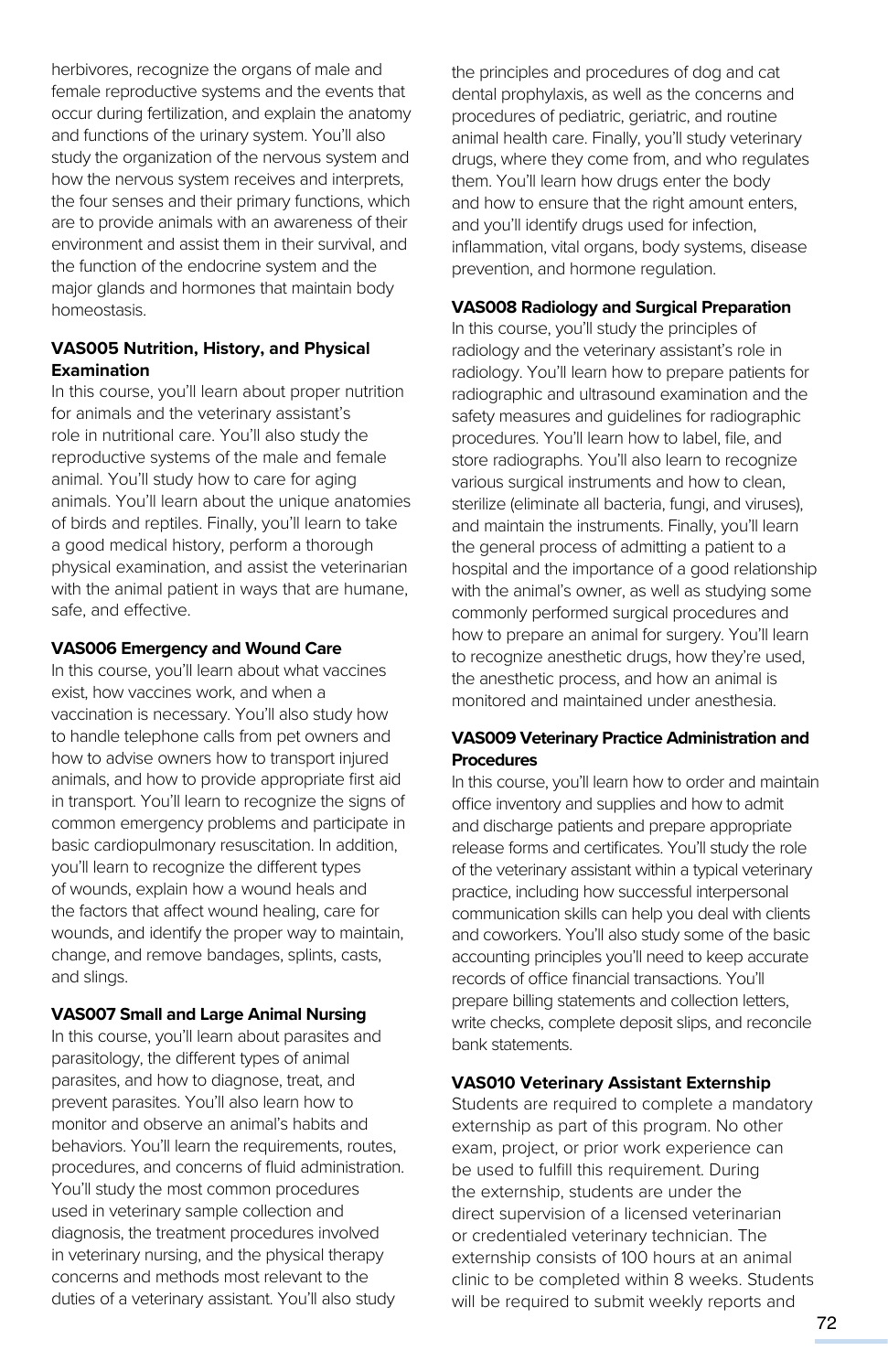herbivores, recognize the organs of male and female reproductive systems and the events that occur during fertilization, and explain the anatomy and functions of the urinary system. You'll also study the organization of the nervous system and how the nervous system receives and interprets, the four senses and their primary functions, which are to provide animals with an awareness of their environment and assist them in their survival, and the function of the endocrine system and the major glands and hormones that maintain body homeostasis.

**VAS005 Nutrition, History, and Physical Examination**
In this course, you'll learn about proper nutrition for animals and the veterinary assistant's role in nutritional care. You'll also study the reproductive systems of the male and female animal. You'll study how to care for aging animals. You'll learn about the unique anatomies of birds and reptiles. Finally, you'll learn to take a good medical history, perform a thorough physical examination, and assist the veterinarian with the animal patient in ways that are humane, safe, and effective.

**VAS006 Emergency and Wound Care**
In this course, you'll learn about what vaccines exist, how vaccines work, and when a vaccination is necessary. You'll also study how to handle telephone calls from pet owners and how to advise owners how to transport injured animals, and how to provide appropriate first aid in transport. You'll learn to recognize the signs of common emergency problems and participate in basic cardiopulmonary resuscitation. In addition, you'll learn to recognize the different types of wounds, explain how a wound heals and the factors that affect wound healing, care for wounds, and identify the proper way to maintain, change, and remove bandages, splints, casts, and slings.

**VAS007 Small and Large Animal Nursing**
In this course, you'll learn about parasites and parasitology, the different types of animal parasites, and how to diagnose, treat, and prevent parasites. You'll also learn how to monitor and observe an animal's habits and behaviors. You'll learn the requirements, routes, procedures, and concerns of fluid administration. You'll study the most common procedures used in veterinary sample collection and diagnosis, the treatment procedures involved in veterinary nursing, and the physical therapy concerns and methods most relevant to the duties of a veterinary assistant. You'll also study the principles and procedures of dog and cat dental prophylaxis, as well as the concerns and procedures of pediatric, geriatric, and routine animal health care. Finally, you'll study veterinary drugs, where they come from, and who regulates them. You'll learn how drugs enter the body and how to ensure that the right amount enters, and you'll identify drugs used for infection, inflammation, vital organs, body systems, disease prevention, and hormone regulation.

**VAS008 Radiology and Surgical Preparation**
In this course, you'll study the principles of radiology and the veterinary assistant's role in radiology. You'll learn how to prepare patients for radiographic and ultrasound examination and the safety measures and guidelines for radiographic procedures. You'll learn how to label, file, and store radiographs. You'll also learn to recognize various surgical instruments and how to clean, sterilize (eliminate all bacteria, fungi, and viruses), and maintain the instruments. Finally, you'll learn the general process of admitting a patient to a hospital and the importance of a good relationship with the animal's owner, as well as studying some commonly performed surgical procedures and how to prepare an animal for surgery. You'll learn to recognize anesthetic drugs, how they're used, the anesthetic process, and how an animal is monitored and maintained under anesthesia.

**VAS009 Veterinary Practice Administration and Procedures**
In this course, you'll learn how to order and maintain office inventory and supplies and how to admit and discharge patients and prepare appropriate release forms and certificates. You'll study the role of the veterinary assistant within a typical veterinary practice, including how successful interpersonal communication skills can help you deal with clients and coworkers. You'll also study some of the basic accounting principles you'll need to keep accurate records of office financial transactions. You'll prepare billing statements and collection letters, write checks, complete deposit slips, and reconcile bank statements.

**VAS010 Veterinary Assistant Externship**
Students are required to complete a mandatory externship as part of this program. No other exam, project, or prior work experience can be used to fulfill this requirement. During the externship, students are under the direct supervision of a licensed veterinarian or credentialed veterinary technician. The externship consists of 100 hours at an animal clinic to be completed within 8 weeks. Students will be required to submit weekly reports and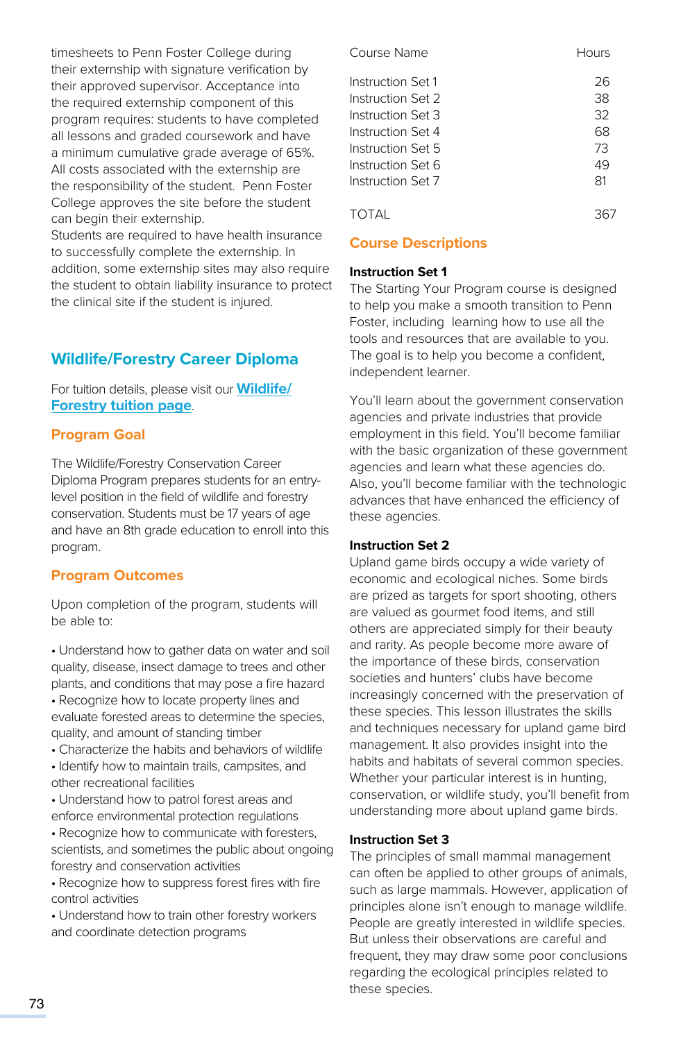timesheets to Penn Foster College during their externship with signature verification by their approved supervisor. Acceptance into the required externship component of this program requires: students to have completed all lessons and graded coursework and have a minimum cumulative grade average of 65%. All costs associated with the externship are the responsibility of the student. Penn Foster College approves the site before the student can begin their externship. Students are required to have health insurance to successfully complete the externship. In addition, some externship sites may also require the student to obtain liability insurance to protect the clinical site if the student is injured.

## Wildlife/Forestry Career Diploma

For tuition details, please visit our **Wildlife/ Forestry tuition page**.

### Program Goal

The Wildlife/Forestry Conservation Career Diploma Program prepares students for an entry-level position in the field of wildlife and forestry conservation. Students must be 17 years of age and have an 8th grade education to enroll into this program.

### Program Outcomes

Upon completion of the program, students will be able to:

- Understand how to gather data on water and soil quality, disease, insect damage to trees and other plants, and conditions that may pose a fire hazard
- Recognize how to locate property lines and evaluate forested areas to determine the species, quality, and amount of standing timber
- Characterize the habits and behaviors of wildlife
- Identify how to maintain trails, campsites, and other recreational facilities
- Understand how to patrol forest areas and enforce environmental protection regulations
- Recognize how to communicate with foresters, scientists, and sometimes the public about ongoing forestry and conservation activities
- Recognize how to suppress forest fires with fire control activities
- Understand how to train other forestry workers and coordinate detection programs

| Course Name | Hours |
|---|---|
| Instruction Set 1 | 26 |
| Instruction Set 2 | 38 |
| Instruction Set 3 | 32 |
| Instruction Set 4 | 68 |
| Instruction Set 5 | 73 |
| Instruction Set 6 | 49 |
| Instruction Set 7 | 81 |
| TOTAL | 367 |

### Course Descriptions

**Instruction Set 1**

The Starting Your Program course is designed to help you make a smooth transition to Penn Foster, including learning how to use all the tools and resources that are available to you. The goal is to help you become a confident, independent learner.

You'll learn about the government conservation agencies and private industries that provide employment in this field. You'll become familiar with the basic organization of these government agencies and learn what these agencies do. Also, you'll become familiar with the technologic advances that have enhanced the efficiency of these agencies.

**Instruction Set 2**

Upland game birds occupy a wide variety of economic and ecological niches. Some birds are prized as targets for sport shooting, others are valued as gourmet food items, and still others are appreciated simply for their beauty and rarity. As people become more aware of the importance of these birds, conservation societies and hunters' clubs have become increasingly concerned with the preservation of these species. This lesson illustrates the skills and techniques necessary for upland game bird management. It also provides insight into the habits and habitats of several common species. Whether your particular interest is in hunting, conservation, or wildlife study, you'll benefit from understanding more about upland game birds.

**Instruction Set 3**

The principles of small mammal management can often be applied to other groups of animals, such as large mammals. However, application of principles alone isn't enough to manage wildlife. People are greatly interested in wildlife species. But unless their observations are careful and frequent, they may draw some poor conclusions regarding the ecological principles related to these species.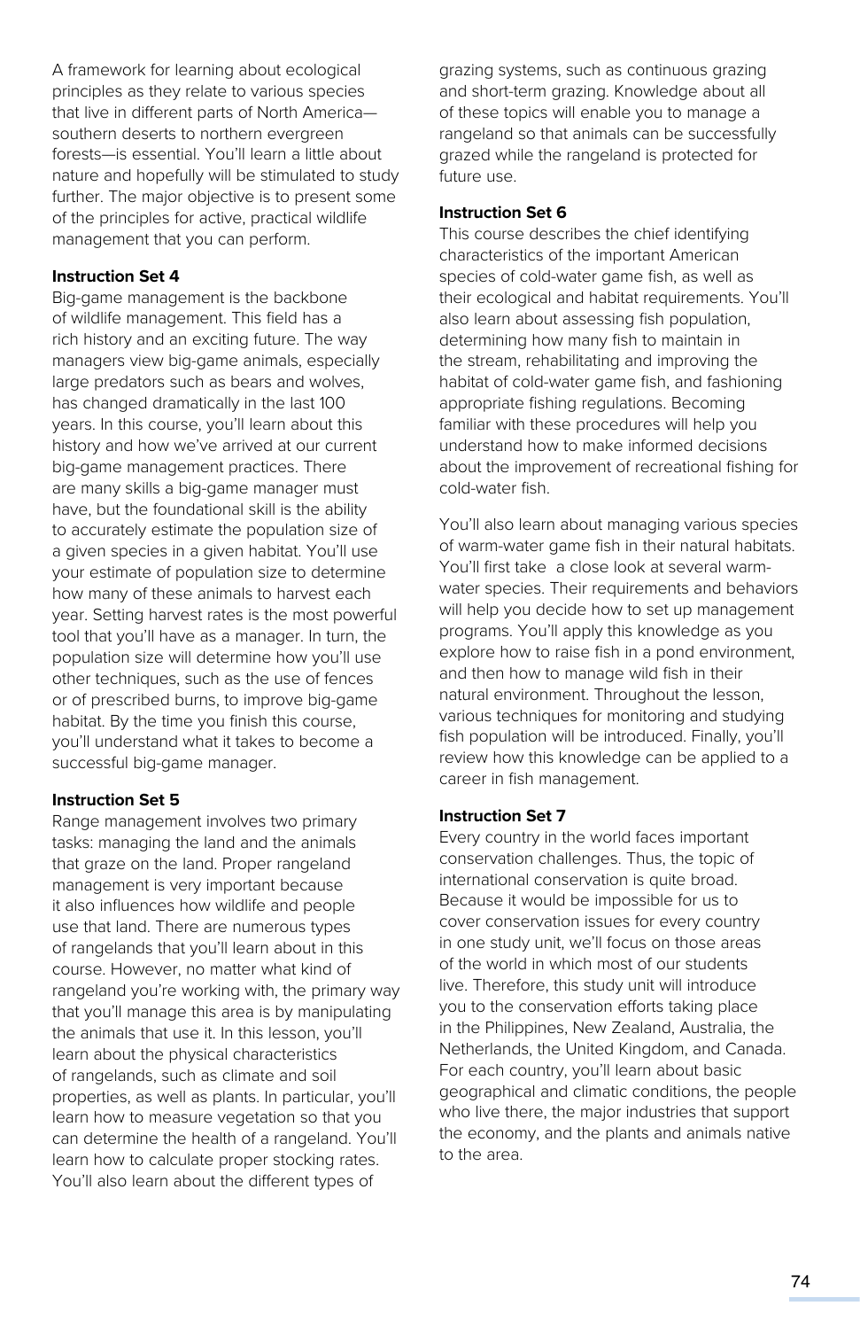A framework for learning about ecological principles as they relate to various species that live in different parts of North America—southern deserts to northern evergreen forests—is essential. You'll learn a little about nature and hopefully will be stimulated to study further. The major objective is to present some of the principles for active, practical wildlife management that you can perform.

**Instruction Set 4**

Big-game management is the backbone of wildlife management. This field has a rich history and an exciting future. The way managers view big-game animals, especially large predators such as bears and wolves, has changed dramatically in the last 100 years. In this course, you'll learn about this history and how we've arrived at our current big-game management practices. There are many skills a big-game manager must have, but the foundational skill is the ability to accurately estimate the population size of a given species in a given habitat. You'll use your estimate of population size to determine how many of these animals to harvest each year. Setting harvest rates is the most powerful tool that you'll have as a manager. In turn, the population size will determine how you'll use other techniques, such as the use of fences or of prescribed burns, to improve big-game habitat. By the time you finish this course, you'll understand what it takes to become a successful big-game manager.

**Instruction Set 5**

Range management involves two primary tasks: managing the land and the animals that graze on the land. Proper rangeland management is very important because it also influences how wildlife and people use that land. There are numerous types of rangelands that you'll learn about in this course. However, no matter what kind of rangeland you're working with, the primary way that you'll manage this area is by manipulating the animals that use it. In this lesson, you'll learn about the physical characteristics of rangelands, such as climate and soil properties, as well as plants. In particular, you'll learn how to measure vegetation so that you can determine the health of a rangeland. You'll learn how to calculate proper stocking rates. You'll also learn about the different types of grazing systems, such as continuous grazing and short-term grazing. Knowledge about all of these topics will enable you to manage a rangeland so that animals can be successfully grazed while the rangeland is protected for future use.

**Instruction Set 6**

This course describes the chief identifying characteristics of the important American species of cold-water game fish, as well as their ecological and habitat requirements. You'll also learn about assessing fish population, determining how many fish to maintain in the stream, rehabilitating and improving the habitat of cold-water game fish, and fashioning appropriate fishing regulations. Becoming familiar with these procedures will help you understand how to make informed decisions about the improvement of recreational fishing for cold-water fish.

You'll also learn about managing various species of warm-water game fish in their natural habitats. You'll first take a close look at several warm-water species. Their requirements and behaviors will help you decide how to set up management programs. You'll apply this knowledge as you explore how to raise fish in a pond environment, and then how to manage wild fish in their natural environment. Throughout the lesson, various techniques for monitoring and studying fish population will be introduced. Finally, you'll review how this knowledge can be applied to a career in fish management.

**Instruction Set 7**

Every country in the world faces important conservation challenges. Thus, the topic of international conservation is quite broad. Because it would be impossible for us to cover conservation issues for every country in one study unit, we'll focus on those areas of the world in which most of our students live. Therefore, this study unit will introduce you to the conservation efforts taking place in the Philippines, New Zealand, Australia, the Netherlands, the United Kingdom, and Canada. For each country, you'll learn about basic geographical and climatic conditions, the people who live there, the major industries that support the economy, and the plants and animals native to the area.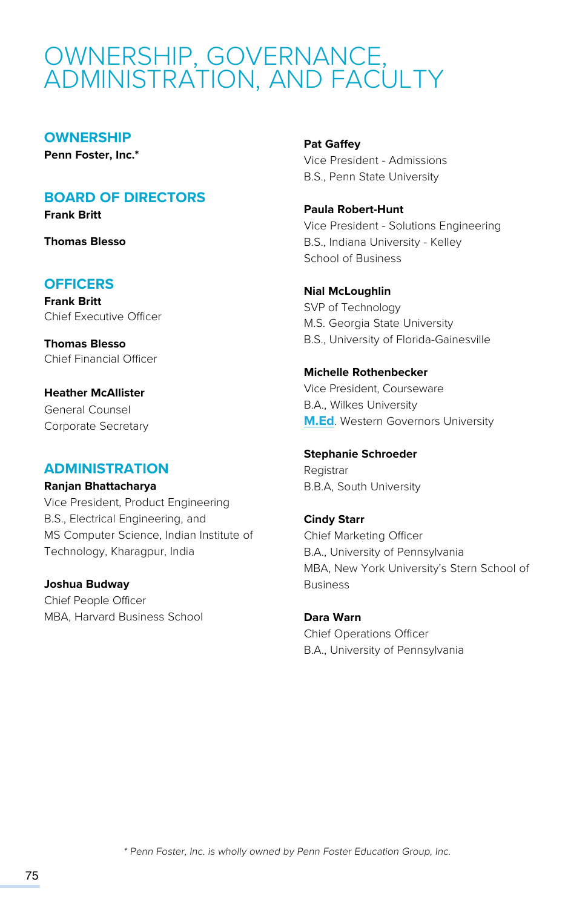# OWNERSHIP, GOVERNANCE, ADMINISTRATION, AND FACULTY

## OWNERSHIP

**Penn Foster, Inc.***

## BOARD OF DIRECTORS

**Frank Britt**

**Thomas Blesso**

## OFFICERS

**Frank Britt**
Chief Executive Officer

**Thomas Blesso**
Chief Financial Officer

**Heather McAllister**
General Counsel
Corporate Secretary

## ADMINISTRATION

**Ranjan Bhattacharya**
Vice President, Product Engineering
B.S., Electrical Engineering, and
MS Computer Science, Indian Institute of Technology, Kharagpur, India

**Joshua Budway**
Chief People Officer
MBA, Harvard Business School

**Pat Gaffey**
Vice President - Admissions
B.S., Penn State University

**Paula Robert-Hunt**
Vice President - Solutions Engineering
B.S., Indiana University - Kelley School of Business

**Nial McLoughlin**
SVP of Technology
M.S. Georgia State University
B.S., University of Florida-Gainesville

**Michelle Rothenbecker**
Vice President, Courseware
B.A., Wilkes University
M.Ed. Western Governors University

**Stephanie Schroeder**
Registrar
B.B.A, South University

**Cindy Starr**
Chief Marketing Officer
B.A., University of Pennsylvania
MBA, New York University's Stern School of Business

**Dara Warn**
Chief Operations Officer
B.A., University of Pennsylvania

*\* Penn Foster, Inc. is wholly owned by Penn Foster Education Group, Inc.*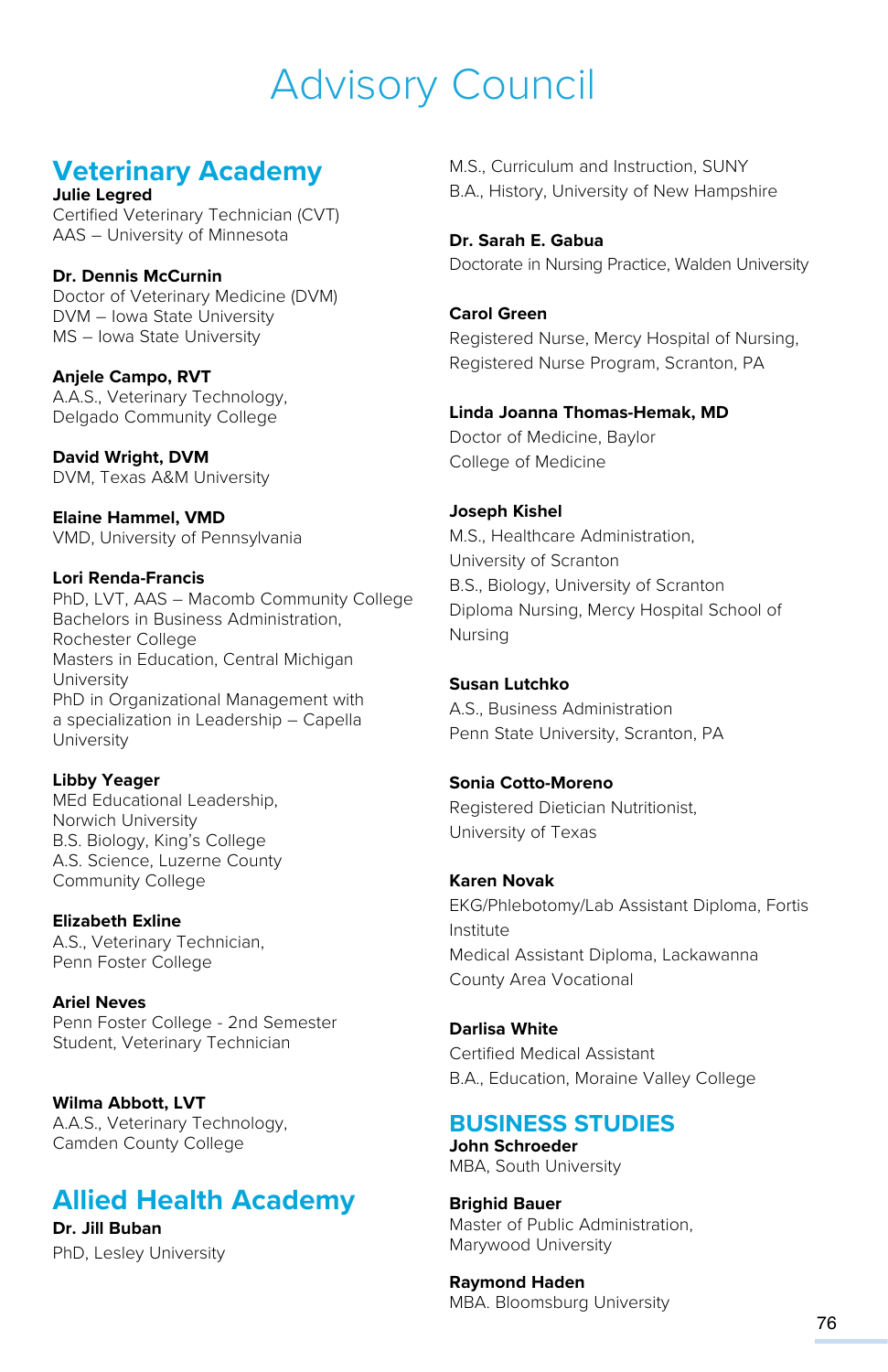# Advisory Council

## Veterinary Academy

**Julie Legred**
Certified Veterinary Technician (CVT)
AAS – University of Minnesota

**Dr. Dennis McCurnin**
Doctor of Veterinary Medicine (DVM)
DVM – Iowa State University
MS – Iowa State University

**Anjele Campo, RVT**
A.A.S., Veterinary Technology,
Delgado Community College

**David Wright, DVM**
DVM, Texas A&M University

**Elaine Hammel, VMD**
VMD, University of Pennsylvania

**Lori Renda-Francis**
PhD, LVT, AAS – Macomb Community College
Bachelors in Business Administration,
Rochester College
Masters in Education, Central Michigan
University
PhD in Organizational Management with
a specialization in Leadership – Capella
University

**Libby Yeager**
MEd Educational Leadership,
Norwich University
B.S. Biology, King's College
A.S. Science, Luzerne County
Community College

**Elizabeth Exline**
A.S., Veterinary Technician,
Penn Foster College

**Ariel Neves**
Penn Foster College - 2nd Semester
Student, Veterinary Technician

**Wilma Abbott, LVT**
A.A.S., Veterinary Technology,
Camden County College

## Allied Health Academy

**Dr. Jill Buban**
PhD, Lesley University
M.S., Curriculum and Instruction, SUNY
B.A., History, University of New Hampshire

**Dr. Sarah E. Gabua**
Doctorate in Nursing Practice, Walden University

**Carol Green**
Registered Nurse, Mercy Hospital of Nursing,
Registered Nurse Program, Scranton, PA

**Linda Joanna Thomas-Hemak, MD**
Doctor of Medicine, Baylor
College of Medicine

**Joseph Kishel**
M.S., Healthcare Administration,
University of Scranton
B.S., Biology, University of Scranton
Diploma Nursing, Mercy Hospital School of
Nursing

**Susan Lutchko**
A.S., Business Administration
Penn State University, Scranton, PA

**Sonia Cotto-Moreno**
Registered Dietician Nutritionist,
University of Texas

**Karen Novak**
EKG/Phlebotomy/Lab Assistant Diploma, Fortis
Institute
Medical Assistant Diploma, Lackawanna
County Area Vocational

**Darlisa White**
Certified Medical Assistant
B.A., Education, Moraine Valley College

## BUSINESS STUDIES

**John Schroeder**
MBA, South University

**Brighid Bauer**
Master of Public Administration,
Marywood University

**Raymond Haden**
MBA. Bloomsburg University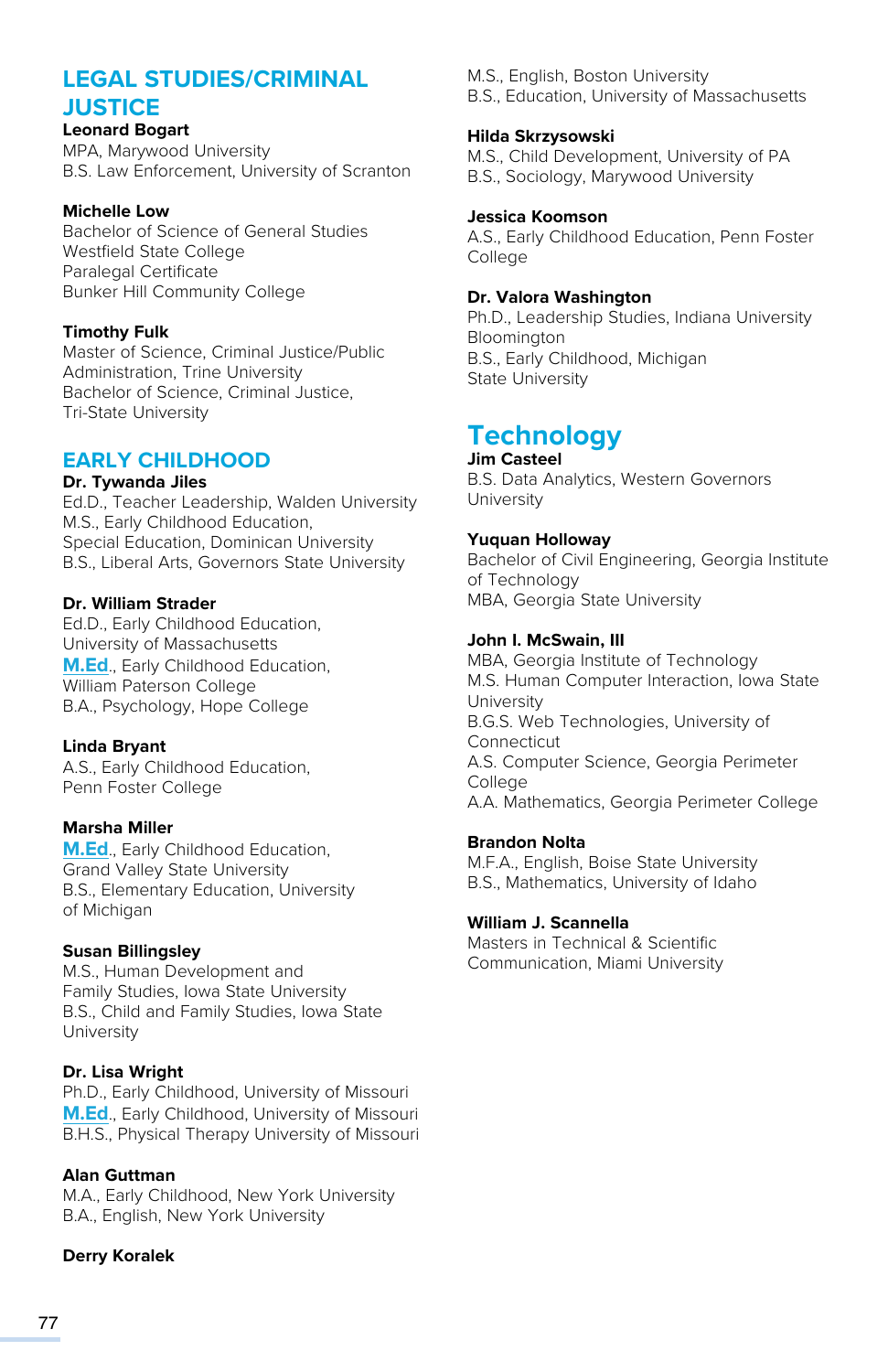## LEGAL STUDIES/CRIMINAL JUSTICE

**Leonard Bogart**
MPA, Marywood University
B.S. Law Enforcement, University of Scranton

**Michelle Low**
Bachelor of Science of General Studies
Westfield State College
Paralegal Certificate
Bunker Hill Community College

**Timothy Fulk**
Master of Science, Criminal Justice/Public Administration, Trine University
Bachelor of Science, Criminal Justice, Tri-State University

## EARLY CHILDHOOD

**Dr. Tywanda Jiles**
Ed.D., Teacher Leadership, Walden University
M.S., Early Childhood Education, Special Education, Dominican University
B.S., Liberal Arts, Governors State University

**Dr. William Strader**
Ed.D., Early Childhood Education, University of Massachusetts
M.Ed., Early Childhood Education, William Paterson College
B.A., Psychology, Hope College

**Linda Bryant**
A.S., Early Childhood Education, Penn Foster College

**Marsha Miller**
M.Ed., Early Childhood Education, Grand Valley State University
B.S., Elementary Education, University of Michigan

**Susan Billingsley**
M.S., Human Development and Family Studies, Iowa State University
B.S., Child and Family Studies, Iowa State University

**Dr. Lisa Wright**
Ph.D., Early Childhood, University of Missouri
M.Ed., Early Childhood, University of Missouri
B.H.S., Physical Therapy University of Missouri

**Alan Guttman**
M.A., Early Childhood, New York University
B.A., English, New York University

**Derry Koralek**
M.S., English, Boston University
B.S., Education, University of Massachusetts

**Hilda Skrzysowski**
M.S., Child Development, University of PA
B.S., Sociology, Marywood University

**Jessica Koomson**
A.S., Early Childhood Education, Penn Foster College

**Dr. Valora Washington**
Ph.D., Leadership Studies, Indiana University Bloomington
B.S., Early Childhood, Michigan State University

## Technology

**Jim Casteel**
B.S. Data Analytics, Western Governors University

**Yuquan Holloway**
Bachelor of Civil Engineering, Georgia Institute of Technology
MBA, Georgia State University

**John I. McSwain, III**
MBA, Georgia Institute of Technology
M.S. Human Computer Interaction, Iowa State University
B.G.S. Web Technologies, University of Connecticut
A.S. Computer Science, Georgia Perimeter College
A.A. Mathematics, Georgia Perimeter College

**Brandon Nolta**
M.F.A., English, Boise State University
B.S., Mathematics, University of Idaho

**William J. Scannella**
Masters in Technical & Scientific Communication, Miami University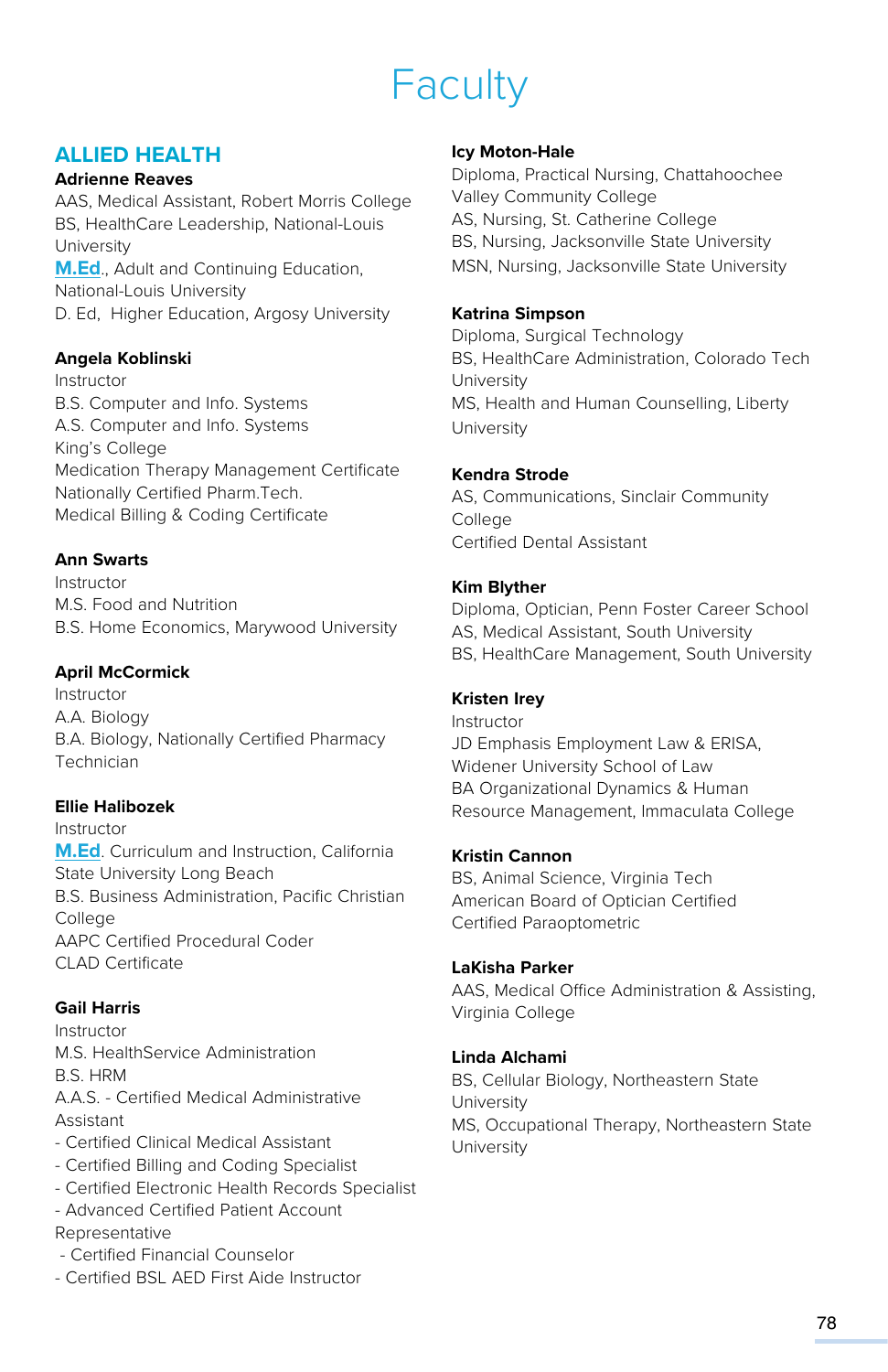# Faculty

## ALLIED HEALTH

**Adrienne Reaves**
AAS, Medical Assistant, Robert Morris College
BS, HealthCare Leadership, National-Louis University
M.Ed., Adult and Continuing Education, National-Louis University
D. Ed, Higher Education, Argosy University

**Angela Koblinski**
Instructor
B.S. Computer and Info. Systems
A.S. Computer and Info. Systems
King's College
Medication Therapy Management Certificate
Nationally Certified Pharm.Tech.
Medical Billing & Coding Certificate

**Ann Swarts**
Instructor
M.S. Food and Nutrition
B.S. Home Economics, Marywood University

**April McCormick**
Instructor
A.A. Biology
B.A. Biology, Nationally Certified Pharmacy Technician

**Ellie Halibozek**
Instructor
M.Ed. Curriculum and Instruction, California State University Long Beach
B.S. Business Administration, Pacific Christian College
AAPC Certified Procedural Coder
CLAD Certificate

**Gail Harris**
Instructor
M.S. HealthService Administration
B.S. HRM
A.A.S. - Certified Medical Administrative Assistant
- Certified Clinical Medical Assistant
- Certified Billing and Coding Specialist
- Certified Electronic Health Records Specialist
- Advanced Certified Patient Account Representative
- Certified Financial Counselor
- Certified BSL AED First Aide Instructor

**Icy Moton-Hale**
Diploma, Practical Nursing, Chattahoochee Valley Community College
AS, Nursing, St. Catherine College
BS, Nursing, Jacksonville State University
MSN, Nursing, Jacksonville State University

**Katrina Simpson**
Diploma, Surgical Technology
BS, HealthCare Administration, Colorado Tech University
MS, Health and Human Counselling, Liberty University

**Kendra Strode**
AS, Communications, Sinclair Community College
Certified Dental Assistant

**Kim Blyther**
Diploma, Optician, Penn Foster Career School
AS, Medical Assistant, South University
BS, HealthCare Management, South University

**Kristen Irey**
Instructor
JD Emphasis Employment Law & ERISA, Widener University School of Law
BA Organizational Dynamics & Human Resource Management, Immaculata College

**Kristin Cannon**
BS, Animal Science, Virginia Tech
American Board of Optician Certified
Certified Paraoptometric

**LaKisha Parker**
AAS, Medical Office Administration & Assisting, Virginia College

**Linda Alchami**
BS, Cellular Biology, Northeastern State University
MS, Occupational Therapy, Northeastern State University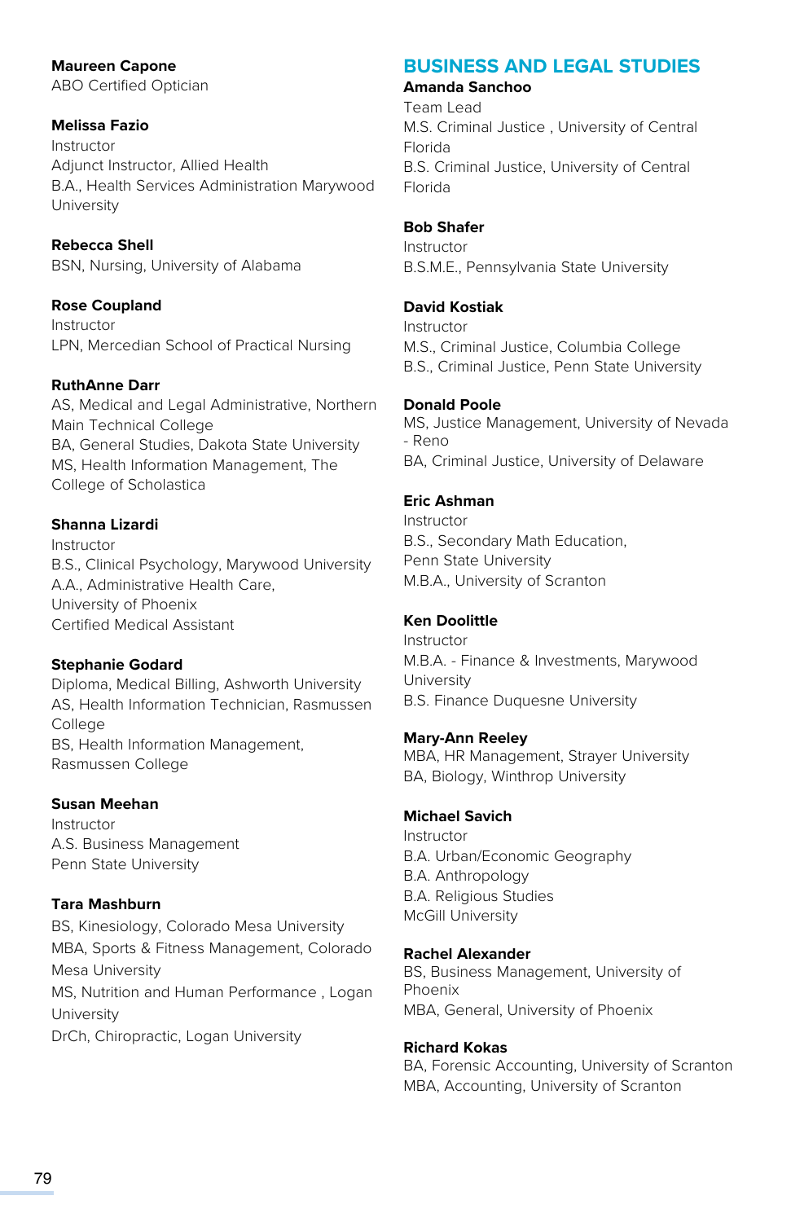**Maureen Capone**
ABO Certified Optician

**Melissa Fazio**
Instructor
Adjunct Instructor, Allied Health
B.A., Health Services Administration Marywood University

**Rebecca Shell**
BSN, Nursing, University of Alabama

**Rose Coupland**
Instructor
LPN, Mercedian School of Practical Nursing

**RuthAnne Darr**
AS, Medical and Legal Administrative, Northern Main Technical College
BA, General Studies, Dakota State University
MS, Health Information Management, The College of Scholastica

**Shanna Lizardi**
Instructor
B.S., Clinical Psychology, Marywood University
A.A., Administrative Health Care, University of Phoenix
Certified Medical Assistant

**Stephanie Godard**
Diploma, Medical Billing, Ashworth University
AS, Health Information Technician, Rasmussen College
BS, Health Information Management, Rasmussen College

**Susan Meehan**
Instructor
A.S. Business Management
Penn State University

**Tara Mashburn**
BS, Kinesiology, Colorado Mesa University
MBA, Sports & Fitness Management, Colorado Mesa University
MS, Nutrition and Human Performance , Logan University
DrCh, Chiropractic, Logan University

## BUSINESS AND LEGAL STUDIES

**Amanda Sanchoo**
Team Lead
M.S. Criminal Justice , University of Central Florida
B.S. Criminal Justice, University of Central Florida

**Bob Shafer**
Instructor
B.S.M.E., Pennsylvania State University

**David Kostiak**
Instructor
M.S., Criminal Justice, Columbia College
B.S., Criminal Justice, Penn State University

**Donald Poole**
MS, Justice Management, University of Nevada - Reno
BA, Criminal Justice, University of Delaware

**Eric Ashman**
Instructor
B.S., Secondary Math Education, Penn State University
M.B.A., University of Scranton

**Ken Doolittle**
Instructor
M.B.A. - Finance & Investments, Marywood University
B.S. Finance Duquesne University

**Mary-Ann Reeley**
MBA, HR Management, Strayer University
BA, Biology, Winthrop University

**Michael Savich**
Instructor
B.A. Urban/Economic Geography
B.A. Anthropology
B.A. Religious Studies
McGill University

**Rachel Alexander**
BS, Business Management, University of Phoenix
MBA, General, University of Phoenix

**Richard Kokas**
BA, Forensic Accounting, University of Scranton
MBA, Accounting, University of Scranton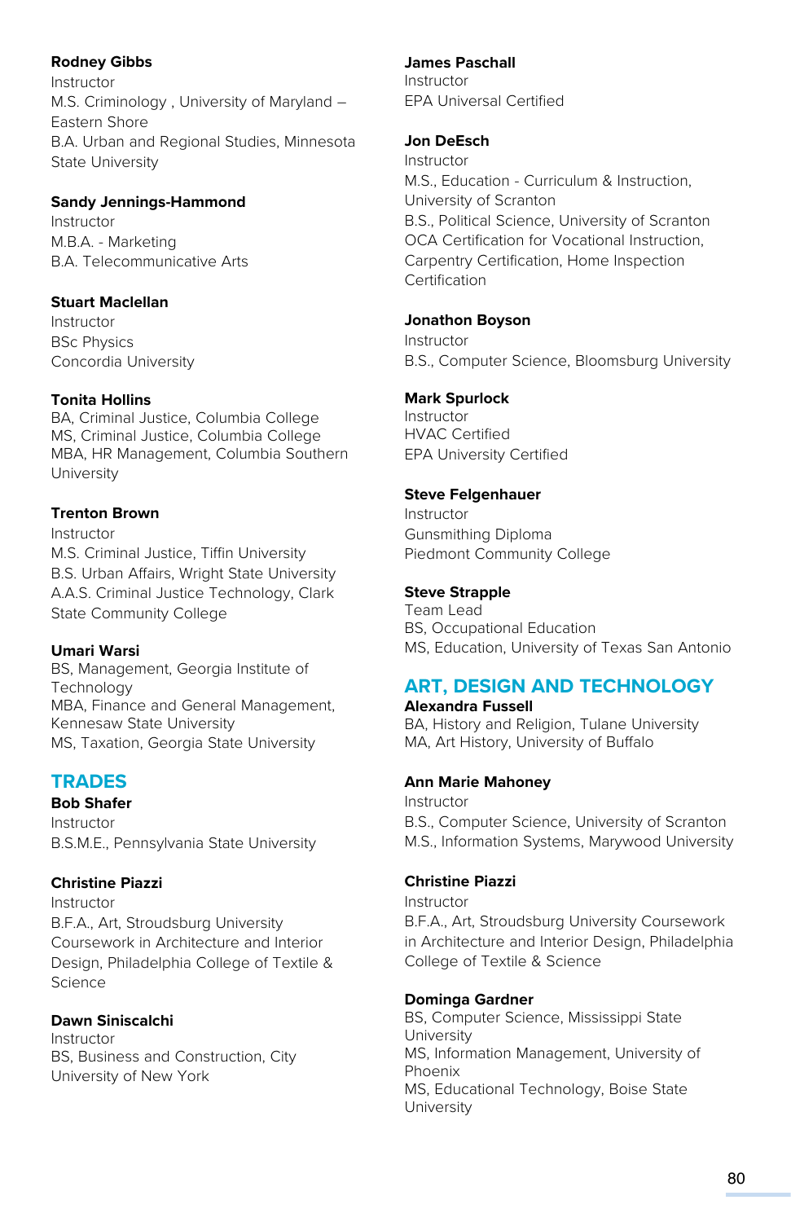**Rodney Gibbs**
Instructor
M.S. Criminology , University of Maryland – Eastern Shore
B.A. Urban and Regional Studies, Minnesota State University

**Sandy Jennings-Hammond**
Instructor
M.B.A. - Marketing
B.A. Telecommunicative Arts

**Stuart Maclellan**
Instructor
BSc Physics
Concordia University

**Tonita Hollins**
BA, Criminal Justice, Columbia College
MS, Criminal Justice, Columbia College
MBA, HR Management, Columbia Southern University

**Trenton Brown**
Instructor
M.S. Criminal Justice, Tiffin University
B.S. Urban Affairs, Wright State University
A.A.S. Criminal Justice Technology, Clark State Community College

**Umari Warsi**
BS, Management, Georgia Institute of Technology
MBA, Finance and General Management, Kennesaw State University
MS, Taxation, Georgia State University

## TRADES

**Bob Shafer**
Instructor
B.S.M.E., Pennsylvania State University

**Christine Piazzi**
Instructor
B.F.A., Art, Stroudsburg University
Coursework in Architecture and Interior Design, Philadelphia College of Textile & Science

**Dawn Siniscalchi**
Instructor
BS, Business and Construction, City University of New York

**James Paschall**
Instructor
EPA Universal Certified

**Jon DeEsch**
Instructor
M.S., Education - Curriculum & Instruction, University of Scranton
B.S., Political Science, University of Scranton
OCA Certification for Vocational Instruction, Carpentry Certification, Home Inspection Certification

**Jonathon Boyson**
Instructor
B.S., Computer Science, Bloomsburg University

**Mark Spurlock**
Instructor
HVAC Certified
EPA University Certified

**Steve Felgenhauer**
Instructor
Gunsmithing Diploma
Piedmont Community College

**Steve Strapple**
Team Lead
BS, Occupational Education
MS, Education, University of Texas San Antonio

## ART, DESIGN AND TECHNOLOGY

**Alexandra Fussell**
BA, History and Religion, Tulane University
MA, Art History, University of Buffalo

**Ann Marie Mahoney**
Instructor
B.S., Computer Science, University of Scranton
M.S., Information Systems, Marywood University

**Christine Piazzi**
Instructor
B.F.A., Art, Stroudsburg University Coursework in Architecture and Interior Design, Philadelphia College of Textile & Science

**Dominga Gardner**
BS, Computer Science, Mississippi State University
MS, Information Management, University of Phoenix
MS, Educational Technology, Boise State University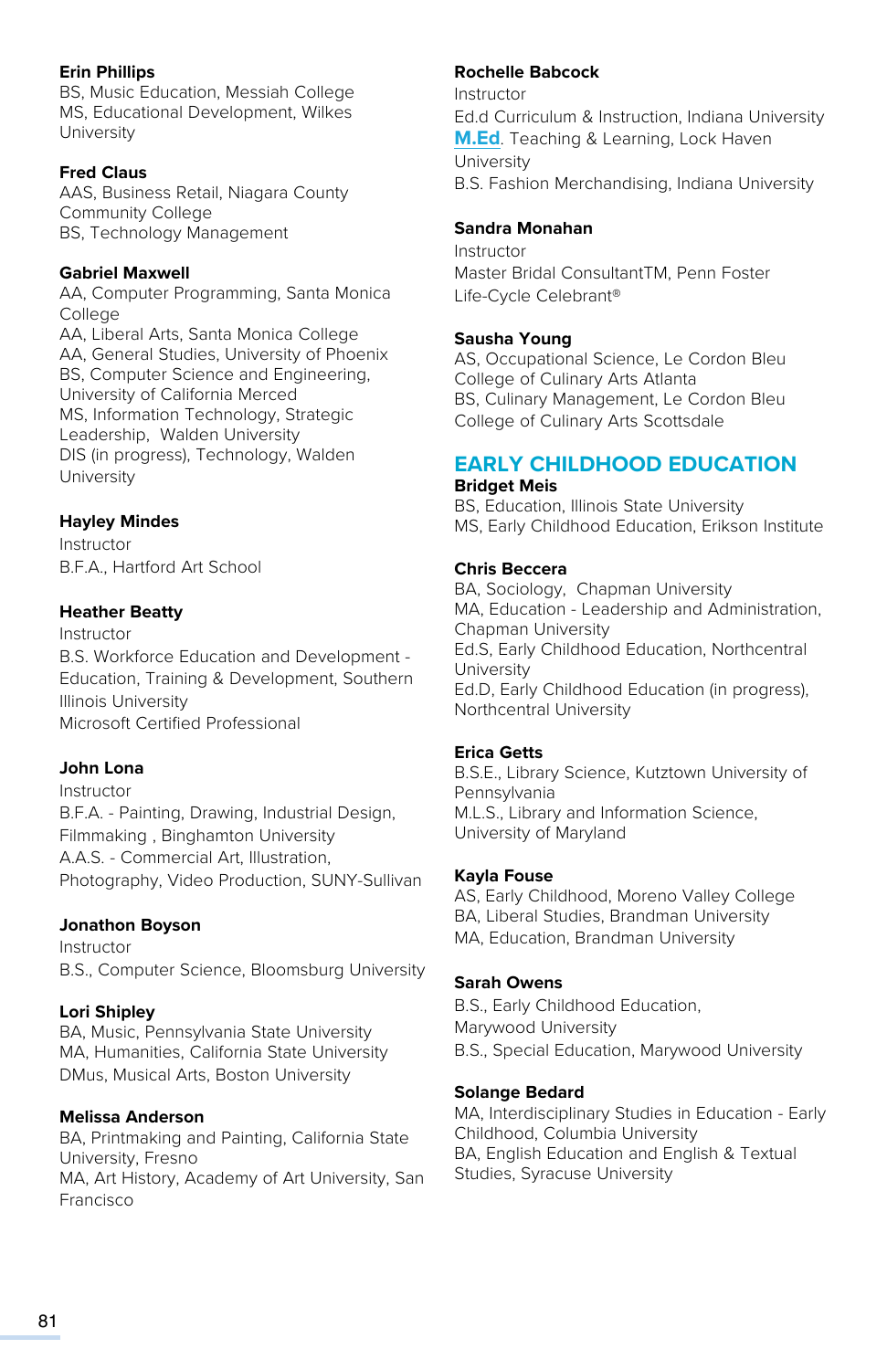**Erin Phillips**
BS, Music Education, Messiah College
MS, Educational Development, Wilkes University

**Fred Claus**
AAS, Business Retail, Niagara County Community College
BS, Technology Management

**Gabriel Maxwell**
AA, Computer Programming, Santa Monica College
AA, Liberal Arts, Santa Monica College
AA, General Studies, University of Phoenix
BS, Computer Science and Engineering, University of California Merced
MS, Information Technology, Strategic Leadership, Walden University
DIS (in progress), Technology, Walden University

**Hayley Mindes**
Instructor
B.F.A., Hartford Art School

**Heather Beatty**
Instructor
B.S. Workforce Education and Development - Education, Training & Development, Southern Illinois University
Microsoft Certified Professional

**John Lona**
Instructor
B.F.A. - Painting, Drawing, Industrial Design, Filmmaking , Binghamton University
A.A.S. - Commercial Art, Illustration, Photography, Video Production, SUNY-Sullivan

**Jonathon Boyson**
Instructor
B.S., Computer Science, Bloomsburg University

**Lori Shipley**
BA, Music, Pennsylvania State University
MA, Humanities, California State University
DMus, Musical Arts, Boston University

**Melissa Anderson**
BA, Printmaking and Painting, California State University, Fresno
MA, Art History, Academy of Art University, San Francisco

**Rochelle Babcock**
Instructor
Ed.d Curriculum & Instruction, Indiana University
M.Ed. Teaching & Learning, Lock Haven University
B.S. Fashion Merchandising, Indiana University

**Sandra Monahan**
Instructor
Master Bridal ConsultantTM, Penn Foster
Life-Cycle Celebrant®

**Sausha Young**
AS, Occupational Science, Le Cordon Bleu College of Culinary Arts Atlanta
BS, Culinary Management, Le Cordon Bleu College of Culinary Arts Scottsdale

## EARLY CHILDHOOD EDUCATION

**Bridget Meis**
BS, Education, Illinois State University
MS, Early Childhood Education, Erikson Institute

**Chris Beccera**
BA, Sociology, Chapman University
MA, Education - Leadership and Administration, Chapman University
Ed.S, Early Childhood Education, Northcentral University
Ed.D, Early Childhood Education (in progress), Northcentral University

**Erica Getts**
B.S.E., Library Science, Kutztown University of Pennsylvania
M.L.S., Library and Information Science, University of Maryland

**Kayla Fouse**
AS, Early Childhood, Moreno Valley College
BA, Liberal Studies, Brandman University
MA, Education, Brandman University

**Sarah Owens**
B.S., Early Childhood Education, Marywood University
B.S., Special Education, Marywood University

**Solange Bedard**
MA, Interdisciplinary Studies in Education - Early Childhood, Columbia University
BA, English Education and English & Textual Studies, Syracuse University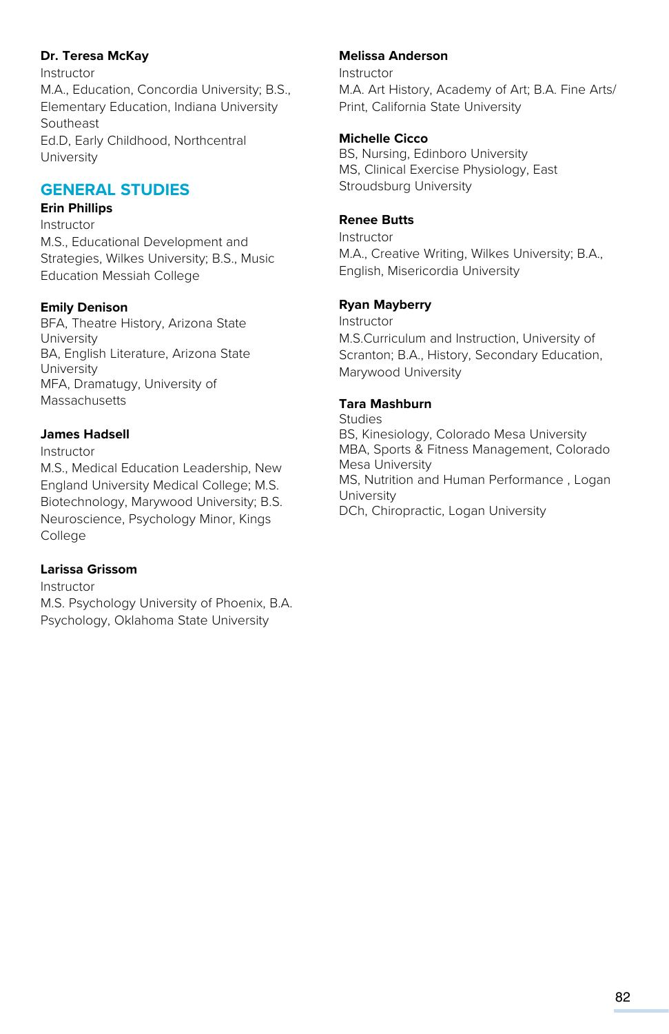**Dr. Teresa McKay**
Instructor
M.A., Education, Concordia University; B.S., Elementary Education, Indiana University Southeast
Ed.D, Early Childhood, Northcentral University

## GENERAL STUDIES

**Erin Phillips**
Instructor
M.S., Educational Development and Strategies, Wilkes University; B.S., Music Education Messiah College

**Emily Denison**
BFA, Theatre History, Arizona State University
BA, English Literature, Arizona State University
MFA, Dramatugy, University of Massachusetts

**James Hadsell**
Instructor
M.S., Medical Education Leadership, New England University Medical College; M.S. Biotechnology, Marywood University; B.S. Neuroscience, Psychology Minor, Kings College

**Larissa Grissom**
Instructor
M.S. Psychology University of Phoenix, B.A. Psychology, Oklahoma State University

**Melissa Anderson**
Instructor
M.A. Art History, Academy of Art; B.A. Fine Arts/ Print, California State University

**Michelle Cicco**
BS, Nursing, Edinboro University
MS, Clinical Exercise Physiology, East Stroudsburg University

**Renee Butts**
Instructor
M.A., Creative Writing, Wilkes University; B.A., English, Misericordia University

**Ryan Mayberry**
Instructor
M.S.Curriculum and Instruction, University of Scranton; B.A., History, Secondary Education, Marywood University

**Tara Mashburn**
Studies
BS, Kinesiology, Colorado Mesa University
MBA, Sports & Fitness Management, Colorado Mesa University
MS, Nutrition and Human Performance , Logan University
DCh, Chiropractic, Logan University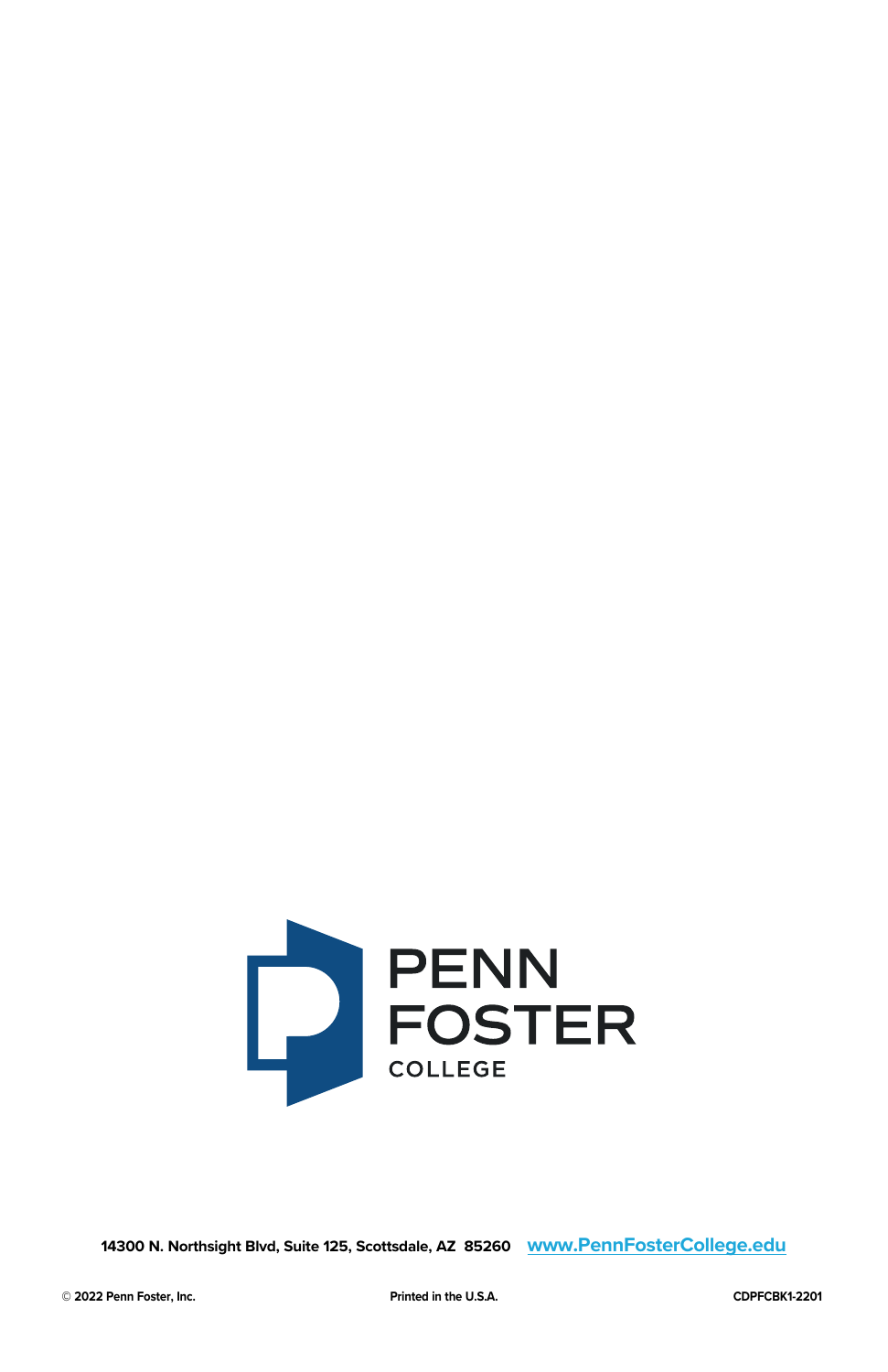PENN FOSTER COLLEGE

**14300 N. Northsight Blvd, Suite 125, Scottsdale, AZ 85260** [www.PennFosterCollege.edu](http://www.PennFosterCollege.edu)

© 2022 Penn Foster, Inc. Printed in the U.S.A. CDPFCBK1-2201